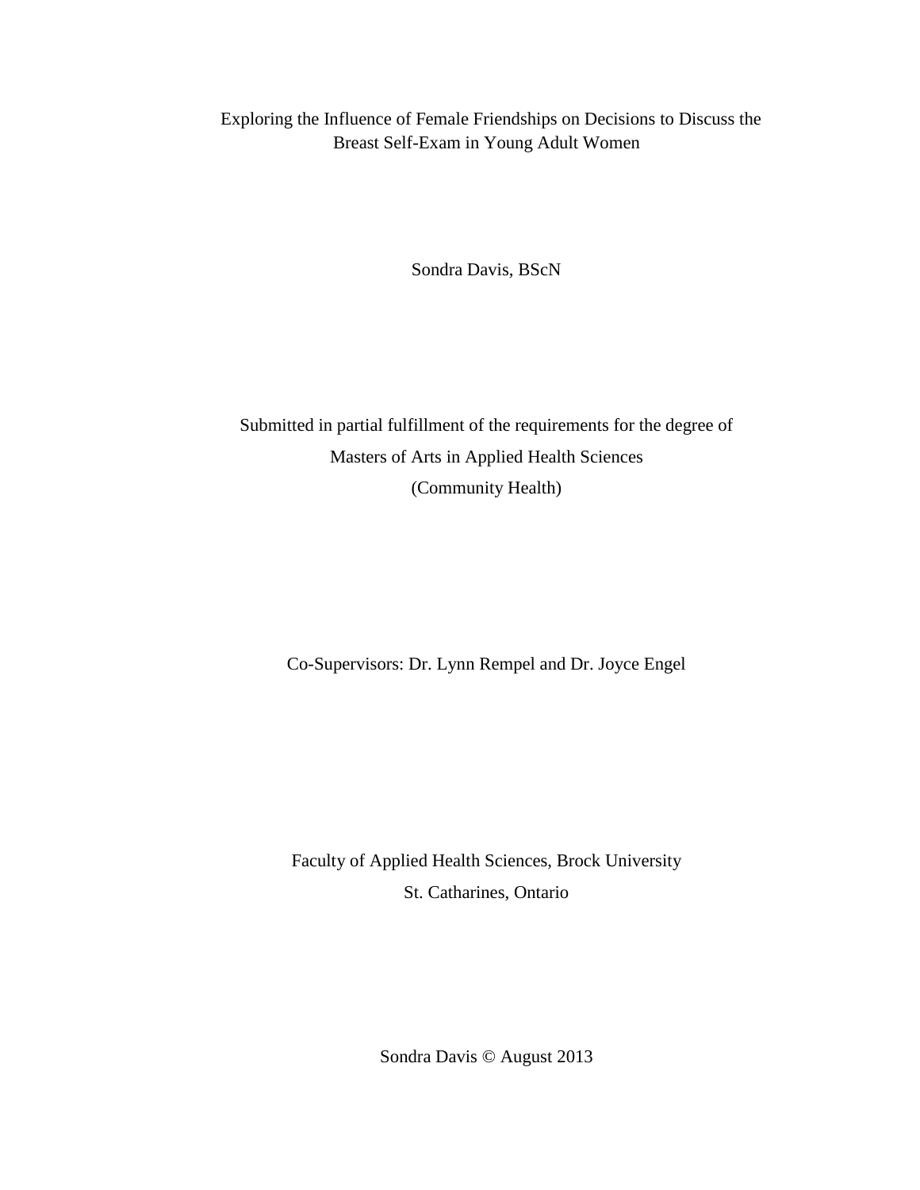# Exploring the Influence of Female Friendships on Decisions to Discuss the Breast Self-Exam in Young Adult Women

Sondra Davis, BScN

Submitted in partial fulfillment of the requirements for the degree of

Masters of Arts in Applied Health Sciences

(Community Health)

Co-Supervisors: Dr. Lynn Rempel and Dr. Joyce Engel

Faculty of Applied Health Sciences, Brock University

St. Catharines, Ontario

Sondra Davis © August 2013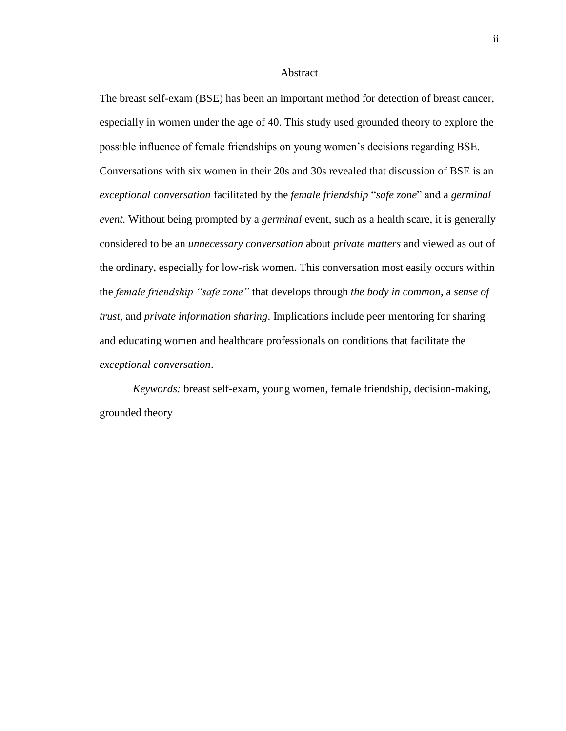# Abstract

The breast self-exam (BSE) has been an important method for detection of breast cancer, especially in women under the age of 40. This study used grounded theory to explore the possible influence of female friendships on young women's decisions regarding BSE. Conversations with six women in their 20s and 30s revealed that discussion of BSE is an *exceptional conversation* facilitated by the *female friendship* "*safe zone*" and a *germinal event.* Without being prompted by a *germinal* event, such as a health scare, it is generally considered to be an *unnecessary conversation* about *private matters* and viewed as out of the ordinary, especially for low-risk women. This conversation most easily occurs within the *female friendship "safe zone"* that develops through *the body in common*, a *sense of trust*, and *private information sharing*. Implications include peer mentoring for sharing and educating women and healthcare professionals on conditions that facilitate the *exceptional conversation*.

*Keywords:* breast self-exam, young women, female friendship, decision-making, grounded theory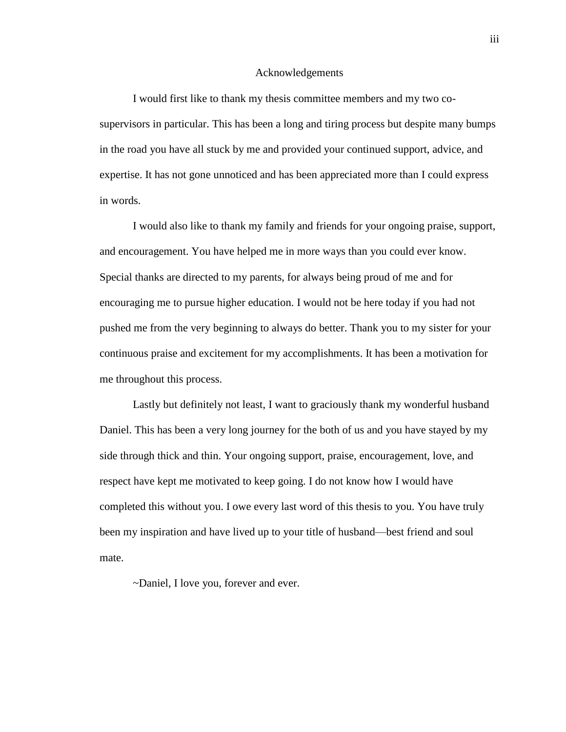# Acknowledgements

I would first like to thank my thesis committee members and my two co-supervisors in particular. This has been a long and tiring process but despite many bumps in the road you have all stuck by me and provided your continued support, advice, and expertise. It has not gone unnoticed and has been appreciated more than I could express in words.

I would also like to thank my family and friends for your ongoing praise, support, and encouragement. You have helped me in more ways than you could ever know. Special thanks are directed to my parents, for always being proud of me and for encouraging me to pursue higher education. I would not be here today if you had not pushed me from the very beginning to always do better. Thank you to my sister for your continuous praise and excitement for my accomplishments. It has been a motivation for me throughout this process.

Lastly but definitely not least, I want to graciously thank my wonderful husband Daniel. This has been a very long journey for the both of us and you have stayed by my side through thick and thin. Your ongoing support, praise, encouragement, love, and respect have kept me motivated to keep going. I do not know how I would have completed this without you. I owe every last word of this thesis to you. You have truly been my inspiration and have lived up to your title of husband—best friend and soul mate.

~Daniel, I love you, forever and ever.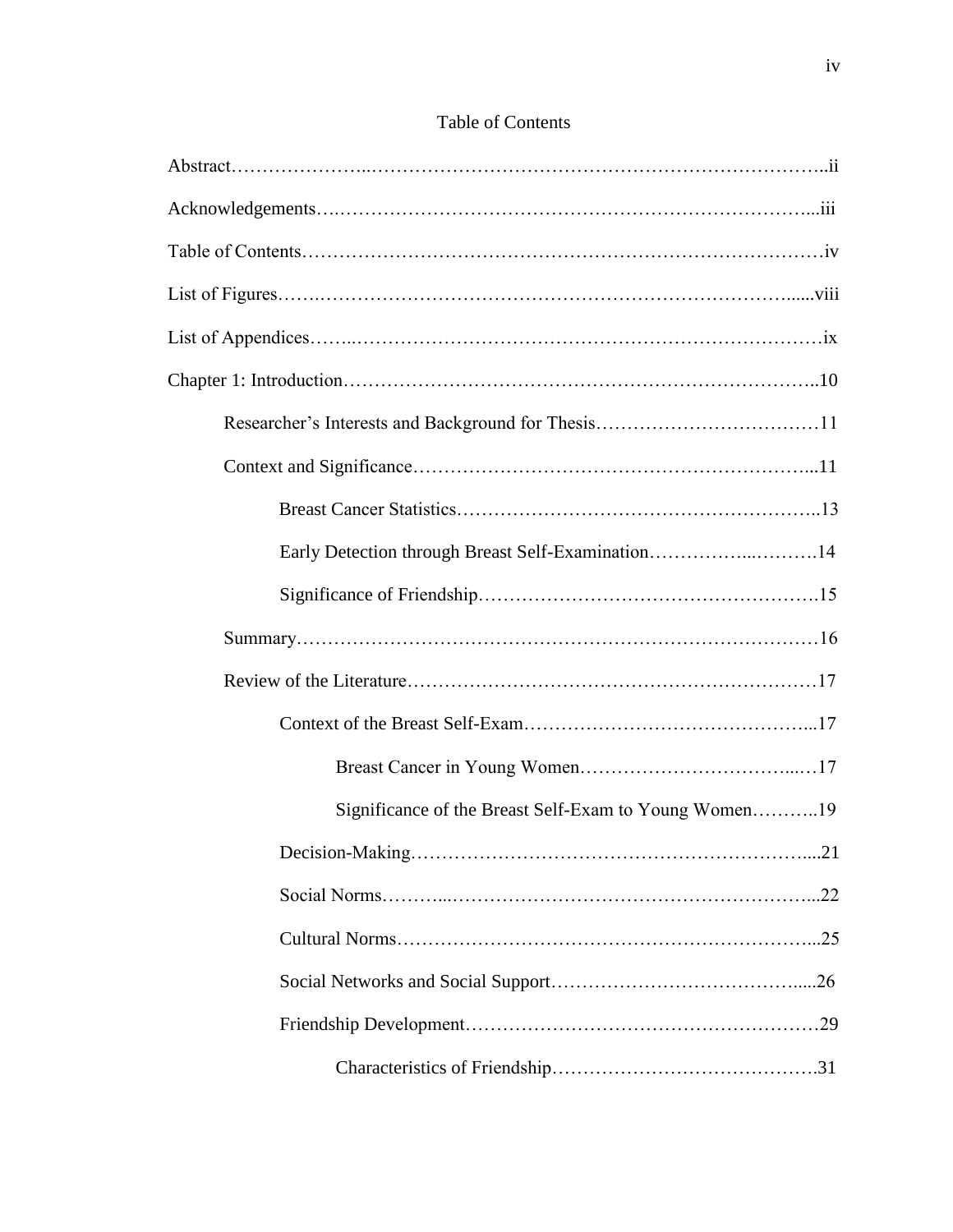# Table of Contents

Abstract………………………………………………………………………………ii

Acknowledgements……………………………………………………………………iii

Table of Contents………………………………………………………………………iv

List of Figures…………………………………………………………………………viii

List of Appendices………………………………………………………………………ix

Chapter 1: Introduction…………………………………………………………………10

- Researcher's Interests and Background for Thesis………………………………11
- Context and Significance…………………………………………………………11
    - Breast Cancer Statistics………………………………………………………13
    - Early Detection through Breast Self-Examination…………………………14
    - Significance of Friendship……………………………………………………15
- Summary…………………………………………………………………………16
- Review of the Literature…………………………………………………………17
    - Context of the Breast Self-Exam……………………………………………17
        - Breast Cancer in Young Women…………………………………………17
        - Significance of the Breast Self-Exam to Young Women………………19
    - Decision-Making………………………………………………………………21
    - Social Norms……………………………………………………………………22
    - Cultural Norms…………………………………………………………………25
    - Social Networks and Social Support…………………………………………26
    - Friendship Development………………………………………………………29
        - Characteristics of Friendship……………………………………………31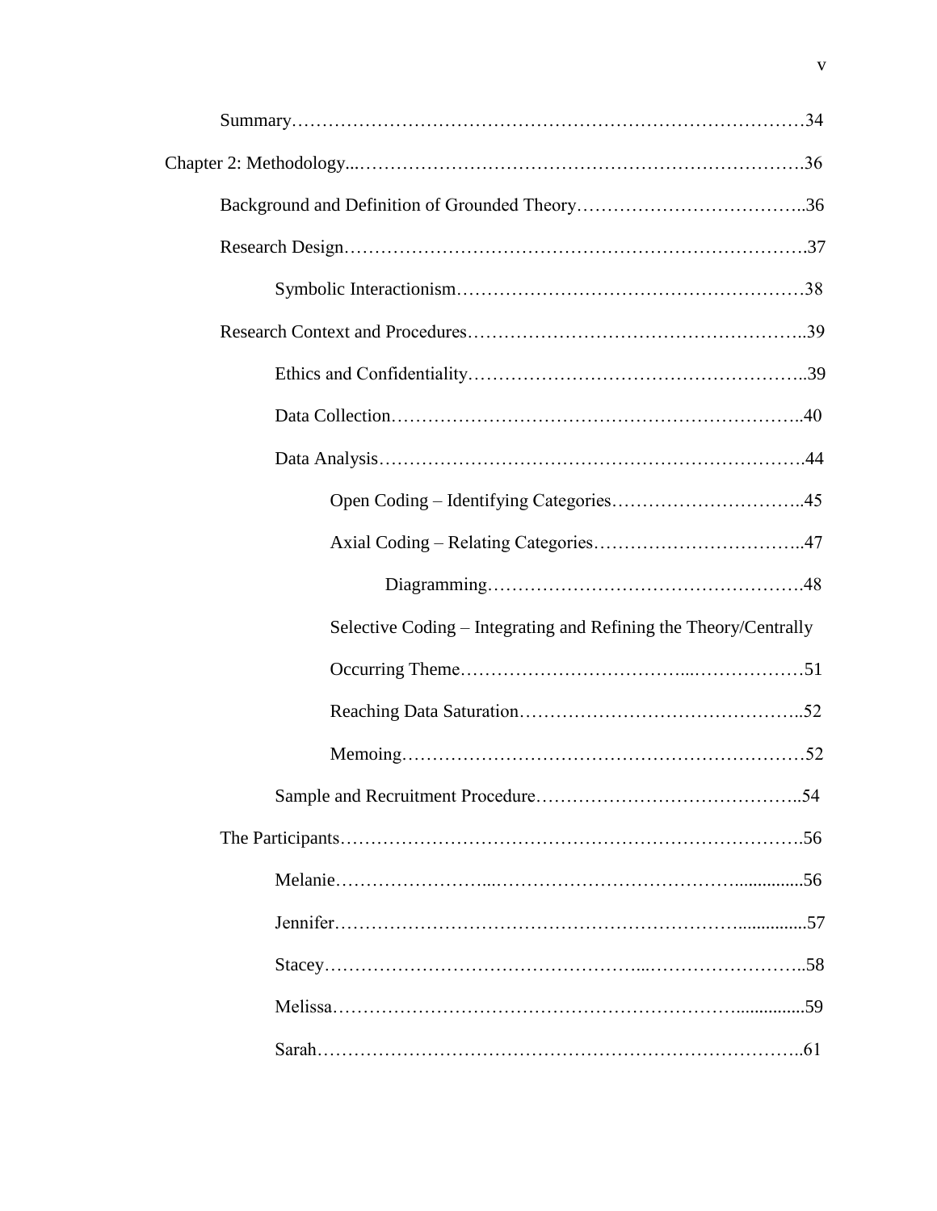Summary……………………………………………………………………………34

Chapter 2: Methodology...………………………………………………………………36

Background and Definition of Grounded Theory………………………………..36

Research Design………………………………………………………………….37

Symbolic Interactionism…………………………………………………38

Research Context and Procedures………………………………………………..39

Ethics and Confidentiality………………………………………………..39

Data Collection…………………………………………………………..40

Data Analysis…………………………………………………………….44

Open Coding – Identifying Categories…………………………..45

Axial Coding – Relating Categories……………………………..47

Diagramming…………………………………………….48

Selective Coding – Integrating and Refining the Theory/Centrally Occurring Theme………………………………...………………51

Reaching Data Saturation………………………………………..52

Memoing…………………………………………………………52

Sample and Recruitment Procedure……………………………………..54

The Participants………………………………………………………………….56

Melanie……………………...………………………………….............56

Jennifer…………………………………………………………...............57

Stacey…………………………………………...……………………..58

Melissa…………………………………………………………...............59

Sarah…………………………………………………………………..61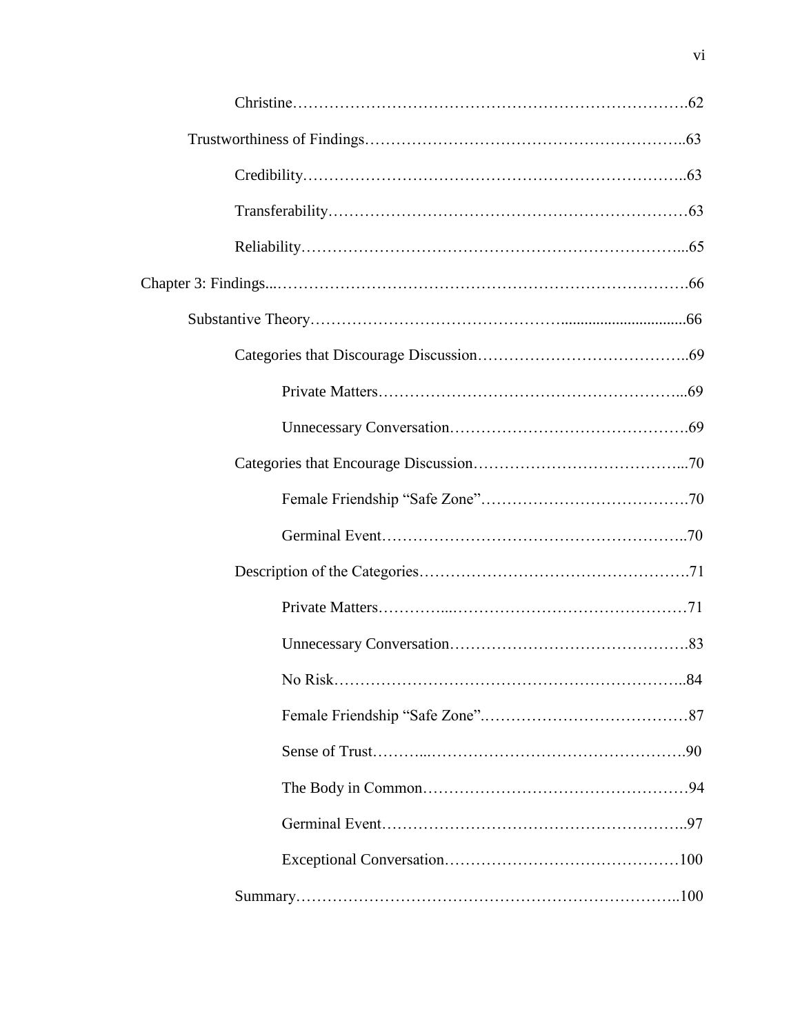Christine……………………………………………………………………….62

Trustworthiness of Findings…………………………………………………..63

Credibility……………………………………………………………………..63

Transferability…………………………………………………………………63

Reliability……………………………………………………………………...65

Chapter 3: Findings...……………………………………………………………………….66

Substantive Theory……………………………………….................................66

Categories that Discourage Discussion…………………………………..69

Private Matters…………………………………………………...69

Unnecessary Conversation……………………………………….69

Categories that Encourage Discussion…………………………………...70

Female Friendship "Safe Zone"………………………………….70

Germinal Event…………………………………………………..70

Description of the Categories…………………………………………….71

Private Matters…………...………………………………………71

Unnecessary Conversation……………………………………….83

No Risk…………………………………………………………..84

Female Friendship "Safe Zone".…………………………………87

Sense of Trust………...………………………………………….90

The Body in Common……………………………………………94

Germinal Event…………………………………………………..97

Exceptional Conversation………………………………………100

Summary……………………………………………………………..100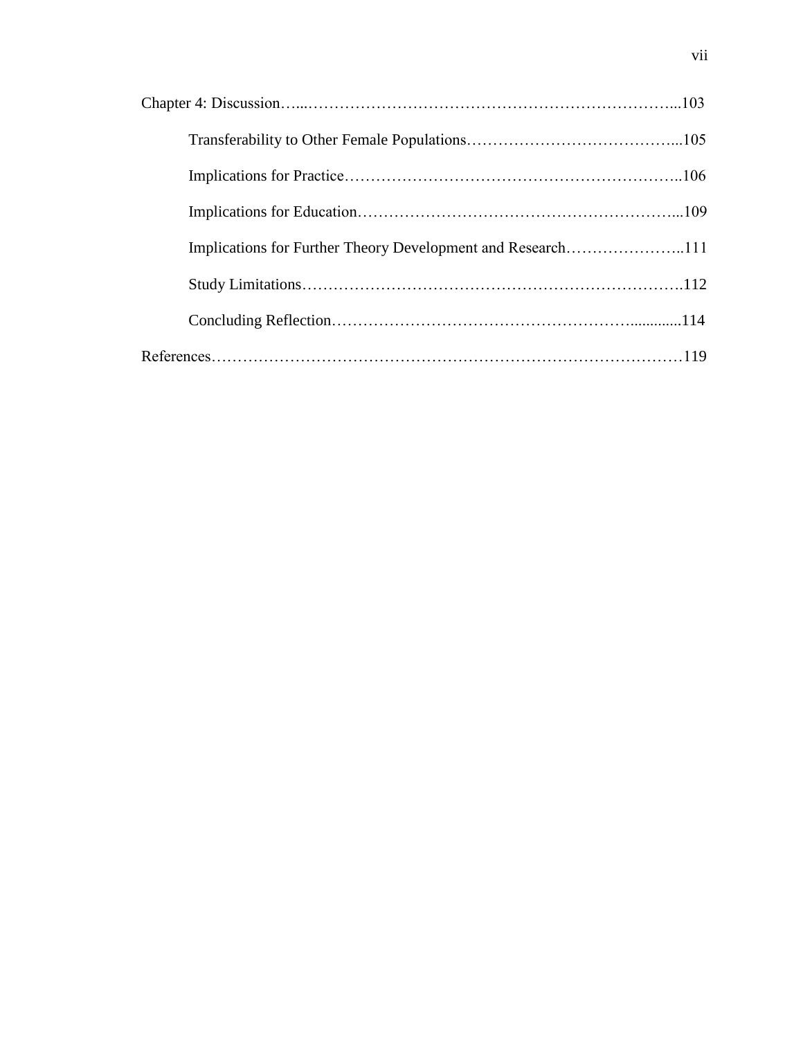Chapter 4: Discussion…...……………………………………………………………...103

Transferability to Other Female Populations…………………………………...105

Implications for Practice………………………………………………………..106

Implications for Education……………………………………………………...109

Implications for Further Theory Development and Research…………………..111

Study Limitations……………………………………………………………….112

Concluding Reflection………………………………………………..............114

References………………………………………………………………………………119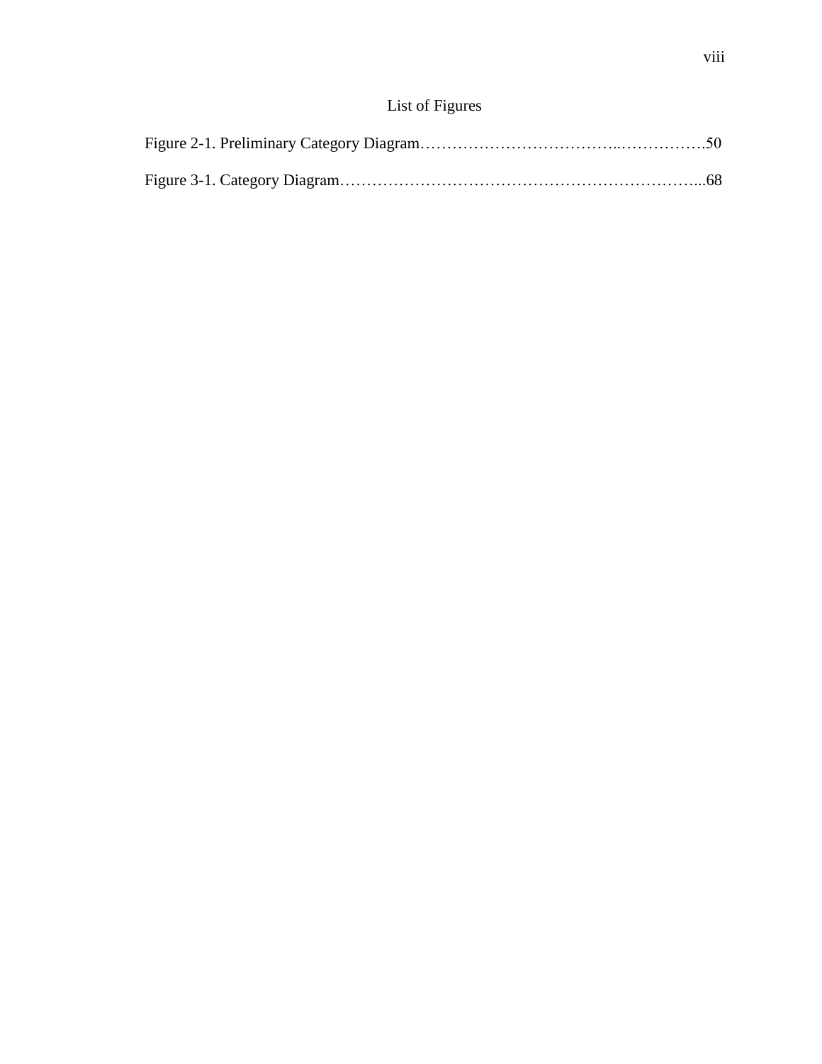# List of Figures

Figure 2-1. Preliminary Category Diagram……………………………...…………….50

Figure 3-1. Category Diagram…………………………………………………………...68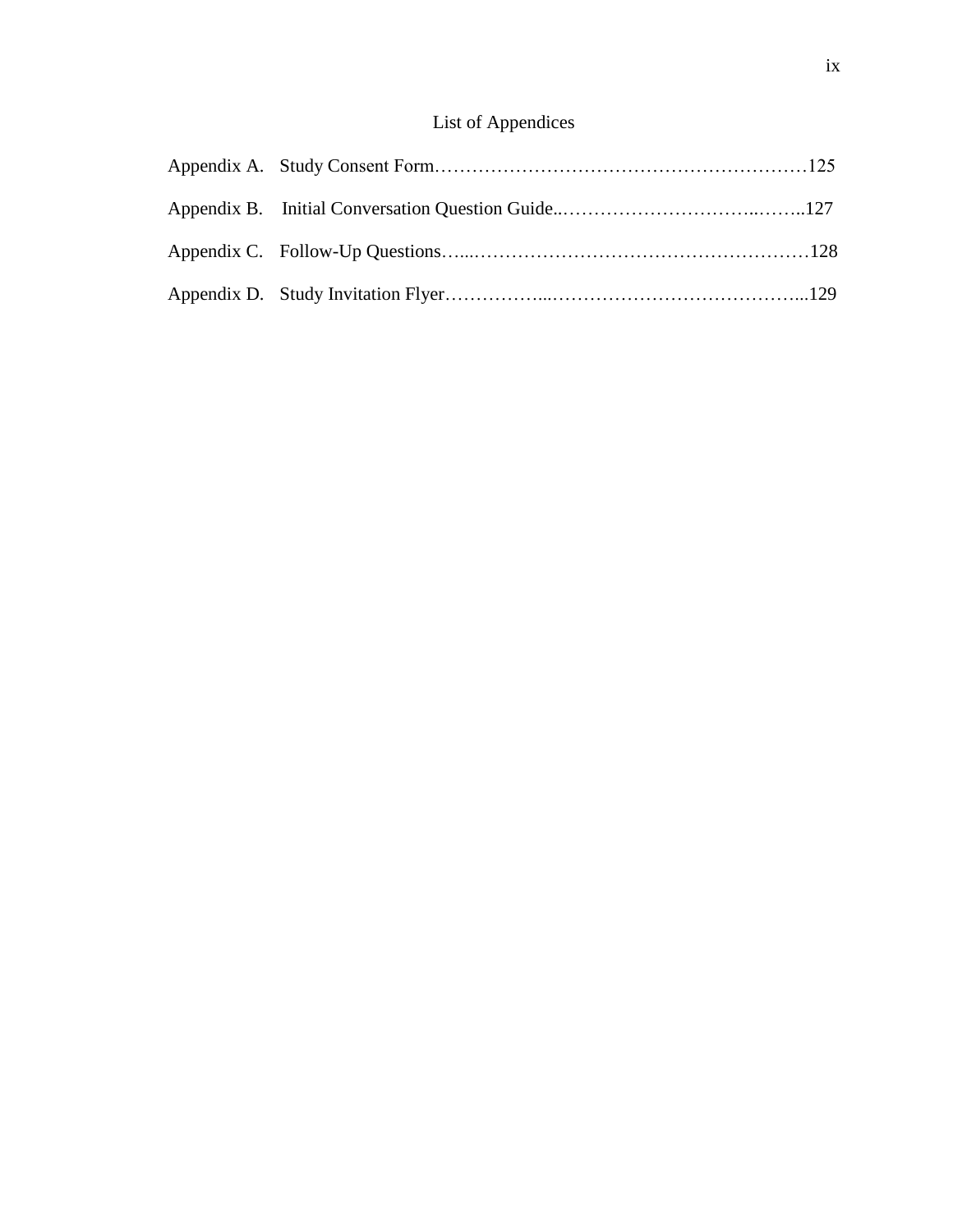# List of Appendices

Appendix A. Study Consent Form……………………………………………………125

Appendix B. Initial Conversation Question Guide..…………………………..……..127

Appendix C. Follow-Up Questions…...………………………………………………128

Appendix D. Study Invitation Flyer……………...…………………………………...129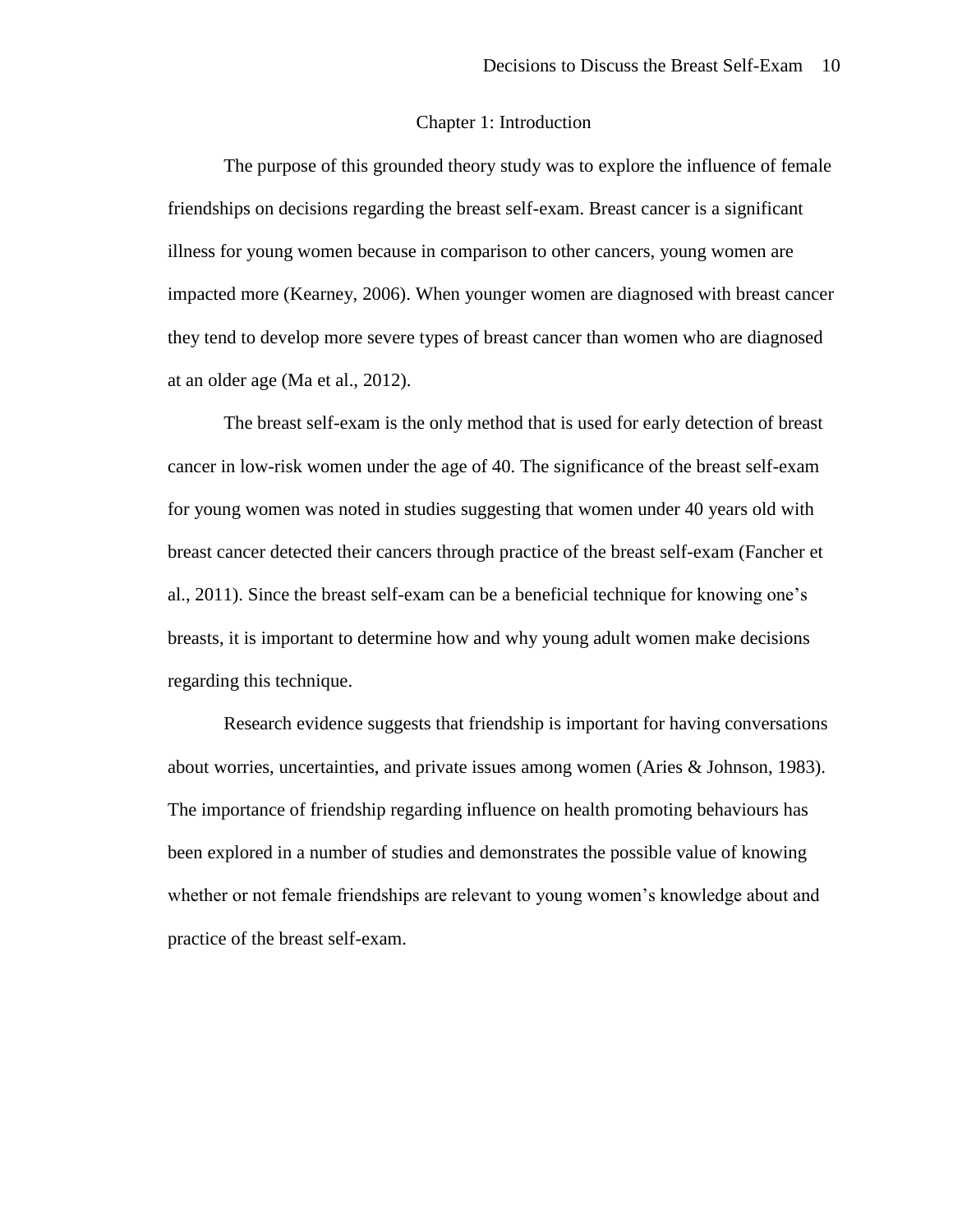# Chapter 1: Introduction

The purpose of this grounded theory study was to explore the influence of female friendships on decisions regarding the breast self-exam. Breast cancer is a significant illness for young women because in comparison to other cancers, young women are impacted more (Kearney, 2006). When younger women are diagnosed with breast cancer they tend to develop more severe types of breast cancer than women who are diagnosed at an older age (Ma et al., 2012).

The breast self-exam is the only method that is used for early detection of breast cancer in low-risk women under the age of 40. The significance of the breast self-exam for young women was noted in studies suggesting that women under 40 years old with breast cancer detected their cancers through practice of the breast self-exam (Fancher et al., 2011). Since the breast self-exam can be a beneficial technique for knowing one's breasts, it is important to determine how and why young adult women make decisions regarding this technique.

Research evidence suggests that friendship is important for having conversations about worries, uncertainties, and private issues among women (Aries & Johnson, 1983). The importance of friendship regarding influence on health promoting behaviours has been explored in a number of studies and demonstrates the possible value of knowing whether or not female friendships are relevant to young women's knowledge about and practice of the breast self-exam.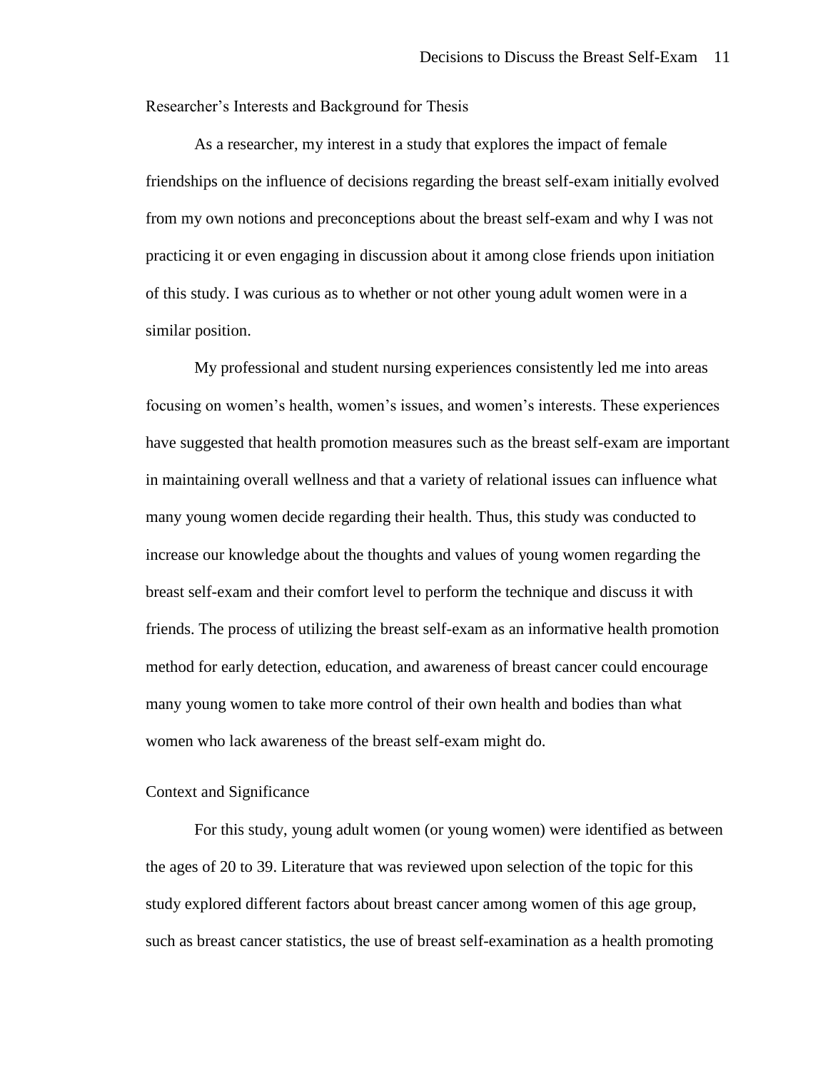## Researcher's Interests and Background for Thesis

As a researcher, my interest in a study that explores the impact of female friendships on the influence of decisions regarding the breast self-exam initially evolved from my own notions and preconceptions about the breast self-exam and why I was not practicing it or even engaging in discussion about it among close friends upon initiation of this study. I was curious as to whether or not other young adult women were in a similar position.

My professional and student nursing experiences consistently led me into areas focusing on women's health, women's issues, and women's interests. These experiences have suggested that health promotion measures such as the breast self-exam are important in maintaining overall wellness and that a variety of relational issues can influence what many young women decide regarding their health. Thus, this study was conducted to increase our knowledge about the thoughts and values of young women regarding the breast self-exam and their comfort level to perform the technique and discuss it with friends. The process of utilizing the breast self-exam as an informative health promotion method for early detection, education, and awareness of breast cancer could encourage many young women to take more control of their own health and bodies than what women who lack awareness of the breast self-exam might do.

## Context and Significance

For this study, young adult women (or young women) were identified as between the ages of 20 to 39. Literature that was reviewed upon selection of the topic for this study explored different factors about breast cancer among women of this age group, such as breast cancer statistics, the use of breast self-examination as a health promoting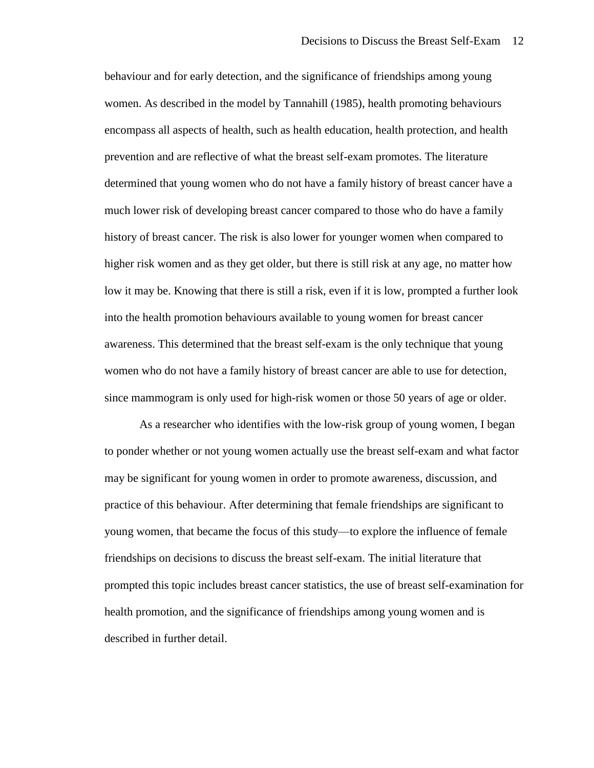behaviour and for early detection, and the significance of friendships among young women. As described in the model by Tannahill (1985), health promoting behaviours encompass all aspects of health, such as health education, health protection, and health prevention and are reflective of what the breast self-exam promotes. The literature determined that young women who do not have a family history of breast cancer have a much lower risk of developing breast cancer compared to those who do have a family history of breast cancer. The risk is also lower for younger women when compared to higher risk women and as they get older, but there is still risk at any age, no matter how low it may be. Knowing that there is still a risk, even if it is low, prompted a further look into the health promotion behaviours available to young women for breast cancer awareness. This determined that the breast self-exam is the only technique that young women who do not have a family history of breast cancer are able to use for detection, since mammogram is only used for high-risk women or those 50 years of age or older.

As a researcher who identifies with the low-risk group of young women, I began to ponder whether or not young women actually use the breast self-exam and what factor may be significant for young women in order to promote awareness, discussion, and practice of this behaviour. After determining that female friendships are significant to young women, that became the focus of this study—to explore the influence of female friendships on decisions to discuss the breast self-exam. The initial literature that prompted this topic includes breast cancer statistics, the use of breast self-examination for health promotion, and the significance of friendships among young women and is described in further detail.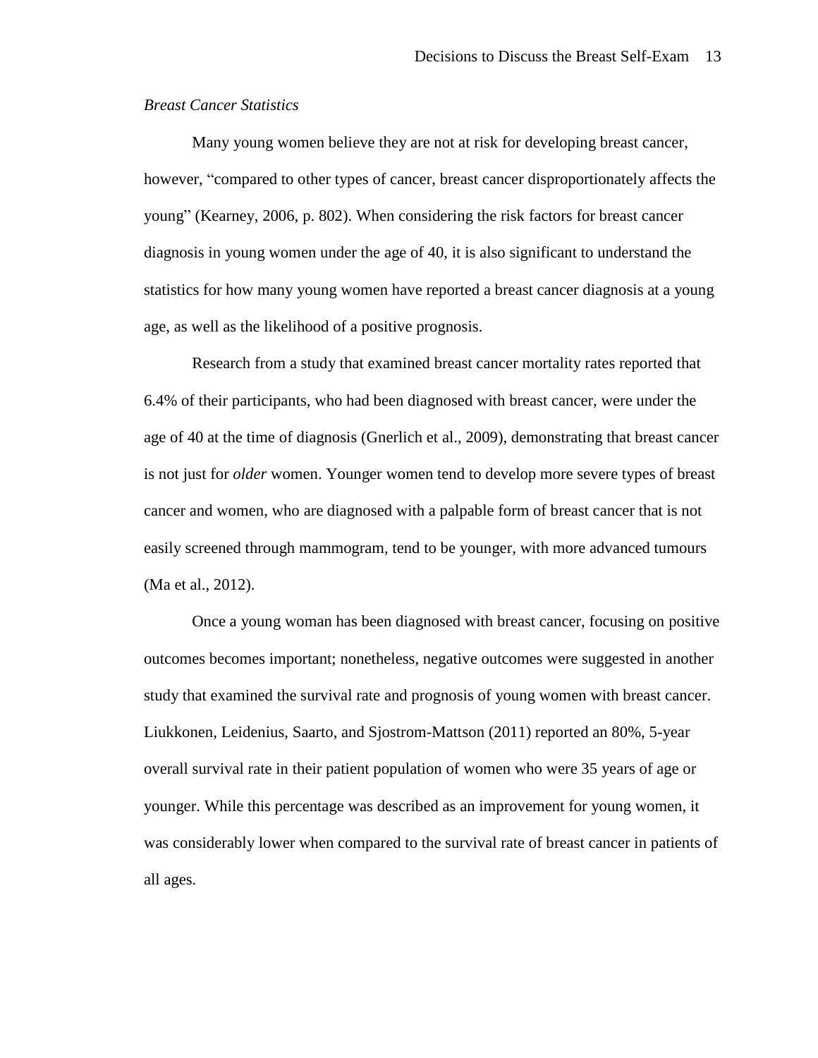*Breast Cancer Statistics*

Many young women believe they are not at risk for developing breast cancer, however, “compared to other types of cancer, breast cancer disproportionately affects the young” (Kearney, 2006, p. 802). When considering the risk factors for breast cancer diagnosis in young women under the age of 40, it is also significant to understand the statistics for how many young women have reported a breast cancer diagnosis at a young age, as well as the likelihood of a positive prognosis.

Research from a study that examined breast cancer mortality rates reported that 6.4% of their participants, who had been diagnosed with breast cancer, were under the age of 40 at the time of diagnosis (Gnerlich et al., 2009), demonstrating that breast cancer is not just for *older* women. Younger women tend to develop more severe types of breast cancer and women, who are diagnosed with a palpable form of breast cancer that is not easily screened through mammogram, tend to be younger, with more advanced tumours (Ma et al., 2012).

Once a young woman has been diagnosed with breast cancer, focusing on positive outcomes becomes important; nonetheless, negative outcomes were suggested in another study that examined the survival rate and prognosis of young women with breast cancer. Liukkonen, Leidenius, Saarto, and Sjostrom-Mattson (2011) reported an 80%, 5-year overall survival rate in their patient population of women who were 35 years of age or younger. While this percentage was described as an improvement for young women, it was considerably lower when compared to the survival rate of breast cancer in patients of all ages.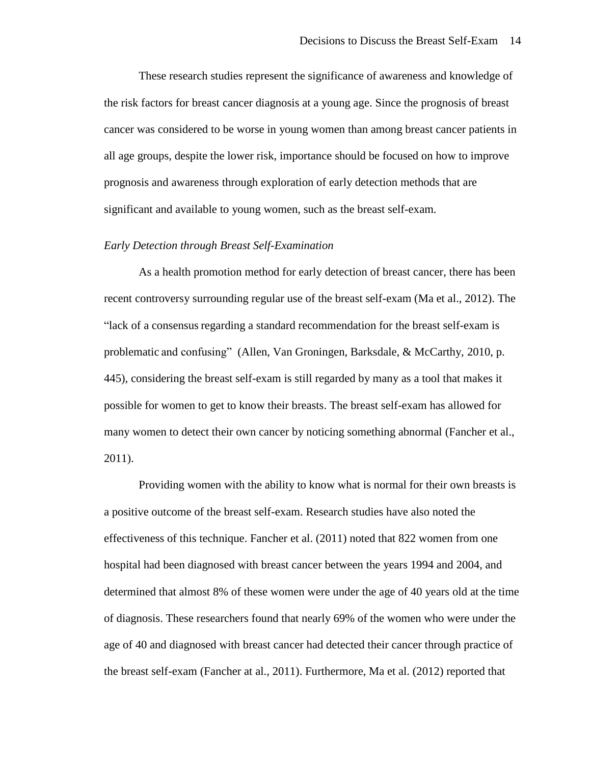These research studies represent the significance of awareness and knowledge of the risk factors for breast cancer diagnosis at a young age. Since the prognosis of breast cancer was considered to be worse in young women than among breast cancer patients in all age groups, despite the lower risk, importance should be focused on how to improve prognosis and awareness through exploration of early detection methods that are significant and available to young women, such as the breast self-exam.

*Early Detection through Breast Self-Examination*

As a health promotion method for early detection of breast cancer, there has been recent controversy surrounding regular use of the breast self-exam (Ma et al., 2012). The "lack of a consensus regarding a standard recommendation for the breast self-exam is problematic and confusing" (Allen, Van Groningen, Barksdale, & McCarthy, 2010, p. 445), considering the breast self-exam is still regarded by many as a tool that makes it possible for women to get to know their breasts. The breast self-exam has allowed for many women to detect their own cancer by noticing something abnormal (Fancher et al., 2011).

Providing women with the ability to know what is normal for their own breasts is a positive outcome of the breast self-exam. Research studies have also noted the effectiveness of this technique. Fancher et al. (2011) noted that 822 women from one hospital had been diagnosed with breast cancer between the years 1994 and 2004, and determined that almost 8% of these women were under the age of 40 years old at the time of diagnosis. These researchers found that nearly 69% of the women who were under the age of 40 and diagnosed with breast cancer had detected their cancer through practice of the breast self-exam (Fancher at al., 2011). Furthermore, Ma et al. (2012) reported that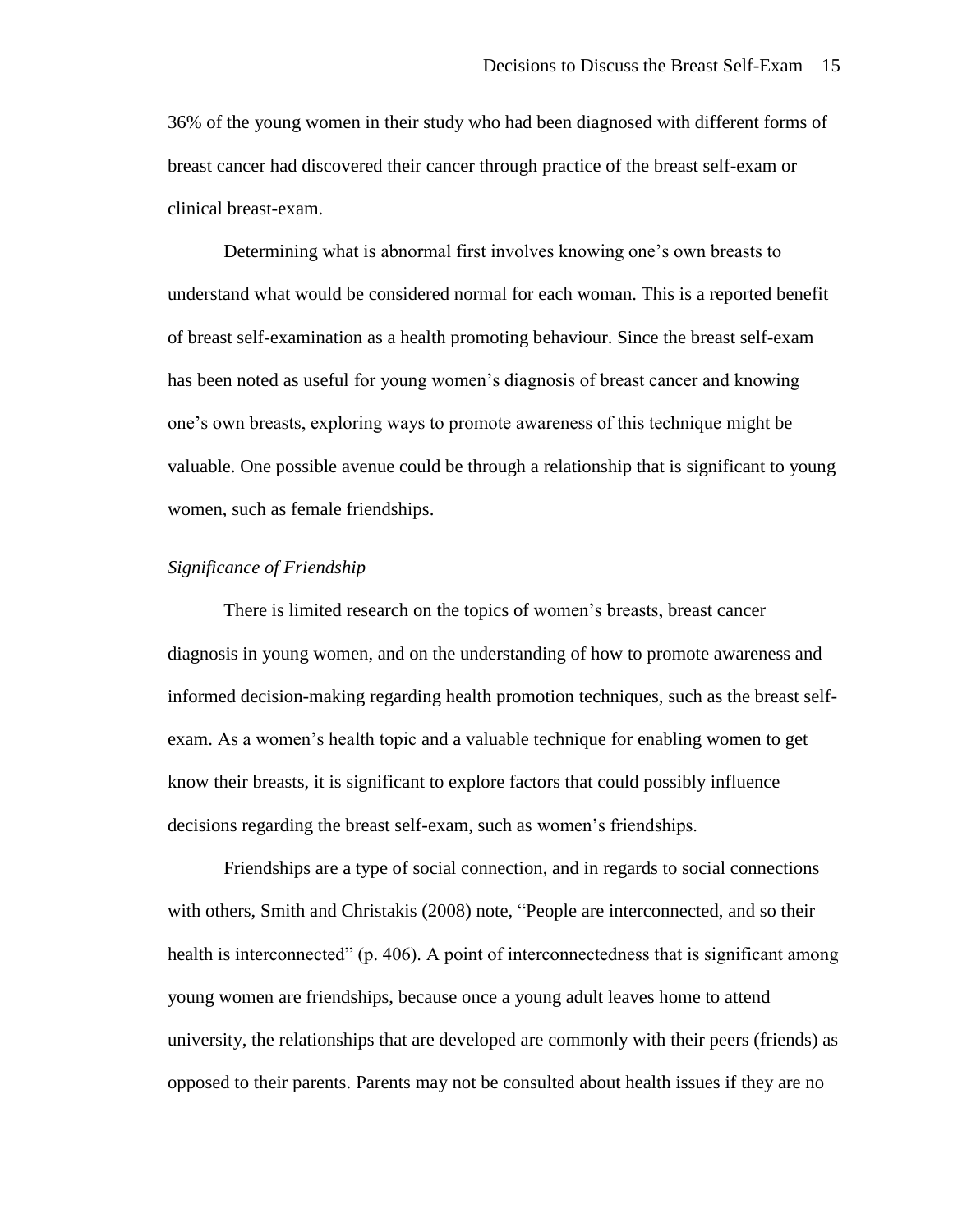36% of the young women in their study who had been diagnosed with different forms of breast cancer had discovered their cancer through practice of the breast self-exam or clinical breast-exam.

Determining what is abnormal first involves knowing one's own breasts to understand what would be considered normal for each woman. This is a reported benefit of breast self-examination as a health promoting behaviour. Since the breast self-exam has been noted as useful for young women's diagnosis of breast cancer and knowing one's own breasts, exploring ways to promote awareness of this technique might be valuable. One possible avenue could be through a relationship that is significant to young women, such as female friendships.

### *Significance of Friendship*

There is limited research on the topics of women's breasts, breast cancer diagnosis in young women, and on the understanding of how to promote awareness and informed decision-making regarding health promotion techniques, such as the breast self-exam. As a women's health topic and a valuable technique for enabling women to get know their breasts, it is significant to explore factors that could possibly influence decisions regarding the breast self-exam, such as women's friendships.

Friendships are a type of social connection, and in regards to social connections with others, Smith and Christakis (2008) note, "People are interconnected, and so their health is interconnected" (p. 406). A point of interconnectedness that is significant among young women are friendships, because once a young adult leaves home to attend university, the relationships that are developed are commonly with their peers (friends) as opposed to their parents. Parents may not be consulted about health issues if they are no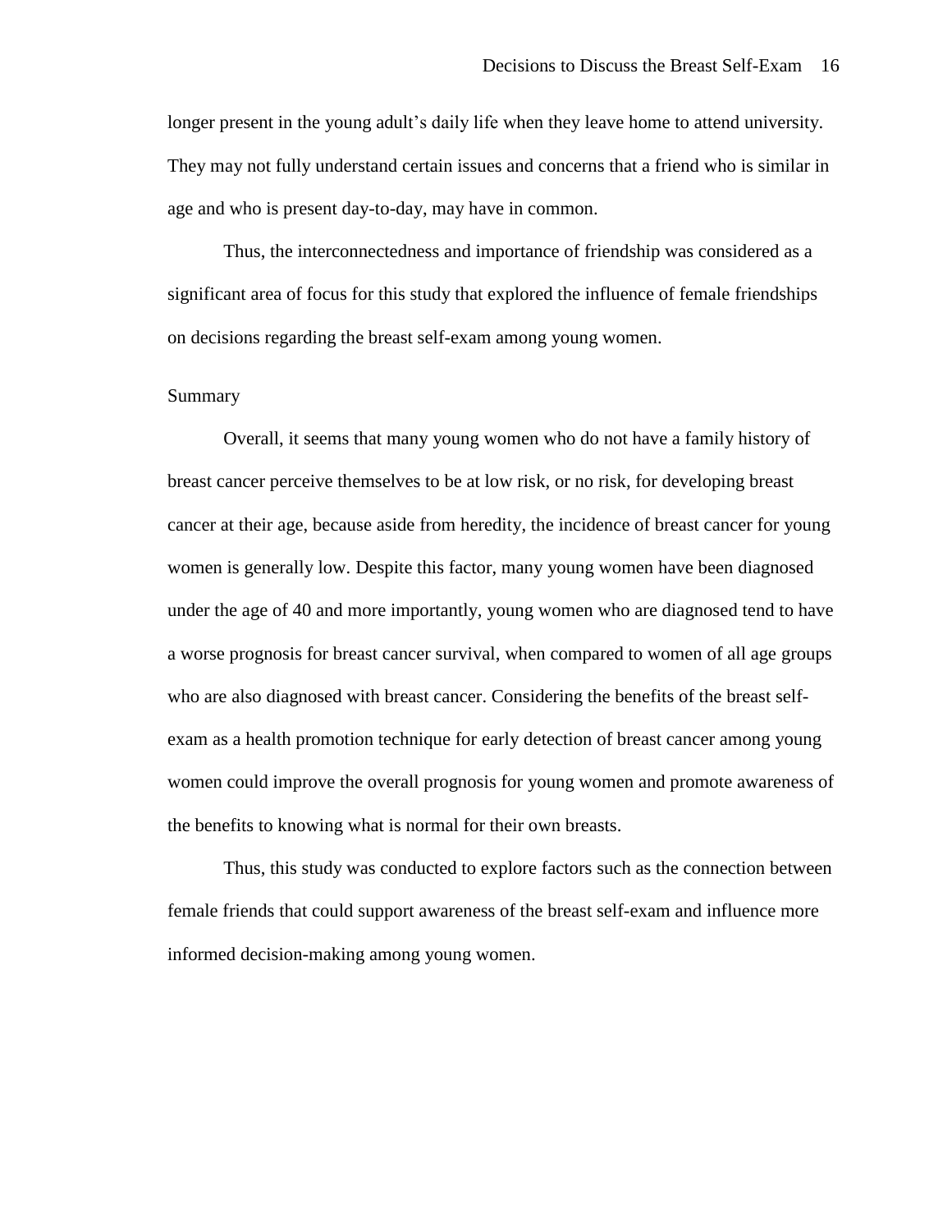longer present in the young adult's daily life when they leave home to attend university. They may not fully understand certain issues and concerns that a friend who is similar in age and who is present day-to-day, may have in common.

Thus, the interconnectedness and importance of friendship was considered as a significant area of focus for this study that explored the influence of female friendships on decisions regarding the breast self-exam among young women.

## Summary

Overall, it seems that many young women who do not have a family history of breast cancer perceive themselves to be at low risk, or no risk, for developing breast cancer at their age, because aside from heredity, the incidence of breast cancer for young women is generally low. Despite this factor, many young women have been diagnosed under the age of 40 and more importantly, young women who are diagnosed tend to have a worse prognosis for breast cancer survival, when compared to women of all age groups who are also diagnosed with breast cancer. Considering the benefits of the breast self-exam as a health promotion technique for early detection of breast cancer among young women could improve the overall prognosis for young women and promote awareness of the benefits to knowing what is normal for their own breasts.

Thus, this study was conducted to explore factors such as the connection between female friends that could support awareness of the breast self-exam and influence more informed decision-making among young women.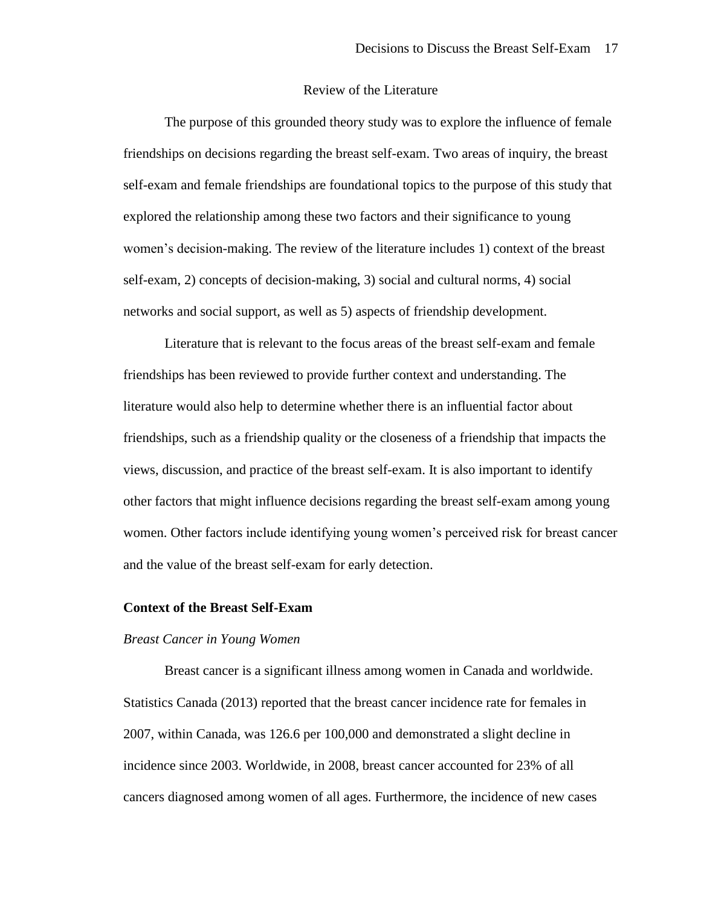# Review of the Literature

The purpose of this grounded theory study was to explore the influence of female friendships on decisions regarding the breast self-exam. Two areas of inquiry, the breast self-exam and female friendships are foundational topics to the purpose of this study that explored the relationship among these two factors and their significance to young women's decision-making. The review of the literature includes 1) context of the breast self-exam, 2) concepts of decision-making, 3) social and cultural norms, 4) social networks and social support, as well as 5) aspects of friendship development.

Literature that is relevant to the focus areas of the breast self-exam and female friendships has been reviewed to provide further context and understanding. The literature would also help to determine whether there is an influential factor about friendships, such as a friendship quality or the closeness of a friendship that impacts the views, discussion, and practice of the breast self-exam. It is also important to identify other factors that might influence decisions regarding the breast self-exam among young women. Other factors include identifying young women's perceived risk for breast cancer and the value of the breast self-exam for early detection.

## Context of the Breast Self-Exam

### *Breast Cancer in Young Women*

Breast cancer is a significant illness among women in Canada and worldwide. Statistics Canada (2013) reported that the breast cancer incidence rate for females in 2007, within Canada, was 126.6 per 100,000 and demonstrated a slight decline in incidence since 2003. Worldwide, in 2008, breast cancer accounted for 23% of all cancers diagnosed among women of all ages. Furthermore, the incidence of new cases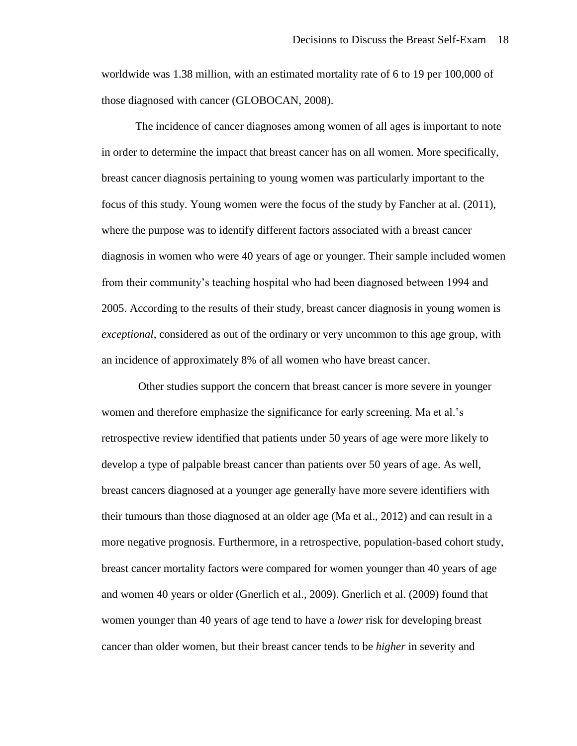worldwide was 1.38 million, with an estimated mortality rate of 6 to 19 per 100,000 of those diagnosed with cancer (GLOBOCAN, 2008).

The incidence of cancer diagnoses among women of all ages is important to note in order to determine the impact that breast cancer has on all women. More specifically, breast cancer diagnosis pertaining to young women was particularly important to the focus of this study. Young women were the focus of the study by Fancher at al. (2011), where the purpose was to identify different factors associated with a breast cancer diagnosis in women who were 40 years of age or younger. Their sample included women from their community's teaching hospital who had been diagnosed between 1994 and 2005. According to the results of their study, breast cancer diagnosis in young women is *exceptional*, considered as out of the ordinary or very uncommon to this age group, with an incidence of approximately 8% of all women who have breast cancer.

Other studies support the concern that breast cancer is more severe in younger women and therefore emphasize the significance for early screening. Ma et al.'s retrospective review identified that patients under 50 years of age were more likely to develop a type of palpable breast cancer than patients over 50 years of age. As well, breast cancers diagnosed at a younger age generally have more severe identifiers with their tumours than those diagnosed at an older age (Ma et al., 2012) and can result in a more negative prognosis. Furthermore, in a retrospective, population-based cohort study, breast cancer mortality factors were compared for women younger than 40 years of age and women 40 years or older (Gnerlich et al., 2009). Gnerlich et al. (2009) found that women younger than 40 years of age tend to have a *lower* risk for developing breast cancer than older women, but their breast cancer tends to be *higher* in severity and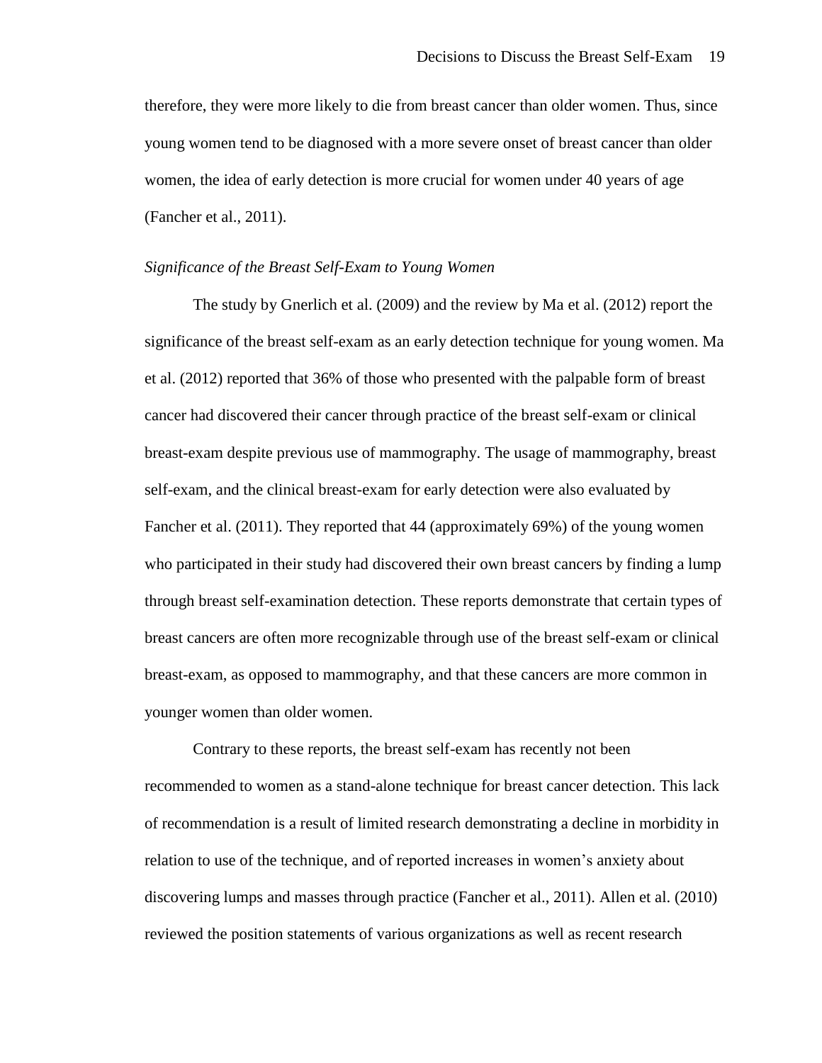therefore, they were more likely to die from breast cancer than older women. Thus, since young women tend to be diagnosed with a more severe onset of breast cancer than older women, the idea of early detection is more crucial for women under 40 years of age (Fancher et al., 2011).

### *Significance of the Breast Self-Exam to Young Women*

The study by Gnerlich et al. (2009) and the review by Ma et al. (2012) report the significance of the breast self-exam as an early detection technique for young women. Ma et al. (2012) reported that 36% of those who presented with the palpable form of breast cancer had discovered their cancer through practice of the breast self-exam or clinical breast-exam despite previous use of mammography. The usage of mammography, breast self-exam, and the clinical breast-exam for early detection were also evaluated by Fancher et al. (2011). They reported that 44 (approximately 69%) of the young women who participated in their study had discovered their own breast cancers by finding a lump through breast self-examination detection. These reports demonstrate that certain types of breast cancers are often more recognizable through use of the breast self-exam or clinical breast-exam, as opposed to mammography, and that these cancers are more common in younger women than older women.

Contrary to these reports, the breast self-exam has recently not been recommended to women as a stand-alone technique for breast cancer detection. This lack of recommendation is a result of limited research demonstrating a decline in morbidity in relation to use of the technique, and of reported increases in women's anxiety about discovering lumps and masses through practice (Fancher et al., 2011). Allen et al. (2010) reviewed the position statements of various organizations as well as recent research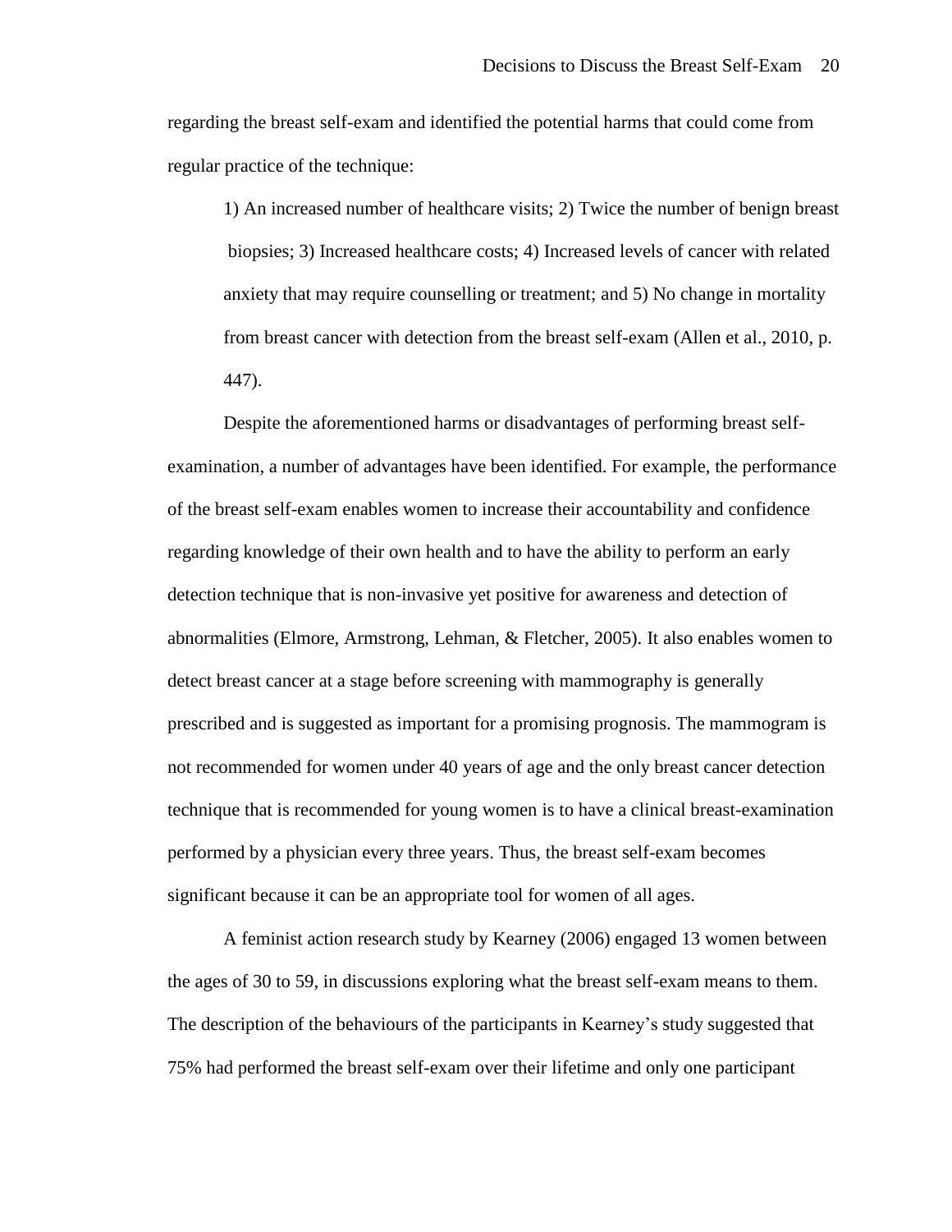regarding the breast self-exam and identified the potential harms that could come from regular practice of the technique:

> 1) An increased number of healthcare visits; 2) Twice the number of benign breast biopsies; 3) Increased healthcare costs; 4) Increased levels of cancer with related anxiety that may require counselling or treatment; and 5) No change in mortality from breast cancer with detection from the breast self-exam (Allen et al., 2010, p. 447).

Despite the aforementioned harms or disadvantages of performing breast self-examination, a number of advantages have been identified. For example, the performance of the breast self-exam enables women to increase their accountability and confidence regarding knowledge of their own health and to have the ability to perform an early detection technique that is non-invasive yet positive for awareness and detection of abnormalities (Elmore, Armstrong, Lehman, & Fletcher, 2005). It also enables women to detect breast cancer at a stage before screening with mammography is generally prescribed and is suggested as important for a promising prognosis. The mammogram is not recommended for women under 40 years of age and the only breast cancer detection technique that is recommended for young women is to have a clinical breast-examination performed by a physician every three years. Thus, the breast self-exam becomes significant because it can be an appropriate tool for women of all ages.

A feminist action research study by Kearney (2006) engaged 13 women between the ages of 30 to 59, in discussions exploring what the breast self-exam means to them. The description of the behaviours of the participants in Kearney's study suggested that 75% had performed the breast self-exam over their lifetime and only one participant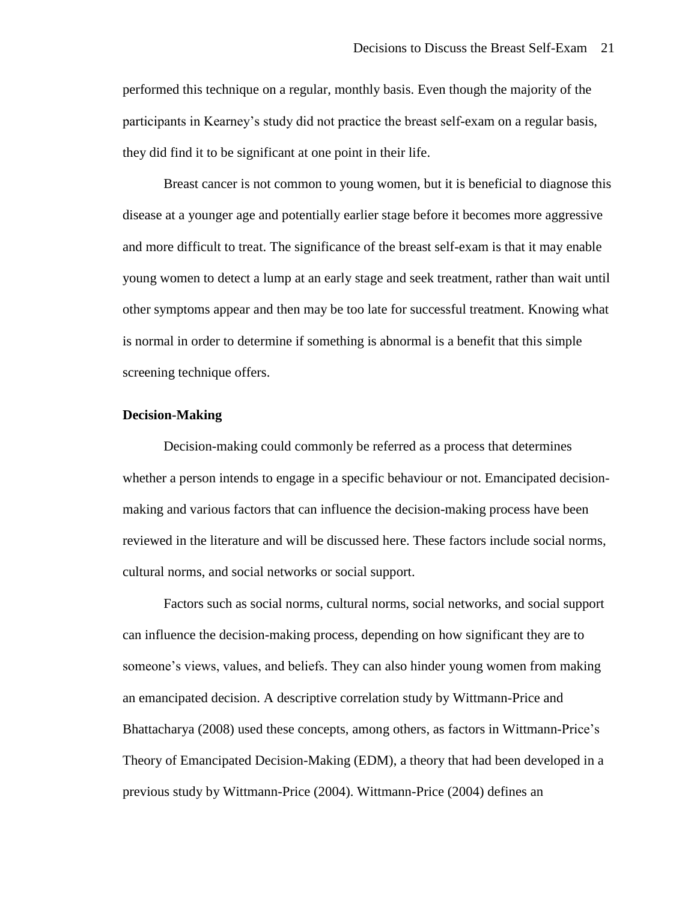performed this technique on a regular, monthly basis. Even though the majority of the participants in Kearney's study did not practice the breast self-exam on a regular basis, they did find it to be significant at one point in their life.

Breast cancer is not common to young women, but it is beneficial to diagnose this disease at a younger age and potentially earlier stage before it becomes more aggressive and more difficult to treat. The significance of the breast self-exam is that it may enable young women to detect a lump at an early stage and seek treatment, rather than wait until other symptoms appear and then may be too late for successful treatment. Knowing what is normal in order to determine if something is abnormal is a benefit that this simple screening technique offers.

**Decision-Making**

Decision-making could commonly be referred as a process that determines whether a person intends to engage in a specific behaviour or not. Emancipated decision-making and various factors that can influence the decision-making process have been reviewed in the literature and will be discussed here. These factors include social norms, cultural norms, and social networks or social support.

Factors such as social norms, cultural norms, social networks, and social support can influence the decision-making process, depending on how significant they are to someone's views, values, and beliefs. They can also hinder young women from making an emancipated decision. A descriptive correlation study by Wittmann-Price and Bhattacharya (2008) used these concepts, among others, as factors in Wittmann-Price's Theory of Emancipated Decision-Making (EDM), a theory that had been developed in a previous study by Wittmann-Price (2004). Wittmann-Price (2004) defines an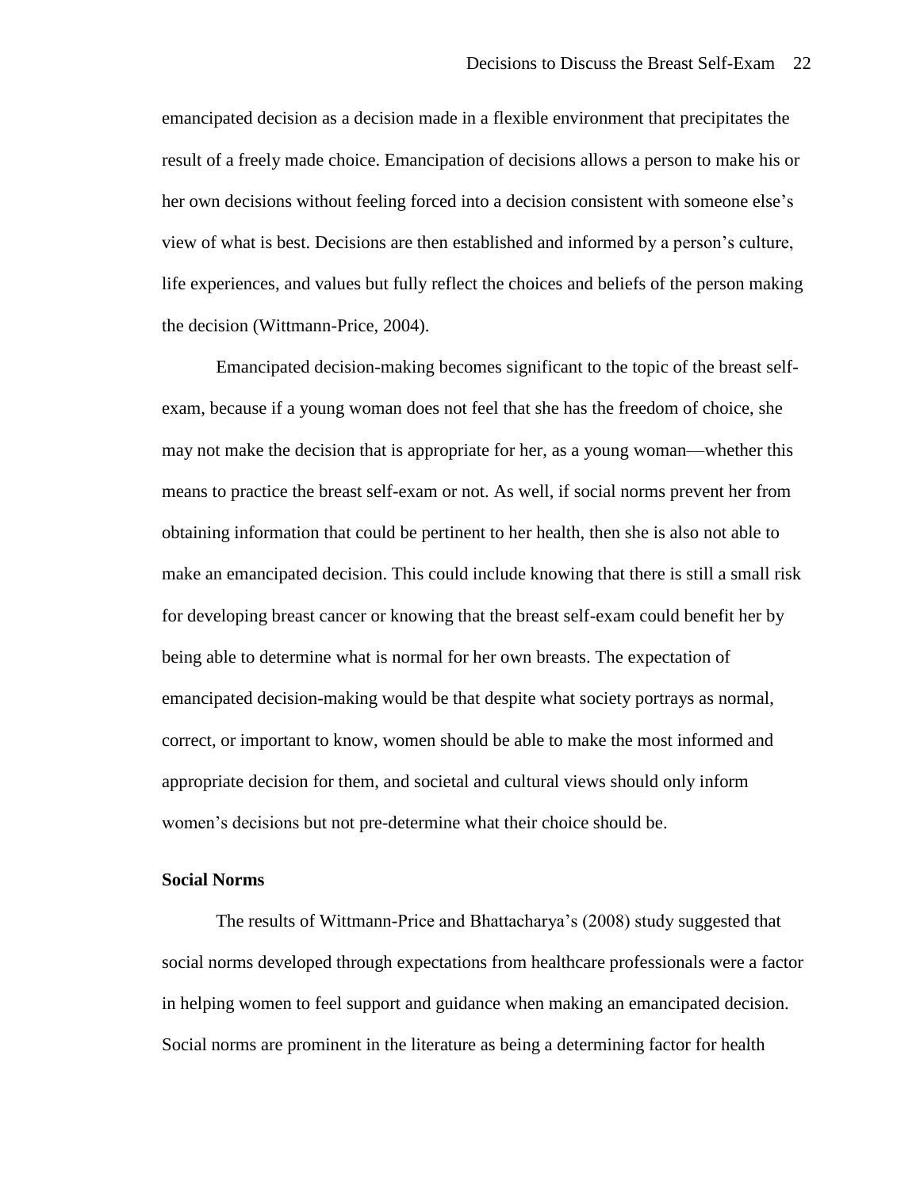emancipated decision as a decision made in a flexible environment that precipitates the result of a freely made choice. Emancipation of decisions allows a person to make his or her own decisions without feeling forced into a decision consistent with someone else's view of what is best. Decisions are then established and informed by a person's culture, life experiences, and values but fully reflect the choices and beliefs of the person making the decision (Wittmann-Price, 2004).

Emancipated decision-making becomes significant to the topic of the breast self-exam, because if a young woman does not feel that she has the freedom of choice, she may not make the decision that is appropriate for her, as a young woman—whether this means to practice the breast self-exam or not. As well, if social norms prevent her from obtaining information that could be pertinent to her health, then she is also not able to make an emancipated decision. This could include knowing that there is still a small risk for developing breast cancer or knowing that the breast self-exam could benefit her by being able to determine what is normal for her own breasts. The expectation of emancipated decision-making would be that despite what society portrays as normal, correct, or important to know, women should be able to make the most informed and appropriate decision for them, and societal and cultural views should only inform women's decisions but not pre-determine what their choice should be.

**Social Norms**

The results of Wittmann-Price and Bhattacharya's (2008) study suggested that social norms developed through expectations from healthcare professionals were a factor in helping women to feel support and guidance when making an emancipated decision. Social norms are prominent in the literature as being a determining factor for health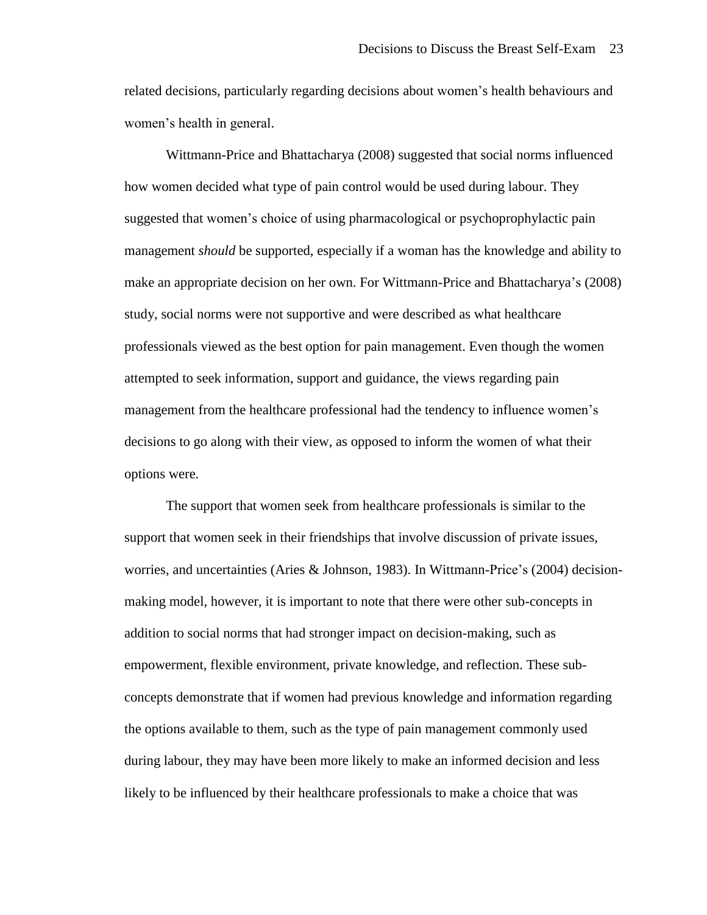related decisions, particularly regarding decisions about women's health behaviours and women's health in general.

Wittmann-Price and Bhattacharya (2008) suggested that social norms influenced how women decided what type of pain control would be used during labour. They suggested that women's choice of using pharmacological or psychoprophylactic pain management *should* be supported, especially if a woman has the knowledge and ability to make an appropriate decision on her own. For Wittmann-Price and Bhattacharya's (2008) study, social norms were not supportive and were described as what healthcare professionals viewed as the best option for pain management. Even though the women attempted to seek information, support and guidance, the views regarding pain management from the healthcare professional had the tendency to influence women's decisions to go along with their view, as opposed to inform the women of what their options were.

The support that women seek from healthcare professionals is similar to the support that women seek in their friendships that involve discussion of private issues, worries, and uncertainties (Aries & Johnson, 1983). In Wittmann-Price's (2004) decision-making model, however, it is important to note that there were other sub-concepts in addition to social norms that had stronger impact on decision-making, such as empowerment, flexible environment, private knowledge, and reflection. These sub-concepts demonstrate that if women had previous knowledge and information regarding the options available to them, such as the type of pain management commonly used during labour, they may have been more likely to make an informed decision and less likely to be influenced by their healthcare professionals to make a choice that was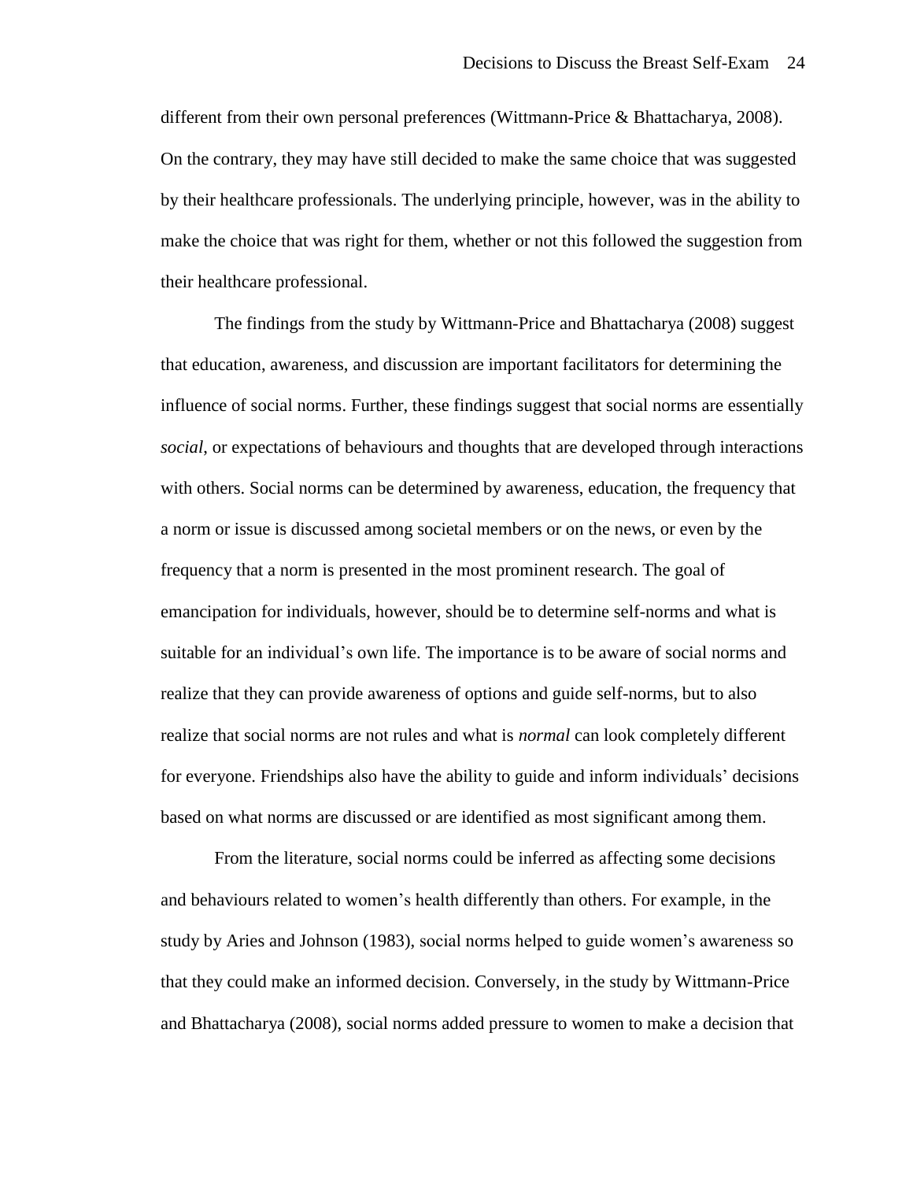different from their own personal preferences (Wittmann-Price & Bhattacharya, 2008). On the contrary, they may have still decided to make the same choice that was suggested by their healthcare professionals. The underlying principle, however, was in the ability to make the choice that was right for them, whether or not this followed the suggestion from their healthcare professional.

The findings from the study by Wittmann-Price and Bhattacharya (2008) suggest that education, awareness, and discussion are important facilitators for determining the influence of social norms. Further, these findings suggest that social norms are essentially *social*, or expectations of behaviours and thoughts that are developed through interactions with others. Social norms can be determined by awareness, education, the frequency that a norm or issue is discussed among societal members or on the news, or even by the frequency that a norm is presented in the most prominent research. The goal of emancipation for individuals, however, should be to determine self-norms and what is suitable for an individual's own life. The importance is to be aware of social norms and realize that they can provide awareness of options and guide self-norms, but to also realize that social norms are not rules and what is *normal* can look completely different for everyone. Friendships also have the ability to guide and inform individuals' decisions based on what norms are discussed or are identified as most significant among them.

From the literature, social norms could be inferred as affecting some decisions and behaviours related to women's health differently than others. For example, in the study by Aries and Johnson (1983), social norms helped to guide women's awareness so that they could make an informed decision. Conversely, in the study by Wittmann-Price and Bhattacharya (2008), social norms added pressure to women to make a decision that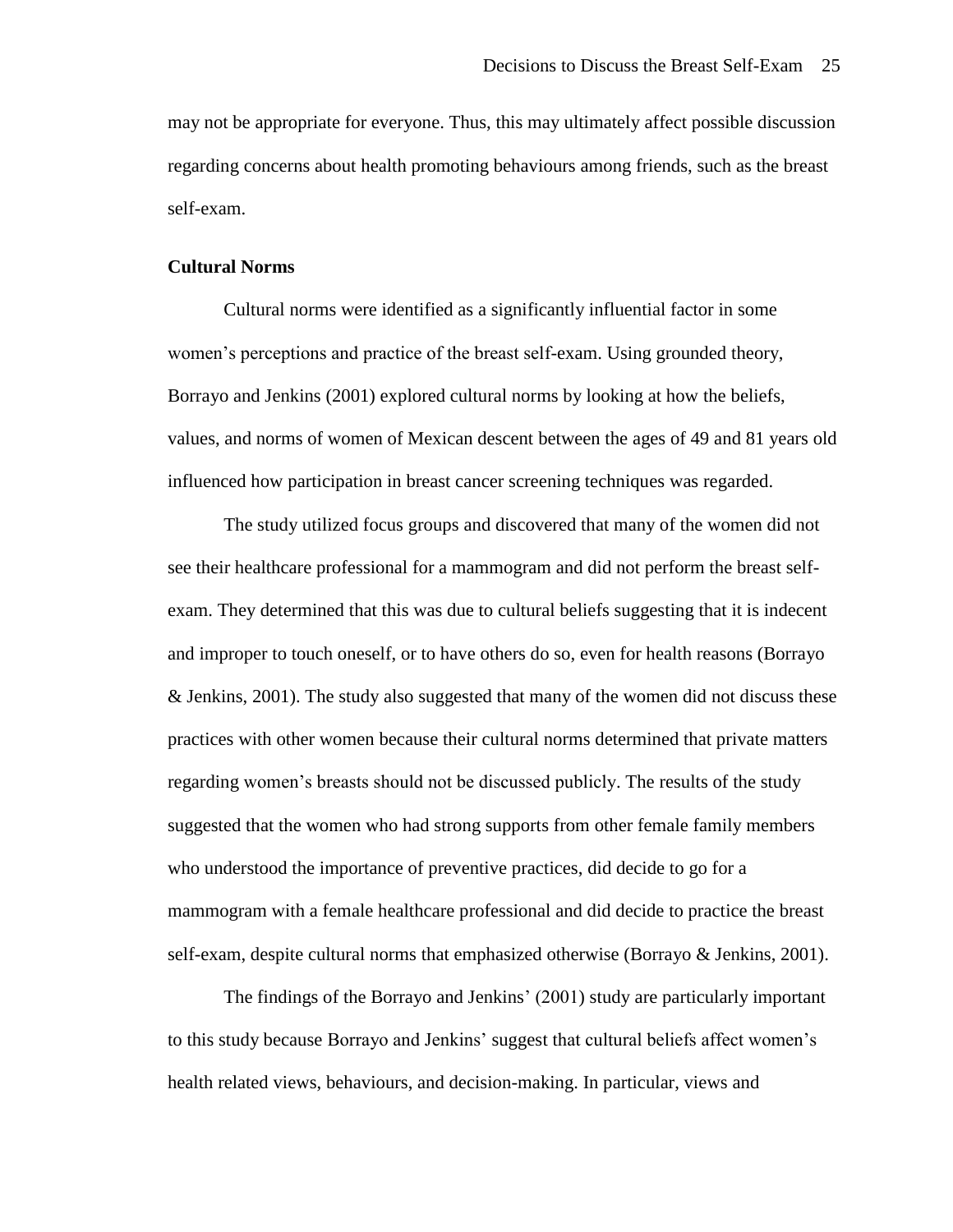may not be appropriate for everyone. Thus, this may ultimately affect possible discussion regarding concerns about health promoting behaviours among friends, such as the breast self-exam.

**Cultural Norms**

Cultural norms were identified as a significantly influential factor in some women's perceptions and practice of the breast self-exam. Using grounded theory, Borrayo and Jenkins (2001) explored cultural norms by looking at how the beliefs, values, and norms of women of Mexican descent between the ages of 49 and 81 years old influenced how participation in breast cancer screening techniques was regarded.

The study utilized focus groups and discovered that many of the women did not see their healthcare professional for a mammogram and did not perform the breast self-exam. They determined that this was due to cultural beliefs suggesting that it is indecent and improper to touch oneself, or to have others do so, even for health reasons (Borrayo & Jenkins, 2001). The study also suggested that many of the women did not discuss these practices with other women because their cultural norms determined that private matters regarding women's breasts should not be discussed publicly. The results of the study suggested that the women who had strong supports from other female family members who understood the importance of preventive practices, did decide to go for a mammogram with a female healthcare professional and did decide to practice the breast self-exam, despite cultural norms that emphasized otherwise (Borrayo & Jenkins, 2001).

The findings of the Borrayo and Jenkins' (2001) study are particularly important to this study because Borrayo and Jenkins' suggest that cultural beliefs affect women's health related views, behaviours, and decision-making. In particular, views and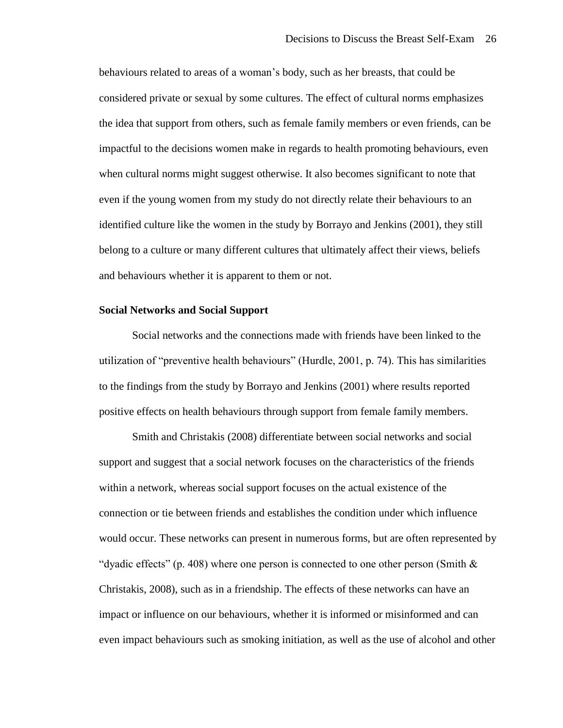behaviours related to areas of a woman's body, such as her breasts, that could be considered private or sexual by some cultures. The effect of cultural norms emphasizes the idea that support from others, such as female family members or even friends, can be impactful to the decisions women make in regards to health promoting behaviours, even when cultural norms might suggest otherwise. It also becomes significant to note that even if the young women from my study do not directly relate their behaviours to an identified culture like the women in the study by Borrayo and Jenkins (2001), they still belong to a culture or many different cultures that ultimately affect their views, beliefs and behaviours whether it is apparent to them or not.

### Social Networks and Social Support

Social networks and the connections made with friends have been linked to the utilization of "preventive health behaviours" (Hurdle, 2001, p. 74). This has similarities to the findings from the study by Borrayo and Jenkins (2001) where results reported positive effects on health behaviours through support from female family members.

Smith and Christakis (2008) differentiate between social networks and social support and suggest that a social network focuses on the characteristics of the friends within a network, whereas social support focuses on the actual existence of the connection or tie between friends and establishes the condition under which influence would occur. These networks can present in numerous forms, but are often represented by "dyadic effects" (p. 408) where one person is connected to one other person (Smith & Christakis, 2008), such as in a friendship. The effects of these networks can have an impact or influence on our behaviours, whether it is informed or misinformed and can even impact behaviours such as smoking initiation, as well as the use of alcohol and other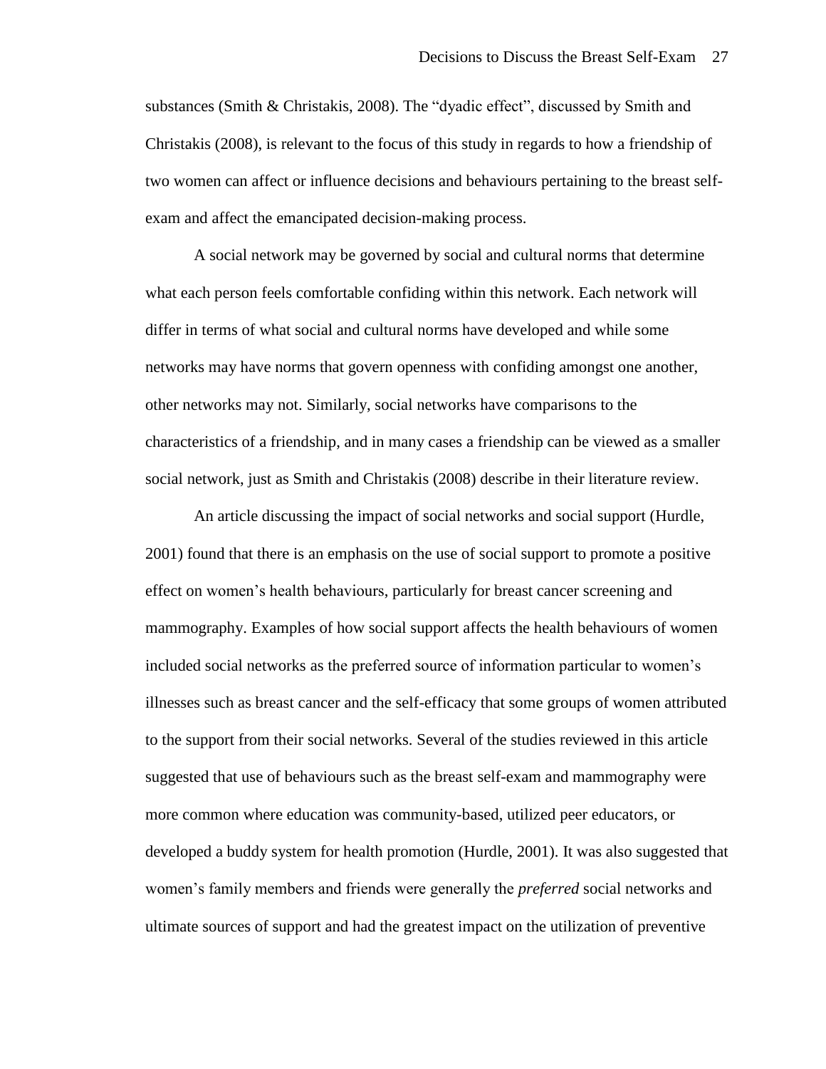substances (Smith & Christakis, 2008). The "dyadic effect", discussed by Smith and Christakis (2008), is relevant to the focus of this study in regards to how a friendship of two women can affect or influence decisions and behaviours pertaining to the breast self-exam and affect the emancipated decision-making process.

A social network may be governed by social and cultural norms that determine what each person feels comfortable confiding within this network. Each network will differ in terms of what social and cultural norms have developed and while some networks may have norms that govern openness with confiding amongst one another, other networks may not. Similarly, social networks have comparisons to the characteristics of a friendship, and in many cases a friendship can be viewed as a smaller social network, just as Smith and Christakis (2008) describe in their literature review.

An article discussing the impact of social networks and social support (Hurdle, 2001) found that there is an emphasis on the use of social support to promote a positive effect on women's health behaviours, particularly for breast cancer screening and mammography. Examples of how social support affects the health behaviours of women included social networks as the preferred source of information particular to women's illnesses such as breast cancer and the self-efficacy that some groups of women attributed to the support from their social networks. Several of the studies reviewed in this article suggested that use of behaviours such as the breast self-exam and mammography were more common where education was community-based, utilized peer educators, or developed a buddy system for health promotion (Hurdle, 2001). It was also suggested that women's family members and friends were generally the *preferred* social networks and ultimate sources of support and had the greatest impact on the utilization of preventive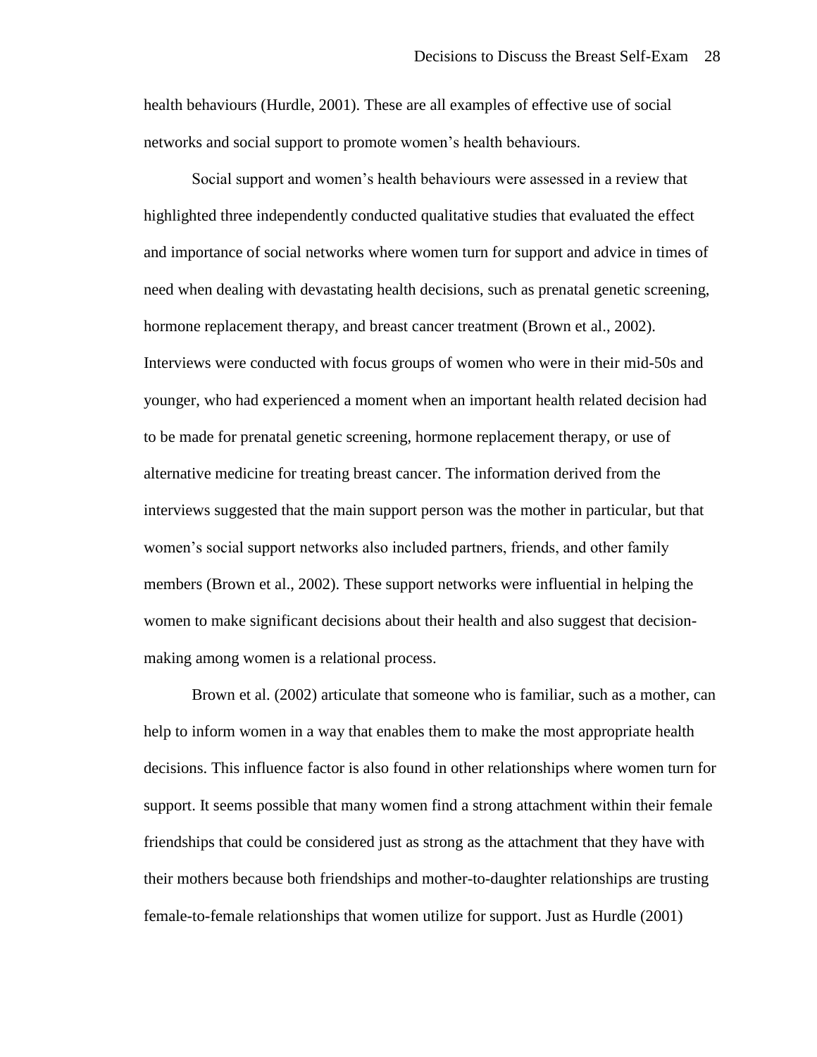health behaviours (Hurdle, 2001). These are all examples of effective use of social networks and social support to promote women's health behaviours.

Social support and women's health behaviours were assessed in a review that highlighted three independently conducted qualitative studies that evaluated the effect and importance of social networks where women turn for support and advice in times of need when dealing with devastating health decisions, such as prenatal genetic screening, hormone replacement therapy, and breast cancer treatment (Brown et al., 2002). Interviews were conducted with focus groups of women who were in their mid-50s and younger, who had experienced a moment when an important health related decision had to be made for prenatal genetic screening, hormone replacement therapy, or use of alternative medicine for treating breast cancer. The information derived from the interviews suggested that the main support person was the mother in particular, but that women's social support networks also included partners, friends, and other family members (Brown et al., 2002). These support networks were influential in helping the women to make significant decisions about their health and also suggest that decision-making among women is a relational process.

Brown et al. (2002) articulate that someone who is familiar, such as a mother, can help to inform women in a way that enables them to make the most appropriate health decisions. This influence factor is also found in other relationships where women turn for support. It seems possible that many women find a strong attachment within their female friendships that could be considered just as strong as the attachment that they have with their mothers because both friendships and mother-to-daughter relationships are trusting female-to-female relationships that women utilize for support. Just as Hurdle (2001)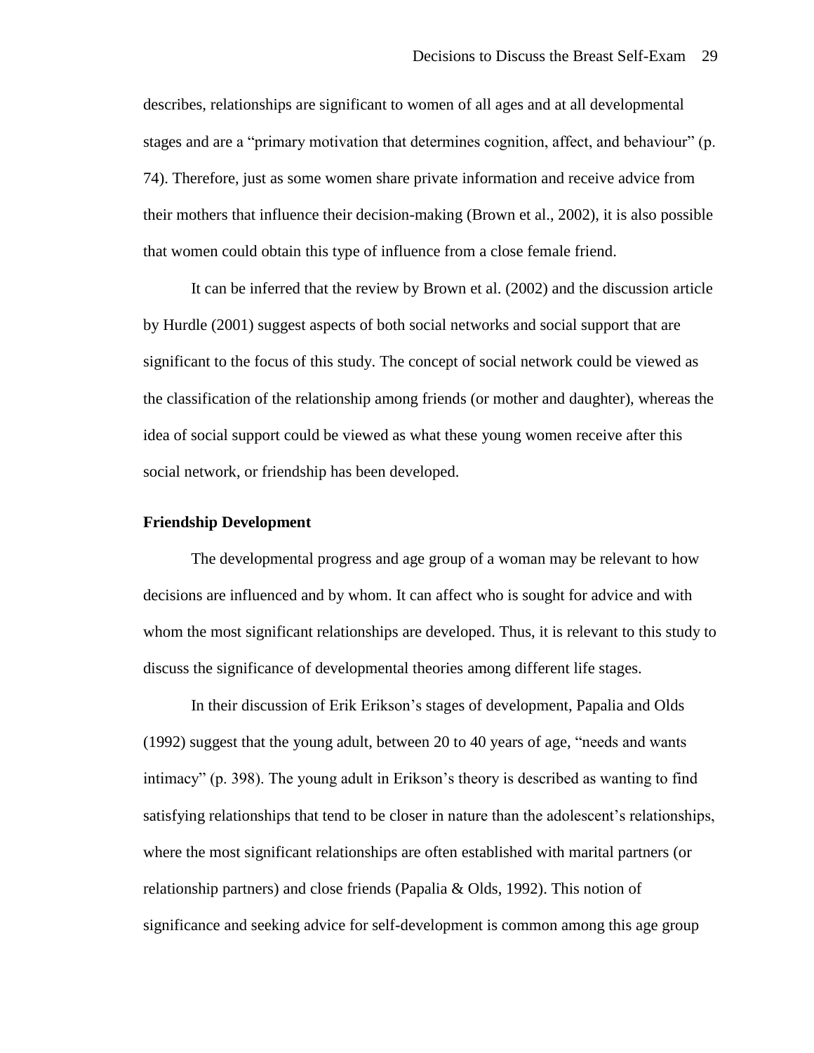describes, relationships are significant to women of all ages and at all developmental stages and are a "primary motivation that determines cognition, affect, and behaviour" (p. 74). Therefore, just as some women share private information and receive advice from their mothers that influence their decision-making (Brown et al., 2002), it is also possible that women could obtain this type of influence from a close female friend.

It can be inferred that the review by Brown et al. (2002) and the discussion article by Hurdle (2001) suggest aspects of both social networks and social support that are significant to the focus of this study. The concept of social network could be viewed as the classification of the relationship among friends (or mother and daughter), whereas the idea of social support could be viewed as what these young women receive after this social network, or friendship has been developed.

**Friendship Development**

The developmental progress and age group of a woman may be relevant to how decisions are influenced and by whom. It can affect who is sought for advice and with whom the most significant relationships are developed. Thus, it is relevant to this study to discuss the significance of developmental theories among different life stages.

In their discussion of Erik Erikson's stages of development, Papalia and Olds (1992) suggest that the young adult, between 20 to 40 years of age, "needs and wants intimacy" (p. 398). The young adult in Erikson's theory is described as wanting to find satisfying relationships that tend to be closer in nature than the adolescent's relationships, where the most significant relationships are often established with marital partners (or relationship partners) and close friends (Papalia & Olds, 1992). This notion of significance and seeking advice for self-development is common among this age group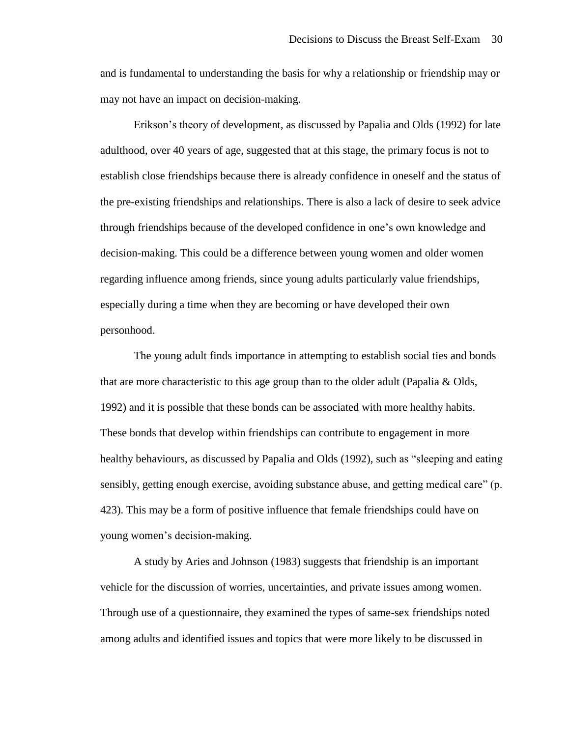and is fundamental to understanding the basis for why a relationship or friendship may or may not have an impact on decision-making.

Erikson's theory of development, as discussed by Papalia and Olds (1992) for late adulthood, over 40 years of age, suggested that at this stage, the primary focus is not to establish close friendships because there is already confidence in oneself and the status of the pre-existing friendships and relationships. There is also a lack of desire to seek advice through friendships because of the developed confidence in one's own knowledge and decision-making. This could be a difference between young women and older women regarding influence among friends, since young adults particularly value friendships, especially during a time when they are becoming or have developed their own personhood.

The young adult finds importance in attempting to establish social ties and bonds that are more characteristic to this age group than to the older adult (Papalia & Olds, 1992) and it is possible that these bonds can be associated with more healthy habits. These bonds that develop within friendships can contribute to engagement in more healthy behaviours, as discussed by Papalia and Olds (1992), such as "sleeping and eating sensibly, getting enough exercise, avoiding substance abuse, and getting medical care" (p. 423). This may be a form of positive influence that female friendships could have on young women's decision-making.

A study by Aries and Johnson (1983) suggests that friendship is an important vehicle for the discussion of worries, uncertainties, and private issues among women. Through use of a questionnaire, they examined the types of same-sex friendships noted among adults and identified issues and topics that were more likely to be discussed in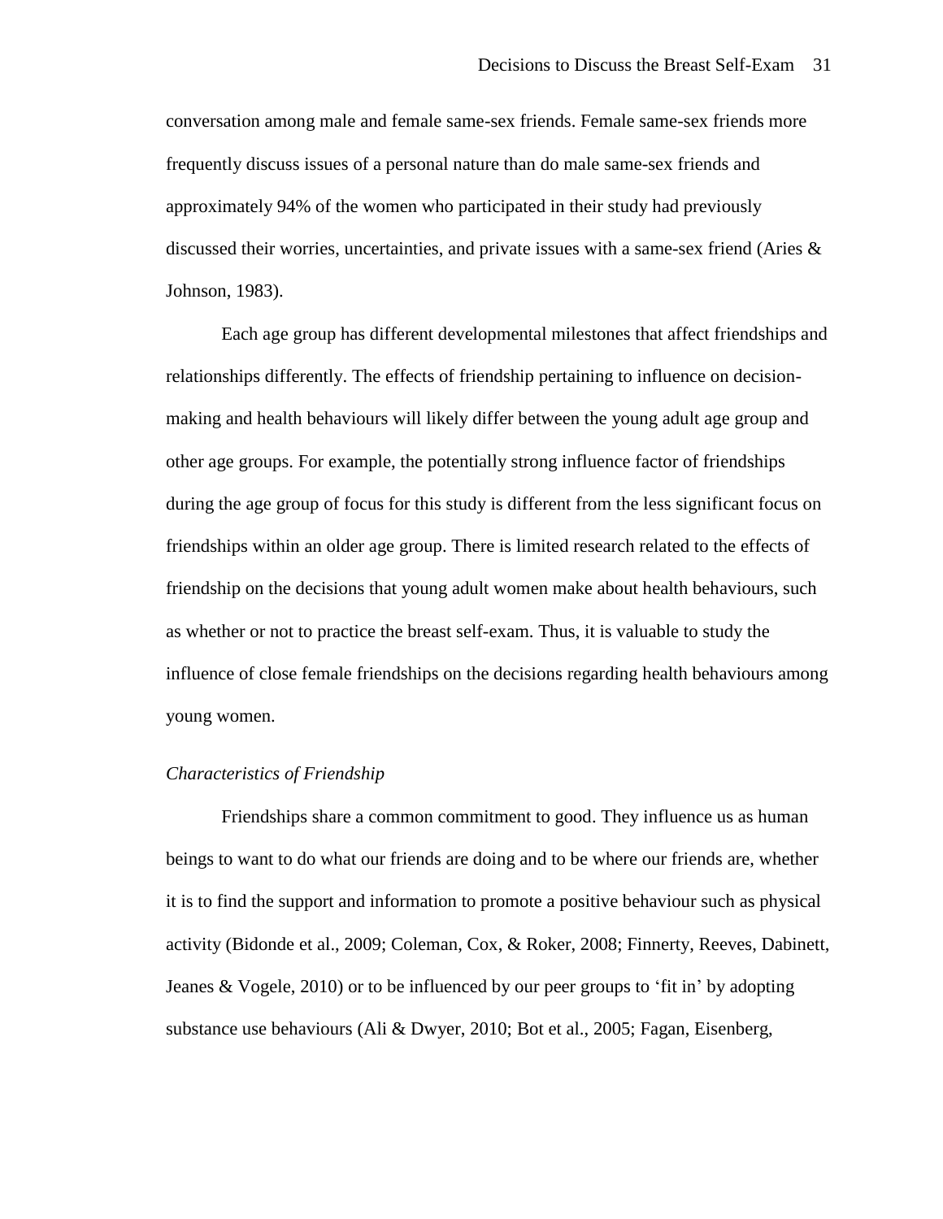conversation among male and female same-sex friends. Female same-sex friends more frequently discuss issues of a personal nature than do male same-sex friends and approximately 94% of the women who participated in their study had previously discussed their worries, uncertainties, and private issues with a same-sex friend (Aries & Johnson, 1983).

Each age group has different developmental milestones that affect friendships and relationships differently. The effects of friendship pertaining to influence on decision-making and health behaviours will likely differ between the young adult age group and other age groups. For example, the potentially strong influence factor of friendships during the age group of focus for this study is different from the less significant focus on friendships within an older age group. There is limited research related to the effects of friendship on the decisions that young adult women make about health behaviours, such as whether or not to practice the breast self-exam. Thus, it is valuable to study the influence of close female friendships on the decisions regarding health behaviours among young women.

### *Characteristics of Friendship*

Friendships share a common commitment to good. They influence us as human beings to want to do what our friends are doing and to be where our friends are, whether it is to find the support and information to promote a positive behaviour such as physical activity (Bidonde et al., 2009; Coleman, Cox, & Roker, 2008; Finnerty, Reeves, Dabinett, Jeanes & Vogele, 2010) or to be influenced by our peer groups to 'fit in' by adopting substance use behaviours (Ali & Dwyer, 2010; Bot et al., 2005; Fagan, Eisenberg,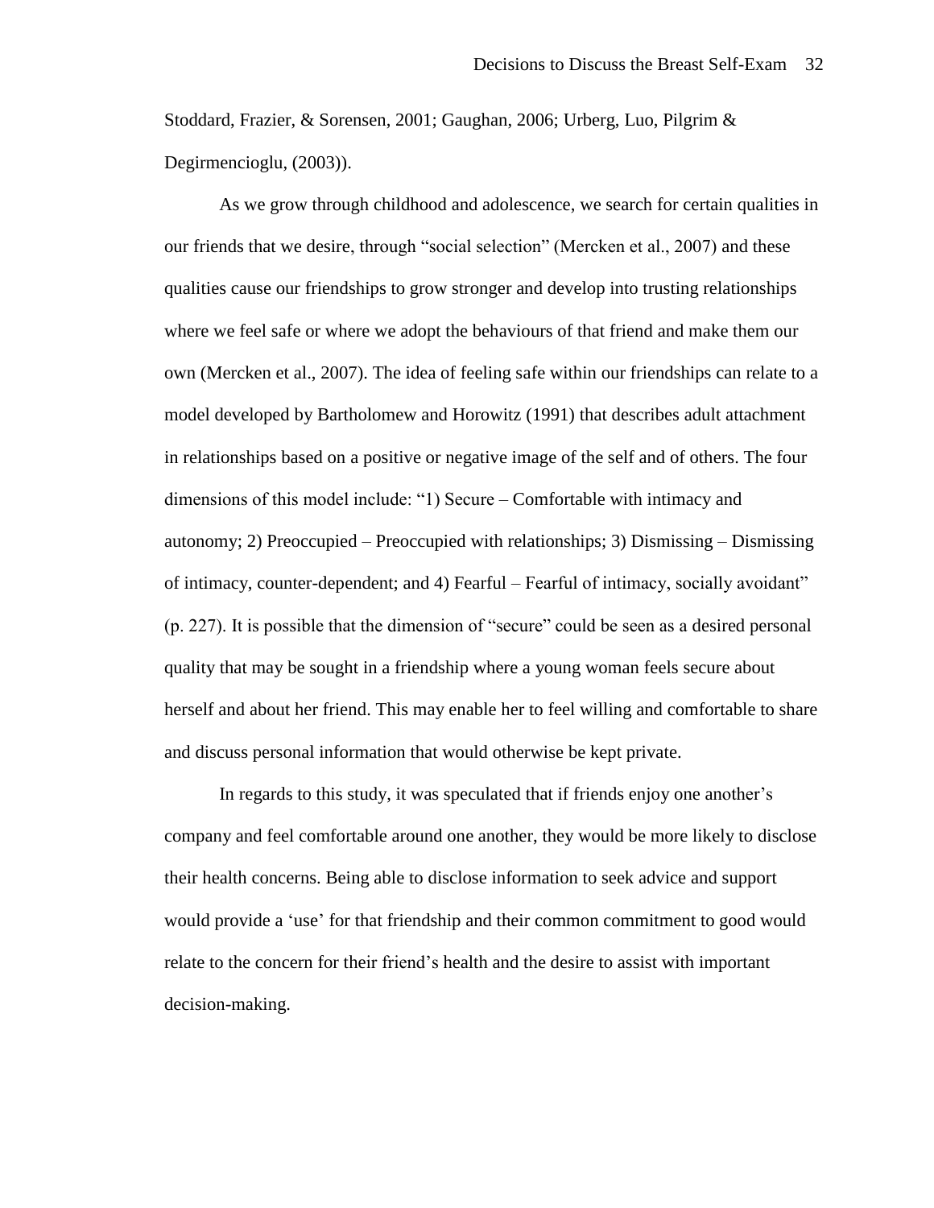Stoddard, Frazier, & Sorensen, 2001; Gaughan, 2006; Urberg, Luo, Pilgrim & Degirmencioglu, (2003)).

As we grow through childhood and adolescence, we search for certain qualities in our friends that we desire, through "social selection" (Mercken et al., 2007) and these qualities cause our friendships to grow stronger and develop into trusting relationships where we feel safe or where we adopt the behaviours of that friend and make them our own (Mercken et al., 2007). The idea of feeling safe within our friendships can relate to a model developed by Bartholomew and Horowitz (1991) that describes adult attachment in relationships based on a positive or negative image of the self and of others. The four dimensions of this model include: "1) Secure – Comfortable with intimacy and autonomy; 2) Preoccupied – Preoccupied with relationships; 3) Dismissing – Dismissing of intimacy, counter-dependent; and 4) Fearful – Fearful of intimacy, socially avoidant" (p. 227). It is possible that the dimension of "secure" could be seen as a desired personal quality that may be sought in a friendship where a young woman feels secure about herself and about her friend. This may enable her to feel willing and comfortable to share and discuss personal information that would otherwise be kept private.

In regards to this study, it was speculated that if friends enjoy one another's company and feel comfortable around one another, they would be more likely to disclose their health concerns. Being able to disclose information to seek advice and support would provide a 'use' for that friendship and their common commitment to good would relate to the concern for their friend's health and the desire to assist with important decision-making.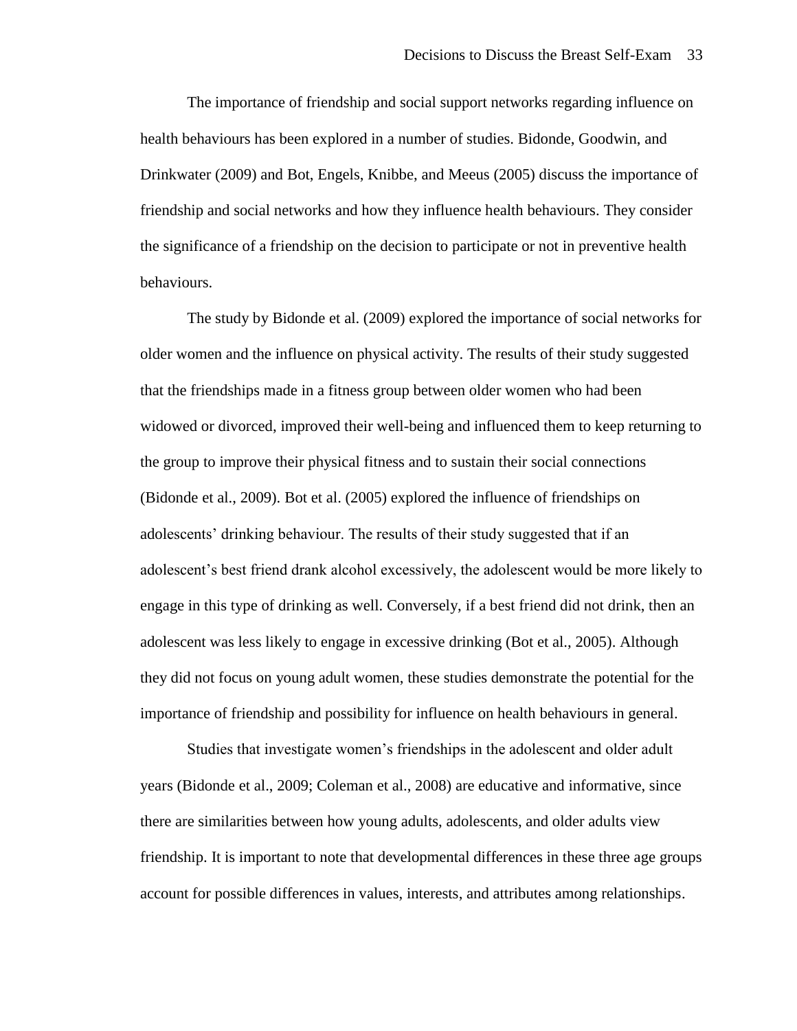The importance of friendship and social support networks regarding influence on health behaviours has been explored in a number of studies. Bidonde, Goodwin, and Drinkwater (2009) and Bot, Engels, Knibbe, and Meeus (2005) discuss the importance of friendship and social networks and how they influence health behaviours. They consider the significance of a friendship on the decision to participate or not in preventive health behaviours.

The study by Bidonde et al. (2009) explored the importance of social networks for older women and the influence on physical activity. The results of their study suggested that the friendships made in a fitness group between older women who had been widowed or divorced, improved their well-being and influenced them to keep returning to the group to improve their physical fitness and to sustain their social connections (Bidonde et al., 2009). Bot et al. (2005) explored the influence of friendships on adolescents' drinking behaviour. The results of their study suggested that if an adolescent's best friend drank alcohol excessively, the adolescent would be more likely to engage in this type of drinking as well. Conversely, if a best friend did not drink, then an adolescent was less likely to engage in excessive drinking (Bot et al., 2005). Although they did not focus on young adult women, these studies demonstrate the potential for the importance of friendship and possibility for influence on health behaviours in general.

Studies that investigate women's friendships in the adolescent and older adult years (Bidonde et al., 2009; Coleman et al., 2008) are educative and informative, since there are similarities between how young adults, adolescents, and older adults view friendship. It is important to note that developmental differences in these three age groups account for possible differences in values, interests, and attributes among relationships.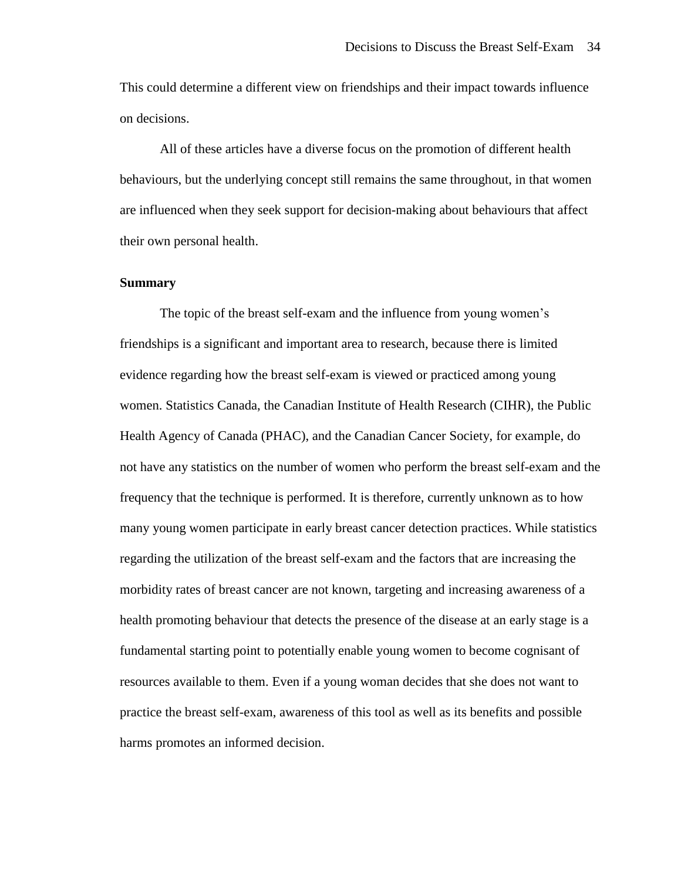This could determine a different view on friendships and their impact towards influence on decisions.

All of these articles have a diverse focus on the promotion of different health behaviours, but the underlying concept still remains the same throughout, in that women are influenced when they seek support for decision-making about behaviours that affect their own personal health.

**Summary**

The topic of the breast self-exam and the influence from young women's friendships is a significant and important area to research, because there is limited evidence regarding how the breast self-exam is viewed or practiced among young women. Statistics Canada, the Canadian Institute of Health Research (CIHR), the Public Health Agency of Canada (PHAC), and the Canadian Cancer Society, for example, do not have any statistics on the number of women who perform the breast self-exam and the frequency that the technique is performed. It is therefore, currently unknown as to how many young women participate in early breast cancer detection practices. While statistics regarding the utilization of the breast self-exam and the factors that are increasing the morbidity rates of breast cancer are not known, targeting and increasing awareness of a health promoting behaviour that detects the presence of the disease at an early stage is a fundamental starting point to potentially enable young women to become cognisant of resources available to them. Even if a young woman decides that she does not want to practice the breast self-exam, awareness of this tool as well as its benefits and possible harms promotes an informed decision.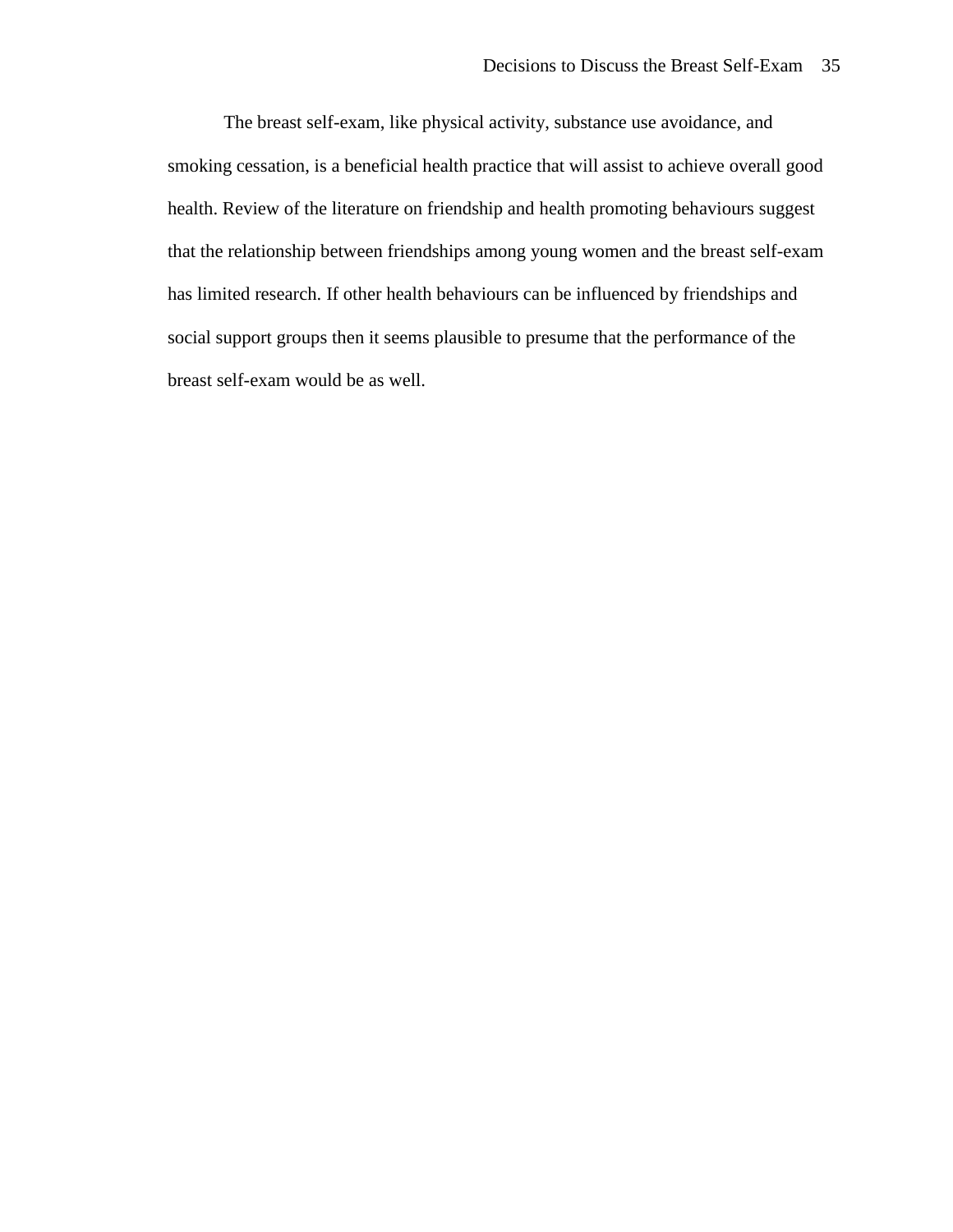The breast self-exam, like physical activity, substance use avoidance, and smoking cessation, is a beneficial health practice that will assist to achieve overall good health. Review of the literature on friendship and health promoting behaviours suggest that the relationship between friendships among young women and the breast self-exam has limited research. If other health behaviours can be influenced by friendships and social support groups then it seems plausible to presume that the performance of the breast self-exam would be as well.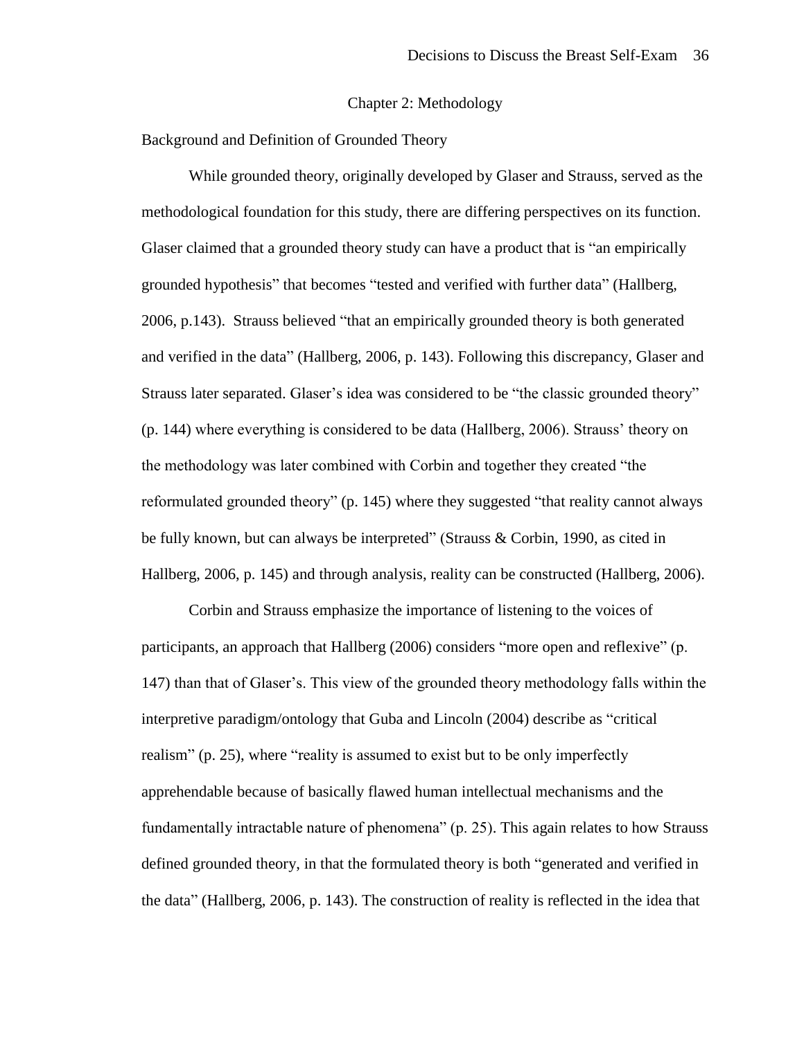# Chapter 2: Methodology

## Background and Definition of Grounded Theory

While grounded theory, originally developed by Glaser and Strauss, served as the methodological foundation for this study, there are differing perspectives on its function. Glaser claimed that a grounded theory study can have a product that is "an empirically grounded hypothesis" that becomes "tested and verified with further data" (Hallberg, 2006, p.143). Strauss believed "that an empirically grounded theory is both generated and verified in the data" (Hallberg, 2006, p. 143). Following this discrepancy, Glaser and Strauss later separated. Glaser's idea was considered to be "the classic grounded theory" (p. 144) where everything is considered to be data (Hallberg, 2006). Strauss' theory on the methodology was later combined with Corbin and together they created "the reformulated grounded theory" (p. 145) where they suggested "that reality cannot always be fully known, but can always be interpreted" (Strauss & Corbin, 1990, as cited in Hallberg, 2006, p. 145) and through analysis, reality can be constructed (Hallberg, 2006).

Corbin and Strauss emphasize the importance of listening to the voices of participants, an approach that Hallberg (2006) considers "more open and reflexive" (p. 147) than that of Glaser's. This view of the grounded theory methodology falls within the interpretive paradigm/ontology that Guba and Lincoln (2004) describe as "critical realism" (p. 25), where "reality is assumed to exist but to be only imperfectly apprehendable because of basically flawed human intellectual mechanisms and the fundamentally intractable nature of phenomena" (p. 25). This again relates to how Strauss defined grounded theory, in that the formulated theory is both "generated and verified in the data" (Hallberg, 2006, p. 143). The construction of reality is reflected in the idea that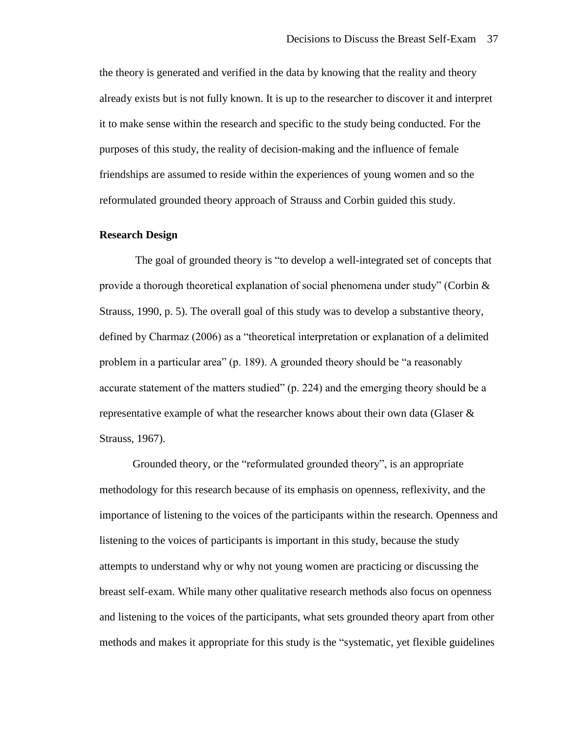the theory is generated and verified in the data by knowing that the reality and theory already exists but is not fully known. It is up to the researcher to discover it and interpret it to make sense within the research and specific to the study being conducted. For the purposes of this study, the reality of decision-making and the influence of female friendships are assumed to reside within the experiences of young women and so the reformulated grounded theory approach of Strauss and Corbin guided this study.

**Research Design**

The goal of grounded theory is "to develop a well-integrated set of concepts that provide a thorough theoretical explanation of social phenomena under study" (Corbin & Strauss, 1990, p. 5). The overall goal of this study was to develop a substantive theory, defined by Charmaz (2006) as a "theoretical interpretation or explanation of a delimited problem in a particular area" (p. 189). A grounded theory should be "a reasonably accurate statement of the matters studied" (p. 224) and the emerging theory should be a representative example of what the researcher knows about their own data (Glaser & Strauss, 1967).

Grounded theory, or the "reformulated grounded theory", is an appropriate methodology for this research because of its emphasis on openness, reflexivity, and the importance of listening to the voices of the participants within the research. Openness and listening to the voices of participants is important in this study, because the study attempts to understand why or why not young women are practicing or discussing the breast self-exam. While many other qualitative research methods also focus on openness and listening to the voices of the participants, what sets grounded theory apart from other methods and makes it appropriate for this study is the "systematic, yet flexible guidelines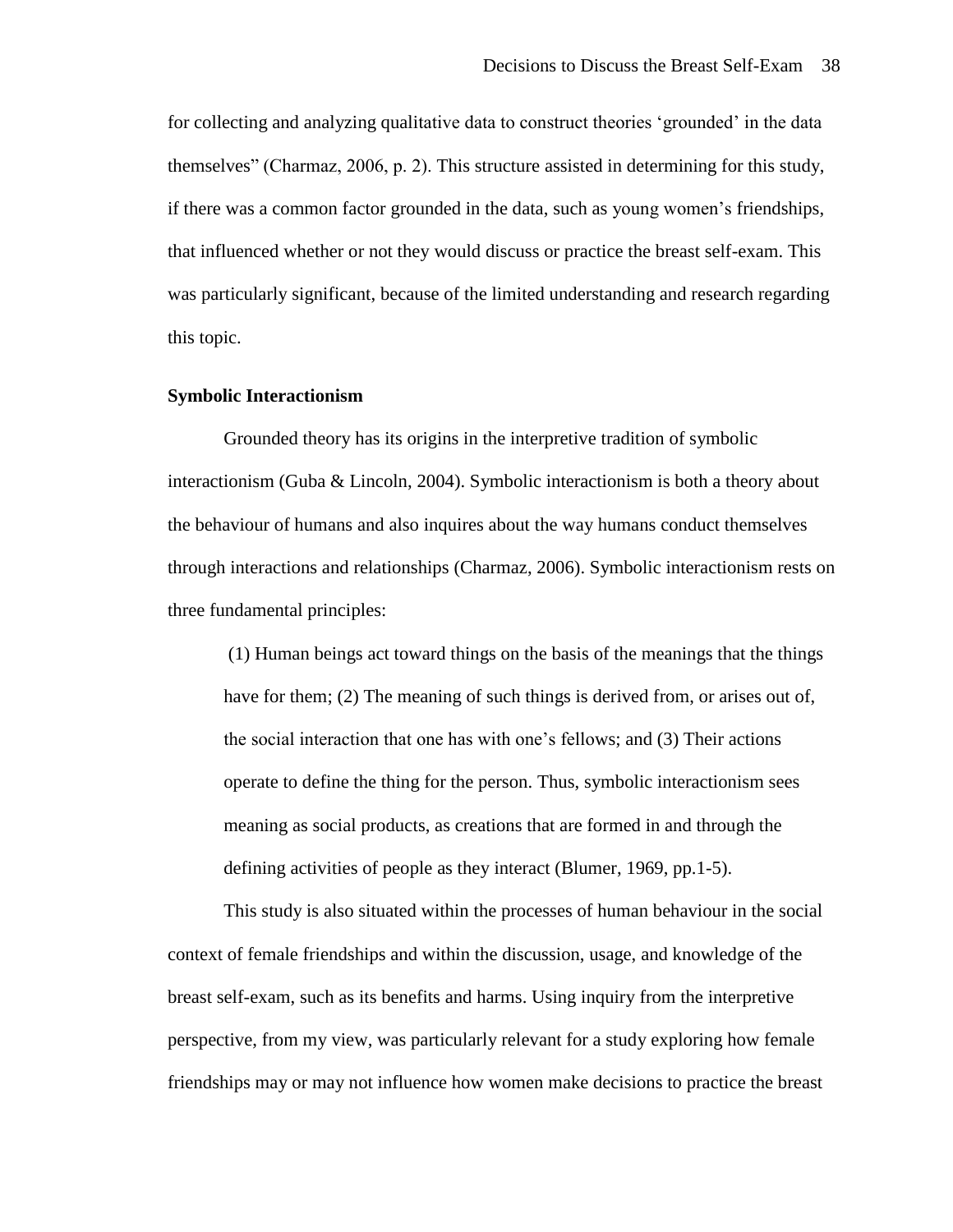for collecting and analyzing qualitative data to construct theories 'grounded' in the data themselves" (Charmaz, 2006, p. 2). This structure assisted in determining for this study, if there was a common factor grounded in the data, such as young women's friendships, that influenced whether or not they would discuss or practice the breast self-exam. This was particularly significant, because of the limited understanding and research regarding this topic.

**Symbolic Interactionism**

Grounded theory has its origins in the interpretive tradition of symbolic interactionism (Guba & Lincoln, 2004). Symbolic interactionism is both a theory about the behaviour of humans and also inquires about the way humans conduct themselves through interactions and relationships (Charmaz, 2006). Symbolic interactionism rests on three fundamental principles:

> (1) Human beings act toward things on the basis of the meanings that the things have for them; (2) The meaning of such things is derived from, or arises out of, the social interaction that one has with one's fellows; and (3) Their actions operate to define the thing for the person. Thus, symbolic interactionism sees meaning as social products, as creations that are formed in and through the defining activities of people as they interact (Blumer, 1969, pp.1-5).

This study is also situated within the processes of human behaviour in the social context of female friendships and within the discussion, usage, and knowledge of the breast self-exam, such as its benefits and harms. Using inquiry from the interpretive perspective, from my view, was particularly relevant for a study exploring how female friendships may or may not influence how women make decisions to practice the breast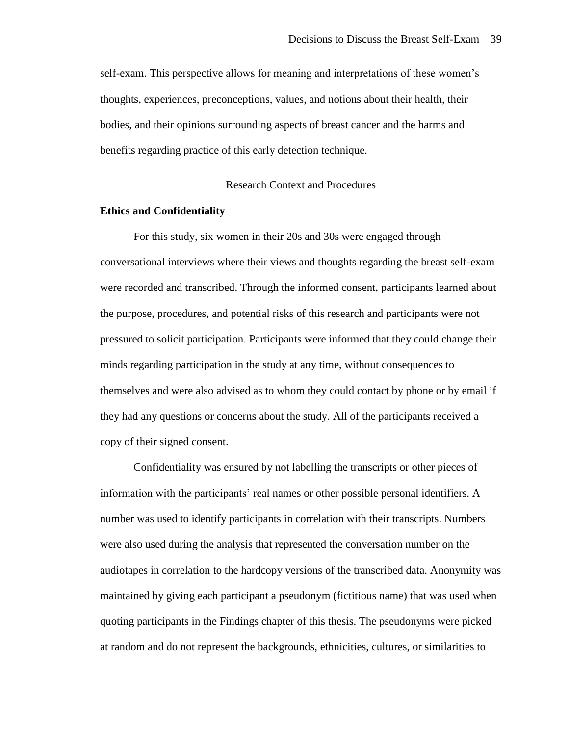self-exam. This perspective allows for meaning and interpretations of these women's thoughts, experiences, preconceptions, values, and notions about their health, their bodies, and their opinions surrounding aspects of breast cancer and the harms and benefits regarding practice of this early detection technique.

## Research Context and Procedures

### Ethics and Confidentiality

For this study, six women in their 20s and 30s were engaged through conversational interviews where their views and thoughts regarding the breast self-exam were recorded and transcribed. Through the informed consent, participants learned about the purpose, procedures, and potential risks of this research and participants were not pressured to solicit participation. Participants were informed that they could change their minds regarding participation in the study at any time, without consequences to themselves and were also advised as to whom they could contact by phone or by email if they had any questions or concerns about the study. All of the participants received a copy of their signed consent.

Confidentiality was ensured by not labelling the transcripts or other pieces of information with the participants' real names or other possible personal identifiers. A number was used to identify participants in correlation with their transcripts. Numbers were also used during the analysis that represented the conversation number on the audiotapes in correlation to the hardcopy versions of the transcribed data. Anonymity was maintained by giving each participant a pseudonym (fictitious name) that was used when quoting participants in the Findings chapter of this thesis. The pseudonyms were picked at random and do not represent the backgrounds, ethnicities, cultures, or similarities to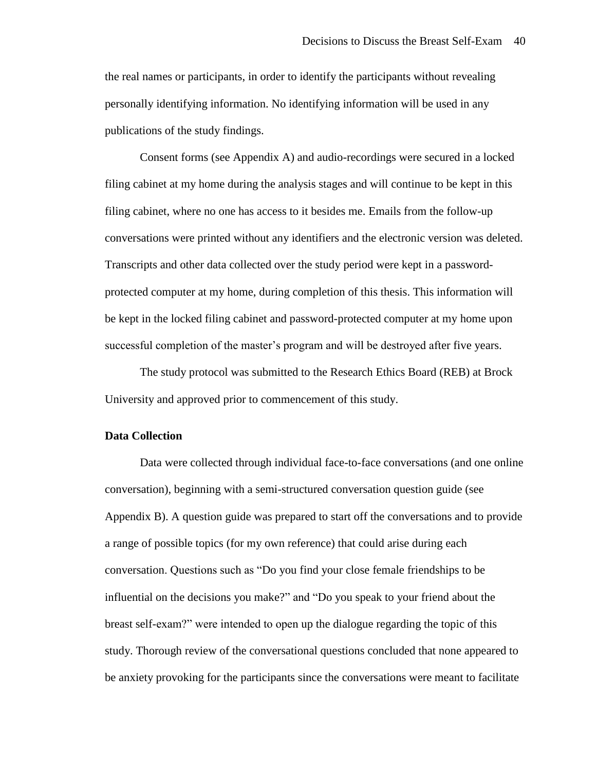the real names or participants, in order to identify the participants without revealing personally identifying information. No identifying information will be used in any publications of the study findings.

Consent forms (see Appendix A) and audio-recordings were secured in a locked filing cabinet at my home during the analysis stages and will continue to be kept in this filing cabinet, where no one has access to it besides me. Emails from the follow-up conversations were printed without any identifiers and the electronic version was deleted. Transcripts and other data collected over the study period were kept in a password-protected computer at my home, during completion of this thesis. This information will be kept in the locked filing cabinet and password-protected computer at my home upon successful completion of the master's program and will be destroyed after five years.

The study protocol was submitted to the Research Ethics Board (REB) at Brock University and approved prior to commencement of this study.

**Data Collection**

Data were collected through individual face-to-face conversations (and one online conversation), beginning with a semi-structured conversation question guide (see Appendix B). A question guide was prepared to start off the conversations and to provide a range of possible topics (for my own reference) that could arise during each conversation. Questions such as "Do you find your close female friendships to be influential on the decisions you make?" and "Do you speak to your friend about the breast self-exam?" were intended to open up the dialogue regarding the topic of this study. Thorough review of the conversational questions concluded that none appeared to be anxiety provoking for the participants since the conversations were meant to facilitate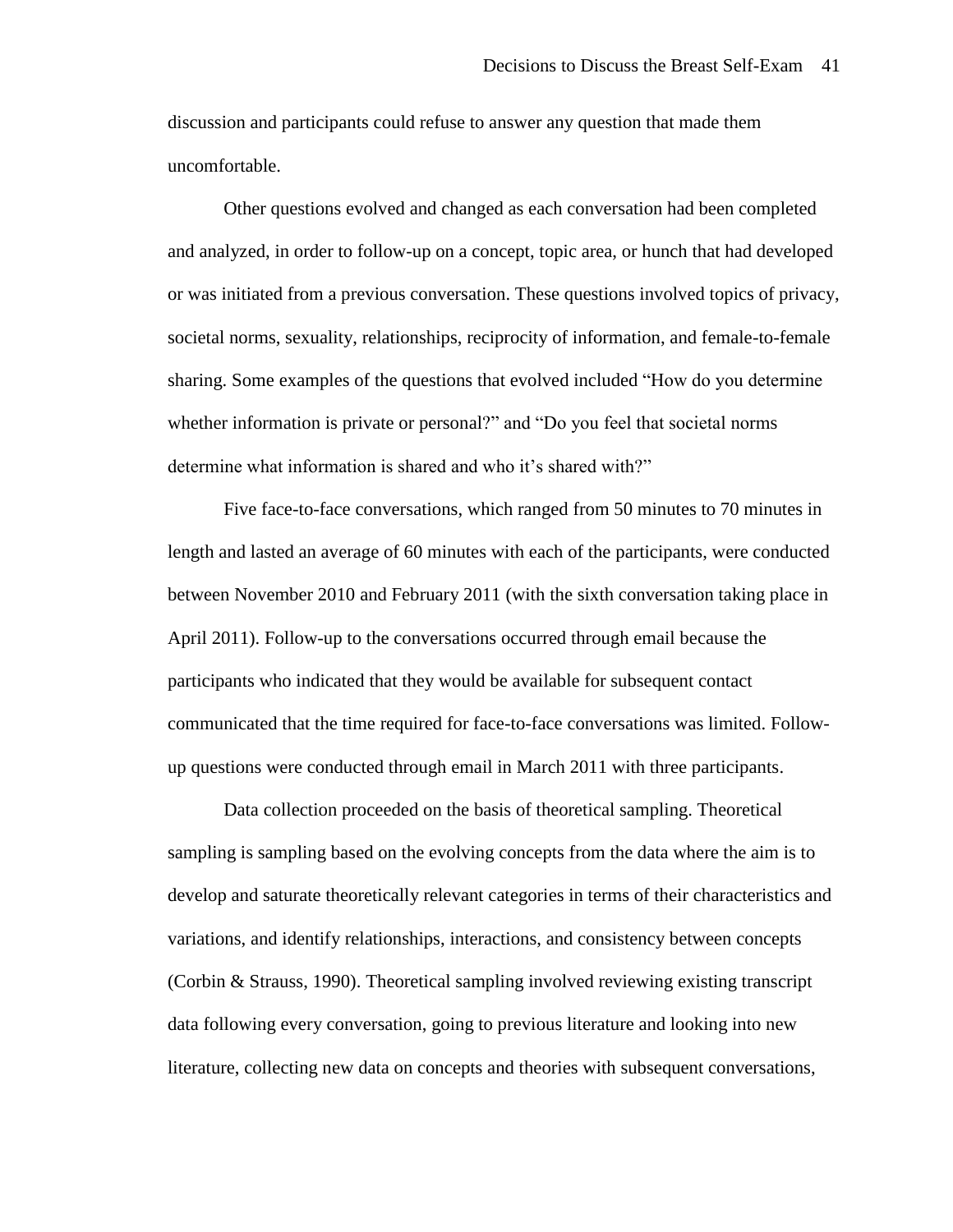discussion and participants could refuse to answer any question that made them uncomfortable.

Other questions evolved and changed as each conversation had been completed and analyzed, in order to follow-up on a concept, topic area, or hunch that had developed or was initiated from a previous conversation. These questions involved topics of privacy, societal norms, sexuality, relationships, reciprocity of information, and female-to-female sharing. Some examples of the questions that evolved included "How do you determine whether information is private or personal?" and "Do you feel that societal norms determine what information is shared and who it's shared with?"

Five face-to-face conversations, which ranged from 50 minutes to 70 minutes in length and lasted an average of 60 minutes with each of the participants, were conducted between November 2010 and February 2011 (with the sixth conversation taking place in April 2011). Follow-up to the conversations occurred through email because the participants who indicated that they would be available for subsequent contact communicated that the time required for face-to-face conversations was limited. Follow-up questions were conducted through email in March 2011 with three participants.

Data collection proceeded on the basis of theoretical sampling. Theoretical sampling is sampling based on the evolving concepts from the data where the aim is to develop and saturate theoretically relevant categories in terms of their characteristics and variations, and identify relationships, interactions, and consistency between concepts (Corbin & Strauss, 1990). Theoretical sampling involved reviewing existing transcript data following every conversation, going to previous literature and looking into new literature, collecting new data on concepts and theories with subsequent conversations,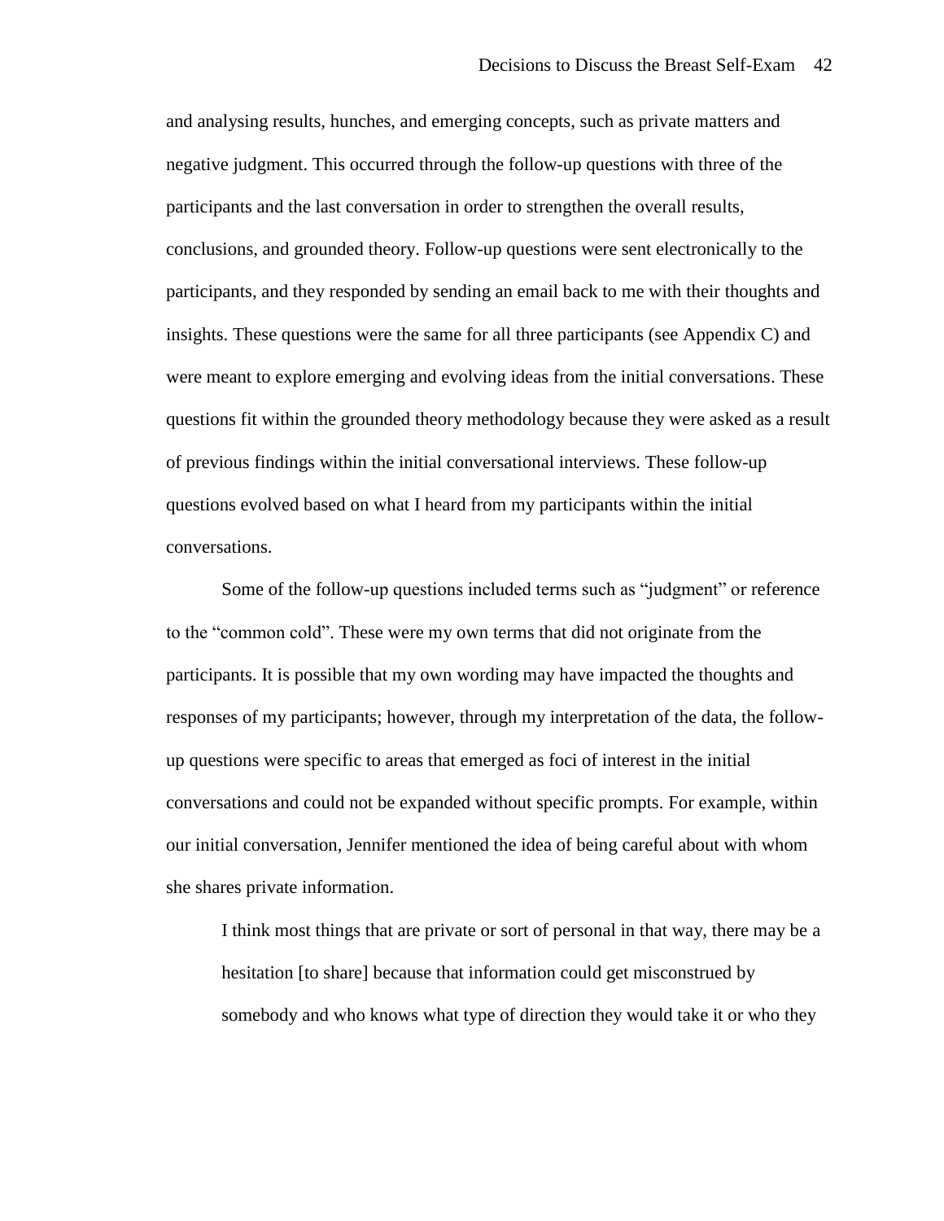and analysing results, hunches, and emerging concepts, such as private matters and negative judgment. This occurred through the follow-up questions with three of the participants and the last conversation in order to strengthen the overall results, conclusions, and grounded theory. Follow-up questions were sent electronically to the participants, and they responded by sending an email back to me with their thoughts and insights. These questions were the same for all three participants (see Appendix C) and were meant to explore emerging and evolving ideas from the initial conversations. These questions fit within the grounded theory methodology because they were asked as a result of previous findings within the initial conversational interviews. These follow-up questions evolved based on what I heard from my participants within the initial conversations.

Some of the follow-up questions included terms such as "judgment" or reference to the "common cold". These were my own terms that did not originate from the participants. It is possible that my own wording may have impacted the thoughts and responses of my participants; however, through my interpretation of the data, the follow-up questions were specific to areas that emerged as foci of interest in the initial conversations and could not be expanded without specific prompts. For example, within our initial conversation, Jennifer mentioned the idea of being careful about with whom she shares private information.

> I think most things that are private or sort of personal in that way, there may be a hesitation [to share] because that information could get misconstrued by somebody and who knows what type of direction they would take it or who they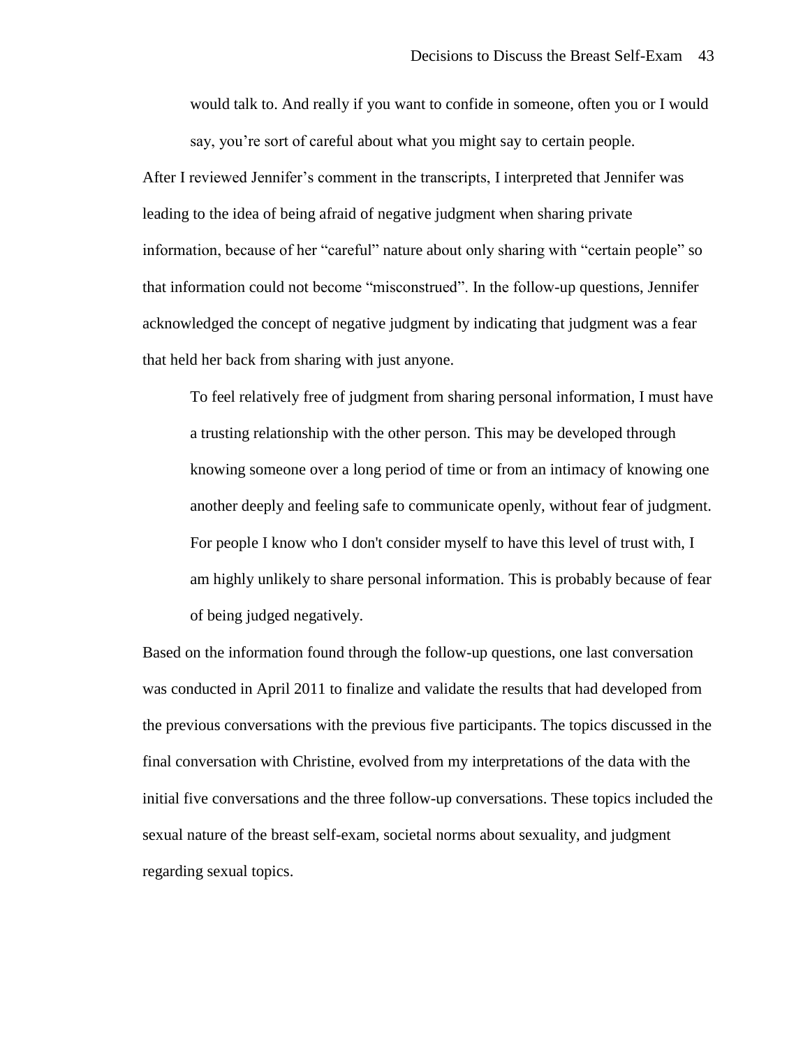> would talk to. And really if you want to confide in someone, often you or I would say, you're sort of careful about what you might say to certain people.

After I reviewed Jennifer's comment in the transcripts, I interpreted that Jennifer was leading to the idea of being afraid of negative judgment when sharing private information, because of her "careful" nature about only sharing with "certain people" so that information could not become "misconstrued". In the follow-up questions, Jennifer acknowledged the concept of negative judgment by indicating that judgment was a fear that held her back from sharing with just anyone.

> To feel relatively free of judgment from sharing personal information, I must have a trusting relationship with the other person. This may be developed through knowing someone over a long period of time or from an intimacy of knowing one another deeply and feeling safe to communicate openly, without fear of judgment. For people I know who I don't consider myself to have this level of trust with, I am highly unlikely to share personal information. This is probably because of fear of being judged negatively.

Based on the information found through the follow-up questions, one last conversation was conducted in April 2011 to finalize and validate the results that had developed from the previous conversations with the previous five participants. The topics discussed in the final conversation with Christine, evolved from my interpretations of the data with the initial five conversations and the three follow-up conversations. These topics included the sexual nature of the breast self-exam, societal norms about sexuality, and judgment regarding sexual topics.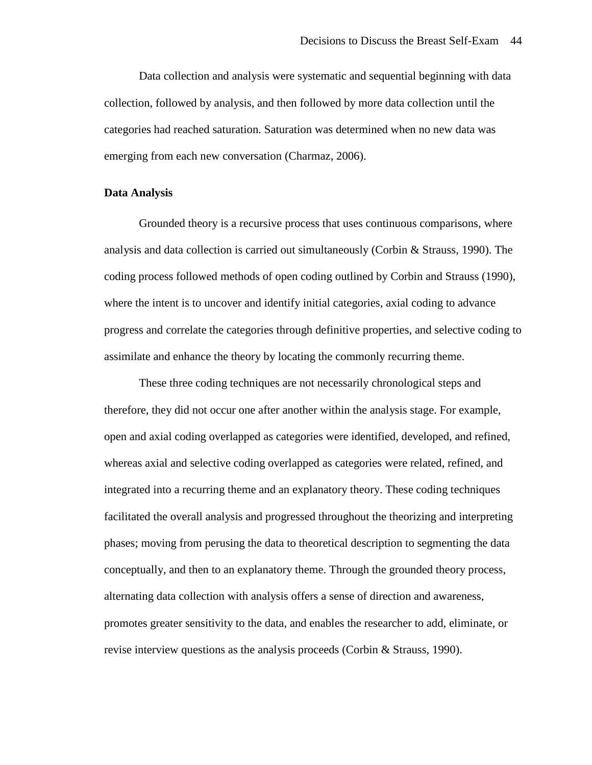Data collection and analysis were systematic and sequential beginning with data collection, followed by analysis, and then followed by more data collection until the categories had reached saturation. Saturation was determined when no new data was emerging from each new conversation (Charmaz, 2006).

**Data Analysis**

Grounded theory is a recursive process that uses continuous comparisons, where analysis and data collection is carried out simultaneously (Corbin & Strauss, 1990). The coding process followed methods of open coding outlined by Corbin and Strauss (1990), where the intent is to uncover and identify initial categories, axial coding to advance progress and correlate the categories through definitive properties, and selective coding to assimilate and enhance the theory by locating the commonly recurring theme.

These three coding techniques are not necessarily chronological steps and therefore, they did not occur one after another within the analysis stage. For example, open and axial coding overlapped as categories were identified, developed, and refined, whereas axial and selective coding overlapped as categories were related, refined, and integrated into a recurring theme and an explanatory theory. These coding techniques facilitated the overall analysis and progressed throughout the theorizing and interpreting phases; moving from perusing the data to theoretical description to segmenting the data conceptually, and then to an explanatory theme. Through the grounded theory process, alternating data collection with analysis offers a sense of direction and awareness, promotes greater sensitivity to the data, and enables the researcher to add, eliminate, or revise interview questions as the analysis proceeds (Corbin & Strauss, 1990).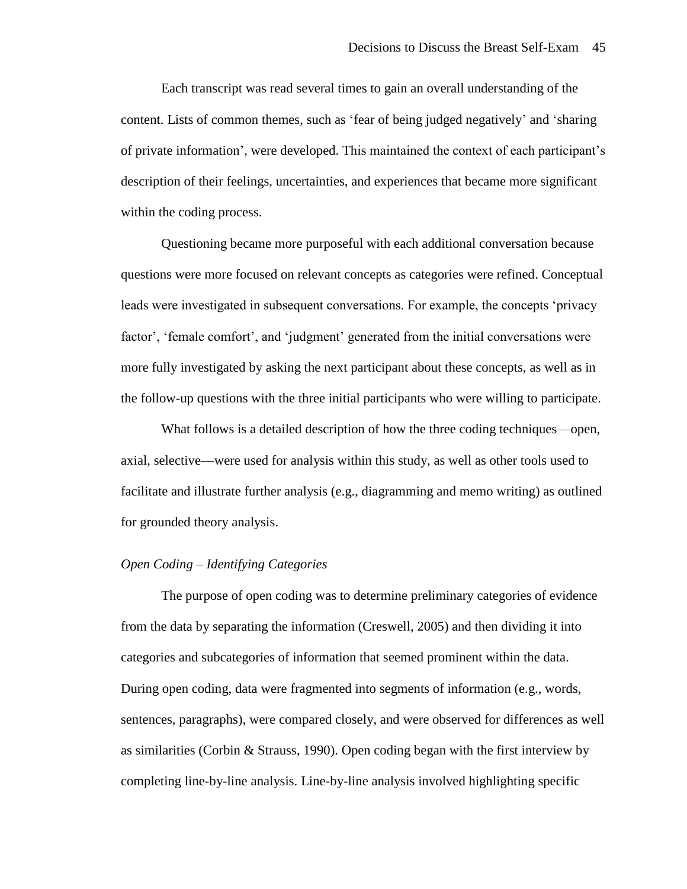Each transcript was read several times to gain an overall understanding of the content. Lists of common themes, such as 'fear of being judged negatively' and 'sharing of private information', were developed. This maintained the context of each participant's description of their feelings, uncertainties, and experiences that became more significant within the coding process.

Questioning became more purposeful with each additional conversation because questions were more focused on relevant concepts as categories were refined. Conceptual leads were investigated in subsequent conversations. For example, the concepts 'privacy factor', 'female comfort', and 'judgment' generated from the initial conversations were more fully investigated by asking the next participant about these concepts, as well as in the follow-up questions with the three initial participants who were willing to participate.

What follows is a detailed description of how the three coding techniques—open, axial, selective—were used for analysis within this study, as well as other tools used to facilitate and illustrate further analysis (e.g., diagramming and memo writing) as outlined for grounded theory analysis.

### *Open Coding – Identifying Categories*

The purpose of open coding was to determine preliminary categories of evidence from the data by separating the information (Creswell, 2005) and then dividing it into categories and subcategories of information that seemed prominent within the data. During open coding, data were fragmented into segments of information (e.g., words, sentences, paragraphs), were compared closely, and were observed for differences as well as similarities (Corbin & Strauss, 1990). Open coding began with the first interview by completing line-by-line analysis. Line-by-line analysis involved highlighting specific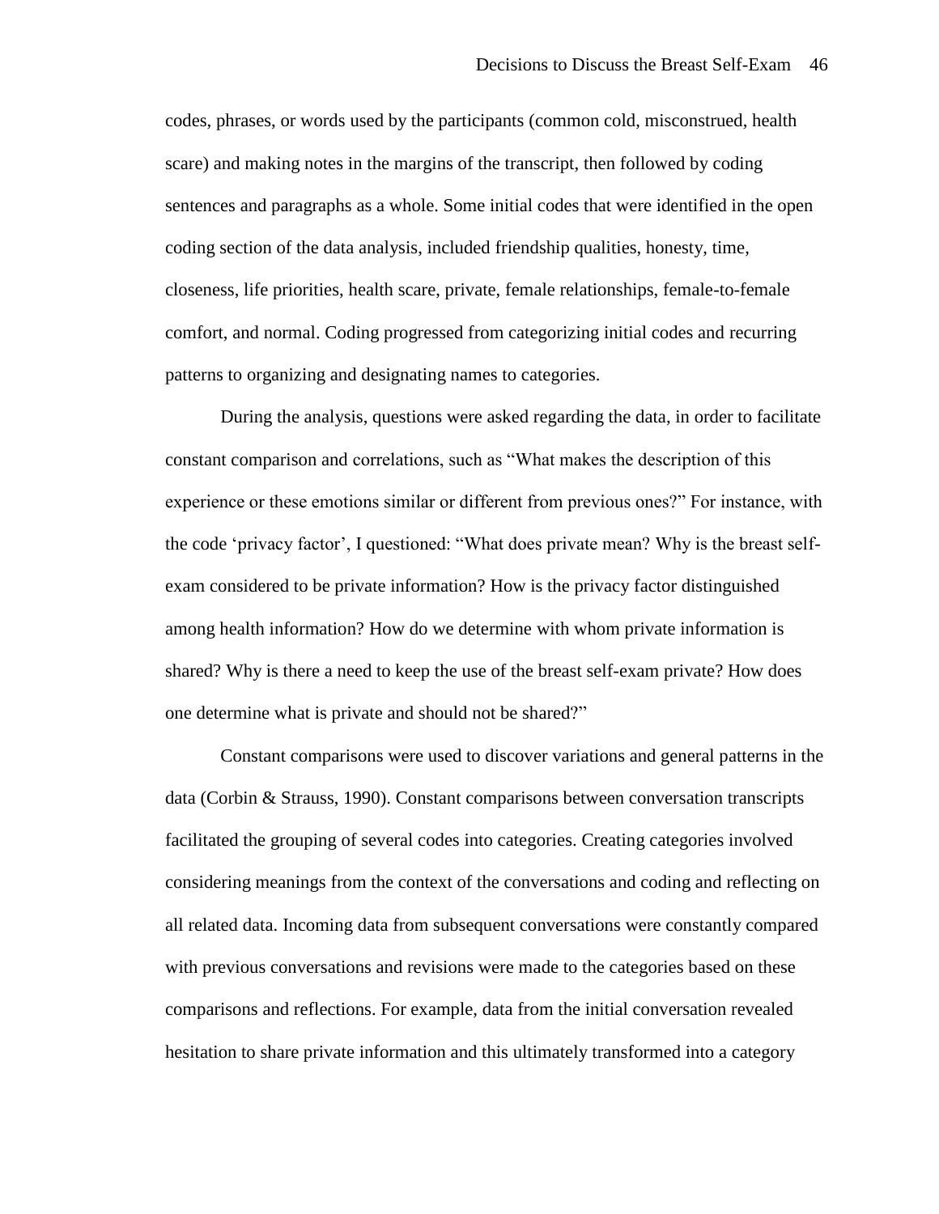codes, phrases, or words used by the participants (common cold, misconstrued, health scare) and making notes in the margins of the transcript, then followed by coding sentences and paragraphs as a whole. Some initial codes that were identified in the open coding section of the data analysis, included friendship qualities, honesty, time, closeness, life priorities, health scare, private, female relationships, female-to-female comfort, and normal. Coding progressed from categorizing initial codes and recurring patterns to organizing and designating names to categories.

During the analysis, questions were asked regarding the data, in order to facilitate constant comparison and correlations, such as "What makes the description of this experience or these emotions similar or different from previous ones?" For instance, with the code 'privacy factor', I questioned: "What does private mean? Why is the breast self-exam considered to be private information? How is the privacy factor distinguished among health information? How do we determine with whom private information is shared? Why is there a need to keep the use of the breast self-exam private? How does one determine what is private and should not be shared?"

Constant comparisons were used to discover variations and general patterns in the data (Corbin & Strauss, 1990). Constant comparisons between conversation transcripts facilitated the grouping of several codes into categories. Creating categories involved considering meanings from the context of the conversations and coding and reflecting on all related data. Incoming data from subsequent conversations were constantly compared with previous conversations and revisions were made to the categories based on these comparisons and reflections. For example, data from the initial conversation revealed hesitation to share private information and this ultimately transformed into a category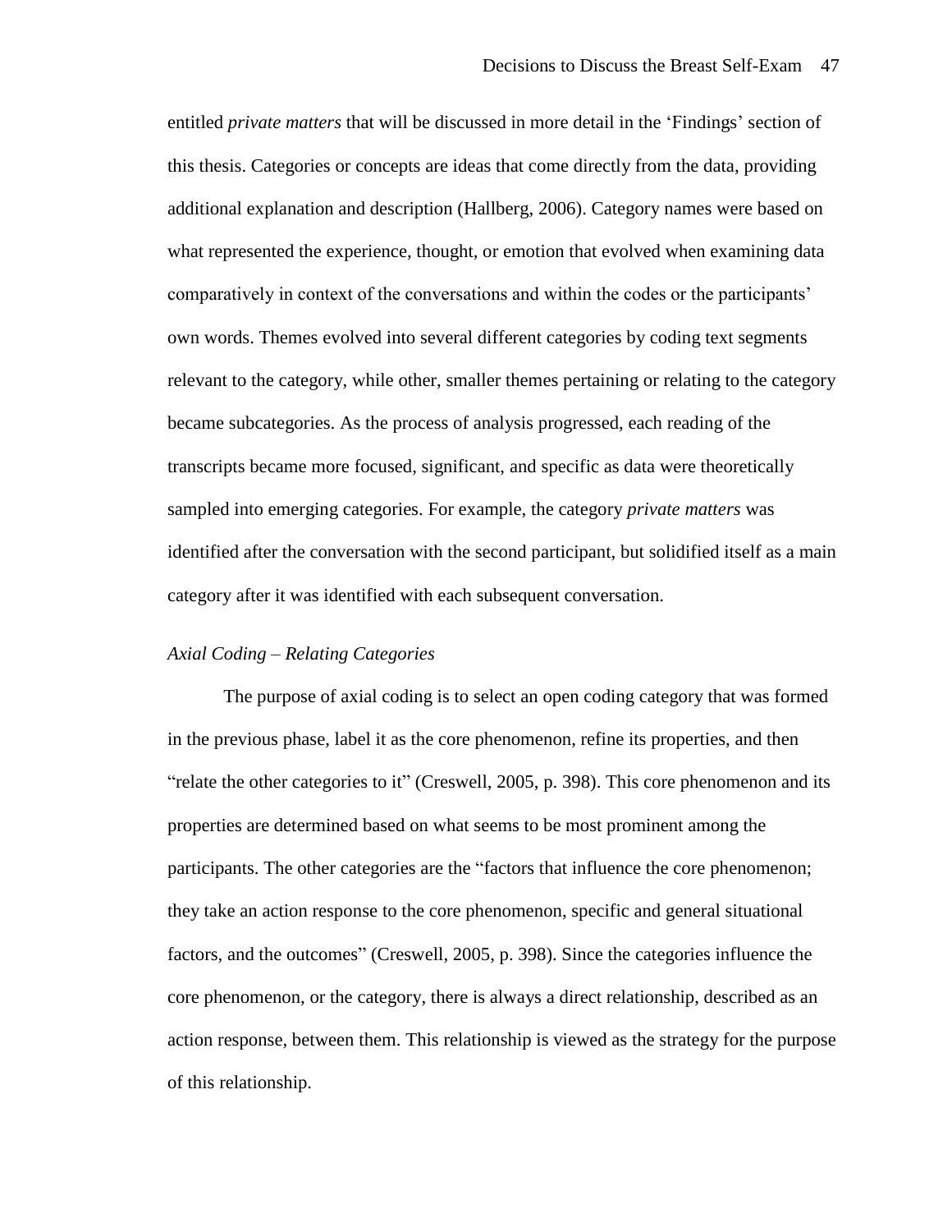entitled *private matters* that will be discussed in more detail in the 'Findings' section of this thesis. Categories or concepts are ideas that come directly from the data, providing additional explanation and description (Hallberg, 2006). Category names were based on what represented the experience, thought, or emotion that evolved when examining data comparatively in context of the conversations and within the codes or the participants' own words. Themes evolved into several different categories by coding text segments relevant to the category, while other, smaller themes pertaining or relating to the category became subcategories. As the process of analysis progressed, each reading of the transcripts became more focused, significant, and specific as data were theoretically sampled into emerging categories. For example, the category *private matters* was identified after the conversation with the second participant, but solidified itself as a main category after it was identified with each subsequent conversation.

### *Axial Coding – Relating Categories*

The purpose of axial coding is to select an open coding category that was formed in the previous phase, label it as the core phenomenon, refine its properties, and then "relate the other categories to it" (Creswell, 2005, p. 398). This core phenomenon and its properties are determined based on what seems to be most prominent among the participants. The other categories are the "factors that influence the core phenomenon; they take an action response to the core phenomenon, specific and general situational factors, and the outcomes" (Creswell, 2005, p. 398). Since the categories influence the core phenomenon, or the category, there is always a direct relationship, described as an action response, between them. This relationship is viewed as the strategy for the purpose of this relationship.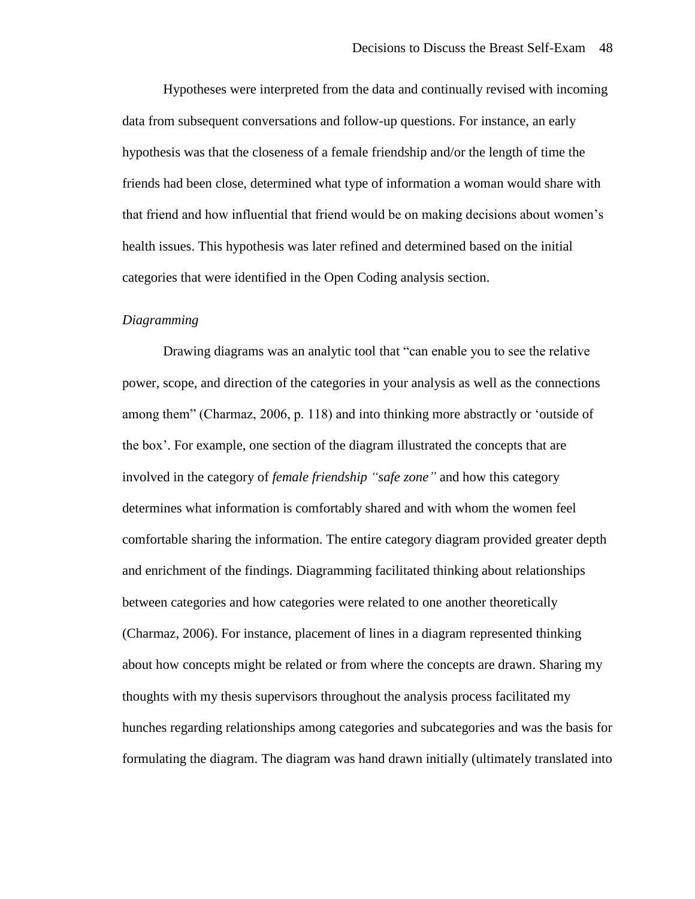Hypotheses were interpreted from the data and continually revised with incoming data from subsequent conversations and follow-up questions. For instance, an early hypothesis was that the closeness of a female friendship and/or the length of time the friends had been close, determined what type of information a woman would share with that friend and how influential that friend would be on making decisions about women's health issues. This hypothesis was later refined and determined based on the initial categories that were identified in the Open Coding analysis section.

*Diagramming*

Drawing diagrams was an analytic tool that "can enable you to see the relative power, scope, and direction of the categories in your analysis as well as the connections among them" (Charmaz, 2006, p. 118) and into thinking more abstractly or 'outside of the box'. For example, one section of the diagram illustrated the concepts that are involved in the category of *female friendship "safe zone"* and how this category determines what information is comfortably shared and with whom the women feel comfortable sharing the information. The entire category diagram provided greater depth and enrichment of the findings. Diagramming facilitated thinking about relationships between categories and how categories were related to one another theoretically (Charmaz, 2006). For instance, placement of lines in a diagram represented thinking about how concepts might be related or from where the concepts are drawn. Sharing my thoughts with my thesis supervisors throughout the analysis process facilitated my hunches regarding relationships among categories and subcategories and was the basis for formulating the diagram. The diagram was hand drawn initially (ultimately translated into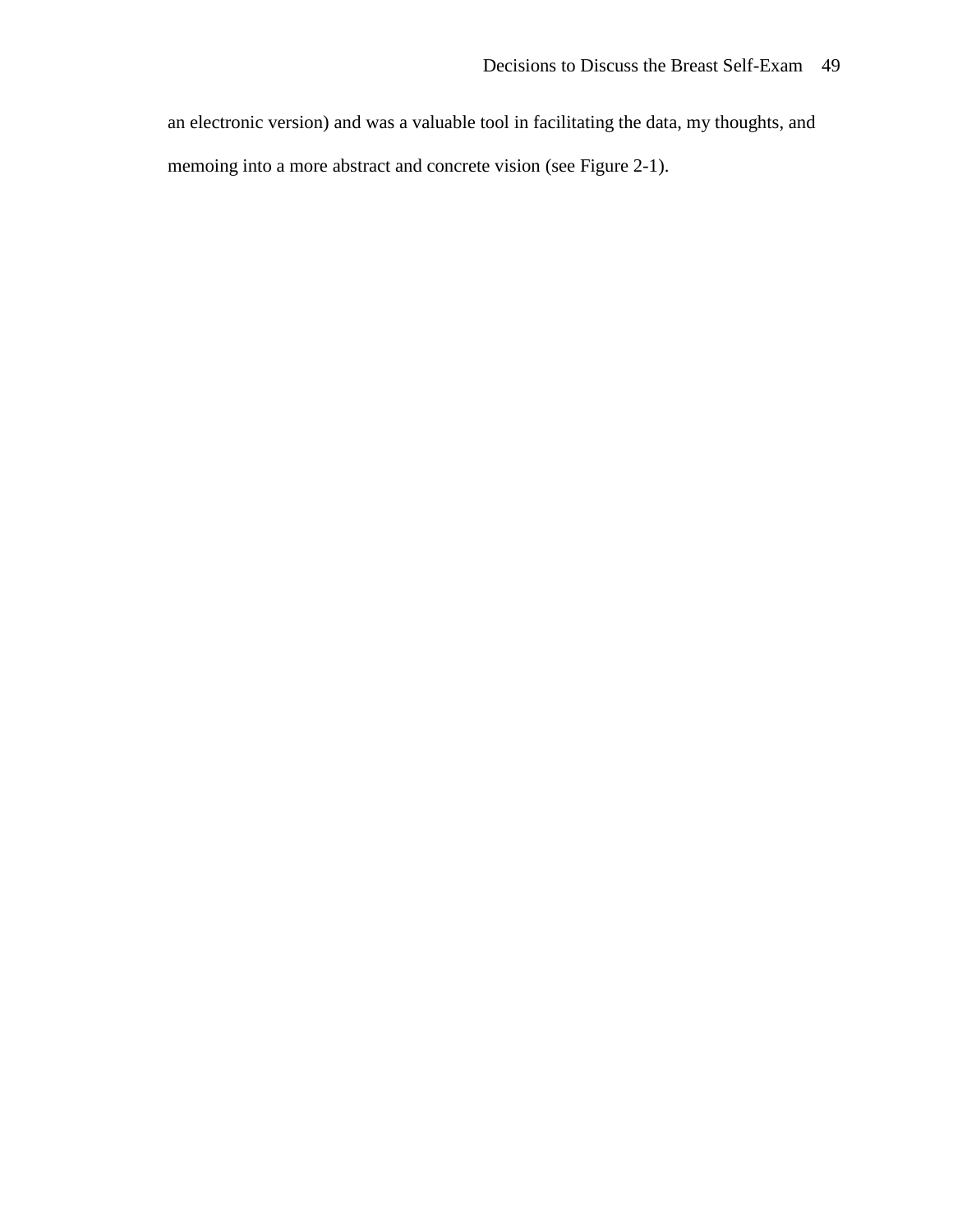an electronic version) and was a valuable tool in facilitating the data, my thoughts, and memoing into a more abstract and concrete vision (see Figure 2-1).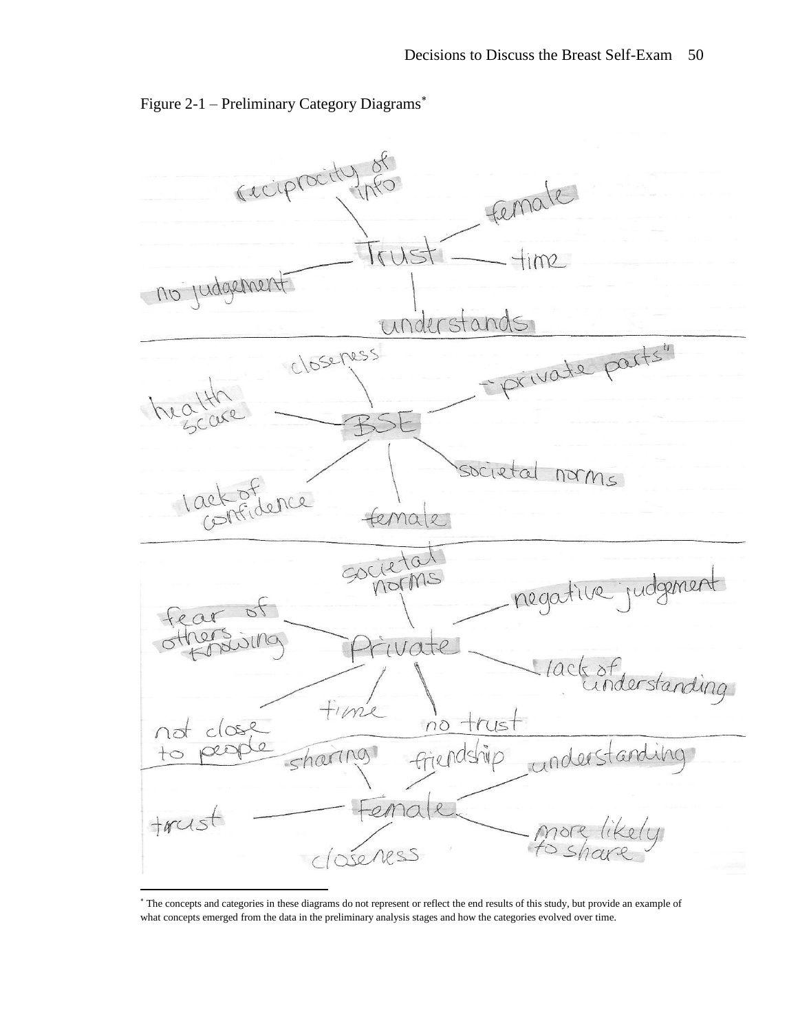Figure 2-1 – Preliminary Category Diagrams[*]

**Trust**
- reciprocity of info
- female
- time
- understands
- no judgement

**BSE**
- closeness
- "private parts"
- societal norms
- female
- lack of confidence
- health scare

**Private**
- societal norms
- negative judgement
- lack of understanding
- no trust
- time
- not close to people
- fear of others knowing

**Female**
- sharing
- friendship
- understanding
- more likely to share
- closeness
- trust

[*] The concepts and categories in these diagrams do not represent or reflect the end results of this study, but provide an example of what concepts emerged from the data in the preliminary analysis stages and how the categories evolved over time.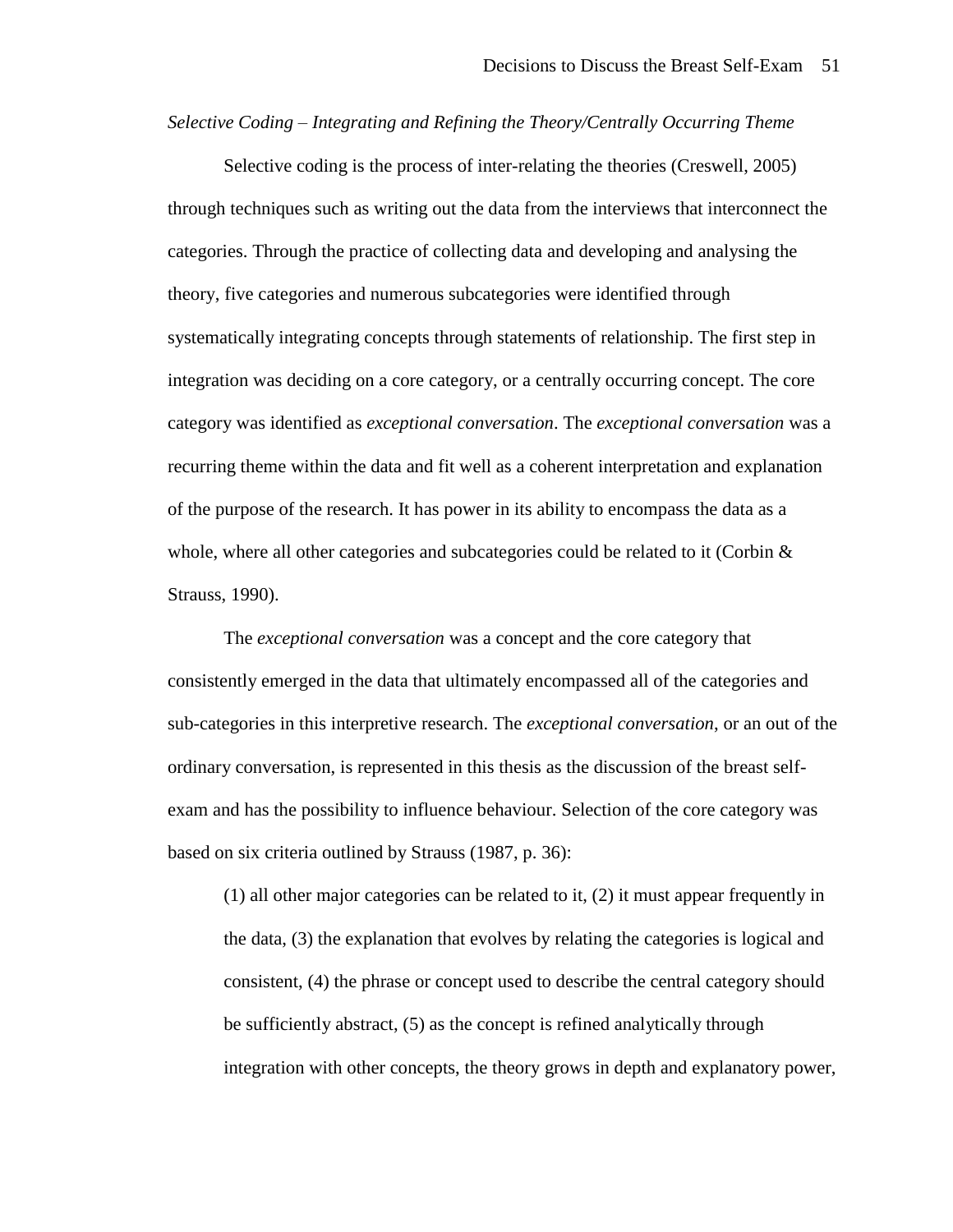*Selective Coding – Integrating and Refining the Theory/Centrally Occurring Theme*

Selective coding is the process of inter-relating the theories (Creswell, 2005) through techniques such as writing out the data from the interviews that interconnect the categories. Through the practice of collecting data and developing and analysing the theory, five categories and numerous subcategories were identified through systematically integrating concepts through statements of relationship. The first step in integration was deciding on a core category, or a centrally occurring concept. The core category was identified as *exceptional conversation*. The *exceptional conversation* was a recurring theme within the data and fit well as a coherent interpretation and explanation of the purpose of the research. It has power in its ability to encompass the data as a whole, where all other categories and subcategories could be related to it (Corbin & Strauss, 1990).

The *exceptional conversation* was a concept and the core category that consistently emerged in the data that ultimately encompassed all of the categories and sub-categories in this interpretive research. The *exceptional conversation*, or an out of the ordinary conversation, is represented in this thesis as the discussion of the breast self-exam and has the possibility to influence behaviour. Selection of the core category was based on six criteria outlined by Strauss (1987, p. 36):

> (1) all other major categories can be related to it, (2) it must appear frequently in the data, (3) the explanation that evolves by relating the categories is logical and consistent, (4) the phrase or concept used to describe the central category should be sufficiently abstract, (5) as the concept is refined analytically through integration with other concepts, the theory grows in depth and explanatory power,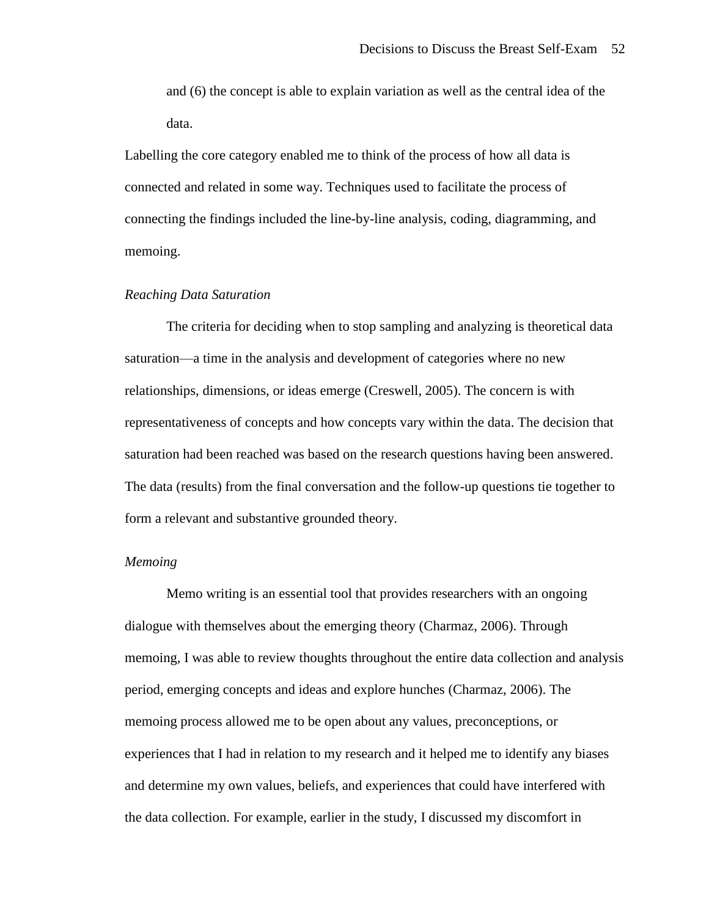and (6) the concept is able to explain variation as well as the central idea of the data.

Labelling the core category enabled me to think of the process of how all data is connected and related in some way. Techniques used to facilitate the process of connecting the findings included the line-by-line analysis, coding, diagramming, and memoing.

### *Reaching Data Saturation*

The criteria for deciding when to stop sampling and analyzing is theoretical data saturation—a time in the analysis and development of categories where no new relationships, dimensions, or ideas emerge (Creswell, 2005). The concern is with representativeness of concepts and how concepts vary within the data. The decision that saturation had been reached was based on the research questions having been answered. The data (results) from the final conversation and the follow-up questions tie together to form a relevant and substantive grounded theory.

### *Memoing*

Memo writing is an essential tool that provides researchers with an ongoing dialogue with themselves about the emerging theory (Charmaz, 2006). Through memoing, I was able to review thoughts throughout the entire data collection and analysis period, emerging concepts and ideas and explore hunches (Charmaz, 2006). The memoing process allowed me to be open about any values, preconceptions, or experiences that I had in relation to my research and it helped me to identify any biases and determine my own values, beliefs, and experiences that could have interfered with the data collection. For example, earlier in the study, I discussed my discomfort in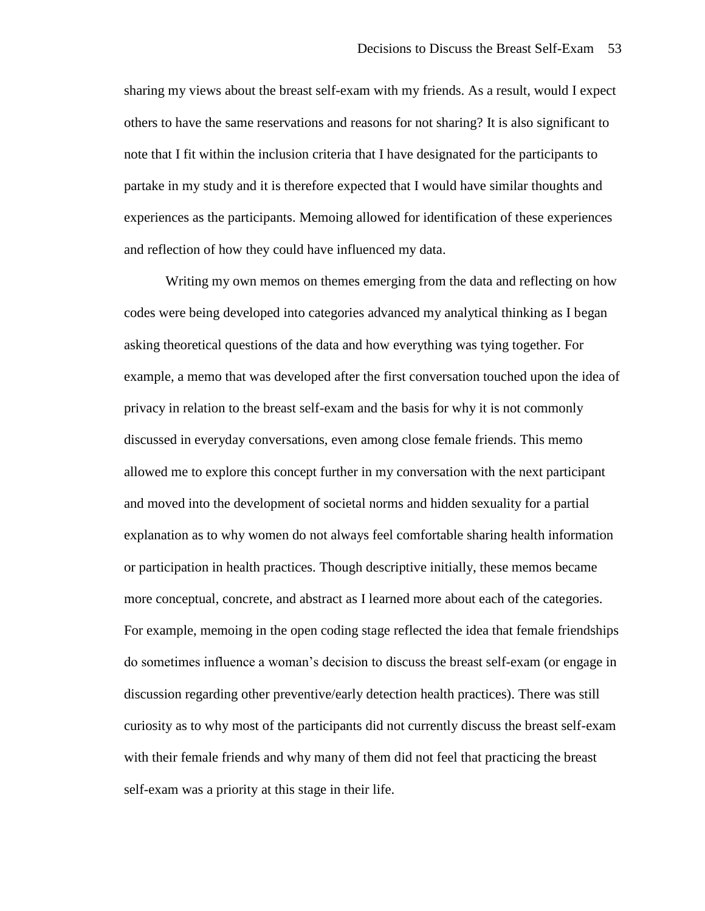sharing my views about the breast self-exam with my friends. As a result, would I expect others to have the same reservations and reasons for not sharing? It is also significant to note that I fit within the inclusion criteria that I have designated for the participants to partake in my study and it is therefore expected that I would have similar thoughts and experiences as the participants. Memoing allowed for identification of these experiences and reflection of how they could have influenced my data.

Writing my own memos on themes emerging from the data and reflecting on how codes were being developed into categories advanced my analytical thinking as I began asking theoretical questions of the data and how everything was tying together. For example, a memo that was developed after the first conversation touched upon the idea of privacy in relation to the breast self-exam and the basis for why it is not commonly discussed in everyday conversations, even among close female friends. This memo allowed me to explore this concept further in my conversation with the next participant and moved into the development of societal norms and hidden sexuality for a partial explanation as to why women do not always feel comfortable sharing health information or participation in health practices. Though descriptive initially, these memos became more conceptual, concrete, and abstract as I learned more about each of the categories. For example, memoing in the open coding stage reflected the idea that female friendships do sometimes influence a woman's decision to discuss the breast self-exam (or engage in discussion regarding other preventive/early detection health practices). There was still curiosity as to why most of the participants did not currently discuss the breast self-exam with their female friends and why many of them did not feel that practicing the breast self-exam was a priority at this stage in their life.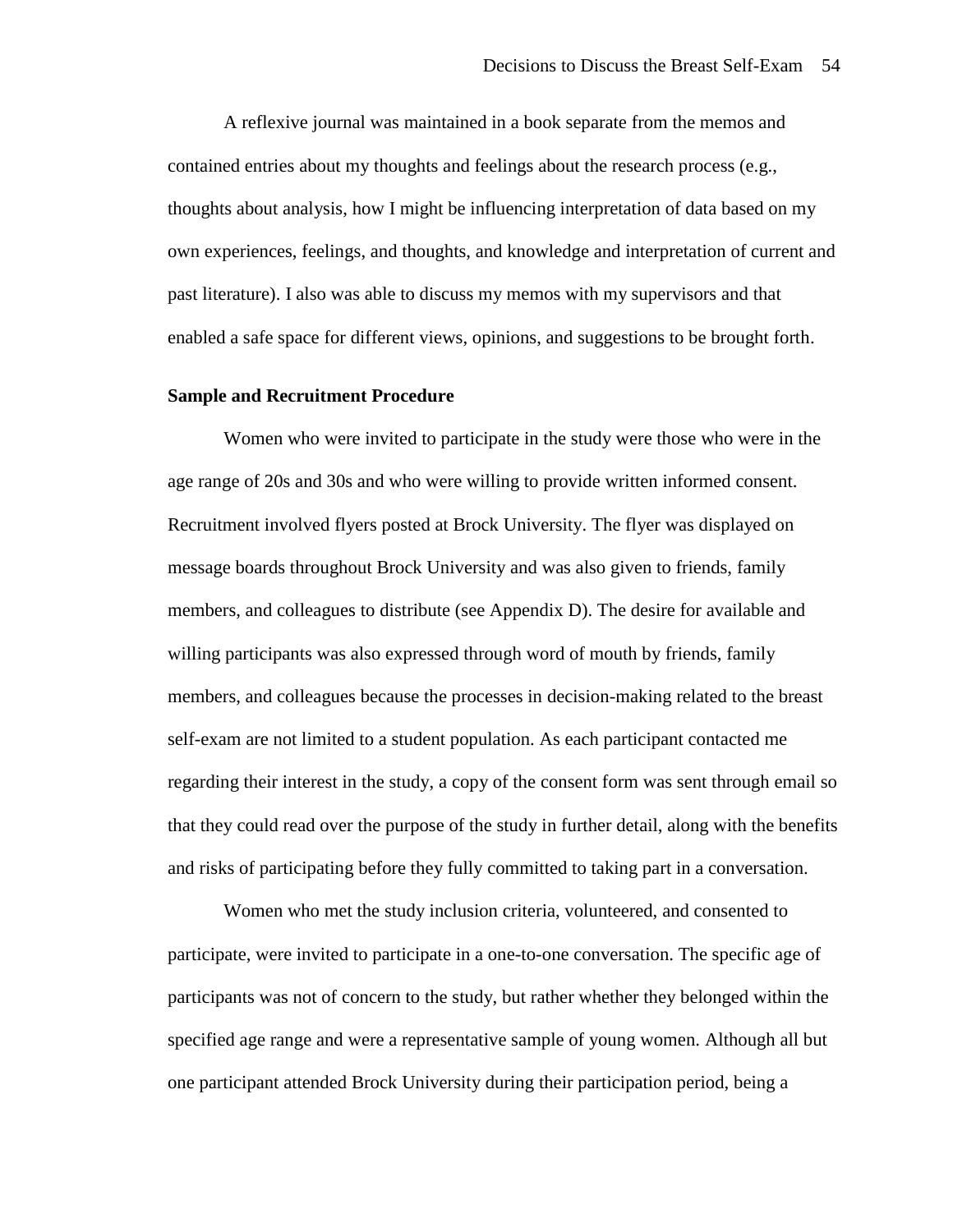A reflexive journal was maintained in a book separate from the memos and contained entries about my thoughts and feelings about the research process (e.g., thoughts about analysis, how I might be influencing interpretation of data based on my own experiences, feelings, and thoughts, and knowledge and interpretation of current and past literature). I also was able to discuss my memos with my supervisors and that enabled a safe space for different views, opinions, and suggestions to be brought forth.

**Sample and Recruitment Procedure**

Women who were invited to participate in the study were those who were in the age range of 20s and 30s and who were willing to provide written informed consent. Recruitment involved flyers posted at Brock University. The flyer was displayed on message boards throughout Brock University and was also given to friends, family members, and colleagues to distribute (see Appendix D). The desire for available and willing participants was also expressed through word of mouth by friends, family members, and colleagues because the processes in decision-making related to the breast self-exam are not limited to a student population. As each participant contacted me regarding their interest in the study, a copy of the consent form was sent through email so that they could read over the purpose of the study in further detail, along with the benefits and risks of participating before they fully committed to taking part in a conversation.

Women who met the study inclusion criteria, volunteered, and consented to participate, were invited to participate in a one-to-one conversation. The specific age of participants was not of concern to the study, but rather whether they belonged within the specified age range and were a representative sample of young women. Although all but one participant attended Brock University during their participation period, being a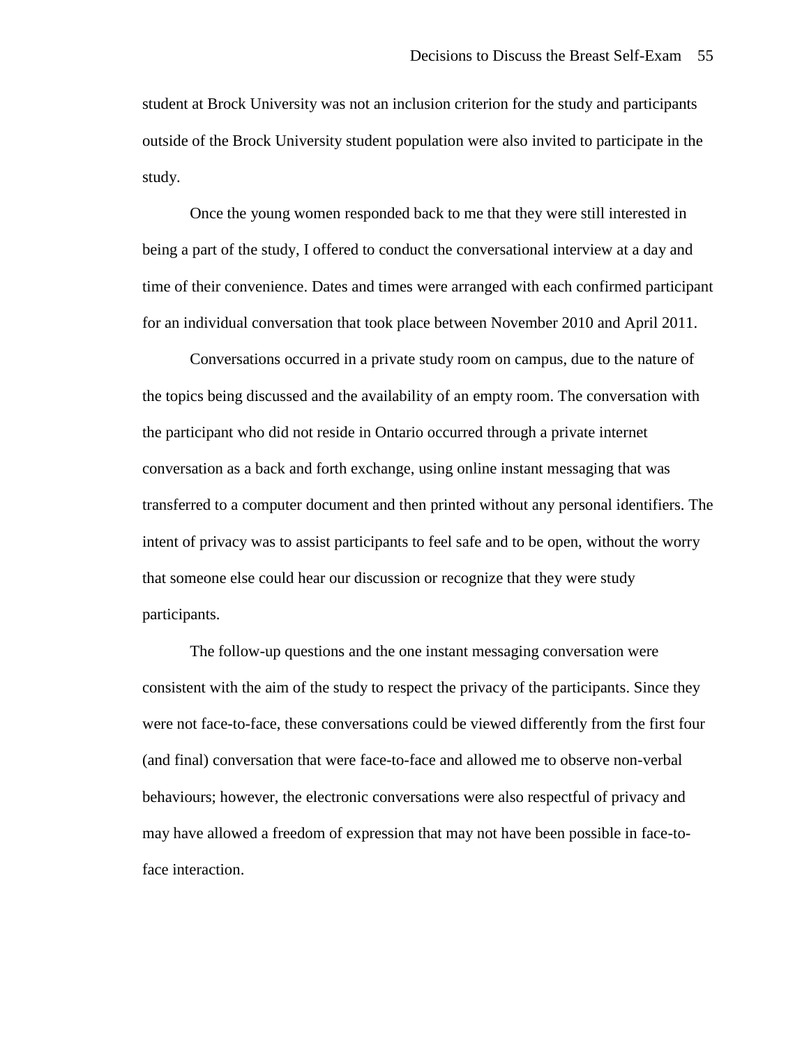student at Brock University was not an inclusion criterion for the study and participants outside of the Brock University student population were also invited to participate in the study.

Once the young women responded back to me that they were still interested in being a part of the study, I offered to conduct the conversational interview at a day and time of their convenience. Dates and times were arranged with each confirmed participant for an individual conversation that took place between November 2010 and April 2011.

Conversations occurred in a private study room on campus, due to the nature of the topics being discussed and the availability of an empty room. The conversation with the participant who did not reside in Ontario occurred through a private internet conversation as a back and forth exchange, using online instant messaging that was transferred to a computer document and then printed without any personal identifiers. The intent of privacy was to assist participants to feel safe and to be open, without the worry that someone else could hear our discussion or recognize that they were study participants.

The follow-up questions and the one instant messaging conversation were consistent with the aim of the study to respect the privacy of the participants. Since they were not face-to-face, these conversations could be viewed differently from the first four (and final) conversation that were face-to-face and allowed me to observe non-verbal behaviours; however, the electronic conversations were also respectful of privacy and may have allowed a freedom of expression that may not have been possible in face-to-face interaction.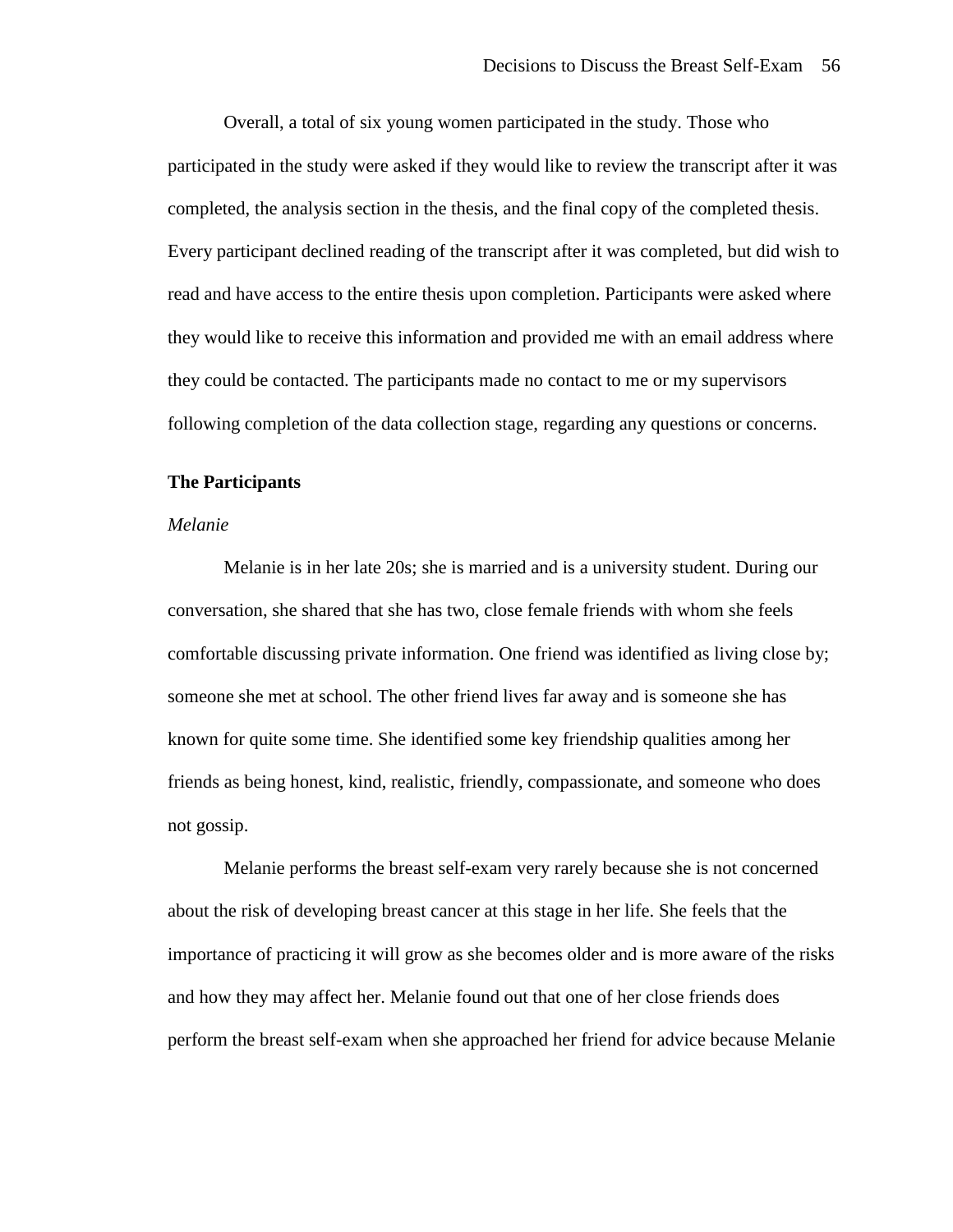Overall, a total of six young women participated in the study. Those who participated in the study were asked if they would like to review the transcript after it was completed, the analysis section in the thesis, and the final copy of the completed thesis. Every participant declined reading of the transcript after it was completed, but did wish to read and have access to the entire thesis upon completion. Participants were asked where they would like to receive this information and provided me with an email address where they could be contacted. The participants made no contact to me or my supervisors following completion of the data collection stage, regarding any questions or concerns.

## The Participants

### *Melanie*

Melanie is in her late 20s; she is married and is a university student. During our conversation, she shared that she has two, close female friends with whom she feels comfortable discussing private information. One friend was identified as living close by; someone she met at school. The other friend lives far away and is someone she has known for quite some time. She identified some key friendship qualities among her friends as being honest, kind, realistic, friendly, compassionate, and someone who does not gossip.

Melanie performs the breast self-exam very rarely because she is not concerned about the risk of developing breast cancer at this stage in her life. She feels that the importance of practicing it will grow as she becomes older and is more aware of the risks and how they may affect her. Melanie found out that one of her close friends does perform the breast self-exam when she approached her friend for advice because Melanie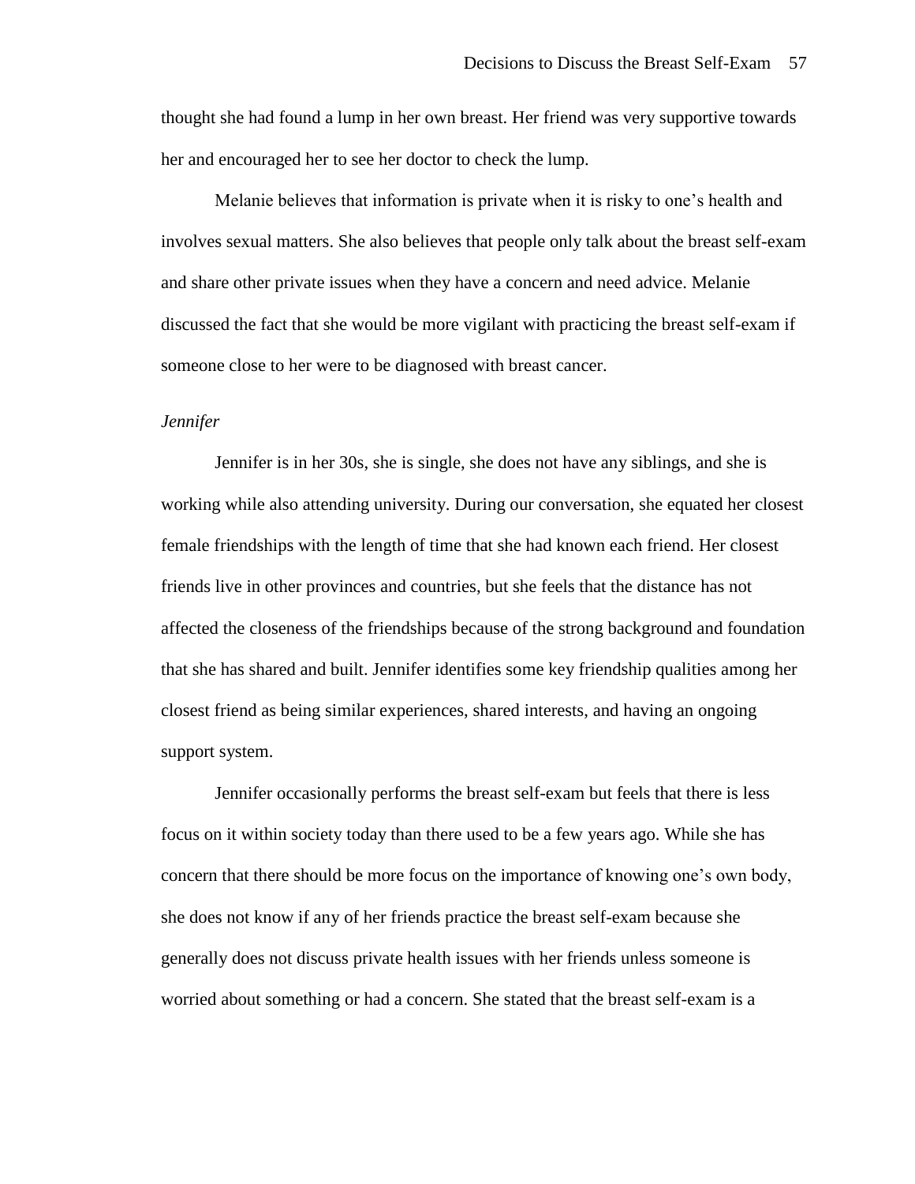thought she had found a lump in her own breast. Her friend was very supportive towards her and encouraged her to see her doctor to check the lump.

Melanie believes that information is private when it is risky to one's health and involves sexual matters. She also believes that people only talk about the breast self-exam and share other private issues when they have a concern and need advice. Melanie discussed the fact that she would be more vigilant with practicing the breast self-exam if someone close to her were to be diagnosed with breast cancer.

*Jennifer*

Jennifer is in her 30s, she is single, she does not have any siblings, and she is working while also attending university. During our conversation, she equated her closest female friendships with the length of time that she had known each friend. Her closest friends live in other provinces and countries, but she feels that the distance has not affected the closeness of the friendships because of the strong background and foundation that she has shared and built. Jennifer identifies some key friendship qualities among her closest friend as being similar experiences, shared interests, and having an ongoing support system.

Jennifer occasionally performs the breast self-exam but feels that there is less focus on it within society today than there used to be a few years ago. While she has concern that there should be more focus on the importance of knowing one's own body, she does not know if any of her friends practice the breast self-exam because she generally does not discuss private health issues with her friends unless someone is worried about something or had a concern. She stated that the breast self-exam is a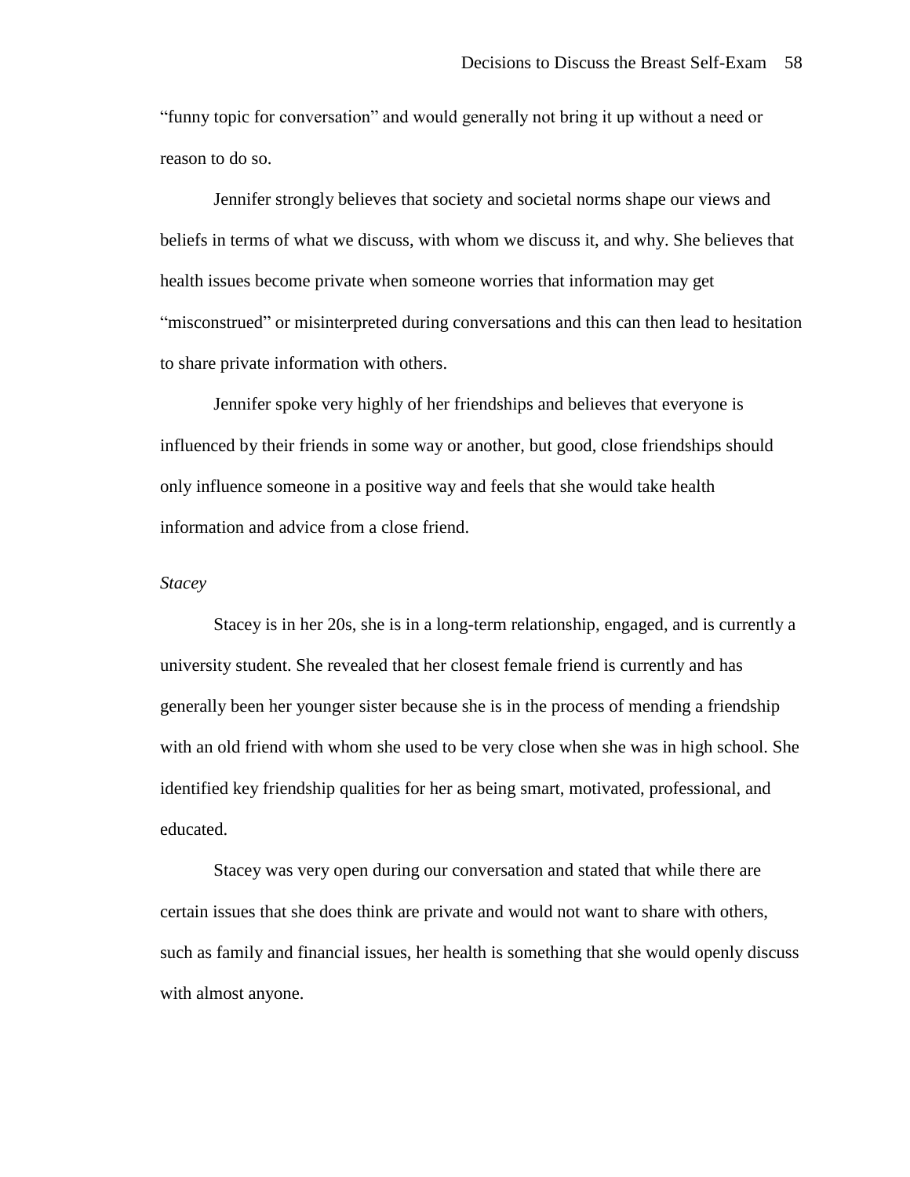"funny topic for conversation" and would generally not bring it up without a need or reason to do so.

Jennifer strongly believes that society and societal norms shape our views and beliefs in terms of what we discuss, with whom we discuss it, and why. She believes that health issues become private when someone worries that information may get "misconstrued" or misinterpreted during conversations and this can then lead to hesitation to share private information with others.

Jennifer spoke very highly of her friendships and believes that everyone is influenced by their friends in some way or another, but good, close friendships should only influence someone in a positive way and feels that she would take health information and advice from a close friend.

*Stacey*

Stacey is in her 20s, she is in a long-term relationship, engaged, and is currently a university student. She revealed that her closest female friend is currently and has generally been her younger sister because she is in the process of mending a friendship with an old friend with whom she used to be very close when she was in high school. She identified key friendship qualities for her as being smart, motivated, professional, and educated.

Stacey was very open during our conversation and stated that while there are certain issues that she does think are private and would not want to share with others, such as family and financial issues, her health is something that she would openly discuss with almost anyone.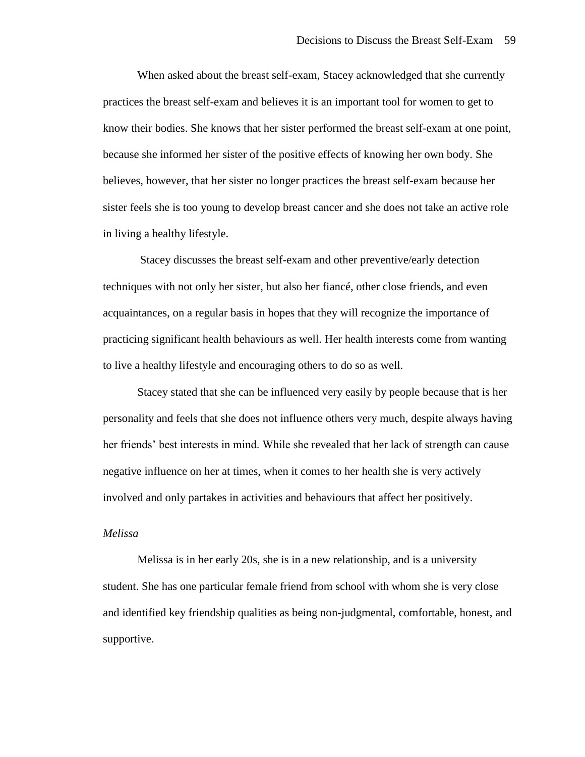When asked about the breast self-exam, Stacey acknowledged that she currently practices the breast self-exam and believes it is an important tool for women to get to know their bodies. She knows that her sister performed the breast self-exam at one point, because she informed her sister of the positive effects of knowing her own body. She believes, however, that her sister no longer practices the breast self-exam because her sister feels she is too young to develop breast cancer and she does not take an active role in living a healthy lifestyle.

Stacey discusses the breast self-exam and other preventive/early detection techniques with not only her sister, but also her fiancé, other close friends, and even acquaintances, on a regular basis in hopes that they will recognize the importance of practicing significant health behaviours as well. Her health interests come from wanting to live a healthy lifestyle and encouraging others to do so as well.

Stacey stated that she can be influenced very easily by people because that is her personality and feels that she does not influence others very much, despite always having her friends' best interests in mind. While she revealed that her lack of strength can cause negative influence on her at times, when it comes to her health she is very actively involved and only partakes in activities and behaviours that affect her positively.

*Melissa*

Melissa is in her early 20s, she is in a new relationship, and is a university student. She has one particular female friend from school with whom she is very close and identified key friendship qualities as being non-judgmental, comfortable, honest, and supportive.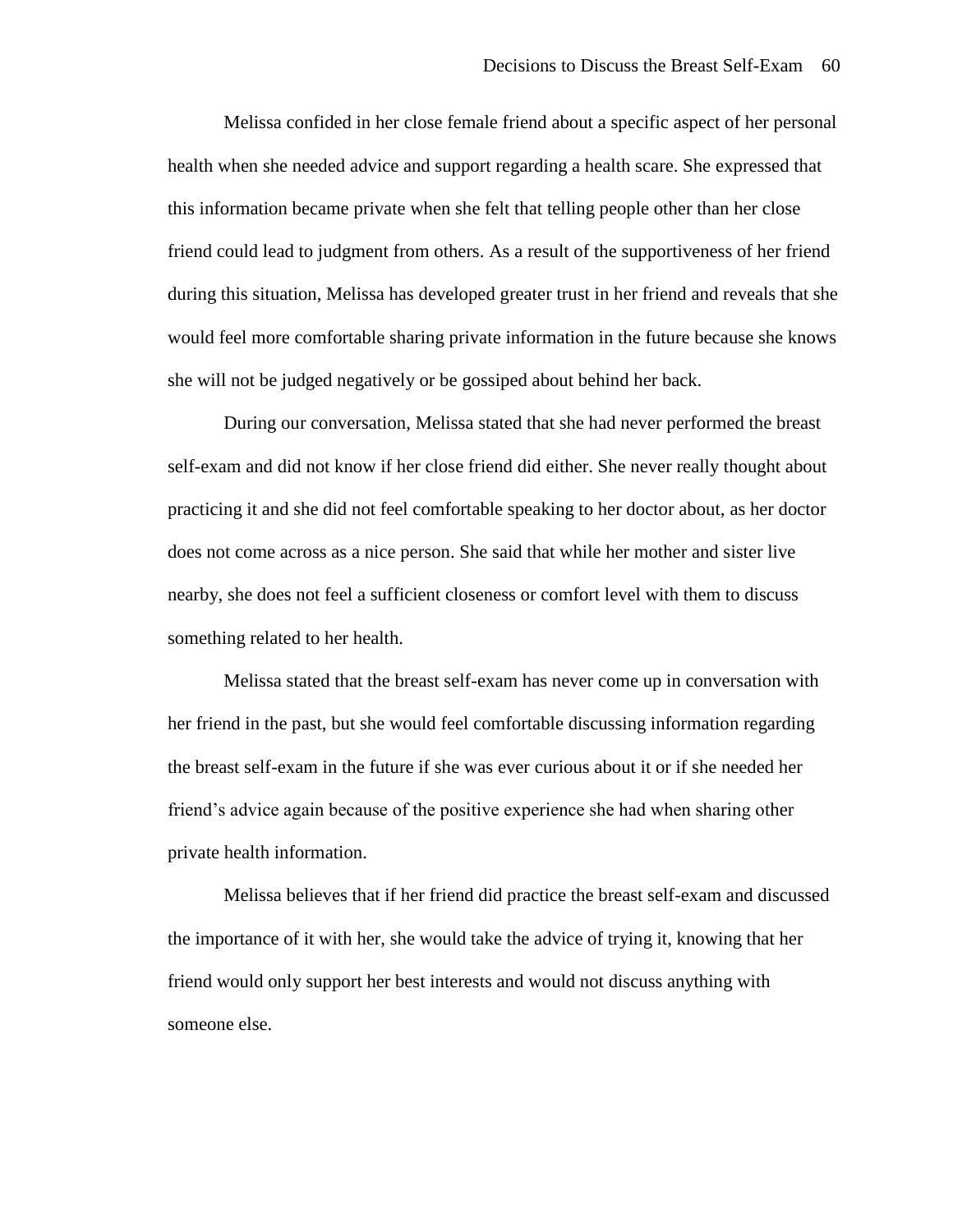Melissa confided in her close female friend about a specific aspect of her personal health when she needed advice and support regarding a health scare. She expressed that this information became private when she felt that telling people other than her close friend could lead to judgment from others. As a result of the supportiveness of her friend during this situation, Melissa has developed greater trust in her friend and reveals that she would feel more comfortable sharing private information in the future because she knows she will not be judged negatively or be gossiped about behind her back.

During our conversation, Melissa stated that she had never performed the breast self-exam and did not know if her close friend did either. She never really thought about practicing it and she did not feel comfortable speaking to her doctor about, as her doctor does not come across as a nice person. She said that while her mother and sister live nearby, she does not feel a sufficient closeness or comfort level with them to discuss something related to her health.

Melissa stated that the breast self-exam has never come up in conversation with her friend in the past, but she would feel comfortable discussing information regarding the breast self-exam in the future if she was ever curious about it or if she needed her friend's advice again because of the positive experience she had when sharing other private health information.

Melissa believes that if her friend did practice the breast self-exam and discussed the importance of it with her, she would take the advice of trying it, knowing that her friend would only support her best interests and would not discuss anything with someone else.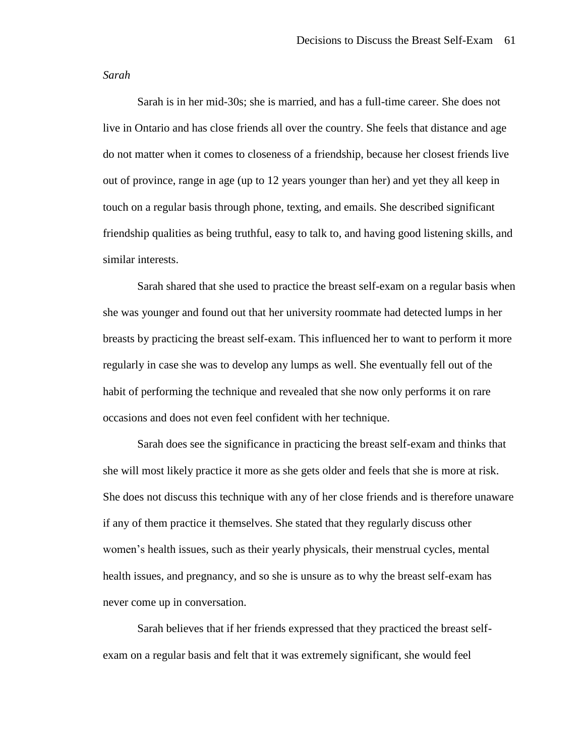*Sarah*

Sarah is in her mid-30s; she is married, and has a full-time career. She does not live in Ontario and has close friends all over the country. She feels that distance and age do not matter when it comes to closeness of a friendship, because her closest friends live out of province, range in age (up to 12 years younger than her) and yet they all keep in touch on a regular basis through phone, texting, and emails. She described significant friendship qualities as being truthful, easy to talk to, and having good listening skills, and similar interests.

Sarah shared that she used to practice the breast self-exam on a regular basis when she was younger and found out that her university roommate had detected lumps in her breasts by practicing the breast self-exam. This influenced her to want to perform it more regularly in case she was to develop any lumps as well. She eventually fell out of the habit of performing the technique and revealed that she now only performs it on rare occasions and does not even feel confident with her technique.

Sarah does see the significance in practicing the breast self-exam and thinks that she will most likely practice it more as she gets older and feels that she is more at risk. She does not discuss this technique with any of her close friends and is therefore unaware if any of them practice it themselves. She stated that they regularly discuss other women's health issues, such as their yearly physicals, their menstrual cycles, mental health issues, and pregnancy, and so she is unsure as to why the breast self-exam has never come up in conversation.

Sarah believes that if her friends expressed that they practiced the breast self-exam on a regular basis and felt that it was extremely significant, she would feel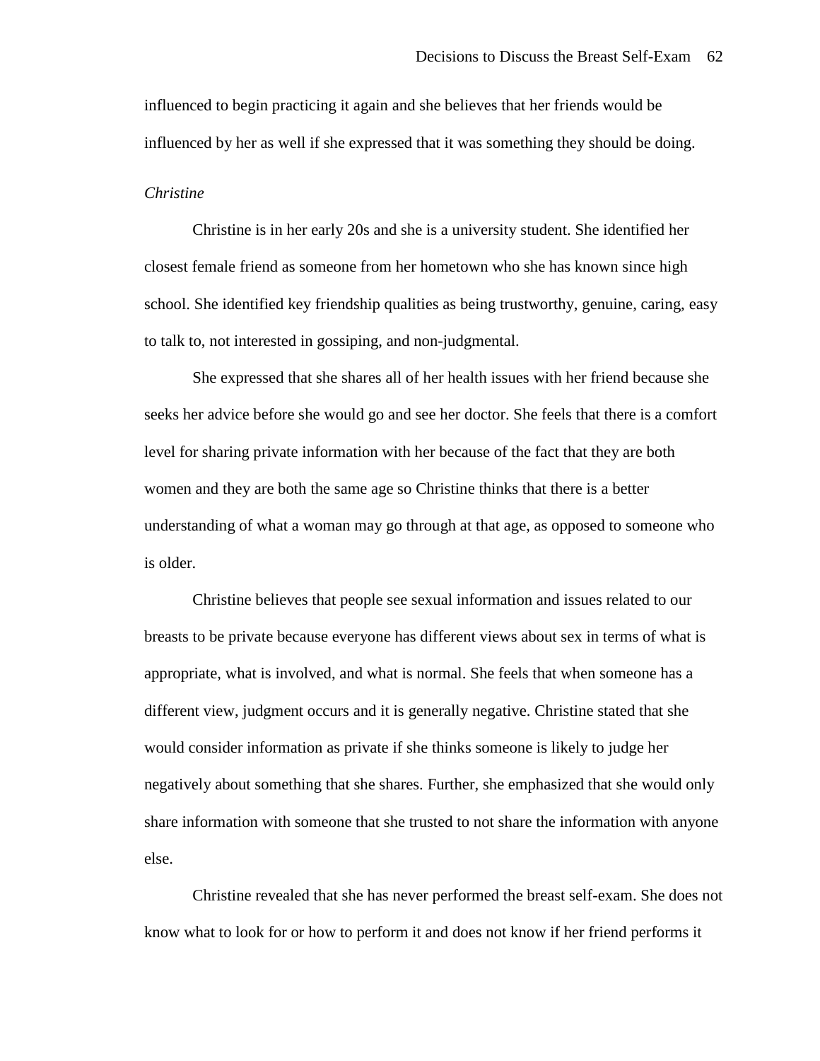influenced to begin practicing it again and she believes that her friends would be influenced by her as well if she expressed that it was something they should be doing.

*Christine*

Christine is in her early 20s and she is a university student. She identified her closest female friend as someone from her hometown who she has known since high school. She identified key friendship qualities as being trustworthy, genuine, caring, easy to talk to, not interested in gossiping, and non-judgmental.

She expressed that she shares all of her health issues with her friend because she seeks her advice before she would go and see her doctor. She feels that there is a comfort level for sharing private information with her because of the fact that they are both women and they are both the same age so Christine thinks that there is a better understanding of what a woman may go through at that age, as opposed to someone who is older.

Christine believes that people see sexual information and issues related to our breasts to be private because everyone has different views about sex in terms of what is appropriate, what is involved, and what is normal. She feels that when someone has a different view, judgment occurs and it is generally negative. Christine stated that she would consider information as private if she thinks someone is likely to judge her negatively about something that she shares. Further, she emphasized that she would only share information with someone that she trusted to not share the information with anyone else.

Christine revealed that she has never performed the breast self-exam. She does not know what to look for or how to perform it and does not know if her friend performs it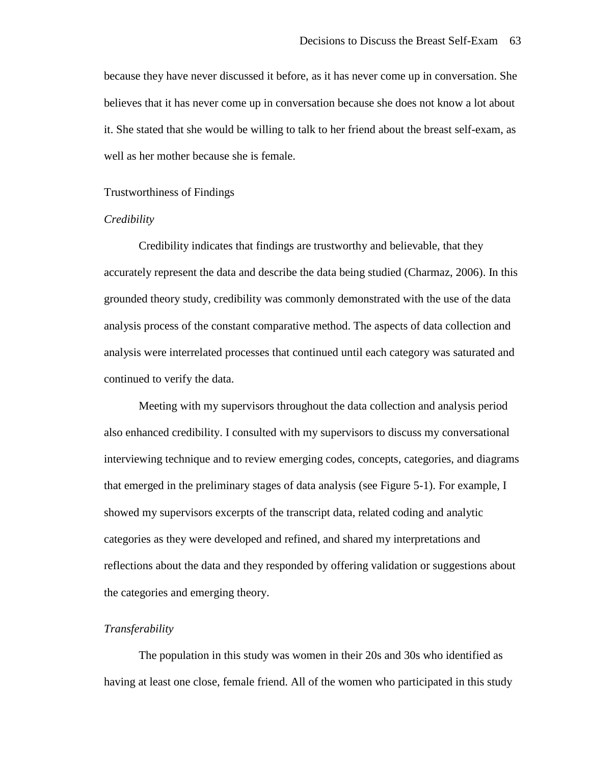because they have never discussed it before, as it has never come up in conversation. She believes that it has never come up in conversation because she does not know a lot about it. She stated that she would be willing to talk to her friend about the breast self-exam, as well as her mother because she is female.

## Trustworthiness of Findings

### *Credibility*

Credibility indicates that findings are trustworthy and believable, that they accurately represent the data and describe the data being studied (Charmaz, 2006). In this grounded theory study, credibility was commonly demonstrated with the use of the data analysis process of the constant comparative method. The aspects of data collection and analysis were interrelated processes that continued until each category was saturated and continued to verify the data.

Meeting with my supervisors throughout the data collection and analysis period also enhanced credibility. I consulted with my supervisors to discuss my conversational interviewing technique and to review emerging codes, concepts, categories, and diagrams that emerged in the preliminary stages of data analysis (see Figure 5-1). For example, I showed my supervisors excerpts of the transcript data, related coding and analytic categories as they were developed and refined, and shared my interpretations and reflections about the data and they responded by offering validation or suggestions about the categories and emerging theory.

### *Transferability*

The population in this study was women in their 20s and 30s who identified as having at least one close, female friend. All of the women who participated in this study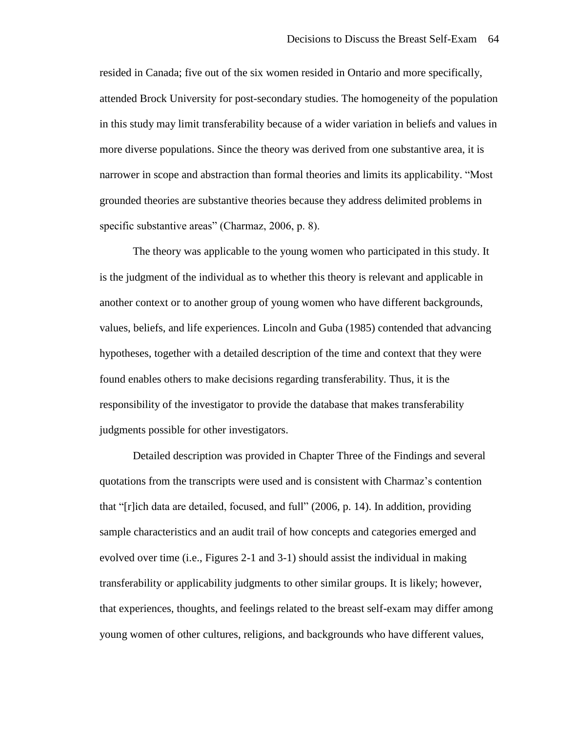resided in Canada; five out of the six women resided in Ontario and more specifically, attended Brock University for post-secondary studies. The homogeneity of the population in this study may limit transferability because of a wider variation in beliefs and values in more diverse populations. Since the theory was derived from one substantive area, it is narrower in scope and abstraction than formal theories and limits its applicability. "Most grounded theories are substantive theories because they address delimited problems in specific substantive areas" (Charmaz, 2006, p. 8).

The theory was applicable to the young women who participated in this study. It is the judgment of the individual as to whether this theory is relevant and applicable in another context or to another group of young women who have different backgrounds, values, beliefs, and life experiences. Lincoln and Guba (1985) contended that advancing hypotheses, together with a detailed description of the time and context that they were found enables others to make decisions regarding transferability. Thus, it is the responsibility of the investigator to provide the database that makes transferability judgments possible for other investigators.

Detailed description was provided in Chapter Three of the Findings and several quotations from the transcripts were used and is consistent with Charmaz's contention that "[r]ich data are detailed, focused, and full" (2006, p. 14). In addition, providing sample characteristics and an audit trail of how concepts and categories emerged and evolved over time (i.e., Figures 2-1 and 3-1) should assist the individual in making transferability or applicability judgments to other similar groups. It is likely; however, that experiences, thoughts, and feelings related to the breast self-exam may differ among young women of other cultures, religions, and backgrounds who have different values,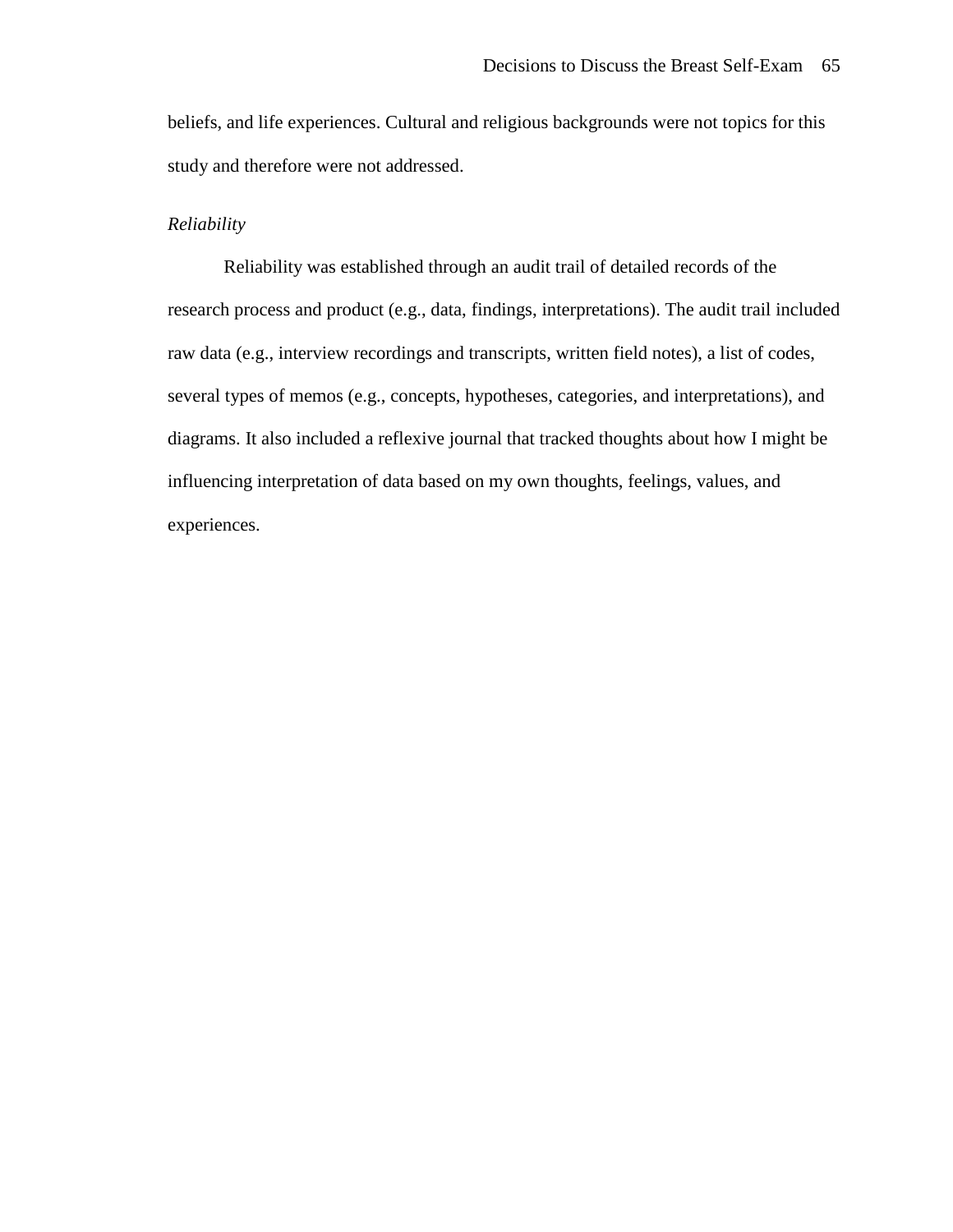beliefs, and life experiences. Cultural and religious backgrounds were not topics for this study and therefore were not addressed.

### *Reliability*

Reliability was established through an audit trail of detailed records of the research process and product (e.g., data, findings, interpretations). The audit trail included raw data (e.g., interview recordings and transcripts, written field notes), a list of codes, several types of memos (e.g., concepts, hypotheses, categories, and interpretations), and diagrams. It also included a reflexive journal that tracked thoughts about how I might be influencing interpretation of data based on my own thoughts, feelings, values, and experiences.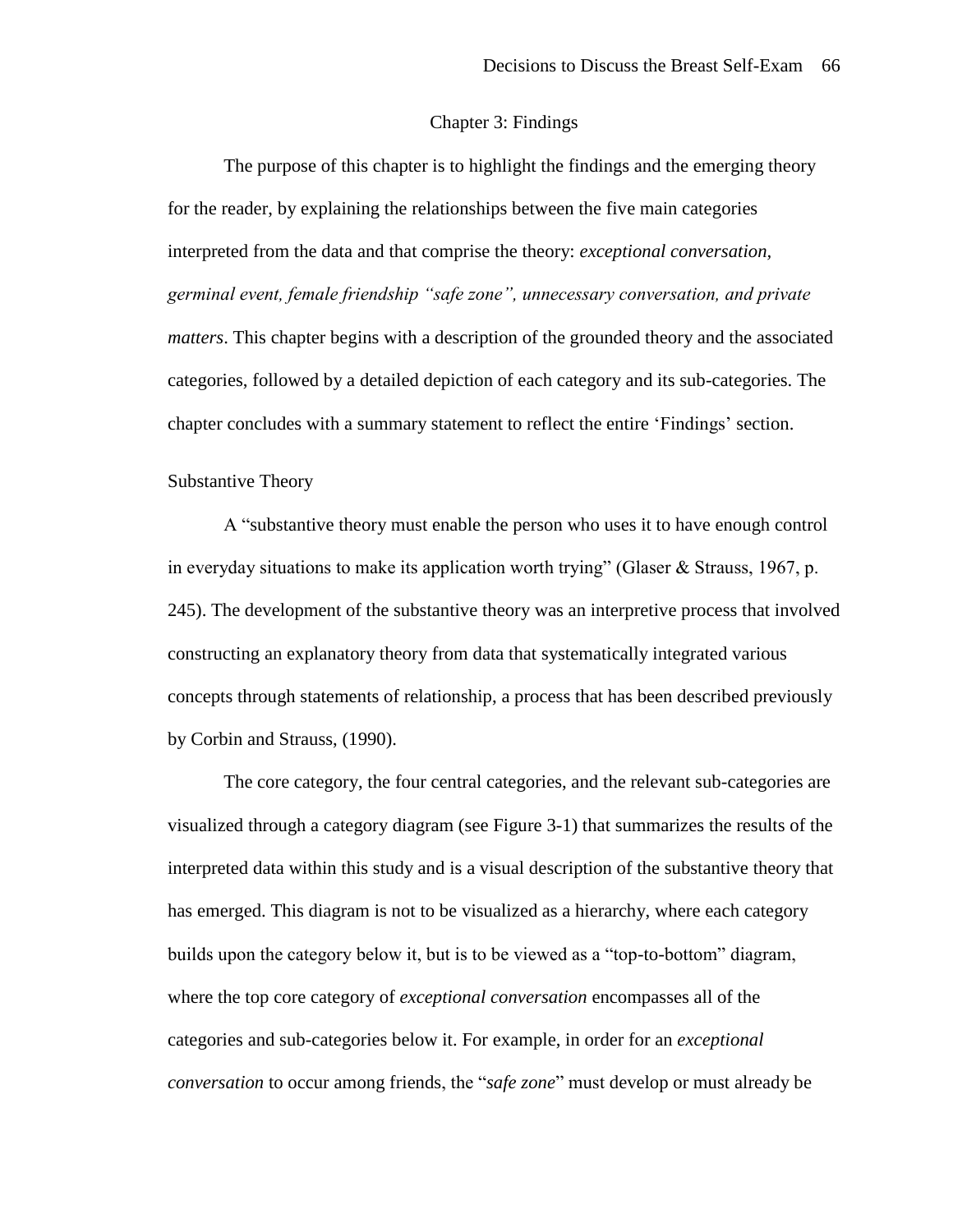# Chapter 3: Findings

The purpose of this chapter is to highlight the findings and the emerging theory for the reader, by explaining the relationships between the five main categories interpreted from the data and that comprise the theory: *exceptional conversation, germinal event, female friendship "safe zone", unnecessary conversation, and private matters*. This chapter begins with a description of the grounded theory and the associated categories, followed by a detailed depiction of each category and its sub-categories. The chapter concludes with a summary statement to reflect the entire 'Findings' section.

## Substantive Theory

A "substantive theory must enable the person who uses it to have enough control in everyday situations to make its application worth trying" (Glaser & Strauss, 1967, p. 245). The development of the substantive theory was an interpretive process that involved constructing an explanatory theory from data that systematically integrated various concepts through statements of relationship, a process that has been described previously by Corbin and Strauss, (1990).

The core category, the four central categories, and the relevant sub-categories are visualized through a category diagram (see Figure 3-1) that summarizes the results of the interpreted data within this study and is a visual description of the substantive theory that has emerged. This diagram is not to be visualized as a hierarchy, where each category builds upon the category below it, but is to be viewed as a "top-to-bottom" diagram, where the top core category of *exceptional conversation* encompasses all of the categories and sub-categories below it. For example, in order for an *exceptional conversation* to occur among friends, the "*safe zone*" must develop or must already be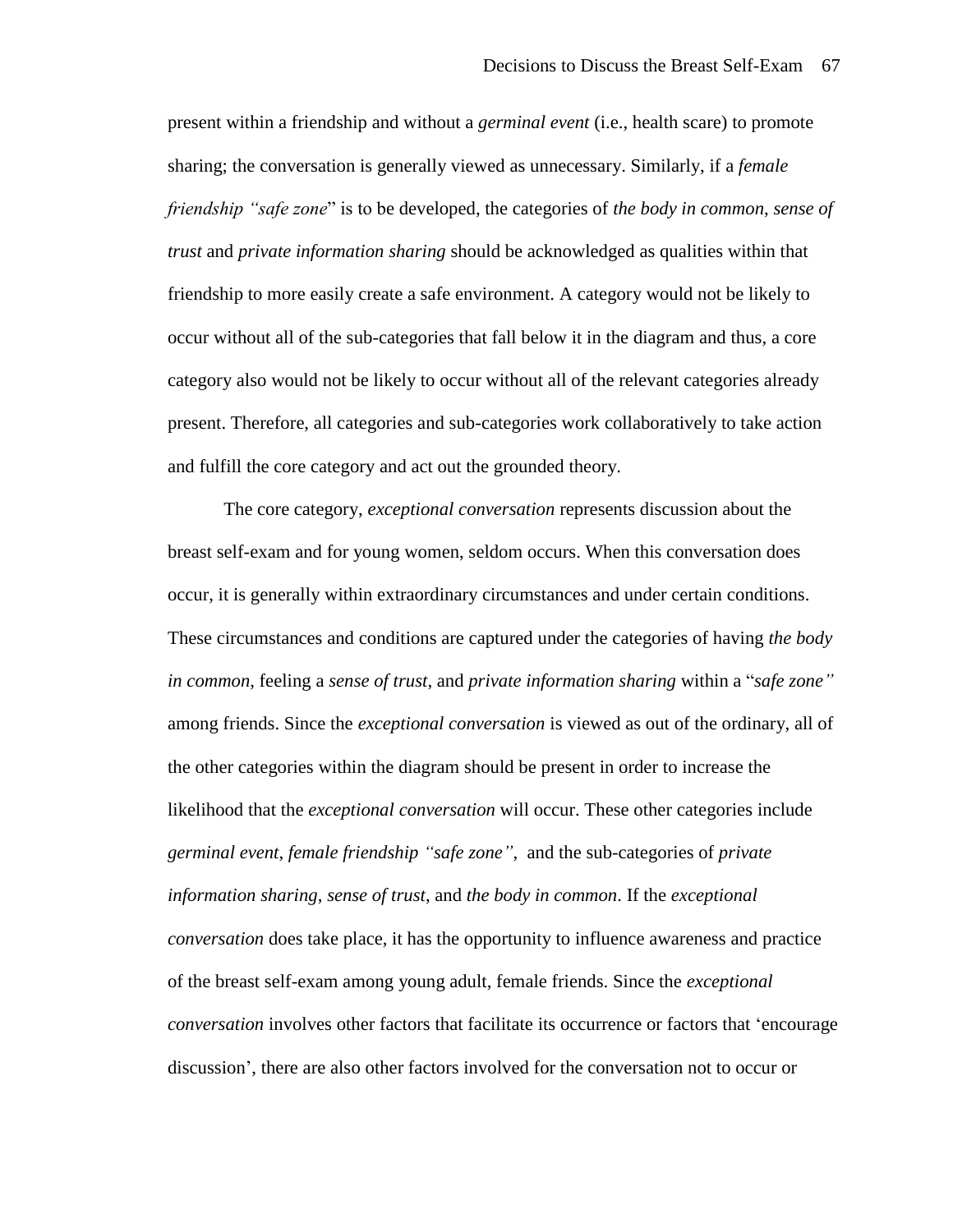present within a friendship and without a *germinal event* (i.e., health scare) to promote sharing; the conversation is generally viewed as unnecessary. Similarly, if a *female friendship "safe zone*" is to be developed, the categories of *the body in common*, *sense of trust* and *private information sharing* should be acknowledged as qualities within that friendship to more easily create a safe environment. A category would not be likely to occur without all of the sub-categories that fall below it in the diagram and thus, a core category also would not be likely to occur without all of the relevant categories already present. Therefore, all categories and sub-categories work collaboratively to take action and fulfill the core category and act out the grounded theory.

The core category, *exceptional conversation* represents discussion about the breast self-exam and for young women, seldom occurs. When this conversation does occur, it is generally within extraordinary circumstances and under certain conditions. These circumstances and conditions are captured under the categories of having *the body in common*, feeling a *sense of trust*, and *private information sharing* within a "*safe zone"* among friends. Since the *exceptional conversation* is viewed as out of the ordinary, all of the other categories within the diagram should be present in order to increase the likelihood that the *exceptional conversation* will occur. These other categories include *germinal event*, *female friendship "safe zone"*, and the sub-categories of *private information sharing*, *sense of trust*, and *the body in common*. If the *exceptional conversation* does take place, it has the opportunity to influence awareness and practice of the breast self-exam among young adult, female friends. Since the *exceptional conversation* involves other factors that facilitate its occurrence or factors that 'encourage discussion', there are also other factors involved for the conversation not to occur or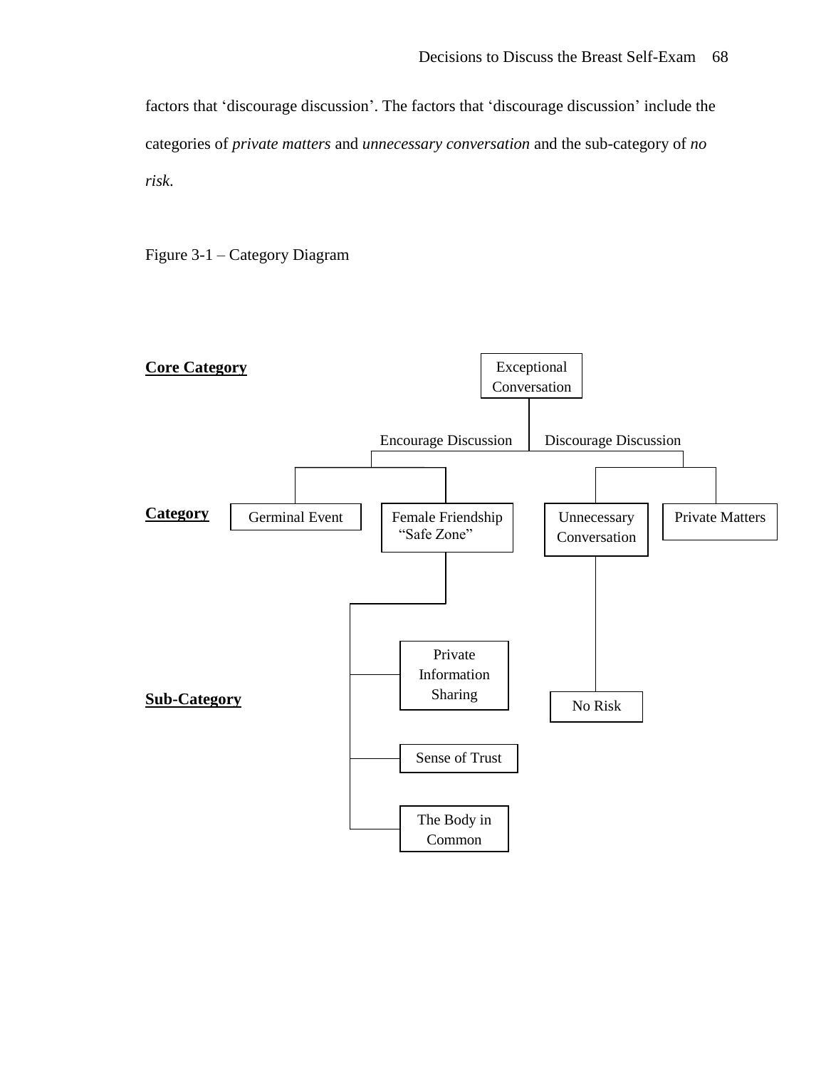factors that 'discourage discussion'. The factors that 'discourage discussion' include the categories of *private matters* and *unnecessary conversation* and the sub-category of *no risk*.

Figure 3-1 – Category Diagram

**Core Category**

Exceptional Conversation

Encourage Discussion | Discourage Discussion

**Category**

Germinal Event

Female Friendship "Safe Zone"

Unnecessary Conversation

Private Matters

**Sub-Category**

Private Information Sharing

Sense of Trust

The Body in Common

No Risk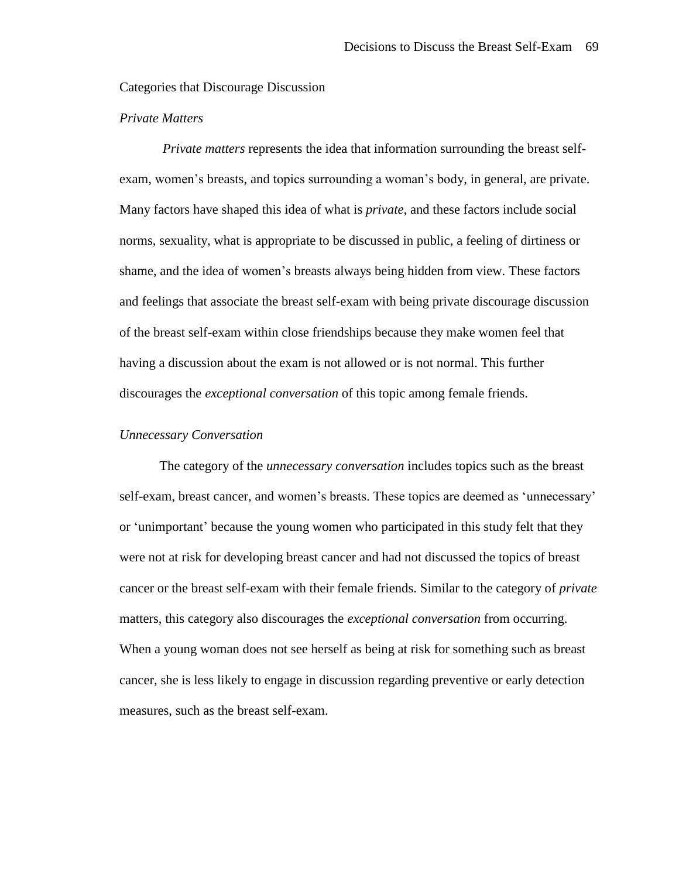## Categories that Discourage Discussion

### *Private Matters*

*Private matters* represents the idea that information surrounding the breast self-exam, women's breasts, and topics surrounding a woman's body, in general, are private. Many factors have shaped this idea of what is *private*, and these factors include social norms, sexuality, what is appropriate to be discussed in public, a feeling of dirtiness or shame, and the idea of women's breasts always being hidden from view. These factors and feelings that associate the breast self-exam with being private discourage discussion of the breast self-exam within close friendships because they make women feel that having a discussion about the exam is not allowed or is not normal. This further discourages the *exceptional conversation* of this topic among female friends.

### *Unnecessary Conversation*

The category of the *unnecessary conversation* includes topics such as the breast self-exam, breast cancer, and women's breasts. These topics are deemed as 'unnecessary' or 'unimportant' because the young women who participated in this study felt that they were not at risk for developing breast cancer and had not discussed the topics of breast cancer or the breast self-exam with their female friends. Similar to the category of *private* matters, this category also discourages the *exceptional conversation* from occurring. When a young woman does not see herself as being at risk for something such as breast cancer, she is less likely to engage in discussion regarding preventive or early detection measures, such as the breast self-exam.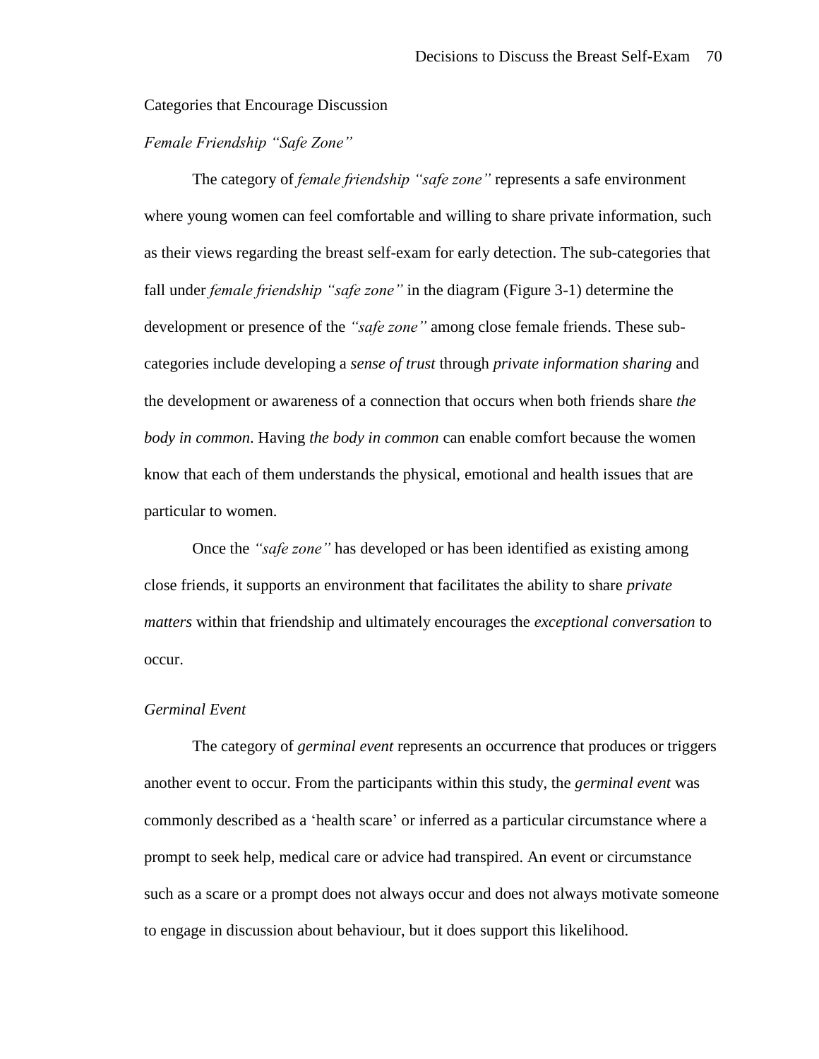### Categories that Encourage Discussion

#### *Female Friendship "Safe Zone"*

The category of *female friendship "safe zone"* represents a safe environment where young women can feel comfortable and willing to share private information, such as their views regarding the breast self-exam for early detection. The sub-categories that fall under *female friendship "safe zone"* in the diagram (Figure 3-1) determine the development or presence of the *"safe zone"* among close female friends. These sub-categories include developing a *sense of trust* through *private information sharing* and the development or awareness of a connection that occurs when both friends share *the body in common*. Having *the body in common* can enable comfort because the women know that each of them understands the physical, emotional and health issues that are particular to women.

Once the *"safe zone"* has developed or has been identified as existing among close friends, it supports an environment that facilitates the ability to share *private matters* within that friendship and ultimately encourages the *exceptional conversation* to occur.

#### *Germinal Event*

The category of *germinal event* represents an occurrence that produces or triggers another event to occur. From the participants within this study, the *germinal event* was commonly described as a 'health scare' or inferred as a particular circumstance where a prompt to seek help, medical care or advice had transpired. An event or circumstance such as a scare or a prompt does not always occur and does not always motivate someone to engage in discussion about behaviour, but it does support this likelihood.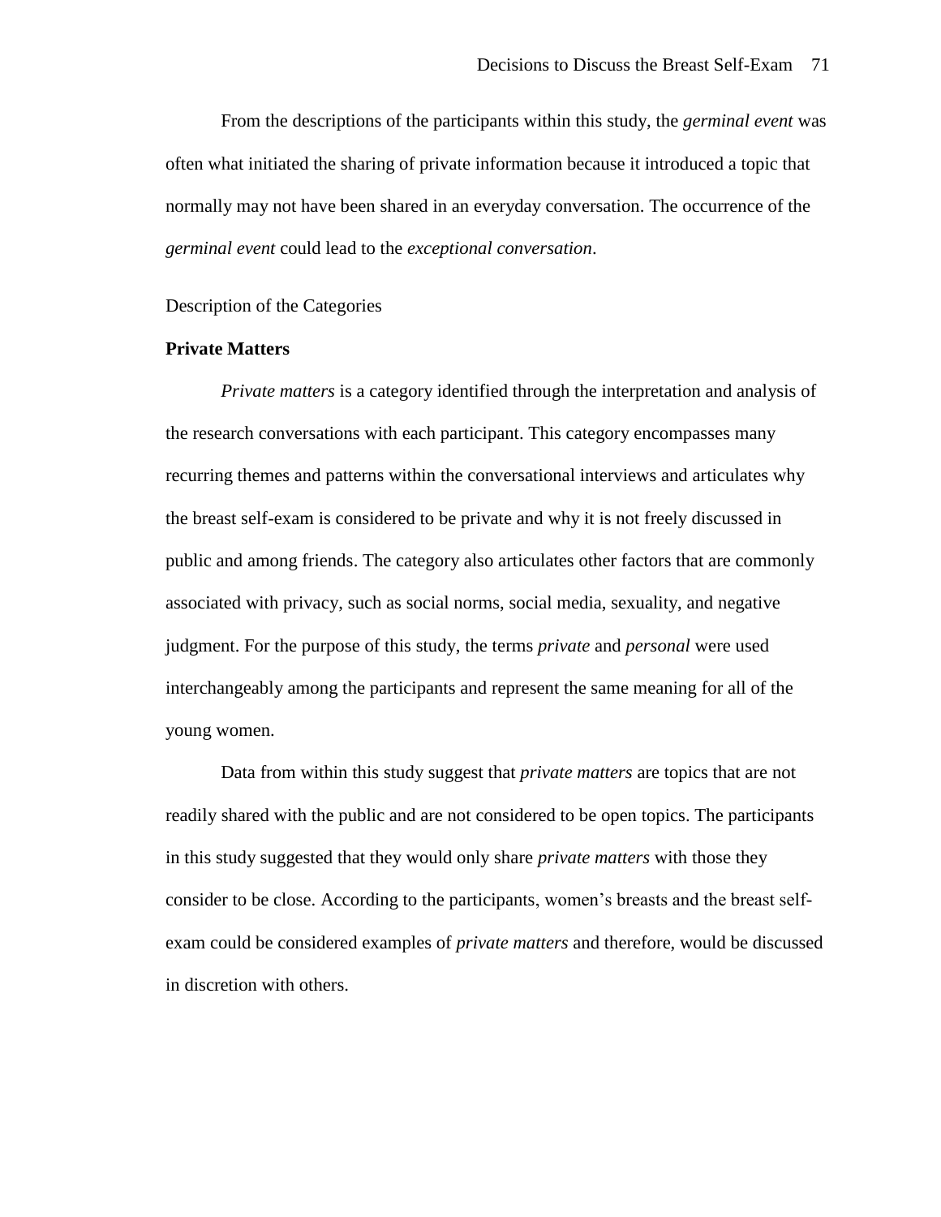From the descriptions of the participants within this study, the *germinal event* was often what initiated the sharing of private information because it introduced a topic that normally may not have been shared in an everyday conversation. The occurrence of the *germinal event* could lead to the *exceptional conversation*.

Description of the Categories

## **Private Matters**

*Private matters* is a category identified through the interpretation and analysis of the research conversations with each participant. This category encompasses many recurring themes and patterns within the conversational interviews and articulates why the breast self-exam is considered to be private and why it is not freely discussed in public and among friends. The category also articulates other factors that are commonly associated with privacy, such as social norms, social media, sexuality, and negative judgment. For the purpose of this study, the terms *private* and *personal* were used interchangeably among the participants and represent the same meaning for all of the young women.

Data from within this study suggest that *private matters* are topics that are not readily shared with the public and are not considered to be open topics. The participants in this study suggested that they would only share *private matters* with those they consider to be close. According to the participants, women's breasts and the breast self-exam could be considered examples of *private matters* and therefore, would be discussed in discretion with others.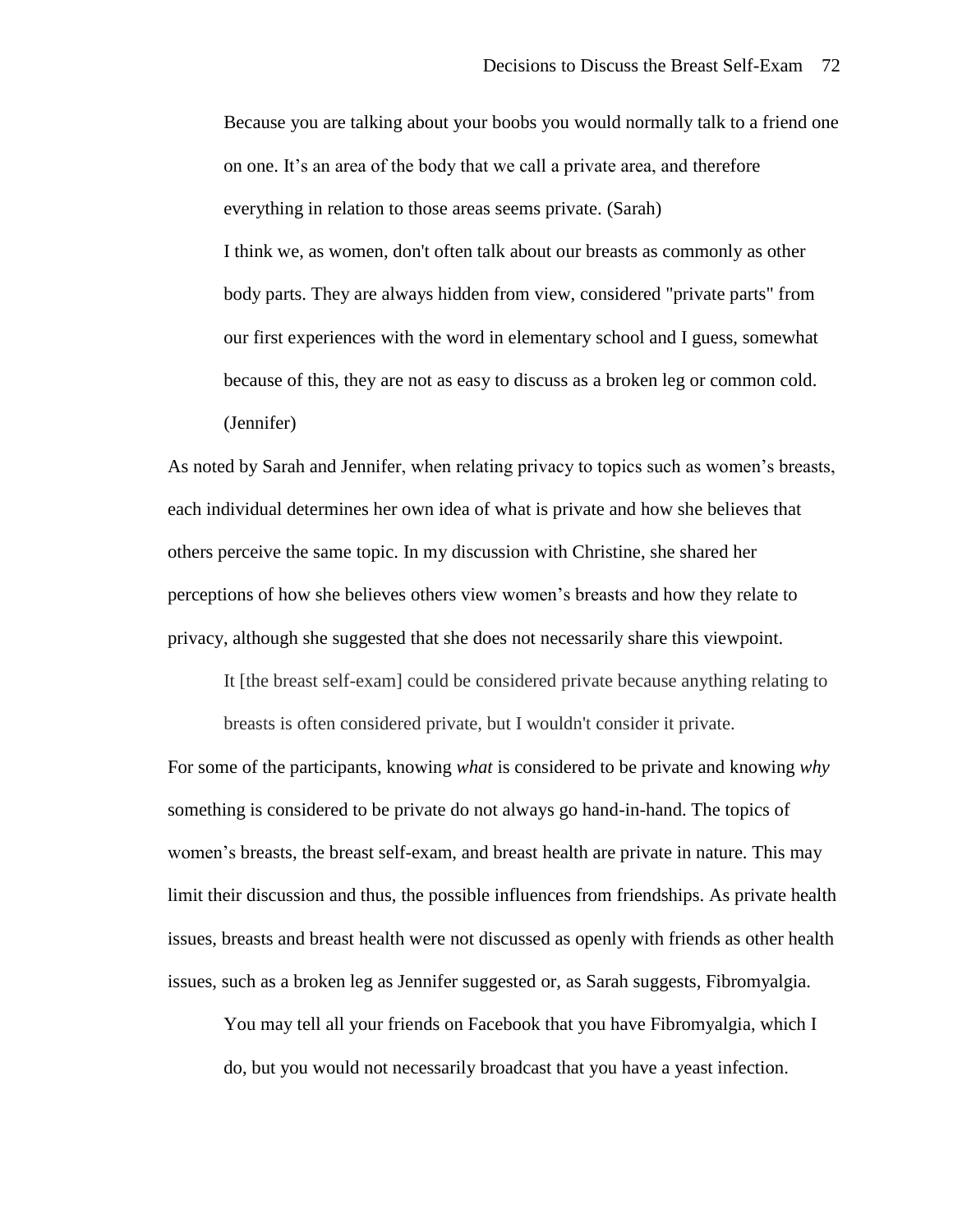> Because you are talking about your boobs you would normally talk to a friend one on one. It's an area of the body that we call a private area, and therefore everything in relation to those areas seems private. (Sarah)
>
> I think we, as women, don't often talk about our breasts as commonly as other body parts. They are always hidden from view, considered "private parts" from our first experiences with the word in elementary school and I guess, somewhat because of this, they are not as easy to discuss as a broken leg or common cold. (Jennifer)

As noted by Sarah and Jennifer, when relating privacy to topics such as women's breasts, each individual determines her own idea of what is private and how she believes that others perceive the same topic. In my discussion with Christine, she shared her perceptions of how she believes others view women's breasts and how they relate to privacy, although she suggested that she does not necessarily share this viewpoint.

> It [the breast self-exam] could be considered private because anything relating to breasts is often considered private, but I wouldn't consider it private.

For some of the participants, knowing *what* is considered to be private and knowing *why* something is considered to be private do not always go hand-in-hand. The topics of women's breasts, the breast self-exam, and breast health are private in nature. This may limit their discussion and thus, the possible influences from friendships. As private health issues, breasts and breast health were not discussed as openly with friends as other health issues, such as a broken leg as Jennifer suggested or, as Sarah suggests, Fibromyalgia.

> You may tell all your friends on Facebook that you have Fibromyalgia, which I do, but you would not necessarily broadcast that you have a yeast infection.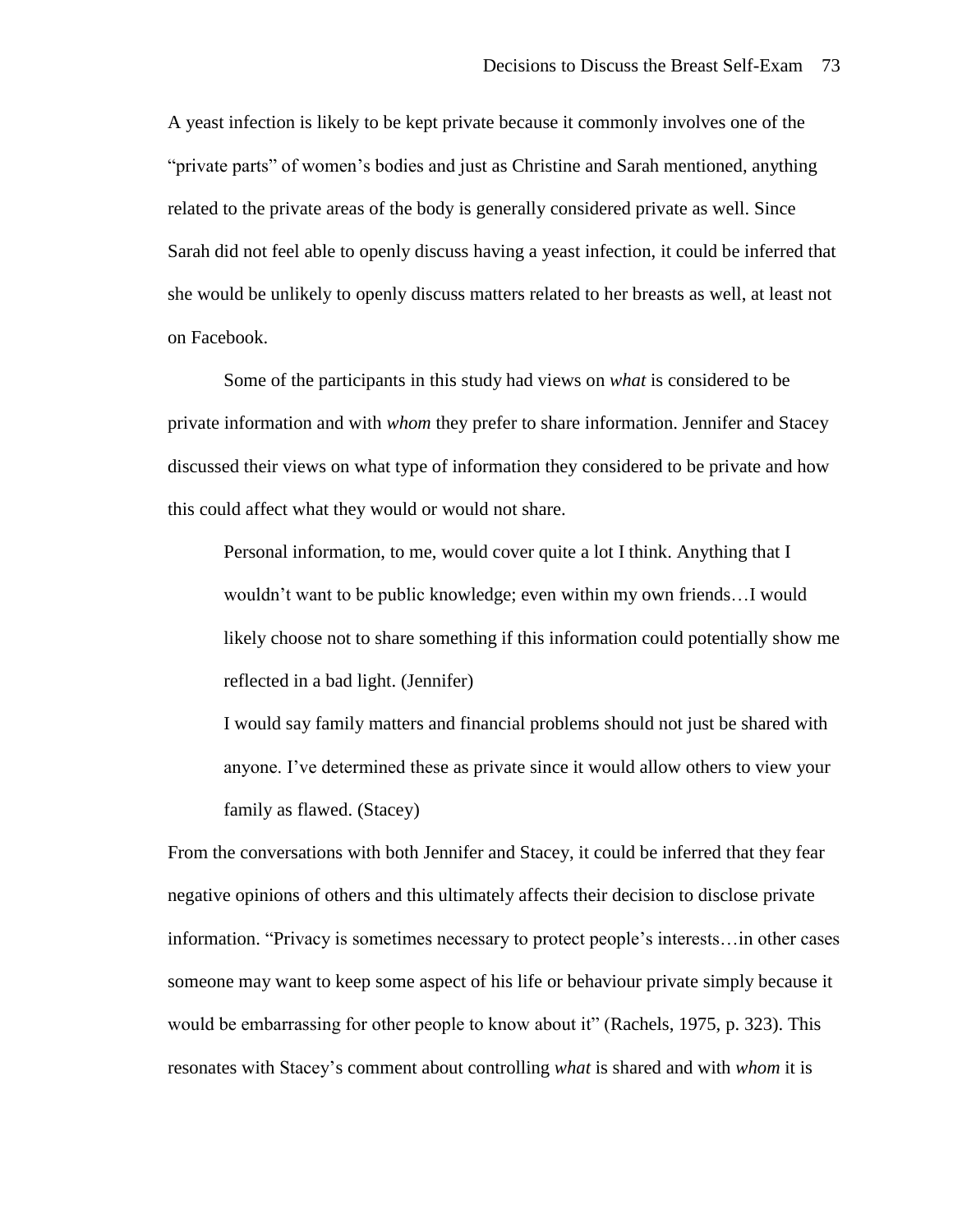A yeast infection is likely to be kept private because it commonly involves one of the “private parts” of women’s bodies and just as Christine and Sarah mentioned, anything related to the private areas of the body is generally considered private as well. Since Sarah did not feel able to openly discuss having a yeast infection, it could be inferred that she would be unlikely to openly discuss matters related to her breasts as well, at least not on Facebook.

Some of the participants in this study had views on *what* is considered to be private information and with *whom* they prefer to share information. Jennifer and Stacey discussed their views on what type of information they considered to be private and how this could affect what they would or would not share.

> Personal information, to me, would cover quite a lot I think. Anything that I wouldn’t want to be public knowledge; even within my own friends…I would likely choose not to share something if this information could potentially show me reflected in a bad light. (Jennifer)
>
> I would say family matters and financial problems should not just be shared with anyone. I’ve determined these as private since it would allow others to view your family as flawed. (Stacey)

From the conversations with both Jennifer and Stacey, it could be inferred that they fear negative opinions of others and this ultimately affects their decision to disclose private information. “Privacy is sometimes necessary to protect people’s interests…in other cases someone may want to keep some aspect of his life or behaviour private simply because it would be embarrassing for other people to know about it” (Rachels, 1975, p. 323). This resonates with Stacey’s comment about controlling *what* is shared and with *whom* it is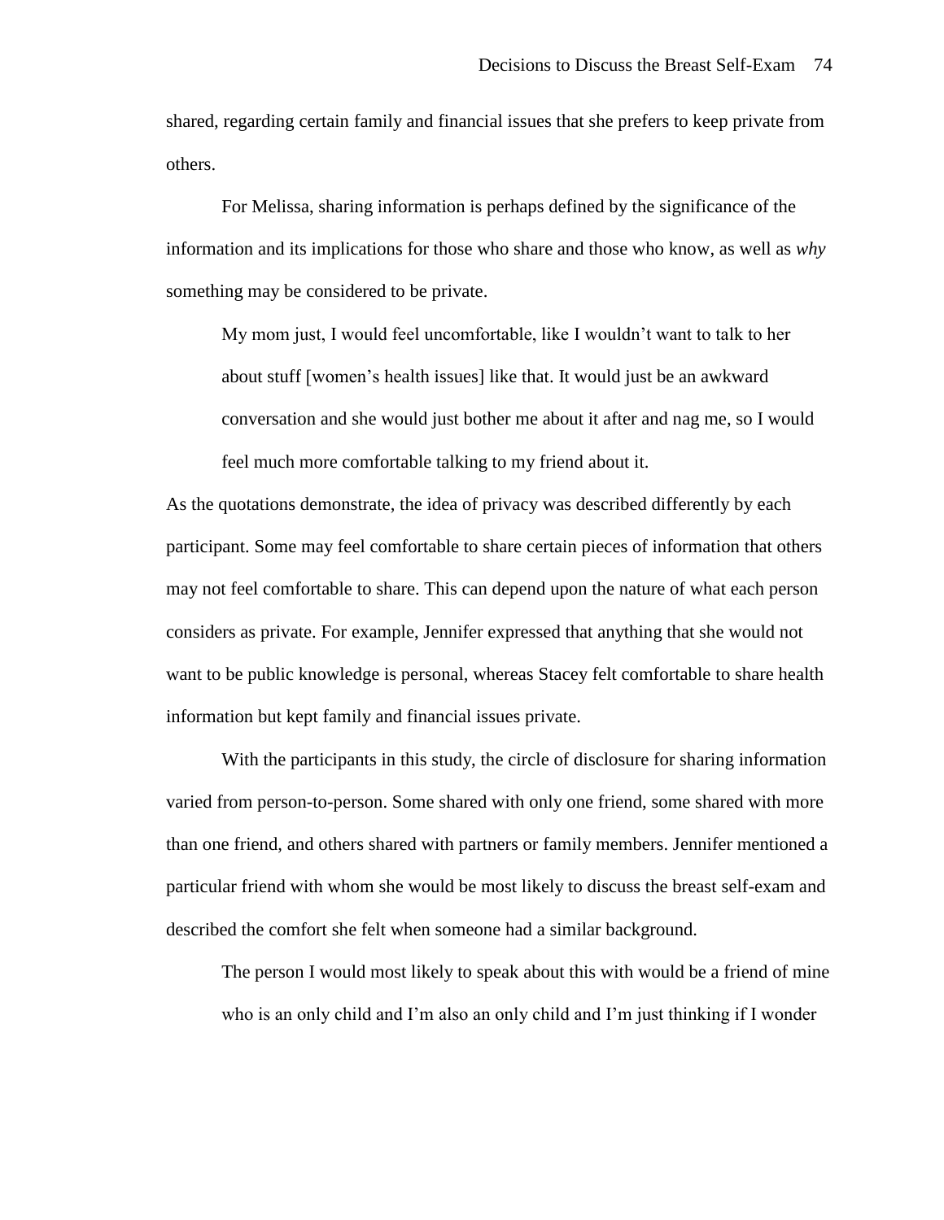shared, regarding certain family and financial issues that she prefers to keep private from others.

For Melissa, sharing information is perhaps defined by the significance of the information and its implications for those who share and those who know, as well as *why* something may be considered to be private.

> My mom just, I would feel uncomfortable, like I wouldn't want to talk to her about stuff [women's health issues] like that. It would just be an awkward conversation and she would just bother me about it after and nag me, so I would feel much more comfortable talking to my friend about it.

As the quotations demonstrate, the idea of privacy was described differently by each participant. Some may feel comfortable to share certain pieces of information that others may not feel comfortable to share. This can depend upon the nature of what each person considers as private. For example, Jennifer expressed that anything that she would not want to be public knowledge is personal, whereas Stacey felt comfortable to share health information but kept family and financial issues private.

With the participants in this study, the circle of disclosure for sharing information varied from person-to-person. Some shared with only one friend, some shared with more than one friend, and others shared with partners or family members. Jennifer mentioned a particular friend with whom she would be most likely to discuss the breast self-exam and described the comfort she felt when someone had a similar background.

> The person I would most likely to speak about this with would be a friend of mine who is an only child and I'm also an only child and I'm just thinking if I wonder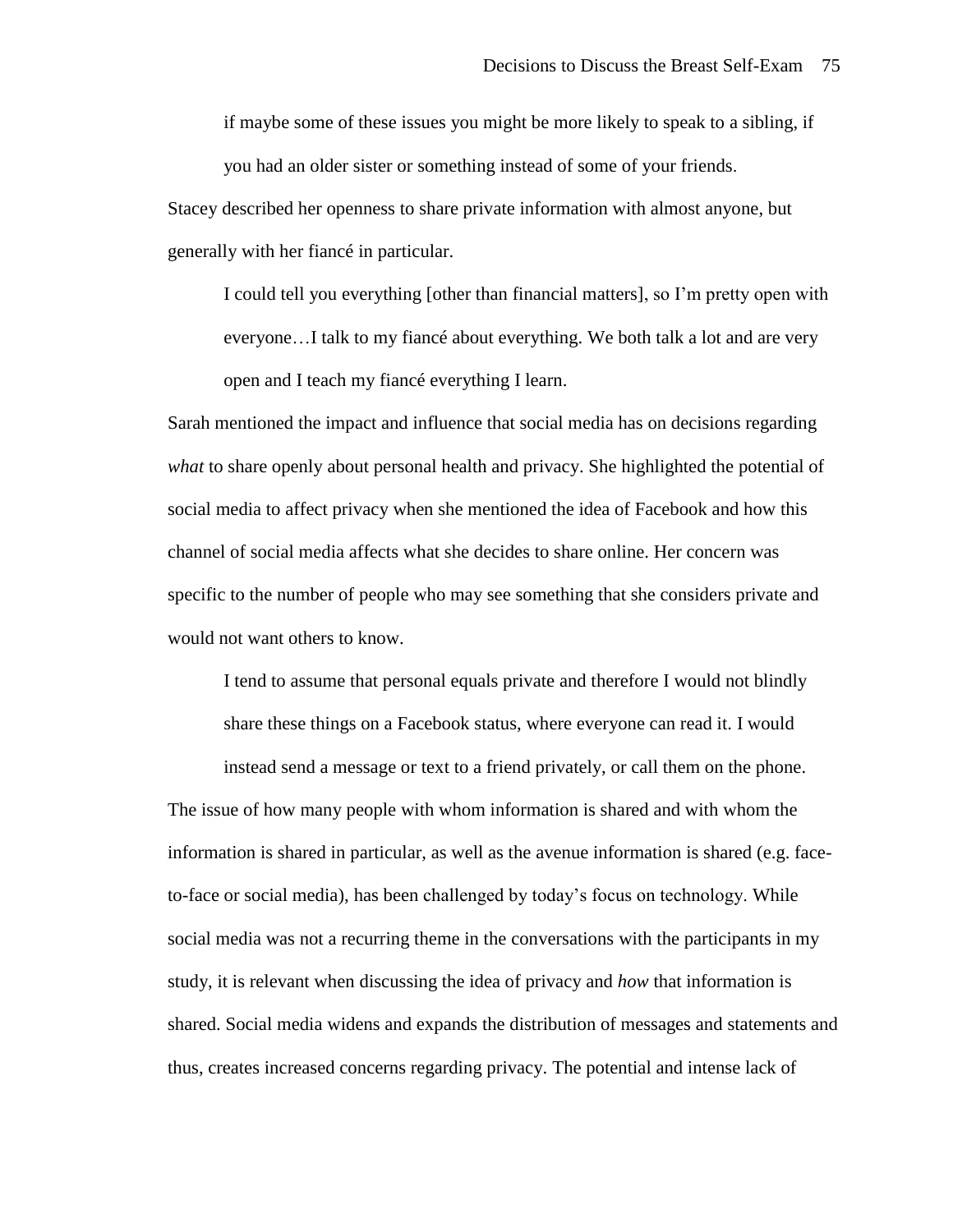> if maybe some of these issues you might be more likely to speak to a sibling, if you had an older sister or something instead of some of your friends.

Stacey described her openness to share private information with almost anyone, but generally with her fiancé in particular.

> I could tell you everything [other than financial matters], so I'm pretty open with everyone…I talk to my fiancé about everything. We both talk a lot and are very open and I teach my fiancé everything I learn.

Sarah mentioned the impact and influence that social media has on decisions regarding *what* to share openly about personal health and privacy. She highlighted the potential of social media to affect privacy when she mentioned the idea of Facebook and how this channel of social media affects what she decides to share online. Her concern was specific to the number of people who may see something that she considers private and would not want others to know.

> I tend to assume that personal equals private and therefore I would not blindly share these things on a Facebook status, where everyone can read it. I would instead send a message or text to a friend privately, or call them on the phone.

The issue of how many people with whom information is shared and with whom the information is shared in particular, as well as the avenue information is shared (e.g. face-to-face or social media), has been challenged by today's focus on technology. While social media was not a recurring theme in the conversations with the participants in my study, it is relevant when discussing the idea of privacy and *how* that information is shared. Social media widens and expands the distribution of messages and statements and thus, creates increased concerns regarding privacy. The potential and intense lack of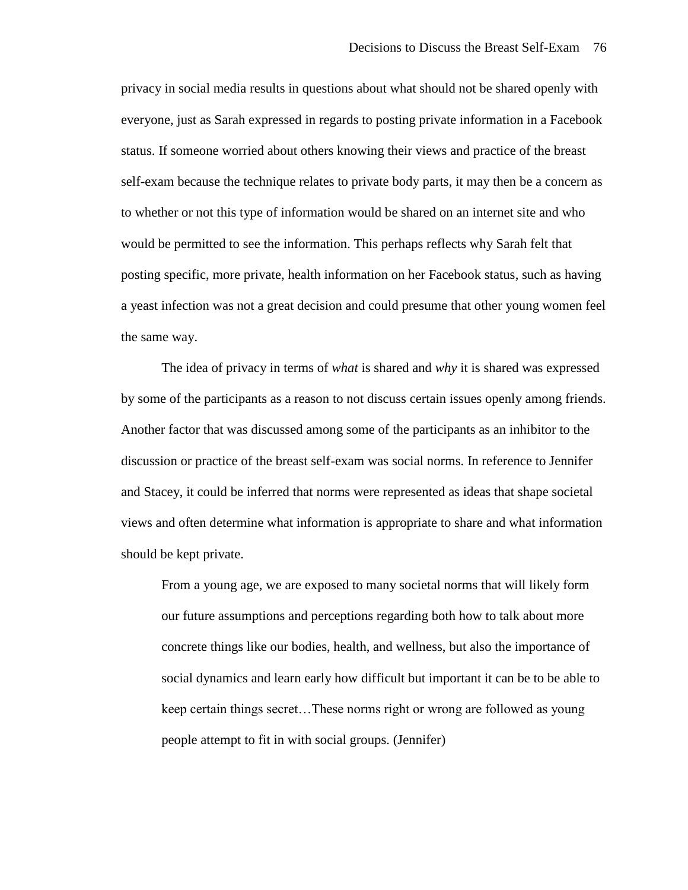privacy in social media results in questions about what should not be shared openly with everyone, just as Sarah expressed in regards to posting private information in a Facebook status. If someone worried about others knowing their views and practice of the breast self-exam because the technique relates to private body parts, it may then be a concern as to whether or not this type of information would be shared on an internet site and who would be permitted to see the information. This perhaps reflects why Sarah felt that posting specific, more private, health information on her Facebook status, such as having a yeast infection was not a great decision and could presume that other young women feel the same way.

The idea of privacy in terms of *what* is shared and *why* it is shared was expressed by some of the participants as a reason to not discuss certain issues openly among friends. Another factor that was discussed among some of the participants as an inhibitor to the discussion or practice of the breast self-exam was social norms. In reference to Jennifer and Stacey, it could be inferred that norms were represented as ideas that shape societal views and often determine what information is appropriate to share and what information should be kept private.

> From a young age, we are exposed to many societal norms that will likely form our future assumptions and perceptions regarding both how to talk about more concrete things like our bodies, health, and wellness, but also the importance of social dynamics and learn early how difficult but important it can be to be able to keep certain things secret…These norms right or wrong are followed as young people attempt to fit in with social groups. (Jennifer)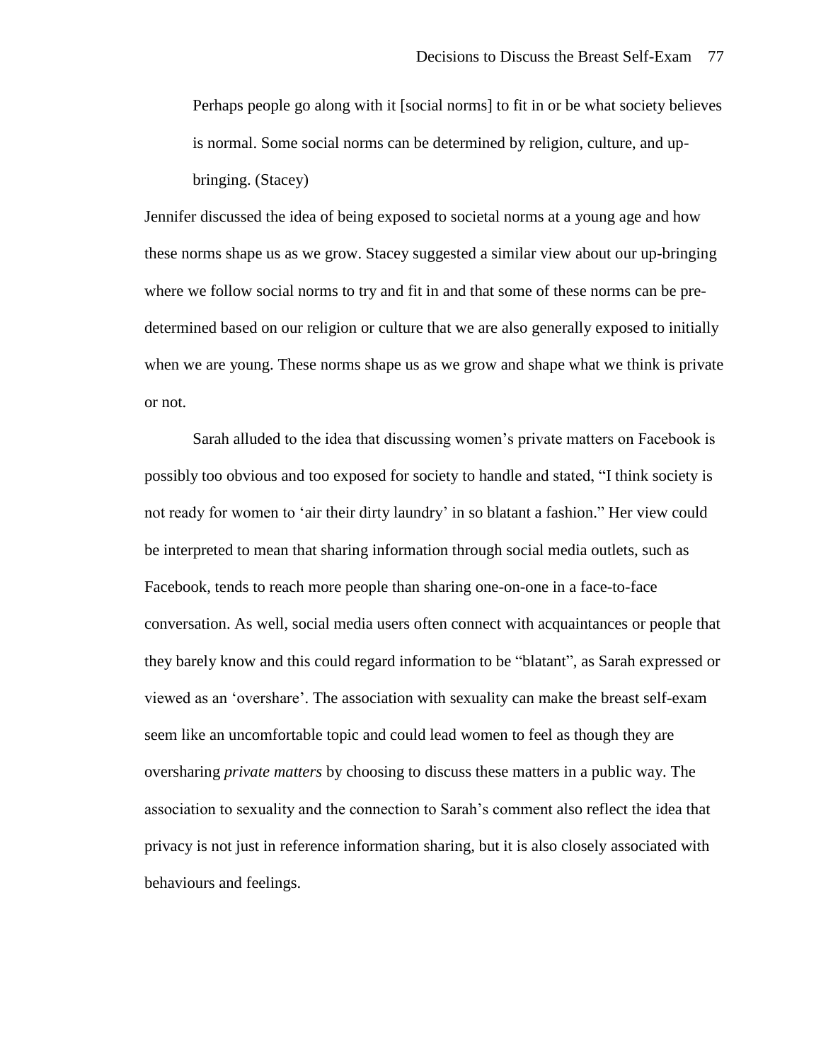> Perhaps people go along with it [social norms] to fit in or be what society believes is normal. Some social norms can be determined by religion, culture, and up-bringing. (Stacey)

Jennifer discussed the idea of being exposed to societal norms at a young age and how these norms shape us as we grow. Stacey suggested a similar view about our up-bringing where we follow social norms to try and fit in and that some of these norms can be pre-determined based on our religion or culture that we are also generally exposed to initially when we are young. These norms shape us as we grow and shape what we think is private or not.

Sarah alluded to the idea that discussing women's private matters on Facebook is possibly too obvious and too exposed for society to handle and stated, "I think society is not ready for women to 'air their dirty laundry' in so blatant a fashion." Her view could be interpreted to mean that sharing information through social media outlets, such as Facebook, tends to reach more people than sharing one-on-one in a face-to-face conversation. As well, social media users often connect with acquaintances or people that they barely know and this could regard information to be "blatant", as Sarah expressed or viewed as an 'overshare'. The association with sexuality can make the breast self-exam seem like an uncomfortable topic and could lead women to feel as though they are oversharing *private matters* by choosing to discuss these matters in a public way. The association to sexuality and the connection to Sarah's comment also reflect the idea that privacy is not just in reference information sharing, but it is also closely associated with behaviours and feelings.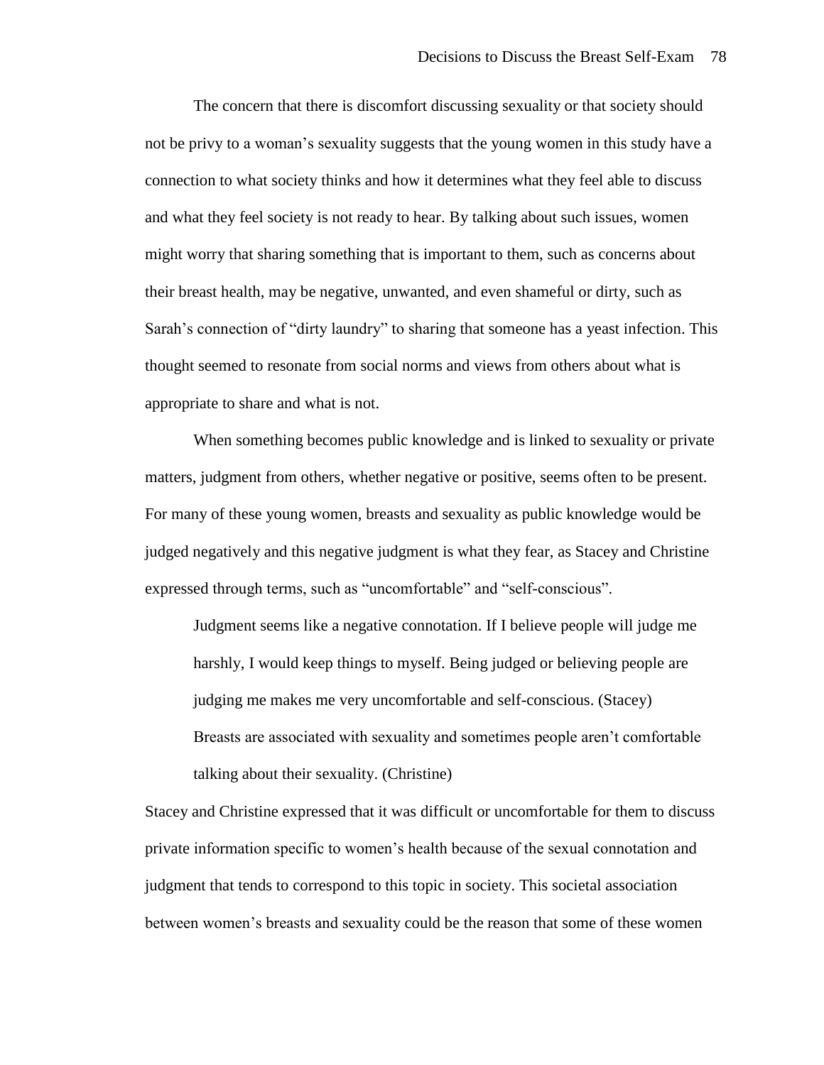The concern that there is discomfort discussing sexuality or that society should not be privy to a woman's sexuality suggests that the young women in this study have a connection to what society thinks and how it determines what they feel able to discuss and what they feel society is not ready to hear. By talking about such issues, women might worry that sharing something that is important to them, such as concerns about their breast health, may be negative, unwanted, and even shameful or dirty, such as Sarah's connection of "dirty laundry" to sharing that someone has a yeast infection. This thought seemed to resonate from social norms and views from others about what is appropriate to share and what is not.

When something becomes public knowledge and is linked to sexuality or private matters, judgment from others, whether negative or positive, seems often to be present. For many of these young women, breasts and sexuality as public knowledge would be judged negatively and this negative judgment is what they fear, as Stacey and Christine expressed through terms, such as "uncomfortable" and "self-conscious".

> Judgment seems like a negative connotation. If I believe people will judge me harshly, I would keep things to myself. Being judged or believing people are judging me makes me very uncomfortable and self-conscious. (Stacey)
>
> Breasts are associated with sexuality and sometimes people aren't comfortable talking about their sexuality. (Christine)

Stacey and Christine expressed that it was difficult or uncomfortable for them to discuss private information specific to women's health because of the sexual connotation and judgment that tends to correspond to this topic in society. This societal association between women's breasts and sexuality could be the reason that some of these women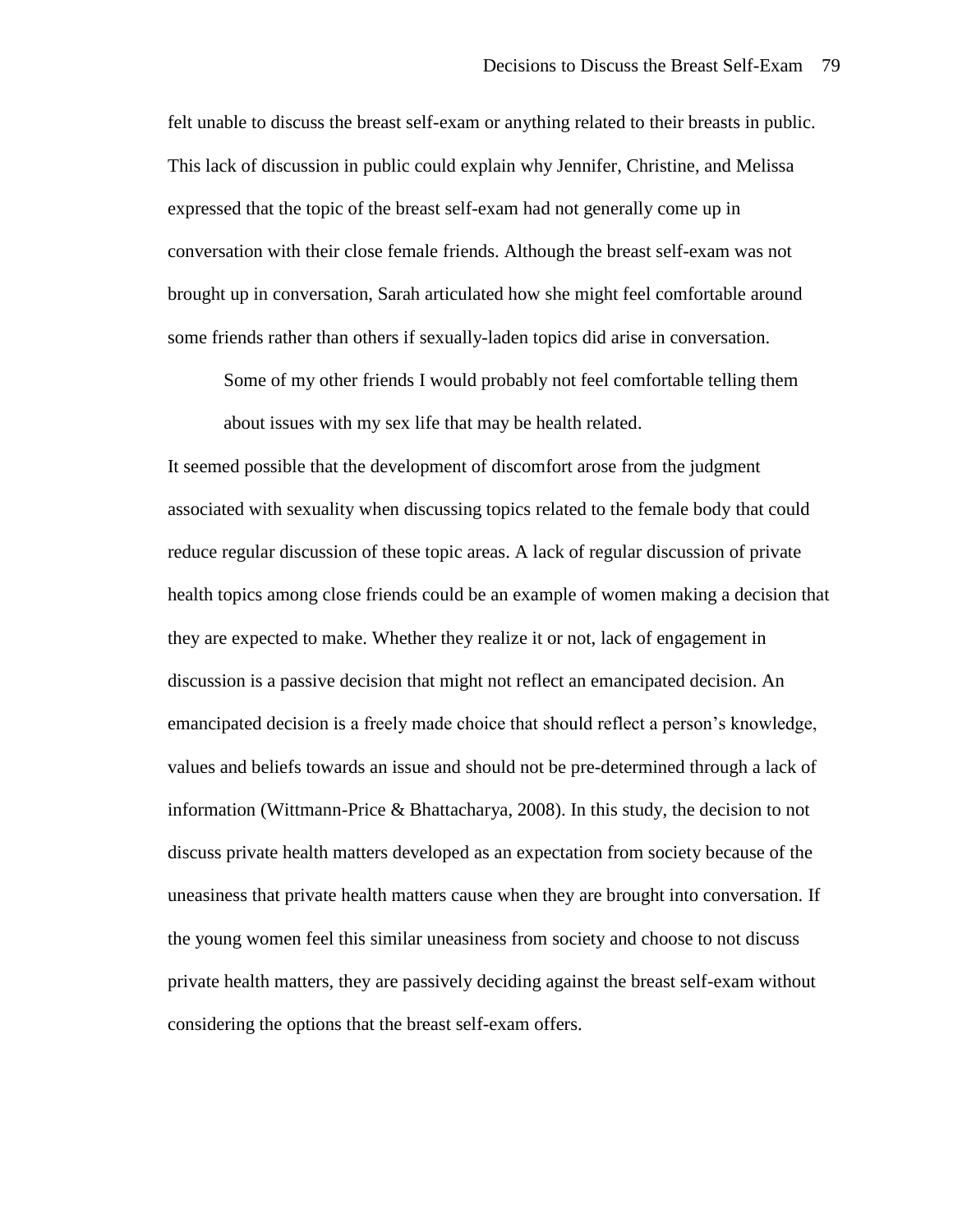felt unable to discuss the breast self-exam or anything related to their breasts in public. This lack of discussion in public could explain why Jennifer, Christine, and Melissa expressed that the topic of the breast self-exam had not generally come up in conversation with their close female friends. Although the breast self-exam was not brought up in conversation, Sarah articulated how she might feel comfortable around some friends rather than others if sexually-laden topics did arise in conversation.

> Some of my other friends I would probably not feel comfortable telling them about issues with my sex life that may be health related.

It seemed possible that the development of discomfort arose from the judgment associated with sexuality when discussing topics related to the female body that could reduce regular discussion of these topic areas. A lack of regular discussion of private health topics among close friends could be an example of women making a decision that they are expected to make. Whether they realize it or not, lack of engagement in discussion is a passive decision that might not reflect an emancipated decision. An emancipated decision is a freely made choice that should reflect a person's knowledge, values and beliefs towards an issue and should not be pre-determined through a lack of information (Wittmann-Price & Bhattacharya, 2008). In this study, the decision to not discuss private health matters developed as an expectation from society because of the uneasiness that private health matters cause when they are brought into conversation. If the young women feel this similar uneasiness from society and choose to not discuss private health matters, they are passively deciding against the breast self-exam without considering the options that the breast self-exam offers.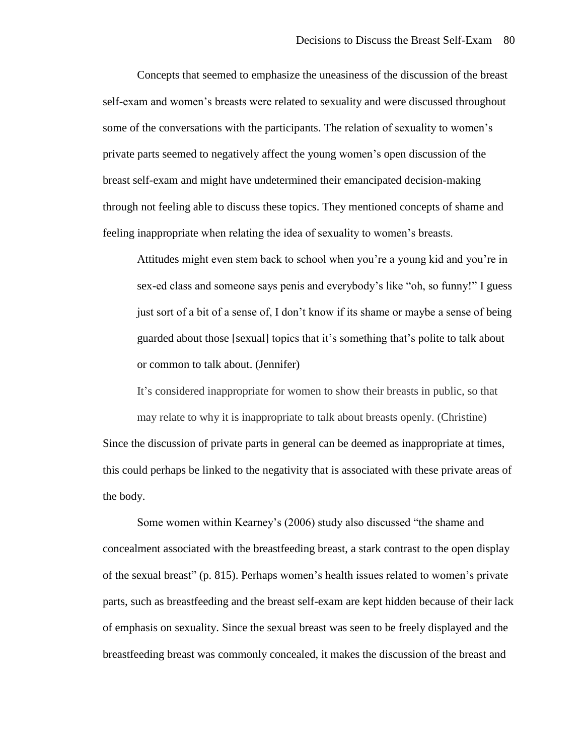Concepts that seemed to emphasize the uneasiness of the discussion of the breast self-exam and women's breasts were related to sexuality and were discussed throughout some of the conversations with the participants. The relation of sexuality to women's private parts seemed to negatively affect the young women's open discussion of the breast self-exam and might have undetermined their emancipated decision-making through not feeling able to discuss these topics. They mentioned concepts of shame and feeling inappropriate when relating the idea of sexuality to women's breasts.

> Attitudes might even stem back to school when you're a young kid and you're in sex-ed class and someone says penis and everybody's like "oh, so funny!" I guess just sort of a bit of a sense of, I don't know if its shame or maybe a sense of being guarded about those [sexual] topics that it's something that's polite to talk about or common to talk about. (Jennifer)
>
> It's considered inappropriate for women to show their breasts in public, so that may relate to why it is inappropriate to talk about breasts openly. (Christine)

Since the discussion of private parts in general can be deemed as inappropriate at times, this could perhaps be linked to the negativity that is associated with these private areas of the body.

Some women within Kearney's (2006) study also discussed "the shame and concealment associated with the breastfeeding breast, a stark contrast to the open display of the sexual breast" (p. 815). Perhaps women's health issues related to women's private parts, such as breastfeeding and the breast self-exam are kept hidden because of their lack of emphasis on sexuality. Since the sexual breast was seen to be freely displayed and the breastfeeding breast was commonly concealed, it makes the discussion of the breast and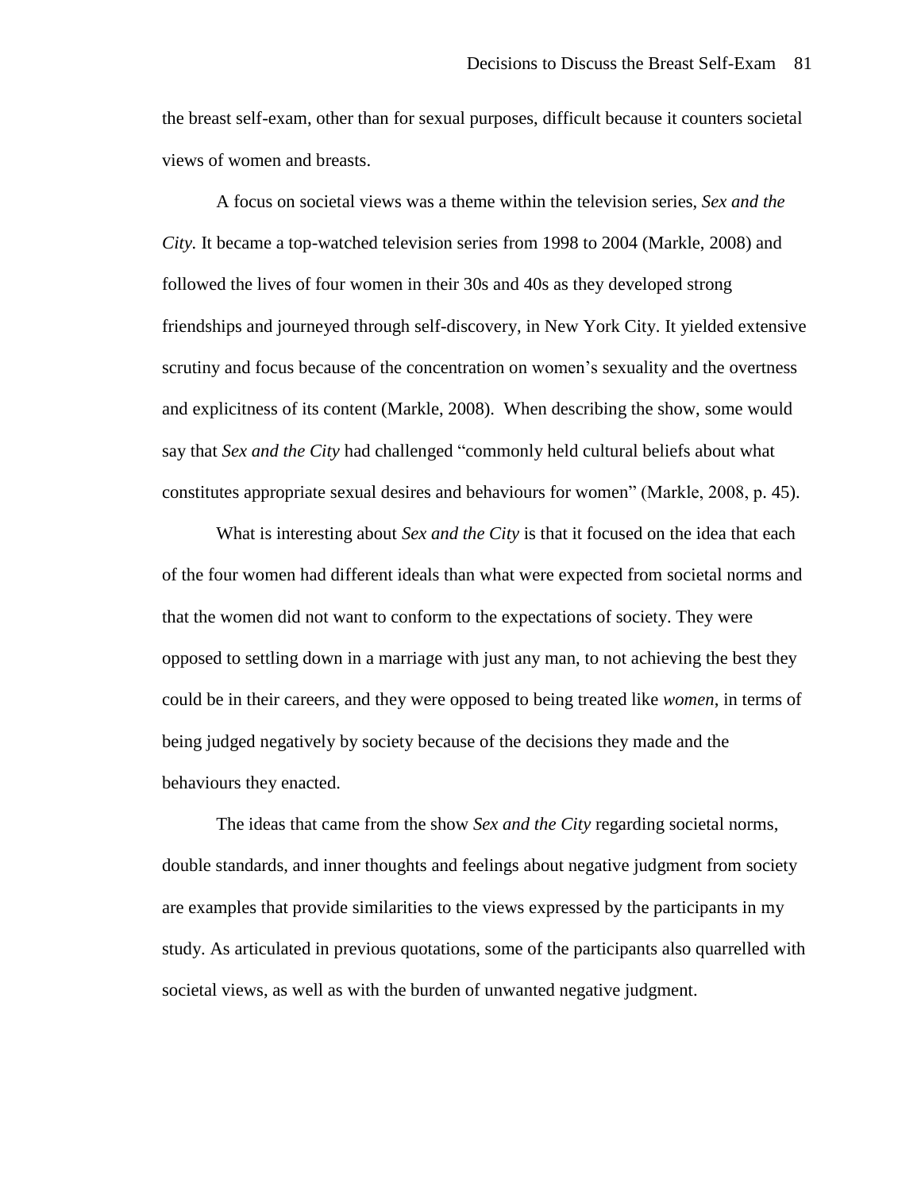the breast self-exam, other than for sexual purposes, difficult because it counters societal views of women and breasts.

A focus on societal views was a theme within the television series, *Sex and the City.* It became a top-watched television series from 1998 to 2004 (Markle, 2008) and followed the lives of four women in their 30s and 40s as they developed strong friendships and journeyed through self-discovery, in New York City. It yielded extensive scrutiny and focus because of the concentration on women's sexuality and the overtness and explicitness of its content (Markle, 2008). When describing the show, some would say that *Sex and the City* had challenged "commonly held cultural beliefs about what constitutes appropriate sexual desires and behaviours for women" (Markle, 2008, p. 45).

What is interesting about *Sex and the City* is that it focused on the idea that each of the four women had different ideals than what were expected from societal norms and that the women did not want to conform to the expectations of society. They were opposed to settling down in a marriage with just any man, to not achieving the best they could be in their careers, and they were opposed to being treated like *women*, in terms of being judged negatively by society because of the decisions they made and the behaviours they enacted.

The ideas that came from the show *Sex and the City* regarding societal norms, double standards, and inner thoughts and feelings about negative judgment from society are examples that provide similarities to the views expressed by the participants in my study. As articulated in previous quotations, some of the participants also quarrelled with societal views, as well as with the burden of unwanted negative judgment.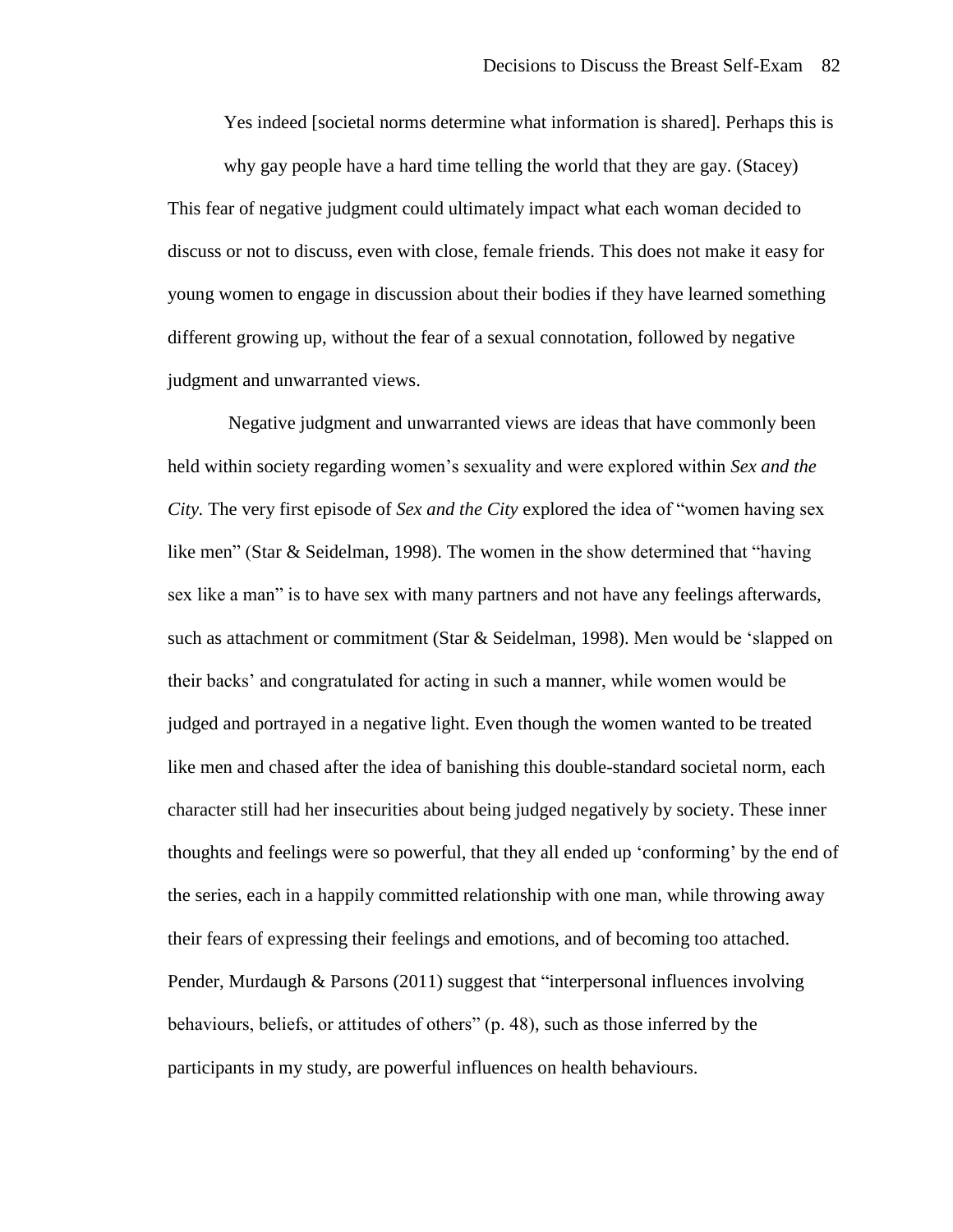> Yes indeed [societal norms determine what information is shared]. Perhaps this is why gay people have a hard time telling the world that they are gay. (Stacey)

This fear of negative judgment could ultimately impact what each woman decided to discuss or not to discuss, even with close, female friends. This does not make it easy for young women to engage in discussion about their bodies if they have learned something different growing up, without the fear of a sexual connotation, followed by negative judgment and unwarranted views.

Negative judgment and unwarranted views are ideas that have commonly been held within society regarding women's sexuality and were explored within *Sex and the City.* The very first episode of *Sex and the City* explored the idea of "women having sex like men" (Star & Seidelman, 1998). The women in the show determined that "having sex like a man" is to have sex with many partners and not have any feelings afterwards, such as attachment or commitment (Star & Seidelman, 1998). Men would be 'slapped on their backs' and congratulated for acting in such a manner, while women would be judged and portrayed in a negative light. Even though the women wanted to be treated like men and chased after the idea of banishing this double-standard societal norm, each character still had her insecurities about being judged negatively by society. These inner thoughts and feelings were so powerful, that they all ended up 'conforming' by the end of the series, each in a happily committed relationship with one man, while throwing away their fears of expressing their feelings and emotions, and of becoming too attached. Pender, Murdaugh & Parsons (2011) suggest that "interpersonal influences involving behaviours, beliefs, or attitudes of others" (p. 48), such as those inferred by the participants in my study, are powerful influences on health behaviours.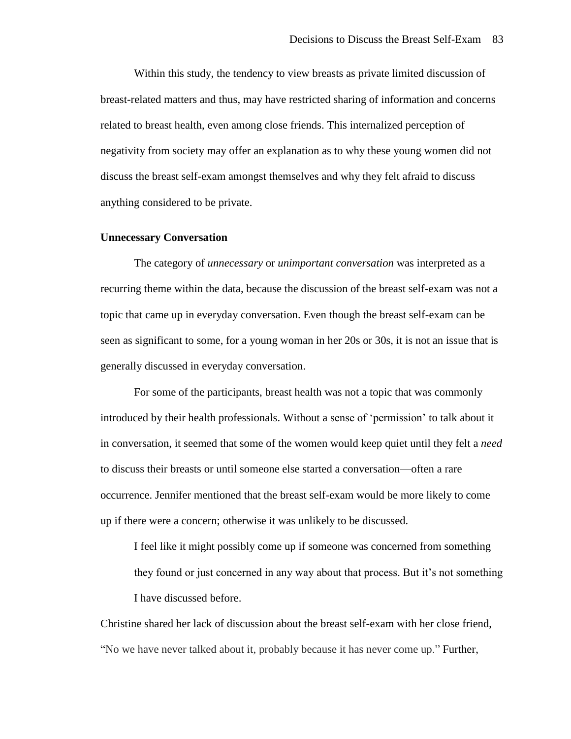Within this study, the tendency to view breasts as private limited discussion of breast-related matters and thus, may have restricted sharing of information and concerns related to breast health, even among close friends. This internalized perception of negativity from society may offer an explanation as to why these young women did not discuss the breast self-exam amongst themselves and why they felt afraid to discuss anything considered to be private.

**Unnecessary Conversation**

The category of *unnecessary* or *unimportant conversation* was interpreted as a recurring theme within the data, because the discussion of the breast self-exam was not a topic that came up in everyday conversation. Even though the breast self-exam can be seen as significant to some, for a young woman in her 20s or 30s, it is not an issue that is generally discussed in everyday conversation.

For some of the participants, breast health was not a topic that was commonly introduced by their health professionals. Without a sense of 'permission' to talk about it in conversation, it seemed that some of the women would keep quiet until they felt a *need* to discuss their breasts or until someone else started a conversation—often a rare occurrence. Jennifer mentioned that the breast self-exam would be more likely to come up if there were a concern; otherwise it was unlikely to be discussed.

> I feel like it might possibly come up if someone was concerned from something they found or just concerned in any way about that process. But it's not something I have discussed before.

Christine shared her lack of discussion about the breast self-exam with her close friend, "No we have never talked about it, probably because it has never come up." Further,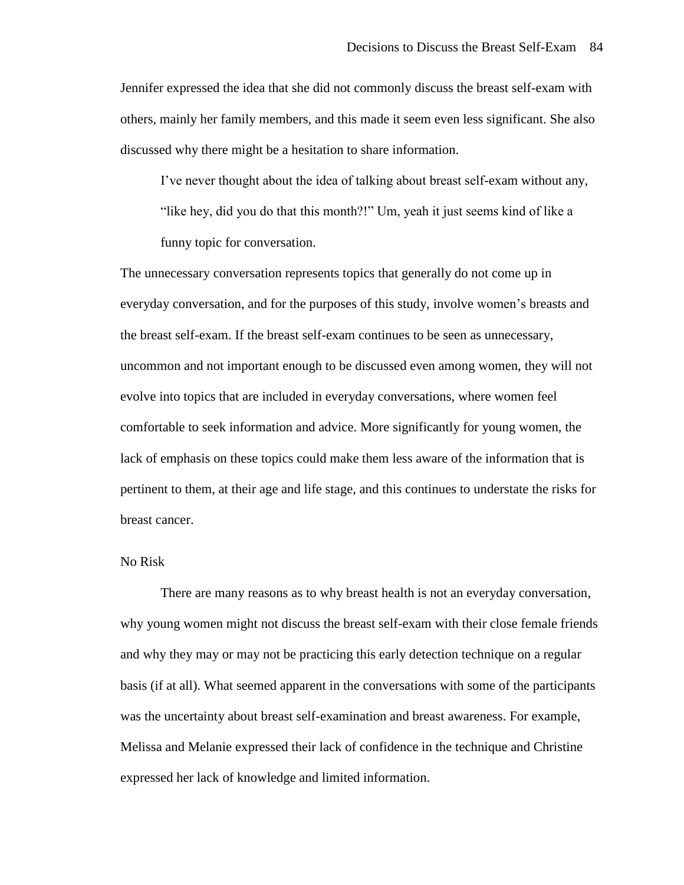Jennifer expressed the idea that she did not commonly discuss the breast self-exam with others, mainly her family members, and this made it seem even less significant. She also discussed why there might be a hesitation to share information.

> I've never thought about the idea of talking about breast self-exam without any, "like hey, did you do that this month?!" Um, yeah it just seems kind of like a funny topic for conversation.

The unnecessary conversation represents topics that generally do not come up in everyday conversation, and for the purposes of this study, involve women's breasts and the breast self-exam. If the breast self-exam continues to be seen as unnecessary, uncommon and not important enough to be discussed even among women, they will not evolve into topics that are included in everyday conversations, where women feel comfortable to seek information and advice. More significantly for young women, the lack of emphasis on these topics could make them less aware of the information that is pertinent to them, at their age and life stage, and this continues to understate the risks for breast cancer.

### No Risk

There are many reasons as to why breast health is not an everyday conversation, why young women might not discuss the breast self-exam with their close female friends and why they may or may not be practicing this early detection technique on a regular basis (if at all). What seemed apparent in the conversations with some of the participants was the uncertainty about breast self-examination and breast awareness. For example, Melissa and Melanie expressed their lack of confidence in the technique and Christine expressed her lack of knowledge and limited information.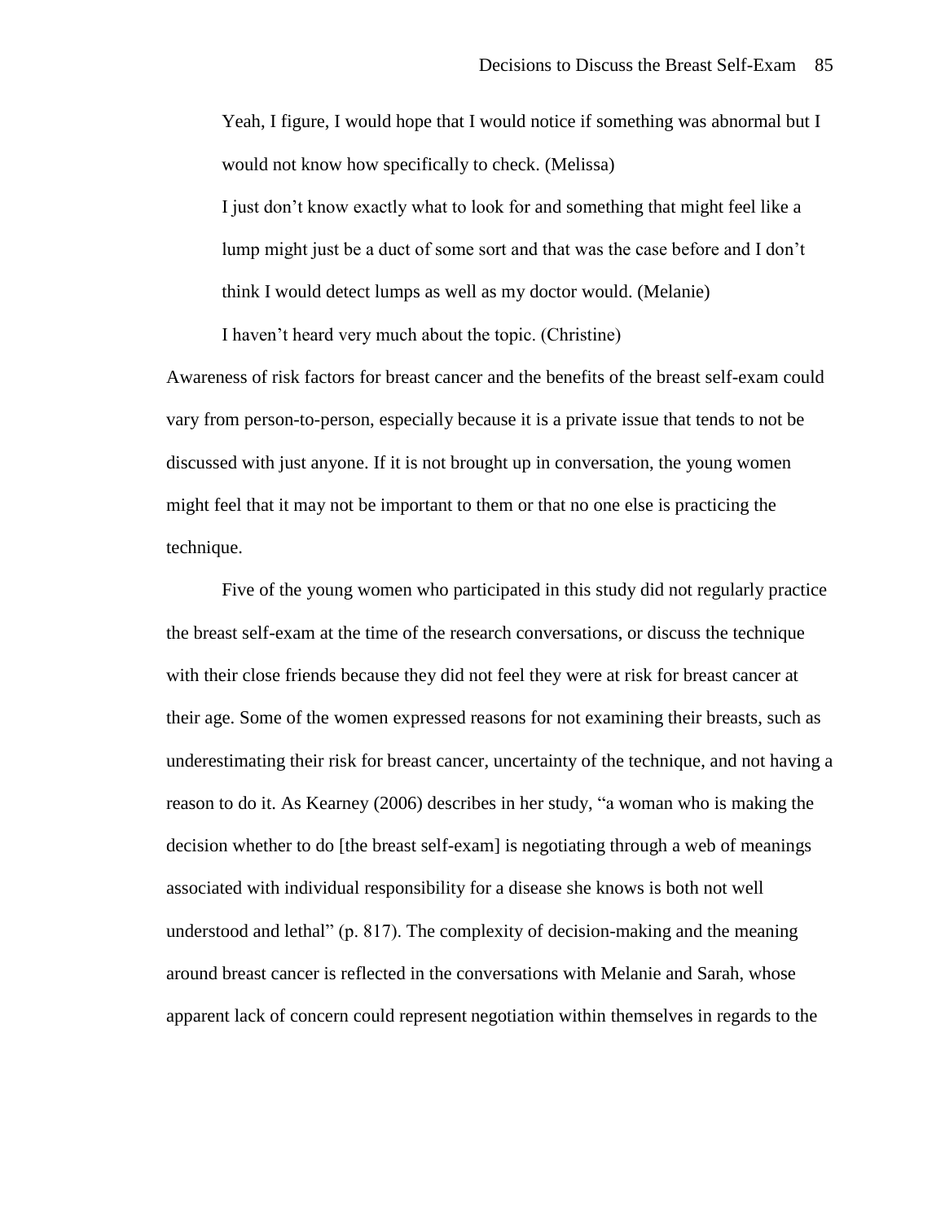> Yeah, I figure, I would hope that I would notice if something was abnormal but I would not know how specifically to check. (Melissa)
>
> I just don't know exactly what to look for and something that might feel like a lump might just be a duct of some sort and that was the case before and I don't think I would detect lumps as well as my doctor would. (Melanie)
>
> I haven't heard very much about the topic. (Christine)

Awareness of risk factors for breast cancer and the benefits of the breast self-exam could vary from person-to-person, especially because it is a private issue that tends to not be discussed with just anyone. If it is not brought up in conversation, the young women might feel that it may not be important to them or that no one else is practicing the technique.

Five of the young women who participated in this study did not regularly practice the breast self-exam at the time of the research conversations, or discuss the technique with their close friends because they did not feel they were at risk for breast cancer at their age. Some of the women expressed reasons for not examining their breasts, such as underestimating their risk for breast cancer, uncertainty of the technique, and not having a reason to do it. As Kearney (2006) describes in her study, "a woman who is making the decision whether to do [the breast self-exam] is negotiating through a web of meanings associated with individual responsibility for a disease she knows is both not well understood and lethal" (p. 817). The complexity of decision-making and the meaning around breast cancer is reflected in the conversations with Melanie and Sarah, whose apparent lack of concern could represent negotiation within themselves in regards to the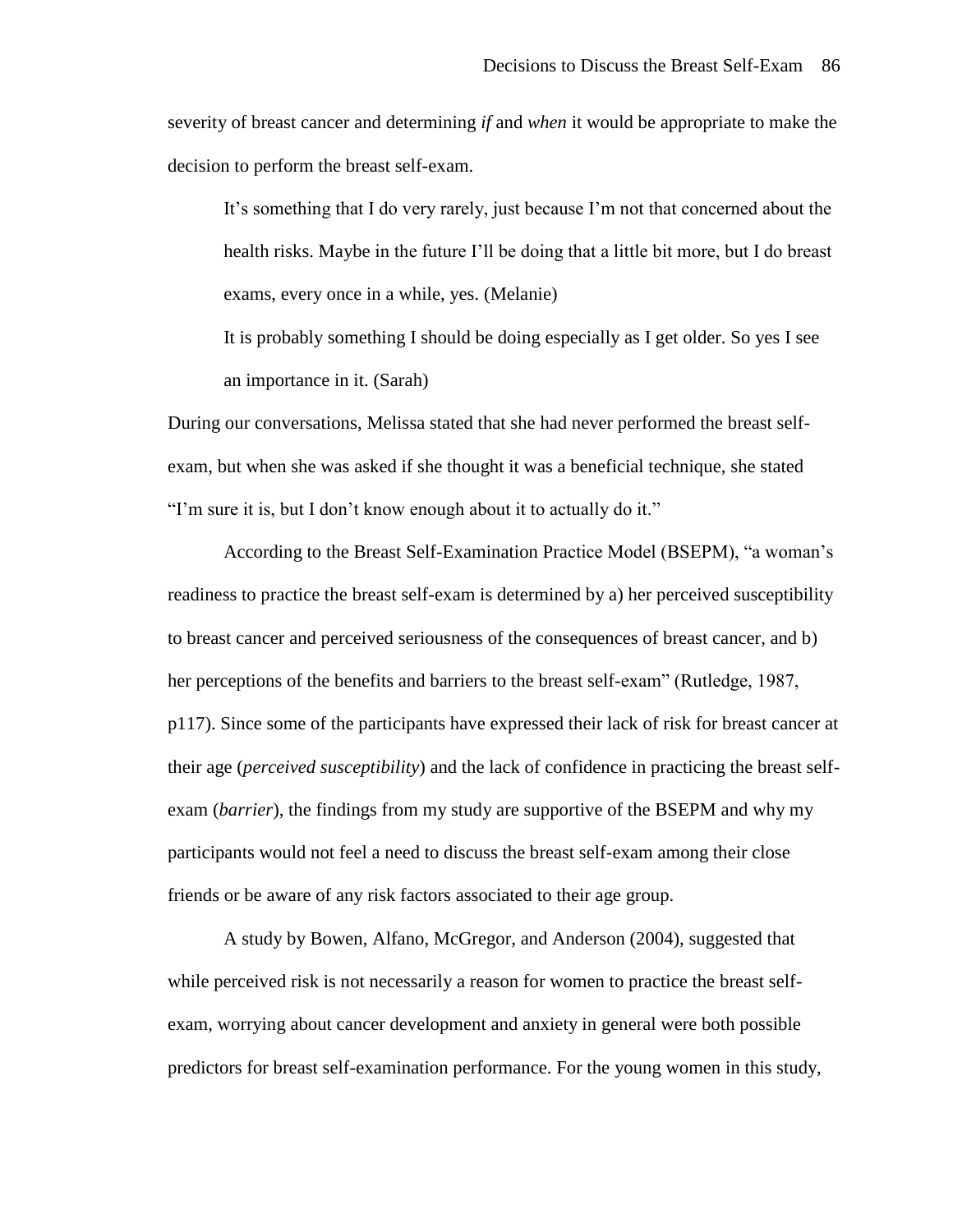severity of breast cancer and determining *if* and *when* it would be appropriate to make the decision to perform the breast self-exam.

> It's something that I do very rarely, just because I'm not that concerned about the health risks. Maybe in the future I'll be doing that a little bit more, but I do breast exams, every once in a while, yes. (Melanie)
>
> It is probably something I should be doing especially as I get older. So yes I see an importance in it. (Sarah)

During our conversations, Melissa stated that she had never performed the breast self-exam, but when she was asked if she thought it was a beneficial technique, she stated "I'm sure it is, but I don't know enough about it to actually do it."

According to the Breast Self-Examination Practice Model (BSEPM), "a woman's readiness to practice the breast self-exam is determined by a) her perceived susceptibility to breast cancer and perceived seriousness of the consequences of breast cancer, and b) her perceptions of the benefits and barriers to the breast self-exam" (Rutledge, 1987, p117). Since some of the participants have expressed their lack of risk for breast cancer at their age (*perceived susceptibility*) and the lack of confidence in practicing the breast self-exam (*barrier*), the findings from my study are supportive of the BSEPM and why my participants would not feel a need to discuss the breast self-exam among their close friends or be aware of any risk factors associated to their age group.

A study by Bowen, Alfano, McGregor, and Anderson (2004), suggested that while perceived risk is not necessarily a reason for women to practice the breast self-exam, worrying about cancer development and anxiety in general were both possible predictors for breast self-examination performance. For the young women in this study,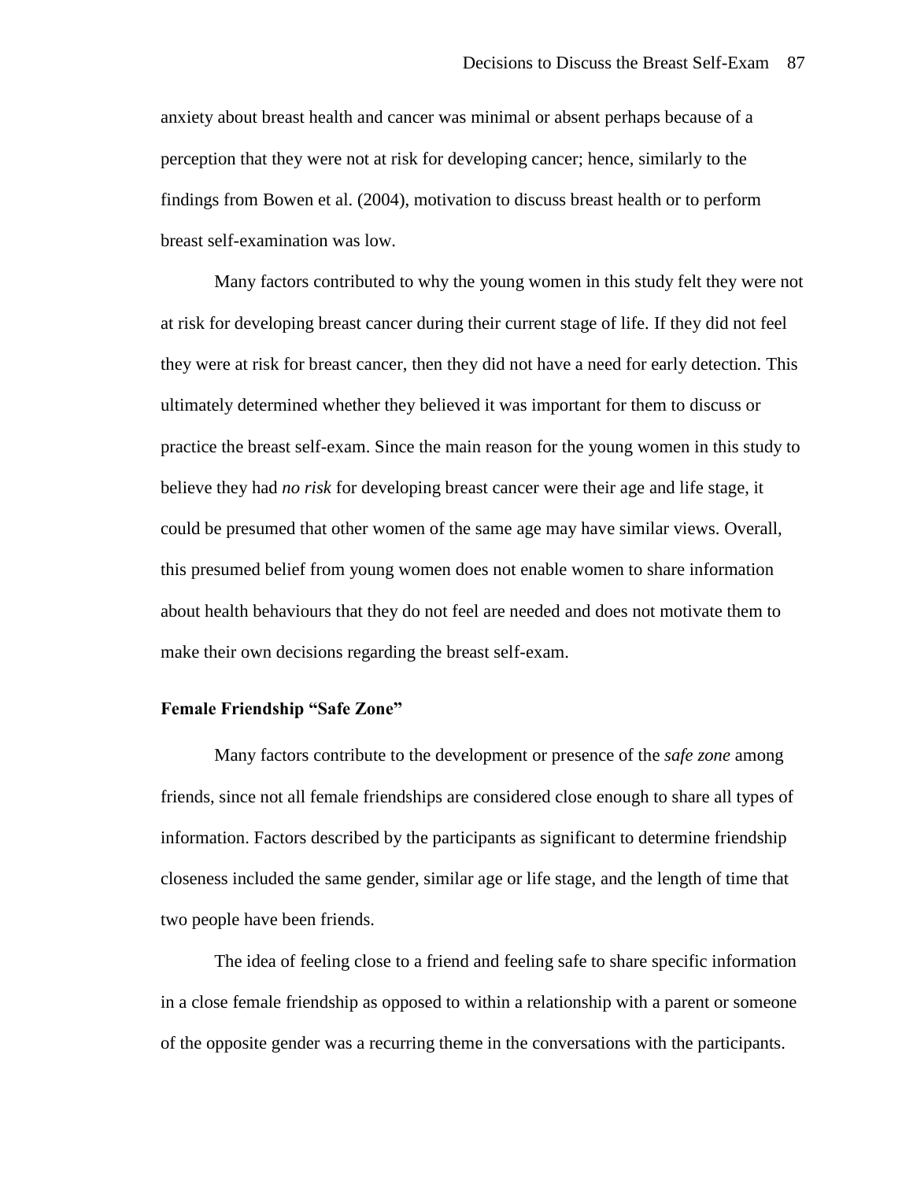anxiety about breast health and cancer was minimal or absent perhaps because of a perception that they were not at risk for developing cancer; hence, similarly to the findings from Bowen et al. (2004), motivation to discuss breast health or to perform breast self-examination was low.

Many factors contributed to why the young women in this study felt they were not at risk for developing breast cancer during their current stage of life. If they did not feel they were at risk for breast cancer, then they did not have a need for early detection. This ultimately determined whether they believed it was important for them to discuss or practice the breast self-exam. Since the main reason for the young women in this study to believe they had *no risk* for developing breast cancer were their age and life stage, it could be presumed that other women of the same age may have similar views. Overall, this presumed belief from young women does not enable women to share information about health behaviours that they do not feel are needed and does not motivate them to make their own decisions regarding the breast self-exam.

**Female Friendship "Safe Zone"**

Many factors contribute to the development or presence of the *safe zone* among friends, since not all female friendships are considered close enough to share all types of information. Factors described by the participants as significant to determine friendship closeness included the same gender, similar age or life stage, and the length of time that two people have been friends.

The idea of feeling close to a friend and feeling safe to share specific information in a close female friendship as opposed to within a relationship with a parent or someone of the opposite gender was a recurring theme in the conversations with the participants.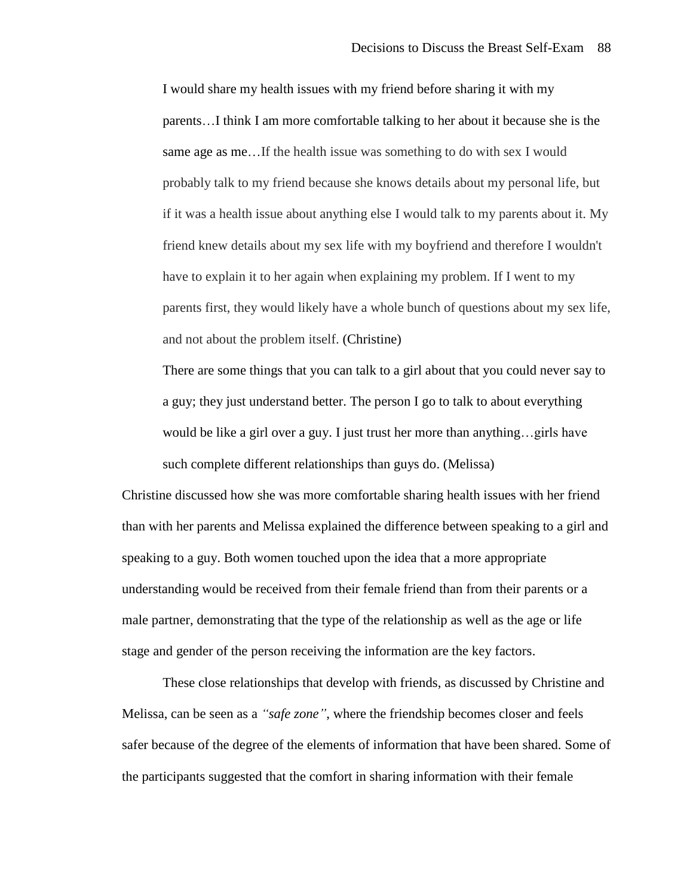> I would share my health issues with my friend before sharing it with my parents…I think I am more comfortable talking to her about it because she is the same age as me…If the health issue was something to do with sex I would probably talk to my friend because she knows details about my personal life, but if it was a health issue about anything else I would talk to my parents about it. My friend knew details about my sex life with my boyfriend and therefore I wouldn't have to explain it to her again when explaining my problem. If I went to my parents first, they would likely have a whole bunch of questions about my sex life, and not about the problem itself. (Christine)

> There are some things that you can talk to a girl about that you could never say to a guy; they just understand better. The person I go to talk to about everything would be like a girl over a guy. I just trust her more than anything…girls have such complete different relationships than guys do. (Melissa)

Christine discussed how she was more comfortable sharing health issues with her friend than with her parents and Melissa explained the difference between speaking to a girl and speaking to a guy. Both women touched upon the idea that a more appropriate understanding would be received from their female friend than from their parents or a male partner, demonstrating that the type of the relationship as well as the age or life stage and gender of the person receiving the information are the key factors.

These close relationships that develop with friends, as discussed by Christine and Melissa, can be seen as a *"safe zone"*, where the friendship becomes closer and feels safer because of the degree of the elements of information that have been shared. Some of the participants suggested that the comfort in sharing information with their female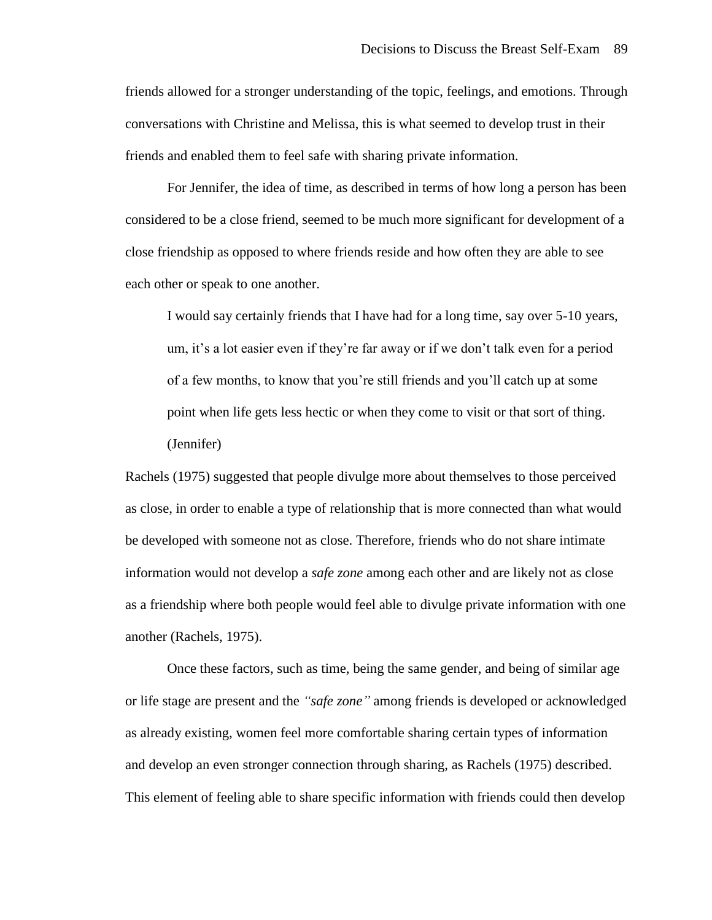friends allowed for a stronger understanding of the topic, feelings, and emotions. Through conversations with Christine and Melissa, this is what seemed to develop trust in their friends and enabled them to feel safe with sharing private information.

For Jennifer, the idea of time, as described in terms of how long a person has been considered to be a close friend, seemed to be much more significant for development of a close friendship as opposed to where friends reside and how often they are able to see each other or speak to one another.

> I would say certainly friends that I have had for a long time, say over 5-10 years, um, it's a lot easier even if they're far away or if we don't talk even for a period of a few months, to know that you're still friends and you'll catch up at some point when life gets less hectic or when they come to visit or that sort of thing. (Jennifer)

Rachels (1975) suggested that people divulge more about themselves to those perceived as close, in order to enable a type of relationship that is more connected than what would be developed with someone not as close. Therefore, friends who do not share intimate information would not develop a *safe zone* among each other and are likely not as close as a friendship where both people would feel able to divulge private information with one another (Rachels, 1975).

Once these factors, such as time, being the same gender, and being of similar age or life stage are present and the *"safe zone"* among friends is developed or acknowledged as already existing, women feel more comfortable sharing certain types of information and develop an even stronger connection through sharing, as Rachels (1975) described. This element of feeling able to share specific information with friends could then develop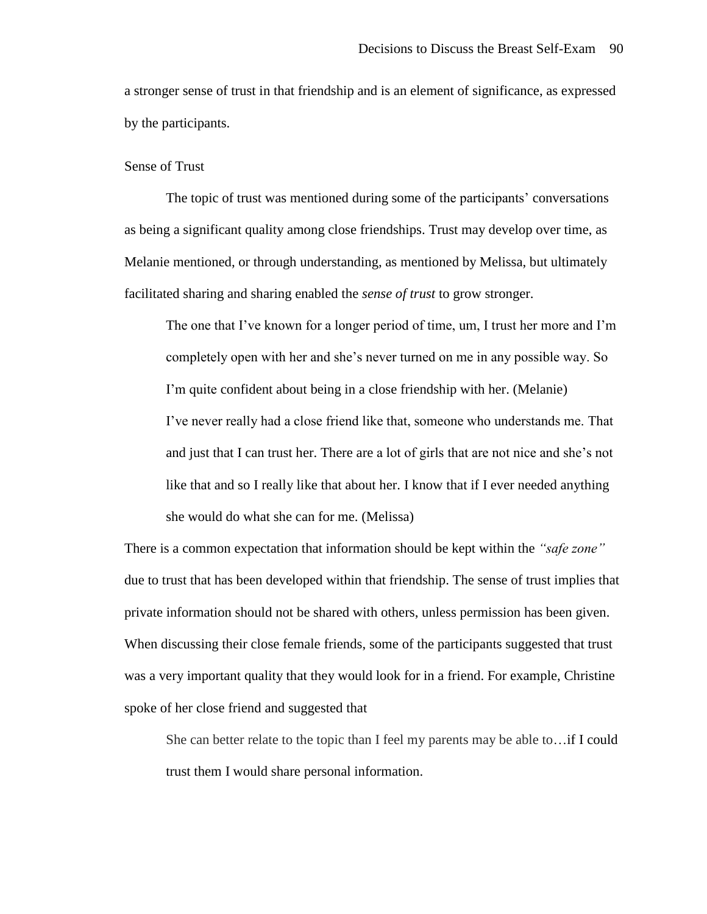a stronger sense of trust in that friendship and is an element of significance, as expressed by the participants.

### Sense of Trust

The topic of trust was mentioned during some of the participants' conversations as being a significant quality among close friendships. Trust may develop over time, as Melanie mentioned, or through understanding, as mentioned by Melissa, but ultimately facilitated sharing and sharing enabled the *sense of trust* to grow stronger.

> The one that I've known for a longer period of time, um, I trust her more and I'm completely open with her and she's never turned on me in any possible way. So I'm quite confident about being in a close friendship with her. (Melanie)
>
> I've never really had a close friend like that, someone who understands me. That and just that I can trust her. There are a lot of girls that are not nice and she's not like that and so I really like that about her. I know that if I ever needed anything she would do what she can for me. (Melissa)

There is a common expectation that information should be kept within the *"safe zone"* due to trust that has been developed within that friendship. The sense of trust implies that private information should not be shared with others, unless permission has been given. When discussing their close female friends, some of the participants suggested that trust was a very important quality that they would look for in a friend. For example, Christine spoke of her close friend and suggested that

> She can better relate to the topic than I feel my parents may be able to…if I could trust them I would share personal information.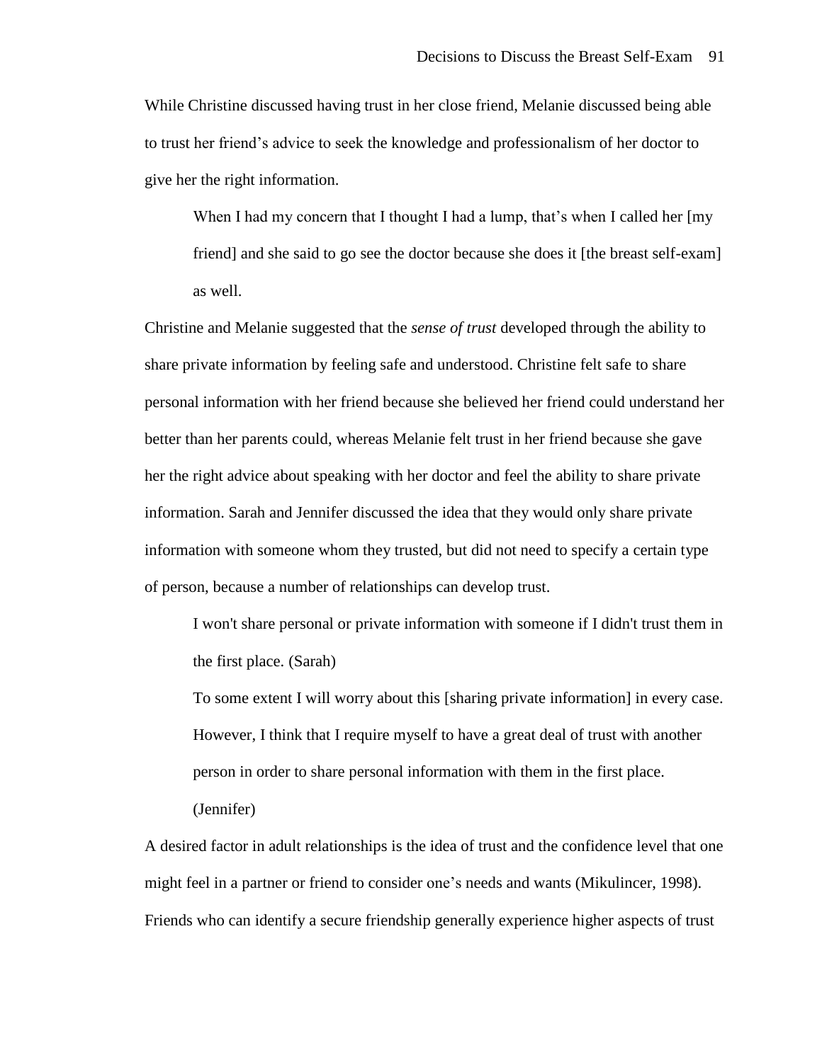While Christine discussed having trust in her close friend, Melanie discussed being able to trust her friend's advice to seek the knowledge and professionalism of her doctor to give her the right information.

> When I had my concern that I thought I had a lump, that's when I called her [my friend] and she said to go see the doctor because she does it [the breast self-exam] as well.

Christine and Melanie suggested that the *sense of trust* developed through the ability to share private information by feeling safe and understood. Christine felt safe to share personal information with her friend because she believed her friend could understand her better than her parents could, whereas Melanie felt trust in her friend because she gave her the right advice about speaking with her doctor and feel the ability to share private information. Sarah and Jennifer discussed the idea that they would only share private information with someone whom they trusted, but did not need to specify a certain type of person, because a number of relationships can develop trust.

> I won't share personal or private information with someone if I didn't trust them in the first place. (Sarah)
>
> To some extent I will worry about this [sharing private information] in every case. However, I think that I require myself to have a great deal of trust with another person in order to share personal information with them in the first place. (Jennifer)

A desired factor in adult relationships is the idea of trust and the confidence level that one might feel in a partner or friend to consider one's needs and wants (Mikulincer, 1998). Friends who can identify a secure friendship generally experience higher aspects of trust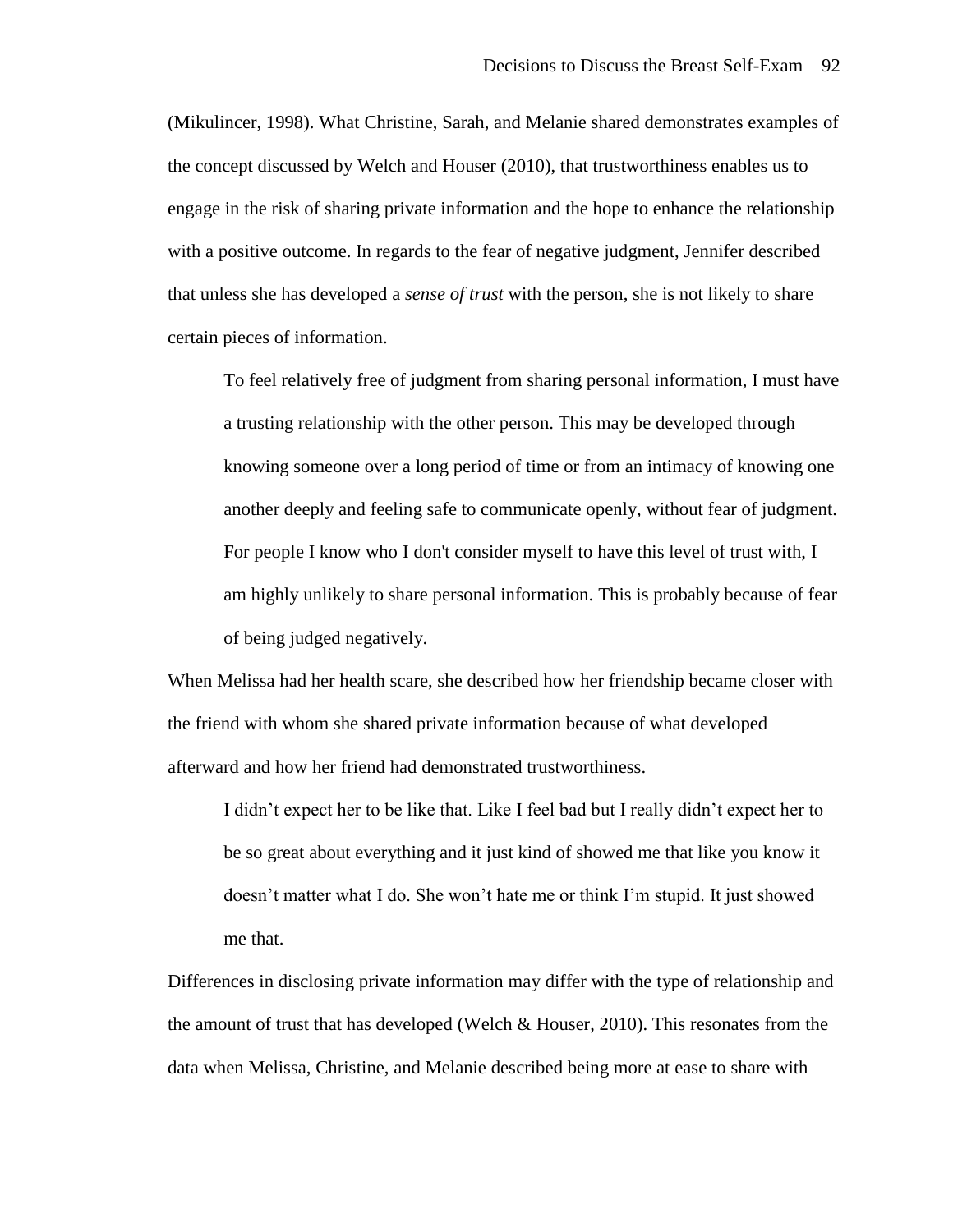(Mikulincer, 1998). What Christine, Sarah, and Melanie shared demonstrates examples of the concept discussed by Welch and Houser (2010), that trustworthiness enables us to engage in the risk of sharing private information and the hope to enhance the relationship with a positive outcome. In regards to the fear of negative judgment, Jennifer described that unless she has developed a *sense of trust* with the person, she is not likely to share certain pieces of information.

> To feel relatively free of judgment from sharing personal information, I must have a trusting relationship with the other person. This may be developed through knowing someone over a long period of time or from an intimacy of knowing one another deeply and feeling safe to communicate openly, without fear of judgment. For people I know who I don't consider myself to have this level of trust with, I am highly unlikely to share personal information. This is probably because of fear of being judged negatively.

When Melissa had her health scare, she described how her friendship became closer with the friend with whom she shared private information because of what developed afterward and how her friend had demonstrated trustworthiness.

> I didn't expect her to be like that. Like I feel bad but I really didn't expect her to be so great about everything and it just kind of showed me that like you know it doesn't matter what I do. She won't hate me or think I'm stupid. It just showed me that.

Differences in disclosing private information may differ with the type of relationship and the amount of trust that has developed (Welch & Houser, 2010). This resonates from the data when Melissa, Christine, and Melanie described being more at ease to share with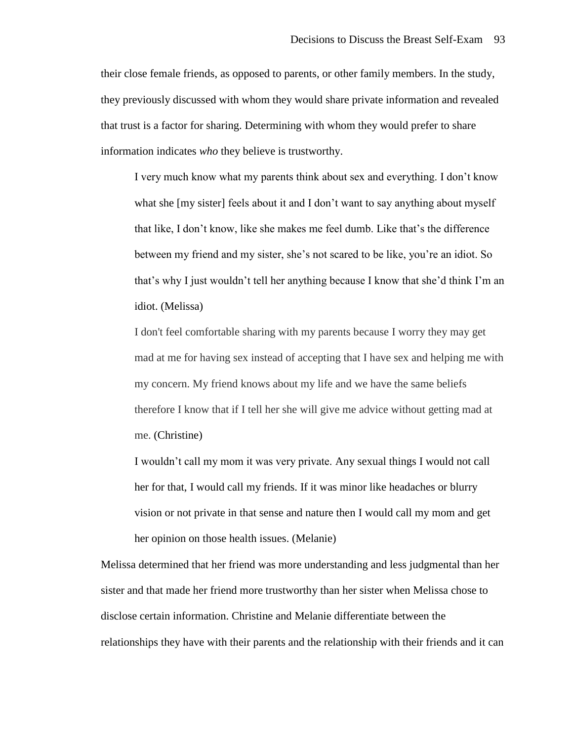their close female friends, as opposed to parents, or other family members. In the study, they previously discussed with whom they would share private information and revealed that trust is a factor for sharing. Determining with whom they would prefer to share information indicates *who* they believe is trustworthy.

> I very much know what my parents think about sex and everything. I don't know what she [my sister] feels about it and I don't want to say anything about myself that like, I don't know, like she makes me feel dumb. Like that's the difference between my friend and my sister, she's not scared to be like, you're an idiot. So that's why I just wouldn't tell her anything because I know that she'd think I'm an idiot. (Melissa)
>
> I don't feel comfortable sharing with my parents because I worry they may get mad at me for having sex instead of accepting that I have sex and helping me with my concern. My friend knows about my life and we have the same beliefs therefore I know that if I tell her she will give me advice without getting mad at me. (Christine)
>
> I wouldn't call my mom it was very private. Any sexual things I would not call her for that, I would call my friends. If it was minor like headaches or blurry vision or not private in that sense and nature then I would call my mom and get her opinion on those health issues. (Melanie)

Melissa determined that her friend was more understanding and less judgmental than her sister and that made her friend more trustworthy than her sister when Melissa chose to disclose certain information. Christine and Melanie differentiate between the relationships they have with their parents and the relationship with their friends and it can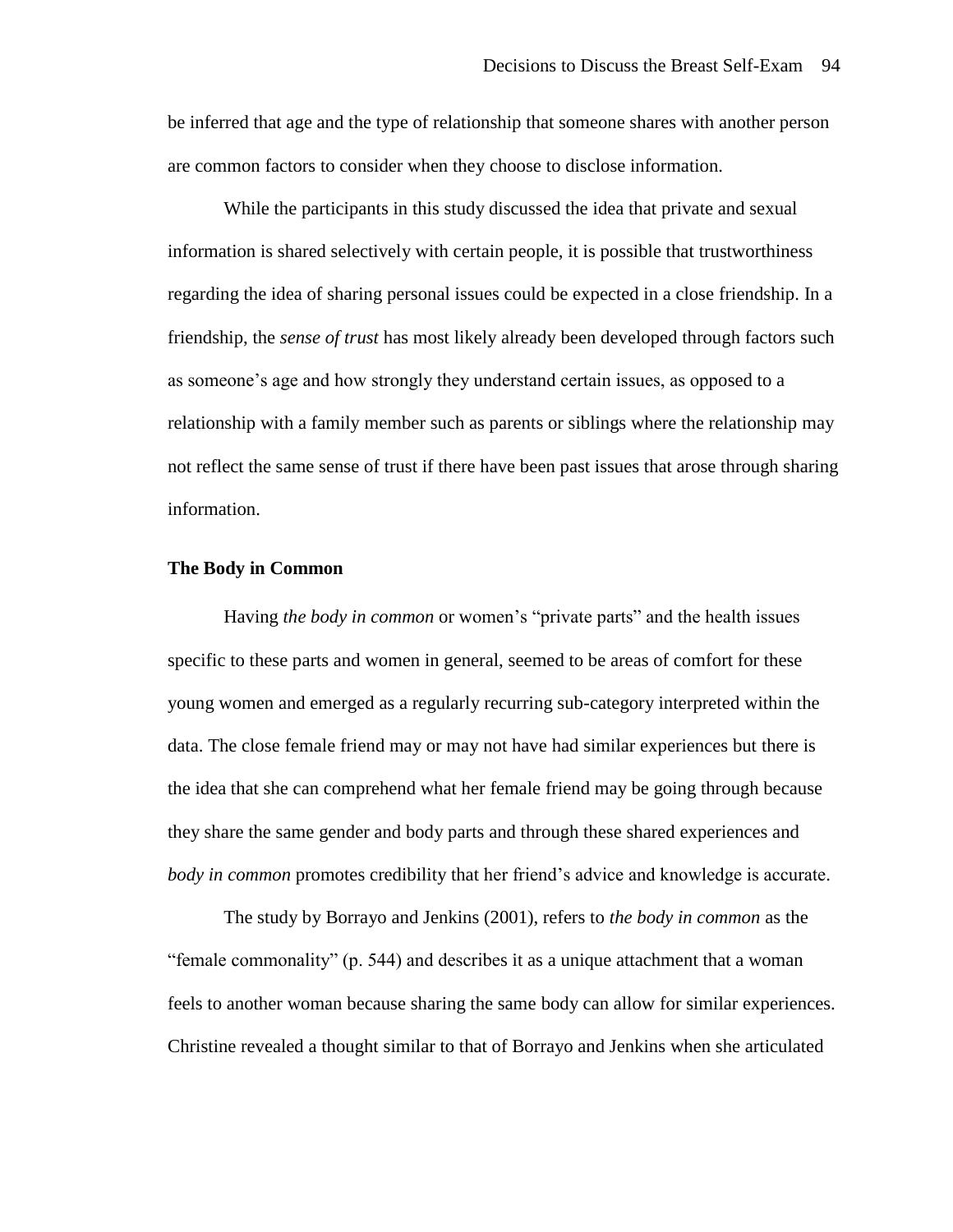be inferred that age and the type of relationship that someone shares with another person are common factors to consider when they choose to disclose information.

While the participants in this study discussed the idea that private and sexual information is shared selectively with certain people, it is possible that trustworthiness regarding the idea of sharing personal issues could be expected in a close friendship. In a friendship, the *sense of trust* has most likely already been developed through factors such as someone's age and how strongly they understand certain issues, as opposed to a relationship with a family member such as parents or siblings where the relationship may not reflect the same sense of trust if there have been past issues that arose through sharing information.

**The Body in Common**

Having *the body in common* or women's "private parts" and the health issues specific to these parts and women in general, seemed to be areas of comfort for these young women and emerged as a regularly recurring sub-category interpreted within the data. The close female friend may or may not have had similar experiences but there is the idea that she can comprehend what her female friend may be going through because they share the same gender and body parts and through these shared experiences and *body in common* promotes credibility that her friend's advice and knowledge is accurate.

The study by Borrayo and Jenkins (2001), refers to *the body in common* as the "female commonality" (p. 544) and describes it as a unique attachment that a woman feels to another woman because sharing the same body can allow for similar experiences. Christine revealed a thought similar to that of Borrayo and Jenkins when she articulated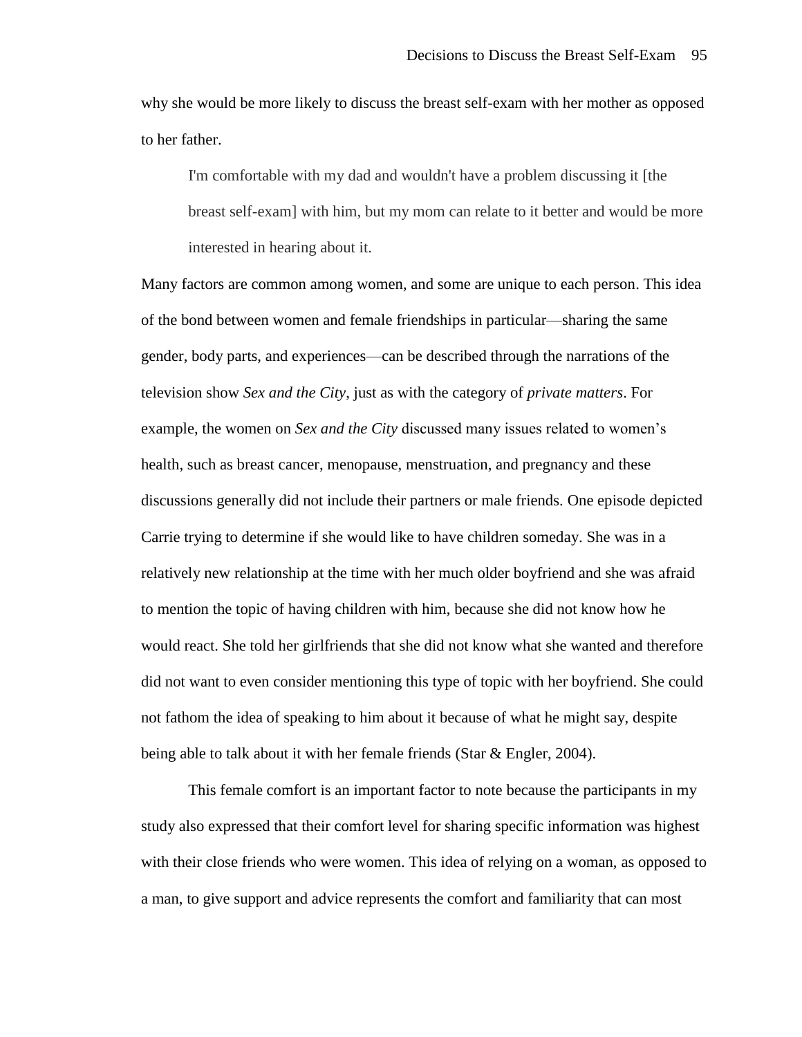why she would be more likely to discuss the breast self-exam with her mother as opposed to her father.

> I'm comfortable with my dad and wouldn't have a problem discussing it [the breast self-exam] with him, but my mom can relate to it better and would be more interested in hearing about it.

Many factors are common among women, and some are unique to each person. This idea of the bond between women and female friendships in particular—sharing the same gender, body parts, and experiences—can be described through the narrations of the television show *Sex and the City*, just as with the category of *private matters*. For example, the women on *Sex and the City* discussed many issues related to women's health, such as breast cancer, menopause, menstruation, and pregnancy and these discussions generally did not include their partners or male friends. One episode depicted Carrie trying to determine if she would like to have children someday. She was in a relatively new relationship at the time with her much older boyfriend and she was afraid to mention the topic of having children with him, because she did not know how he would react. She told her girlfriends that she did not know what she wanted and therefore did not want to even consider mentioning this type of topic with her boyfriend. She could not fathom the idea of speaking to him about it because of what he might say, despite being able to talk about it with her female friends (Star & Engler, 2004).

This female comfort is an important factor to note because the participants in my study also expressed that their comfort level for sharing specific information was highest with their close friends who were women. This idea of relying on a woman, as opposed to a man, to give support and advice represents the comfort and familiarity that can most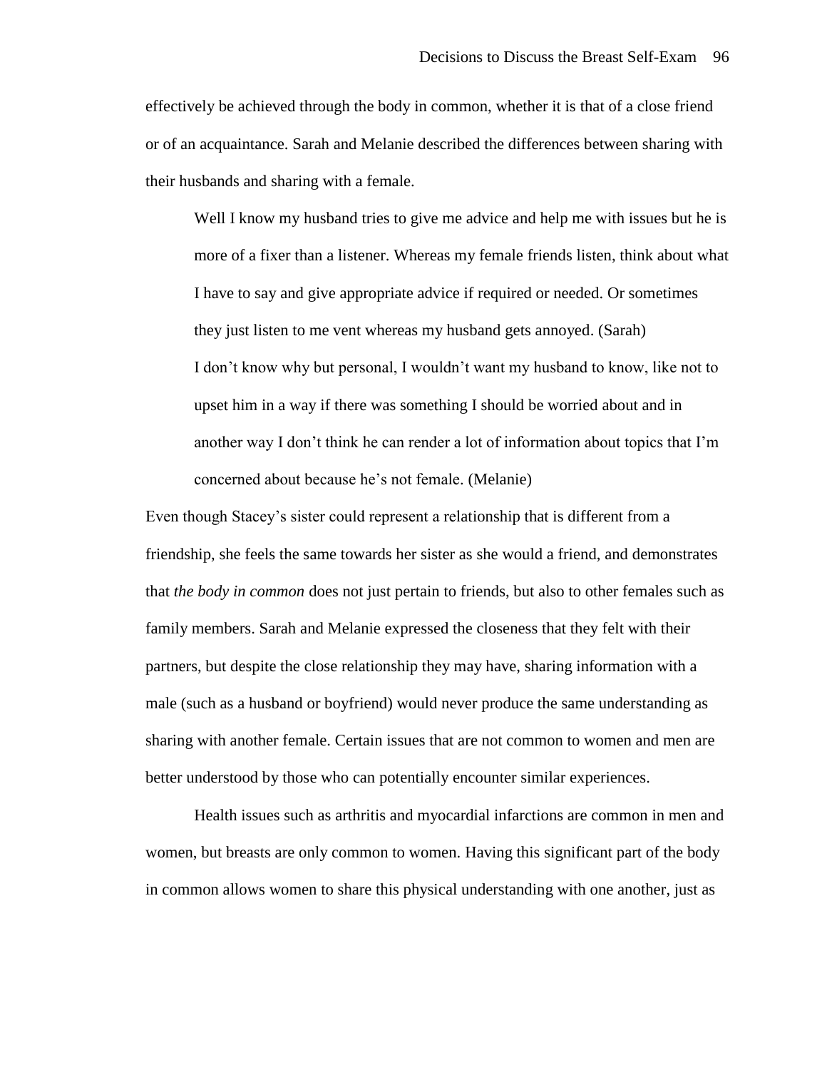effectively be achieved through the body in common, whether it is that of a close friend or of an acquaintance. Sarah and Melanie described the differences between sharing with their husbands and sharing with a female.

> Well I know my husband tries to give me advice and help me with issues but he is more of a fixer than a listener. Whereas my female friends listen, think about what I have to say and give appropriate advice if required or needed. Or sometimes they just listen to me vent whereas my husband gets annoyed. (Sarah)
>
> I don't know why but personal, I wouldn't want my husband to know, like not to upset him in a way if there was something I should be worried about and in another way I don't think he can render a lot of information about topics that I'm concerned about because he's not female. (Melanie)

Even though Stacey's sister could represent a relationship that is different from a friendship, she feels the same towards her sister as she would a friend, and demonstrates that *the body in common* does not just pertain to friends, but also to other females such as family members. Sarah and Melanie expressed the closeness that they felt with their partners, but despite the close relationship they may have, sharing information with a male (such as a husband or boyfriend) would never produce the same understanding as sharing with another female. Certain issues that are not common to women and men are better understood by those who can potentially encounter similar experiences.

Health issues such as arthritis and myocardial infarctions are common in men and women, but breasts are only common to women. Having this significant part of the body in common allows women to share this physical understanding with one another, just as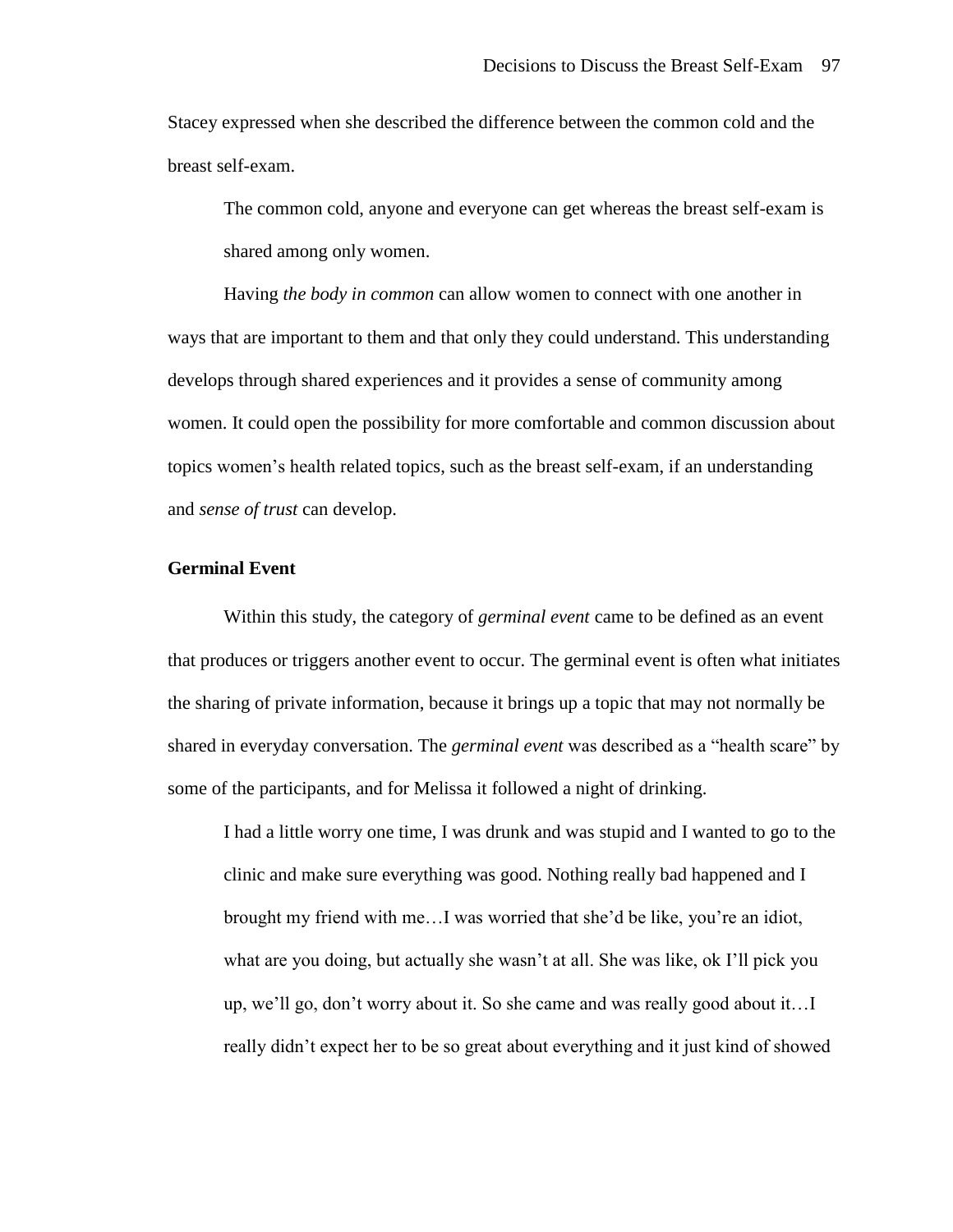Stacey expressed when she described the difference between the common cold and the breast self-exam.

> The common cold, anyone and everyone can get whereas the breast self-exam is shared among only women.

Having *the body in common* can allow women to connect with one another in ways that are important to them and that only they could understand. This understanding develops through shared experiences and it provides a sense of community among women. It could open the possibility for more comfortable and common discussion about topics women's health related topics, such as the breast self-exam, if an understanding and *sense of trust* can develop.

### Germinal Event

Within this study, the category of *germinal event* came to be defined as an event that produces or triggers another event to occur. The germinal event is often what initiates the sharing of private information, because it brings up a topic that may not normally be shared in everyday conversation. The *germinal event* was described as a "health scare" by some of the participants, and for Melissa it followed a night of drinking.

> I had a little worry one time, I was drunk and was stupid and I wanted to go to the clinic and make sure everything was good. Nothing really bad happened and I brought my friend with me…I was worried that she'd be like, you're an idiot, what are you doing, but actually she wasn't at all. She was like, ok I'll pick you up, we'll go, don't worry about it. So she came and was really good about it…I really didn't expect her to be so great about everything and it just kind of showed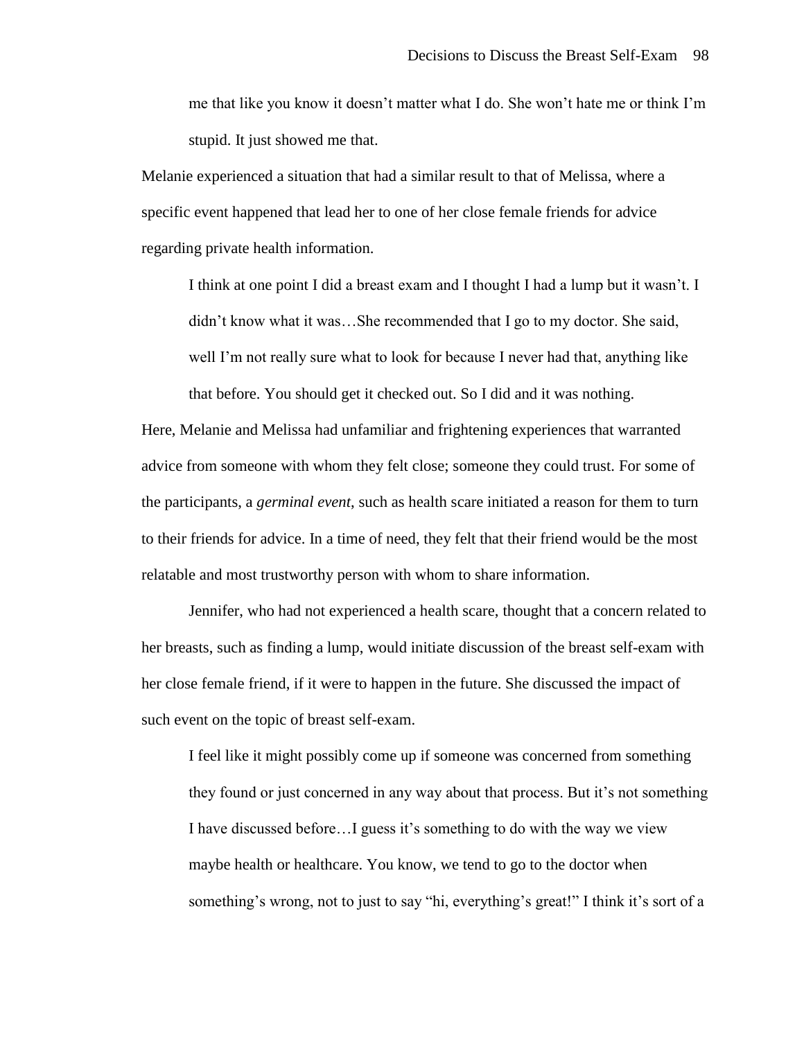> me that like you know it doesn't matter what I do. She won't hate me or think I'm stupid. It just showed me that.

Melanie experienced a situation that had a similar result to that of Melissa, where a specific event happened that lead her to one of her close female friends for advice regarding private health information.

> I think at one point I did a breast exam and I thought I had a lump but it wasn't. I didn't know what it was…She recommended that I go to my doctor. She said, well I'm not really sure what to look for because I never had that, anything like that before. You should get it checked out. So I did and it was nothing.

Here, Melanie and Melissa had unfamiliar and frightening experiences that warranted advice from someone with whom they felt close; someone they could trust. For some of the participants, a *germinal event*, such as health scare initiated a reason for them to turn to their friends for advice. In a time of need, they felt that their friend would be the most relatable and most trustworthy person with whom to share information.

Jennifer, who had not experienced a health scare, thought that a concern related to her breasts, such as finding a lump, would initiate discussion of the breast self-exam with her close female friend, if it were to happen in the future. She discussed the impact of such event on the topic of breast self-exam.

> I feel like it might possibly come up if someone was concerned from something they found or just concerned in any way about that process. But it's not something I have discussed before…I guess it's something to do with the way we view maybe health or healthcare. You know, we tend to go to the doctor when something's wrong, not to just to say "hi, everything's great!" I think it's sort of a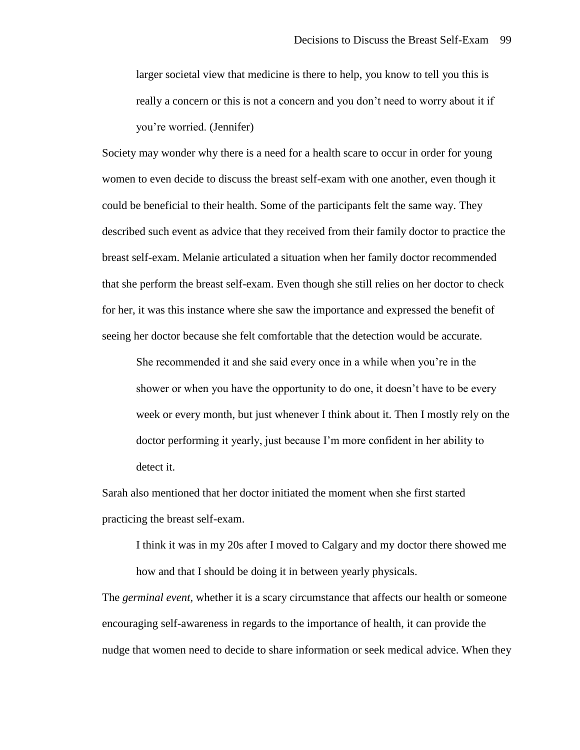larger societal view that medicine is there to help, you know to tell you this is really a concern or this is not a concern and you don't need to worry about it if you're worried. (Jennifer)

Society may wonder why there is a need for a health scare to occur in order for young women to even decide to discuss the breast self-exam with one another, even though it could be beneficial to their health. Some of the participants felt the same way. They described such event as advice that they received from their family doctor to practice the breast self-exam. Melanie articulated a situation when her family doctor recommended that she perform the breast self-exam. Even though she still relies on her doctor to check for her, it was this instance where she saw the importance and expressed the benefit of seeing her doctor because she felt comfortable that the detection would be accurate.

> She recommended it and she said every once in a while when you're in the shower or when you have the opportunity to do one, it doesn't have to be every week or every month, but just whenever I think about it. Then I mostly rely on the doctor performing it yearly, just because I'm more confident in her ability to detect it.

Sarah also mentioned that her doctor initiated the moment when she first started practicing the breast self-exam.

> I think it was in my 20s after I moved to Calgary and my doctor there showed me how and that I should be doing it in between yearly physicals.

The *germinal event*, whether it is a scary circumstance that affects our health or someone encouraging self-awareness in regards to the importance of health, it can provide the nudge that women need to decide to share information or seek medical advice. When they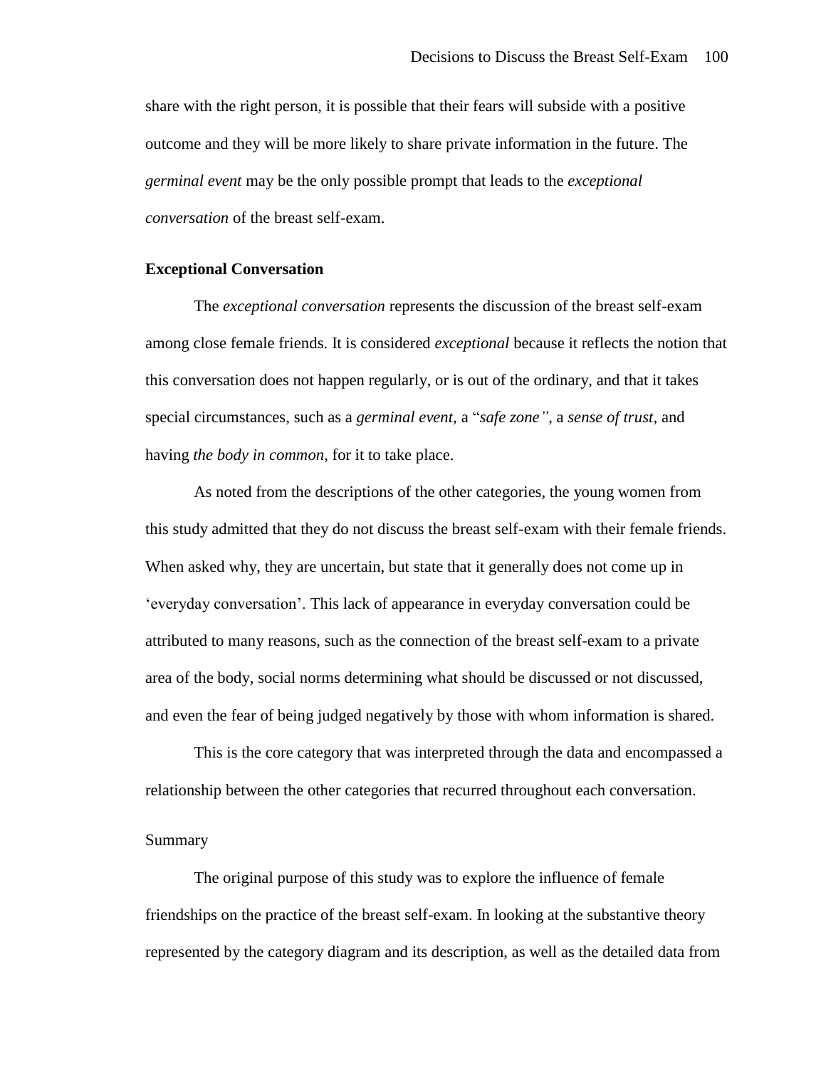share with the right person, it is possible that their fears will subside with a positive outcome and they will be more likely to share private information in the future. The *germinal event* may be the only possible prompt that leads to the *exceptional conversation* of the breast self-exam.

### Exceptional Conversation

The *exceptional conversation* represents the discussion of the breast self-exam among close female friends. It is considered *exceptional* because it reflects the notion that this conversation does not happen regularly, or is out of the ordinary, and that it takes special circumstances, such as a *germinal event*, a "*safe zone"*, a *sense of trust*, and having *the body in common*, for it to take place.

As noted from the descriptions of the other categories, the young women from this study admitted that they do not discuss the breast self-exam with their female friends. When asked why, they are uncertain, but state that it generally does not come up in 'everyday conversation'. This lack of appearance in everyday conversation could be attributed to many reasons, such as the connection of the breast self-exam to a private area of the body, social norms determining what should be discussed or not discussed, and even the fear of being judged negatively by those with whom information is shared.

This is the core category that was interpreted through the data and encompassed a relationship between the other categories that recurred throughout each conversation.

#### Summary

The original purpose of this study was to explore the influence of female friendships on the practice of the breast self-exam. In looking at the substantive theory represented by the category diagram and its description, as well as the detailed data from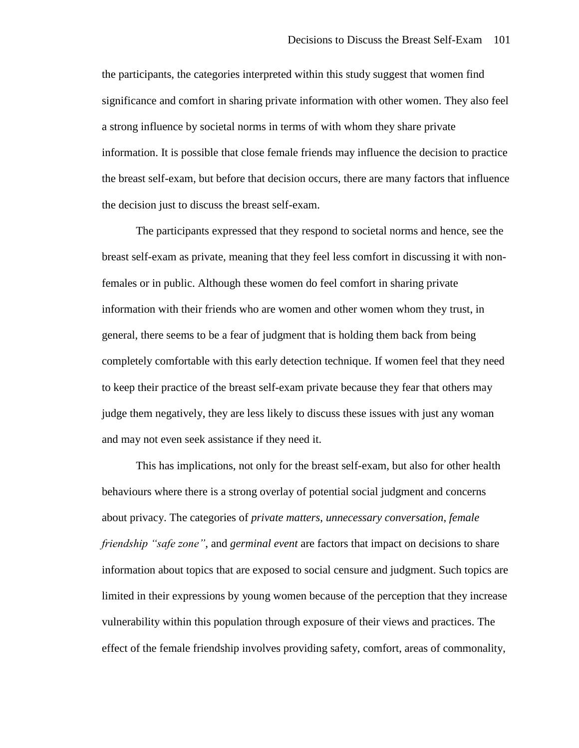the participants, the categories interpreted within this study suggest that women find significance and comfort in sharing private information with other women. They also feel a strong influence by societal norms in terms of with whom they share private information. It is possible that close female friends may influence the decision to practice the breast self-exam, but before that decision occurs, there are many factors that influence the decision just to discuss the breast self-exam.

The participants expressed that they respond to societal norms and hence, see the breast self-exam as private, meaning that they feel less comfort in discussing it with non-females or in public. Although these women do feel comfort in sharing private information with their friends who are women and other women whom they trust, in general, there seems to be a fear of judgment that is holding them back from being completely comfortable with this early detection technique. If women feel that they need to keep their practice of the breast self-exam private because they fear that others may judge them negatively, they are less likely to discuss these issues with just any woman and may not even seek assistance if they need it.

This has implications, not only for the breast self-exam, but also for other health behaviours where there is a strong overlay of potential social judgment and concerns about privacy. The categories of *private matters*, *unnecessary conversation*, *female friendship "safe zone"*, and *germinal event* are factors that impact on decisions to share information about topics that are exposed to social censure and judgment. Such topics are limited in their expressions by young women because of the perception that they increase vulnerability within this population through exposure of their views and practices. The effect of the female friendship involves providing safety, comfort, areas of commonality,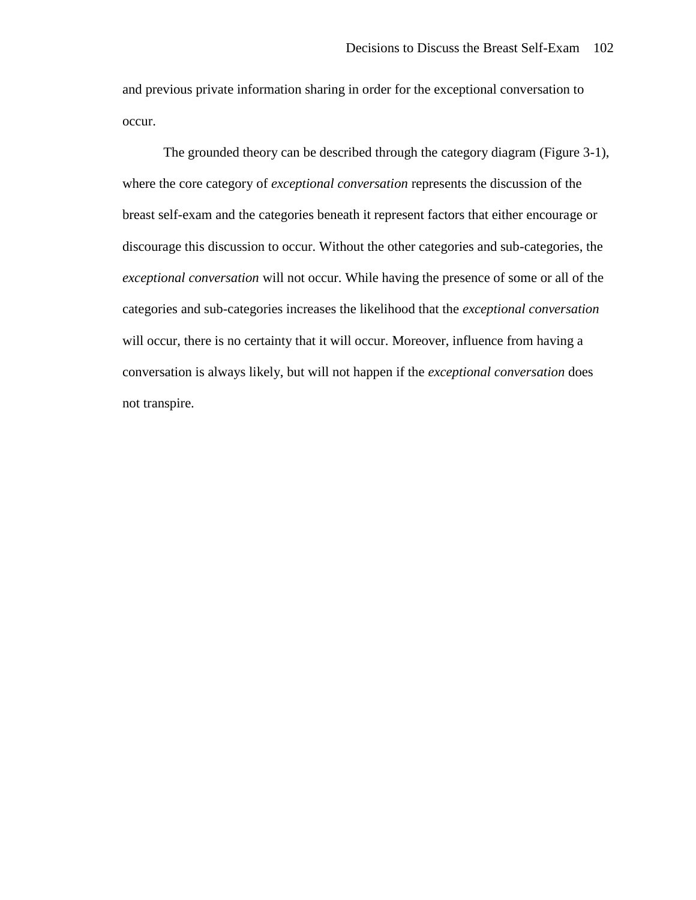and previous private information sharing in order for the exceptional conversation to occur.

The grounded theory can be described through the category diagram (Figure 3-1), where the core category of *exceptional conversation* represents the discussion of the breast self-exam and the categories beneath it represent factors that either encourage or discourage this discussion to occur. Without the other categories and sub-categories, the *exceptional conversation* will not occur. While having the presence of some or all of the categories and sub-categories increases the likelihood that the *exceptional conversation* will occur, there is no certainty that it will occur. Moreover, influence from having a conversation is always likely, but will not happen if the *exceptional conversation* does not transpire.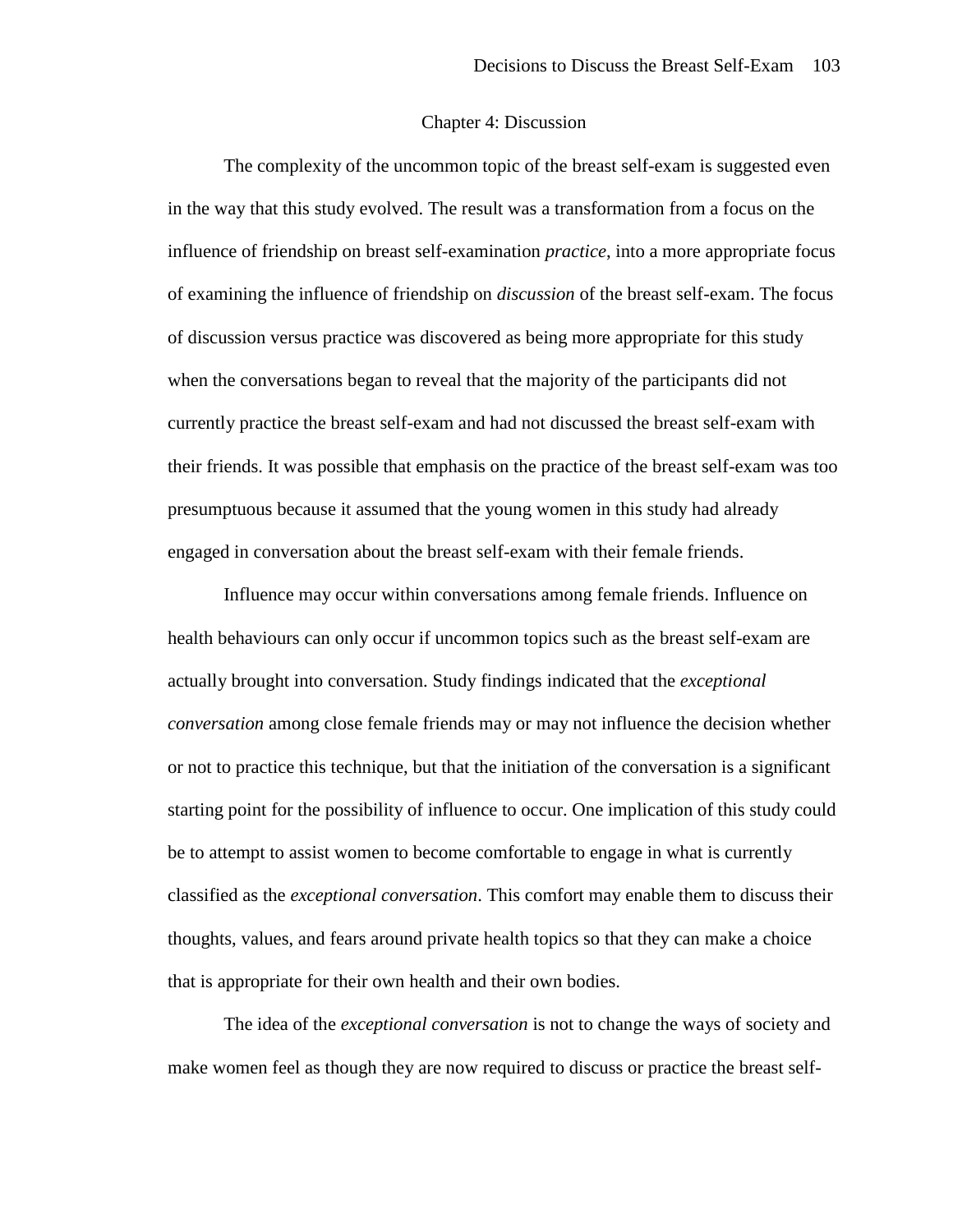# Chapter 4: Discussion

The complexity of the uncommon topic of the breast self-exam is suggested even in the way that this study evolved. The result was a transformation from a focus on the influence of friendship on breast self-examination *practice*, into a more appropriate focus of examining the influence of friendship on *discussion* of the breast self-exam. The focus of discussion versus practice was discovered as being more appropriate for this study when the conversations began to reveal that the majority of the participants did not currently practice the breast self-exam and had not discussed the breast self-exam with their friends. It was possible that emphasis on the practice of the breast self-exam was too presumptuous because it assumed that the young women in this study had already engaged in conversation about the breast self-exam with their female friends.

Influence may occur within conversations among female friends. Influence on health behaviours can only occur if uncommon topics such as the breast self-exam are actually brought into conversation. Study findings indicated that the *exceptional conversation* among close female friends may or may not influence the decision whether or not to practice this technique, but that the initiation of the conversation is a significant starting point for the possibility of influence to occur. One implication of this study could be to attempt to assist women to become comfortable to engage in what is currently classified as the *exceptional conversation*. This comfort may enable them to discuss their thoughts, values, and fears around private health topics so that they can make a choice that is appropriate for their own health and their own bodies.

The idea of the *exceptional conversation* is not to change the ways of society and make women feel as though they are now required to discuss or practice the breast self-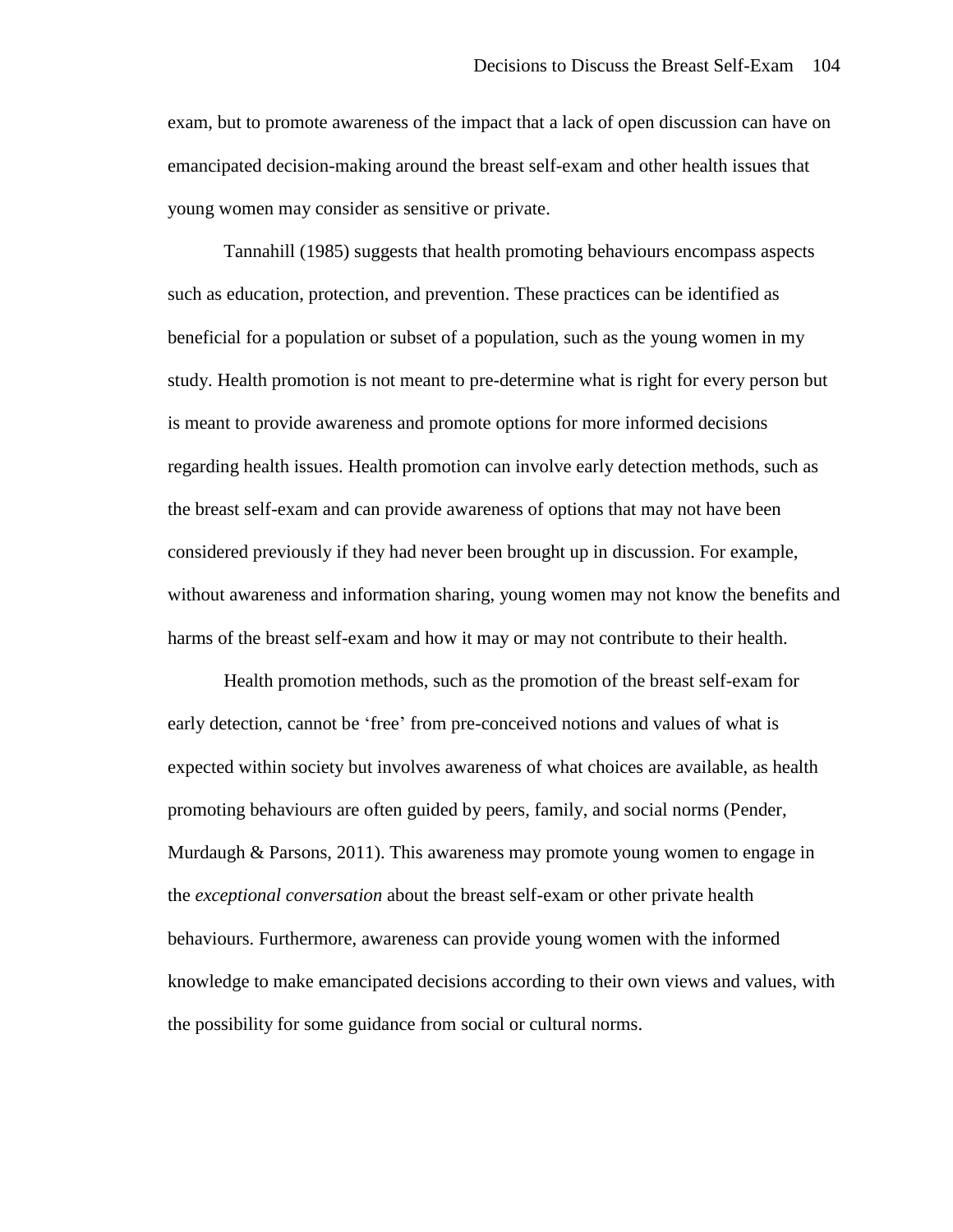exam, but to promote awareness of the impact that a lack of open discussion can have on emancipated decision-making around the breast self-exam and other health issues that young women may consider as sensitive or private.

Tannahill (1985) suggests that health promoting behaviours encompass aspects such as education, protection, and prevention. These practices can be identified as beneficial for a population or subset of a population, such as the young women in my study. Health promotion is not meant to pre-determine what is right for every person but is meant to provide awareness and promote options for more informed decisions regarding health issues. Health promotion can involve early detection methods, such as the breast self-exam and can provide awareness of options that may not have been considered previously if they had never been brought up in discussion. For example, without awareness and information sharing, young women may not know the benefits and harms of the breast self-exam and how it may or may not contribute to their health.

Health promotion methods, such as the promotion of the breast self-exam for early detection, cannot be 'free' from pre-conceived notions and values of what is expected within society but involves awareness of what choices are available, as health promoting behaviours are often guided by peers, family, and social norms (Pender, Murdaugh & Parsons, 2011). This awareness may promote young women to engage in the *exceptional conversation* about the breast self-exam or other private health behaviours. Furthermore, awareness can provide young women with the informed knowledge to make emancipated decisions according to their own views and values, with the possibility for some guidance from social or cultural norms.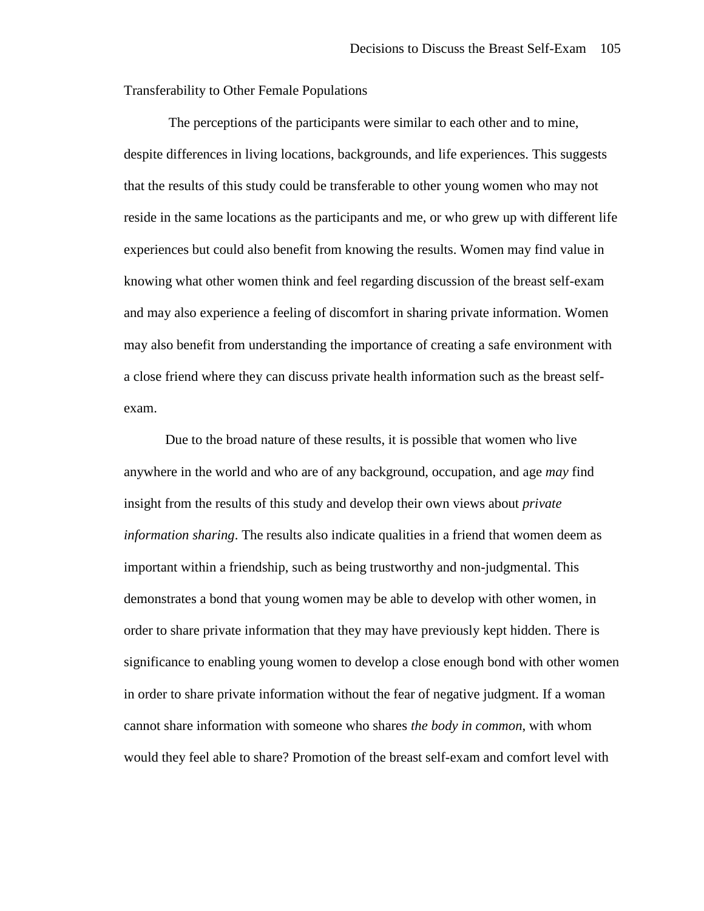## Transferability to Other Female Populations

The perceptions of the participants were similar to each other and to mine, despite differences in living locations, backgrounds, and life experiences. This suggests that the results of this study could be transferable to other young women who may not reside in the same locations as the participants and me, or who grew up with different life experiences but could also benefit from knowing the results. Women may find value in knowing what other women think and feel regarding discussion of the breast self-exam and may also experience a feeling of discomfort in sharing private information. Women may also benefit from understanding the importance of creating a safe environment with a close friend where they can discuss private health information such as the breast self-exam.

Due to the broad nature of these results, it is possible that women who live anywhere in the world and who are of any background, occupation, and age *may* find insight from the results of this study and develop their own views about *private information sharing*. The results also indicate qualities in a friend that women deem as important within a friendship, such as being trustworthy and non-judgmental. This demonstrates a bond that young women may be able to develop with other women, in order to share private information that they may have previously kept hidden. There is significance to enabling young women to develop a close enough bond with other women in order to share private information without the fear of negative judgment. If a woman cannot share information with someone who shares *the body in common*, with whom would they feel able to share? Promotion of the breast self-exam and comfort level with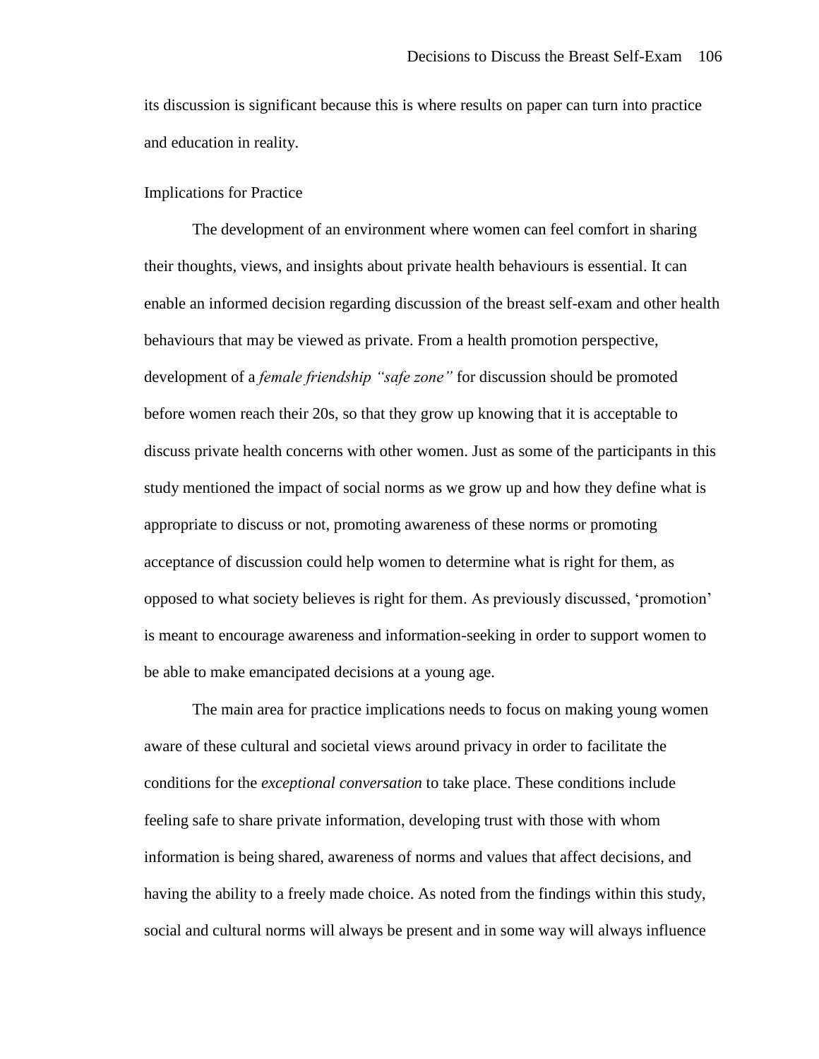its discussion is significant because this is where results on paper can turn into practice and education in reality.

## Implications for Practice

The development of an environment where women can feel comfort in sharing their thoughts, views, and insights about private health behaviours is essential. It can enable an informed decision regarding discussion of the breast self-exam and other health behaviours that may be viewed as private. From a health promotion perspective, development of a *female friendship "safe zone"* for discussion should be promoted before women reach their 20s, so that they grow up knowing that it is acceptable to discuss private health concerns with other women. Just as some of the participants in this study mentioned the impact of social norms as we grow up and how they define what is appropriate to discuss or not, promoting awareness of these norms or promoting acceptance of discussion could help women to determine what is right for them, as opposed to what society believes is right for them. As previously discussed, 'promotion' is meant to encourage awareness and information-seeking in order to support women to be able to make emancipated decisions at a young age.

The main area for practice implications needs to focus on making young women aware of these cultural and societal views around privacy in order to facilitate the conditions for the *exceptional conversation* to take place. These conditions include feeling safe to share private information, developing trust with those with whom information is being shared, awareness of norms and values that affect decisions, and having the ability to a freely made choice. As noted from the findings within this study, social and cultural norms will always be present and in some way will always influence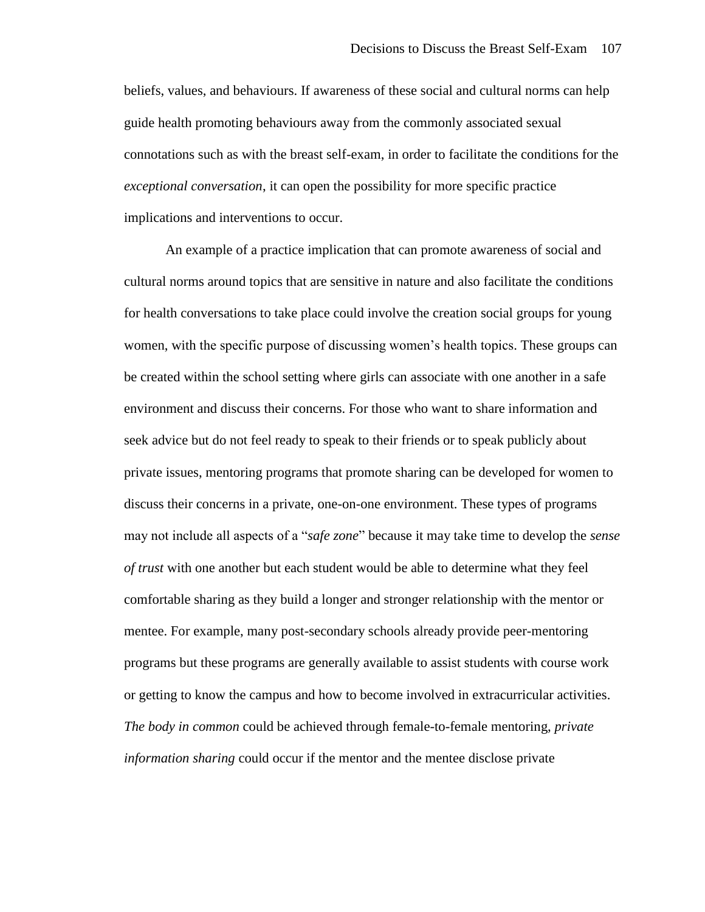beliefs, values, and behaviours. If awareness of these social and cultural norms can help guide health promoting behaviours away from the commonly associated sexual connotations such as with the breast self-exam, in order to facilitate the conditions for the *exceptional conversation*, it can open the possibility for more specific practice implications and interventions to occur.

An example of a practice implication that can promote awareness of social and cultural norms around topics that are sensitive in nature and also facilitate the conditions for health conversations to take place could involve the creation social groups for young women, with the specific purpose of discussing women's health topics. These groups can be created within the school setting where girls can associate with one another in a safe environment and discuss their concerns. For those who want to share information and seek advice but do not feel ready to speak to their friends or to speak publicly about private issues, mentoring programs that promote sharing can be developed for women to discuss their concerns in a private, one-on-one environment. These types of programs may not include all aspects of a "*safe zone*" because it may take time to develop the *sense of trust* with one another but each student would be able to determine what they feel comfortable sharing as they build a longer and stronger relationship with the mentor or mentee. For example, many post-secondary schools already provide peer-mentoring programs but these programs are generally available to assist students with course work or getting to know the campus and how to become involved in extracurricular activities. *The body in common* could be achieved through female-to-female mentoring, *private information sharing* could occur if the mentor and the mentee disclose private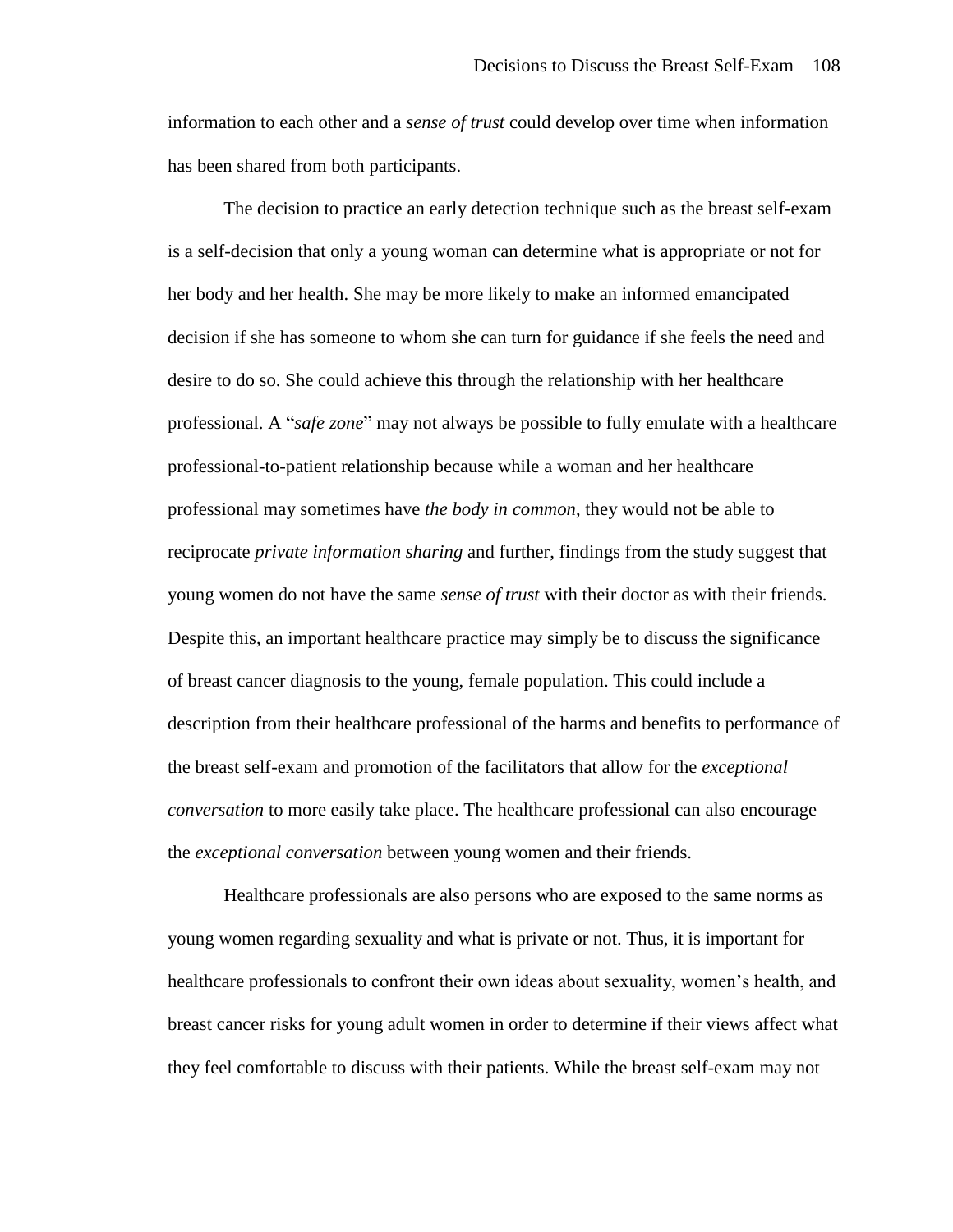information to each other and a *sense of trust* could develop over time when information has been shared from both participants.

The decision to practice an early detection technique such as the breast self-exam is a self-decision that only a young woman can determine what is appropriate or not for her body and her health. She may be more likely to make an informed emancipated decision if she has someone to whom she can turn for guidance if she feels the need and desire to do so. She could achieve this through the relationship with her healthcare professional. A "*safe zone*" may not always be possible to fully emulate with a healthcare professional-to-patient relationship because while a woman and her healthcare professional may sometimes have *the body in common*, they would not be able to reciprocate *private information sharing* and further, findings from the study suggest that young women do not have the same *sense of trust* with their doctor as with their friends. Despite this, an important healthcare practice may simply be to discuss the significance of breast cancer diagnosis to the young, female population. This could include a description from their healthcare professional of the harms and benefits to performance of the breast self-exam and promotion of the facilitators that allow for the *exceptional conversation* to more easily take place. The healthcare professional can also encourage the *exceptional conversation* between young women and their friends.

Healthcare professionals are also persons who are exposed to the same norms as young women regarding sexuality and what is private or not. Thus, it is important for healthcare professionals to confront their own ideas about sexuality, women's health, and breast cancer risks for young adult women in order to determine if their views affect what they feel comfortable to discuss with their patients. While the breast self-exam may not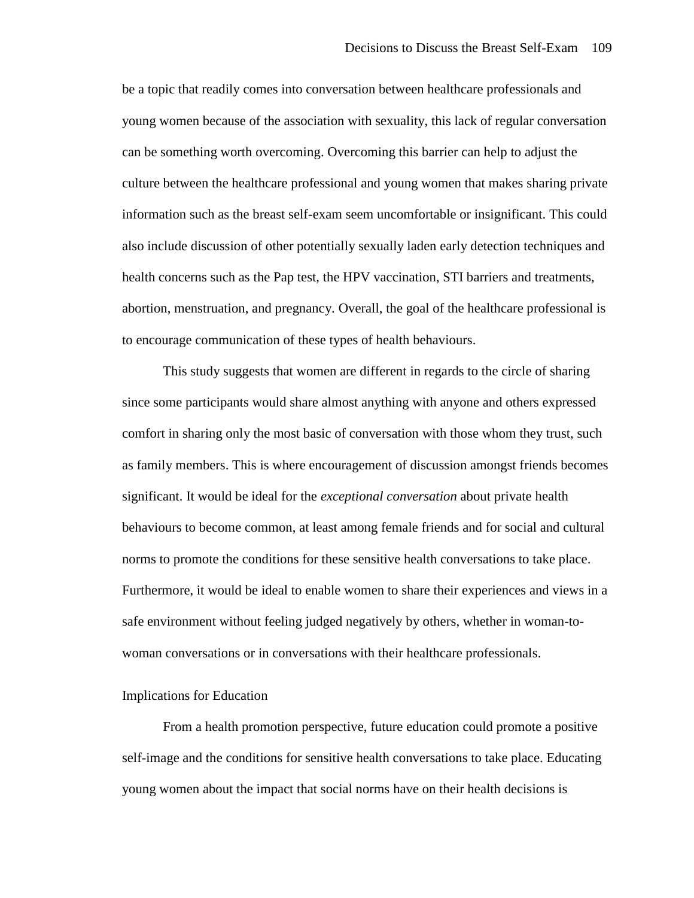be a topic that readily comes into conversation between healthcare professionals and young women because of the association with sexuality, this lack of regular conversation can be something worth overcoming. Overcoming this barrier can help to adjust the culture between the healthcare professional and young women that makes sharing private information such as the breast self-exam seem uncomfortable or insignificant. This could also include discussion of other potentially sexually laden early detection techniques and health concerns such as the Pap test, the HPV vaccination, STI barriers and treatments, abortion, menstruation, and pregnancy. Overall, the goal of the healthcare professional is to encourage communication of these types of health behaviours.

This study suggests that women are different in regards to the circle of sharing since some participants would share almost anything with anyone and others expressed comfort in sharing only the most basic of conversation with those whom they trust, such as family members. This is where encouragement of discussion amongst friends becomes significant. It would be ideal for the *exceptional conversation* about private health behaviours to become common, at least among female friends and for social and cultural norms to promote the conditions for these sensitive health conversations to take place. Furthermore, it would be ideal to enable women to share their experiences and views in a safe environment without feeling judged negatively by others, whether in woman-to-woman conversations or in conversations with their healthcare professionals.

## Implications for Education

From a health promotion perspective, future education could promote a positive self-image and the conditions for sensitive health conversations to take place. Educating young women about the impact that social norms have on their health decisions is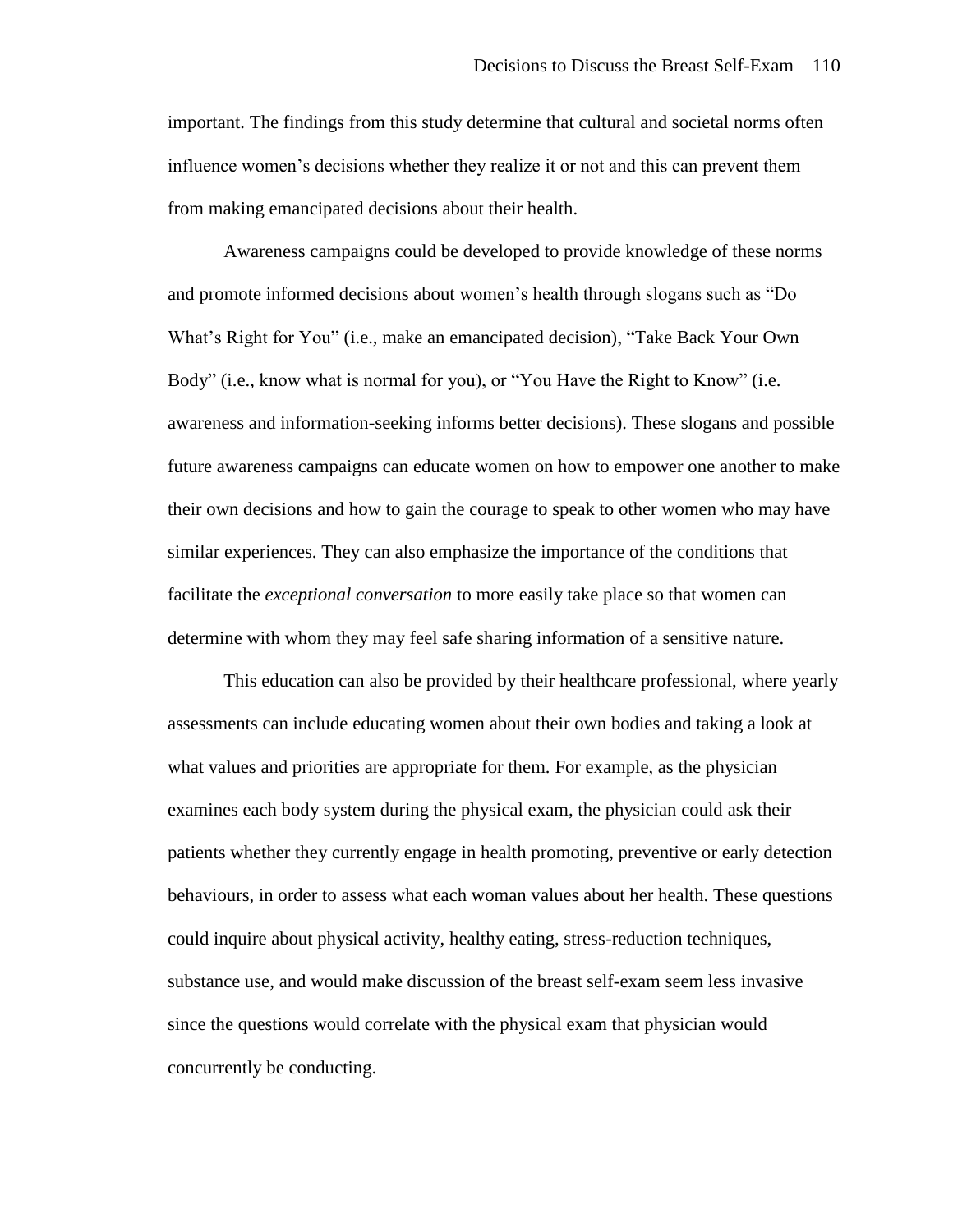important. The findings from this study determine that cultural and societal norms often influence women's decisions whether they realize it or not and this can prevent them from making emancipated decisions about their health.

Awareness campaigns could be developed to provide knowledge of these norms and promote informed decisions about women's health through slogans such as "Do What's Right for You" (i.e., make an emancipated decision), "Take Back Your Own Body" (i.e., know what is normal for you), or "You Have the Right to Know" (i.e. awareness and information-seeking informs better decisions). These slogans and possible future awareness campaigns can educate women on how to empower one another to make their own decisions and how to gain the courage to speak to other women who may have similar experiences. They can also emphasize the importance of the conditions that facilitate the *exceptional conversation* to more easily take place so that women can determine with whom they may feel safe sharing information of a sensitive nature.

This education can also be provided by their healthcare professional, where yearly assessments can include educating women about their own bodies and taking a look at what values and priorities are appropriate for them. For example, as the physician examines each body system during the physical exam, the physician could ask their patients whether they currently engage in health promoting, preventive or early detection behaviours, in order to assess what each woman values about her health. These questions could inquire about physical activity, healthy eating, stress-reduction techniques, substance use, and would make discussion of the breast self-exam seem less invasive since the questions would correlate with the physical exam that physician would concurrently be conducting.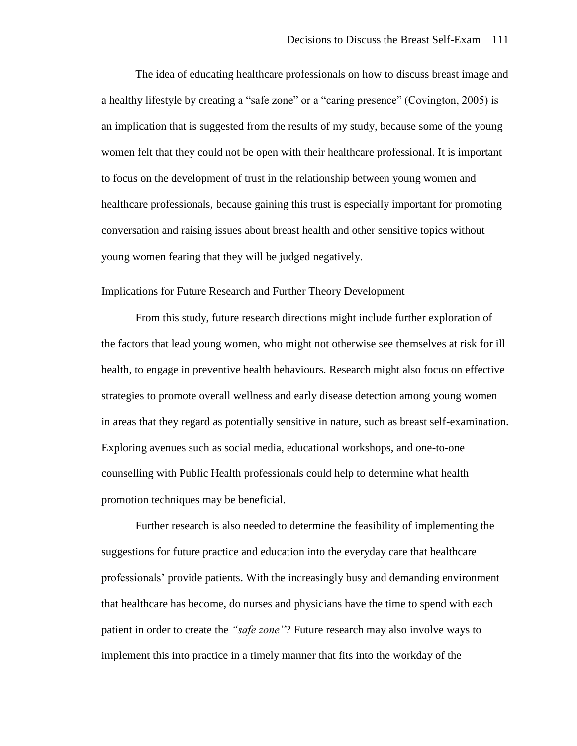The idea of educating healthcare professionals on how to discuss breast image and a healthy lifestyle by creating a "safe zone" or a "caring presence" (Covington, 2005) is an implication that is suggested from the results of my study, because some of the young women felt that they could not be open with their healthcare professional. It is important to focus on the development of trust in the relationship between young women and healthcare professionals, because gaining this trust is especially important for promoting conversation and raising issues about breast health and other sensitive topics without young women fearing that they will be judged negatively.

### Implications for Future Research and Further Theory Development

From this study, future research directions might include further exploration of the factors that lead young women, who might not otherwise see themselves at risk for ill health, to engage in preventive health behaviours. Research might also focus on effective strategies to promote overall wellness and early disease detection among young women in areas that they regard as potentially sensitive in nature, such as breast self-examination. Exploring avenues such as social media, educational workshops, and one-to-one counselling with Public Health professionals could help to determine what health promotion techniques may be beneficial.

Further research is also needed to determine the feasibility of implementing the suggestions for future practice and education into the everyday care that healthcare professionals' provide patients. With the increasingly busy and demanding environment that healthcare has become, do nurses and physicians have the time to spend with each patient in order to create the *"safe zone"*? Future research may also involve ways to implement this into practice in a timely manner that fits into the workday of the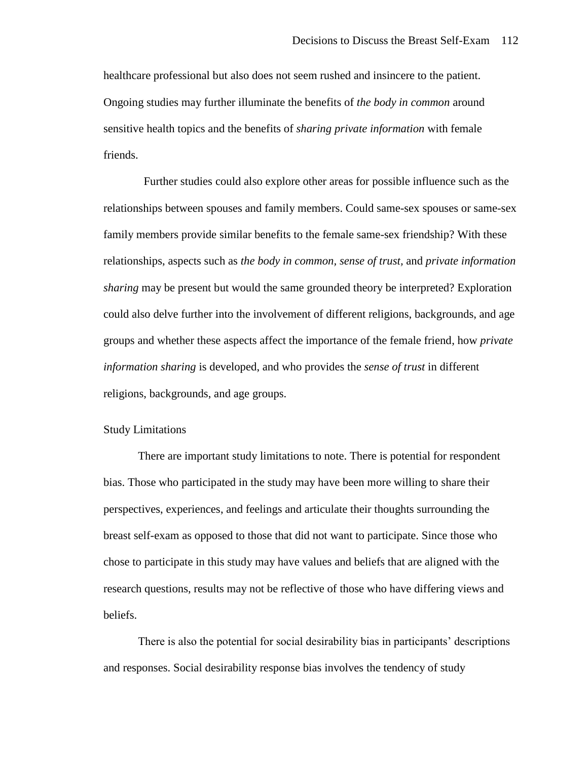healthcare professional but also does not seem rushed and insincere to the patient. Ongoing studies may further illuminate the benefits of *the body in common* around sensitive health topics and the benefits of *sharing private information* with female friends.

Further studies could also explore other areas for possible influence such as the relationships between spouses and family members. Could same-sex spouses or same-sex family members provide similar benefits to the female same-sex friendship? With these relationships, aspects such as *the body in common, sense of trust,* and *private information sharing* may be present but would the same grounded theory be interpreted? Exploration could also delve further into the involvement of different religions, backgrounds, and age groups and whether these aspects affect the importance of the female friend, how *private information sharing* is developed, and who provides the *sense of trust* in different religions, backgrounds, and age groups.

## Study Limitations

There are important study limitations to note. There is potential for respondent bias. Those who participated in the study may have been more willing to share their perspectives, experiences, and feelings and articulate their thoughts surrounding the breast self-exam as opposed to those that did not want to participate. Since those who chose to participate in this study may have values and beliefs that are aligned with the research questions, results may not be reflective of those who have differing views and beliefs.

There is also the potential for social desirability bias in participants' descriptions and responses. Social desirability response bias involves the tendency of study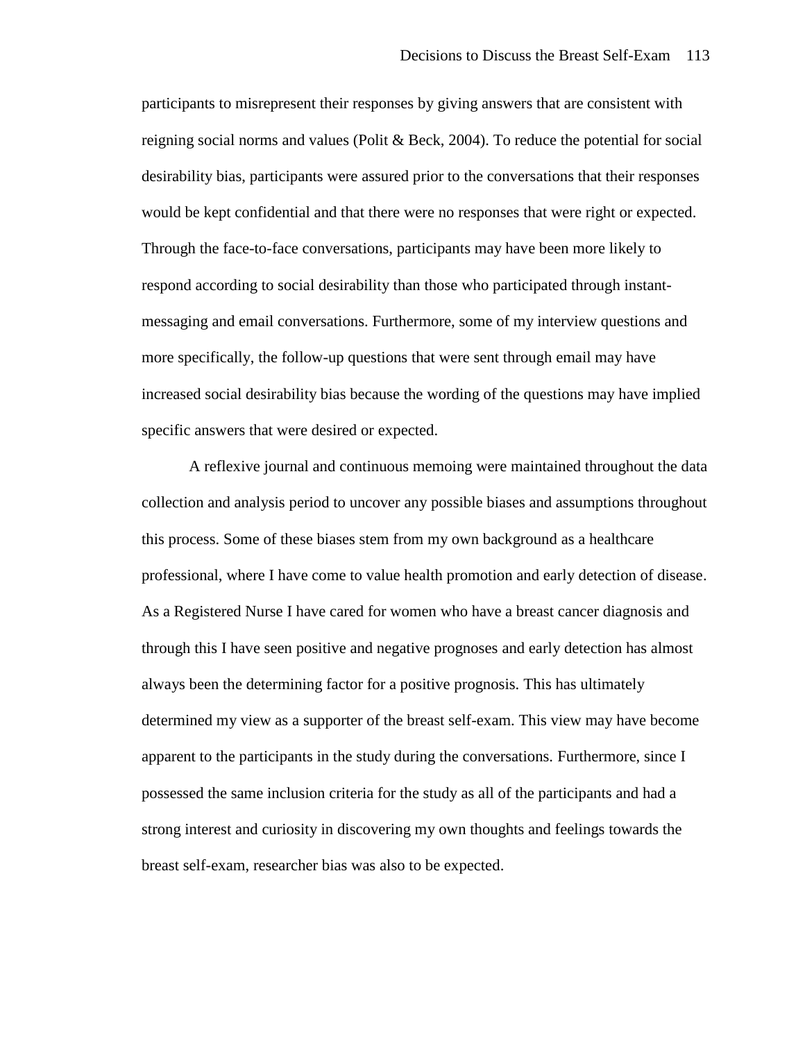participants to misrepresent their responses by giving answers that are consistent with reigning social norms and values (Polit & Beck, 2004). To reduce the potential for social desirability bias, participants were assured prior to the conversations that their responses would be kept confidential and that there were no responses that were right or expected. Through the face-to-face conversations, participants may have been more likely to respond according to social desirability than those who participated through instant-messaging and email conversations. Furthermore, some of my interview questions and more specifically, the follow-up questions that were sent through email may have increased social desirability bias because the wording of the questions may have implied specific answers that were desired or expected.

A reflexive journal and continuous memoing were maintained throughout the data collection and analysis period to uncover any possible biases and assumptions throughout this process. Some of these biases stem from my own background as a healthcare professional, where I have come to value health promotion and early detection of disease. As a Registered Nurse I have cared for women who have a breast cancer diagnosis and through this I have seen positive and negative prognoses and early detection has almost always been the determining factor for a positive prognosis. This has ultimately determined my view as a supporter of the breast self-exam. This view may have become apparent to the participants in the study during the conversations. Furthermore, since I possessed the same inclusion criteria for the study as all of the participants and had a strong interest and curiosity in discovering my own thoughts and feelings towards the breast self-exam, researcher bias was also to be expected.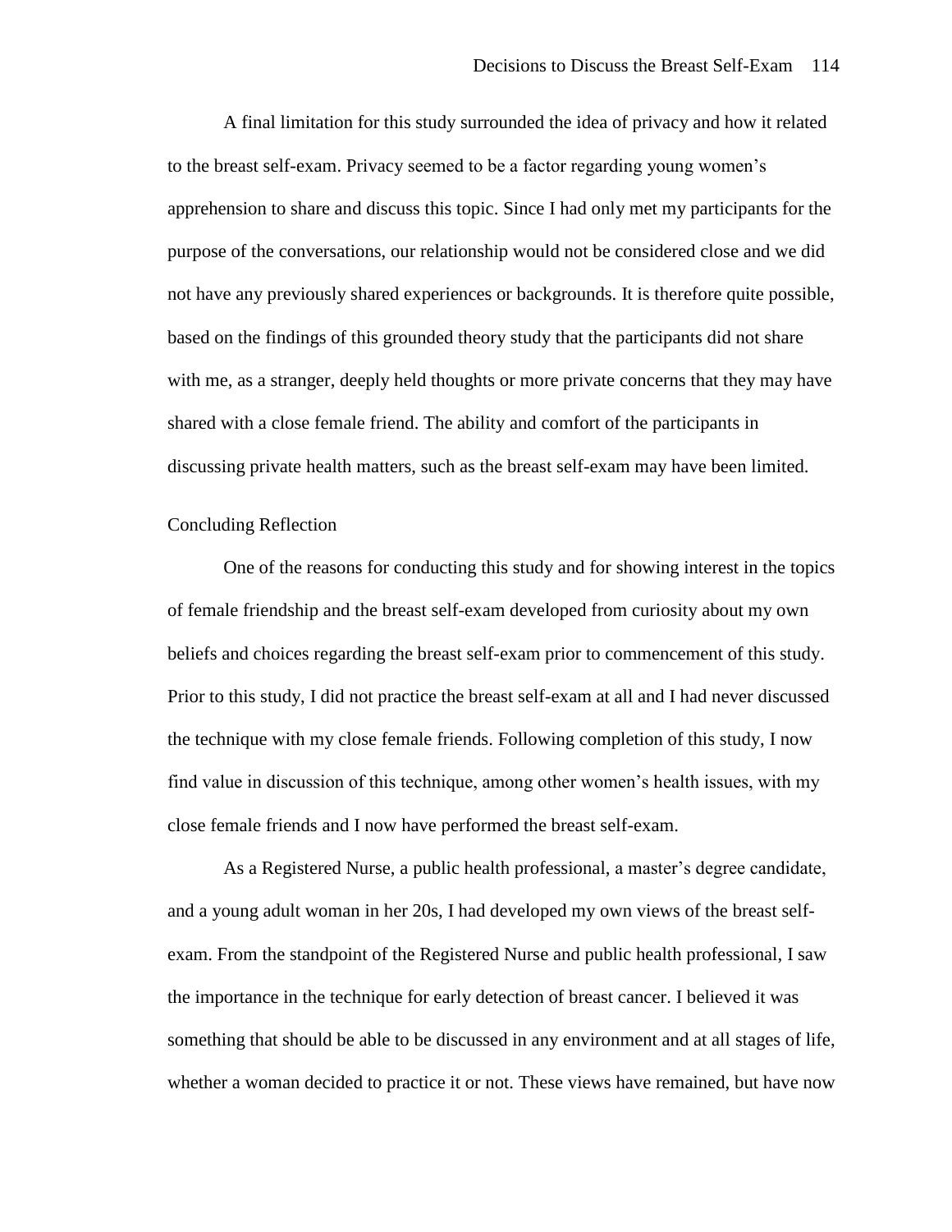A final limitation for this study surrounded the idea of privacy and how it related to the breast self-exam. Privacy seemed to be a factor regarding young women's apprehension to share and discuss this topic. Since I had only met my participants for the purpose of the conversations, our relationship would not be considered close and we did not have any previously shared experiences or backgrounds. It is therefore quite possible, based on the findings of this grounded theory study that the participants did not share with me, as a stranger, deeply held thoughts or more private concerns that they may have shared with a close female friend. The ability and comfort of the participants in discussing private health matters, such as the breast self-exam may have been limited.

## Concluding Reflection

One of the reasons for conducting this study and for showing interest in the topics of female friendship and the breast self-exam developed from curiosity about my own beliefs and choices regarding the breast self-exam prior to commencement of this study. Prior to this study, I did not practice the breast self-exam at all and I had never discussed the technique with my close female friends. Following completion of this study, I now find value in discussion of this technique, among other women's health issues, with my close female friends and I now have performed the breast self-exam.

As a Registered Nurse, a public health professional, a master's degree candidate, and a young adult woman in her 20s, I had developed my own views of the breast self-exam. From the standpoint of the Registered Nurse and public health professional, I saw the importance in the technique for early detection of breast cancer. I believed it was something that should be able to be discussed in any environment and at all stages of life, whether a woman decided to practice it or not. These views have remained, but have now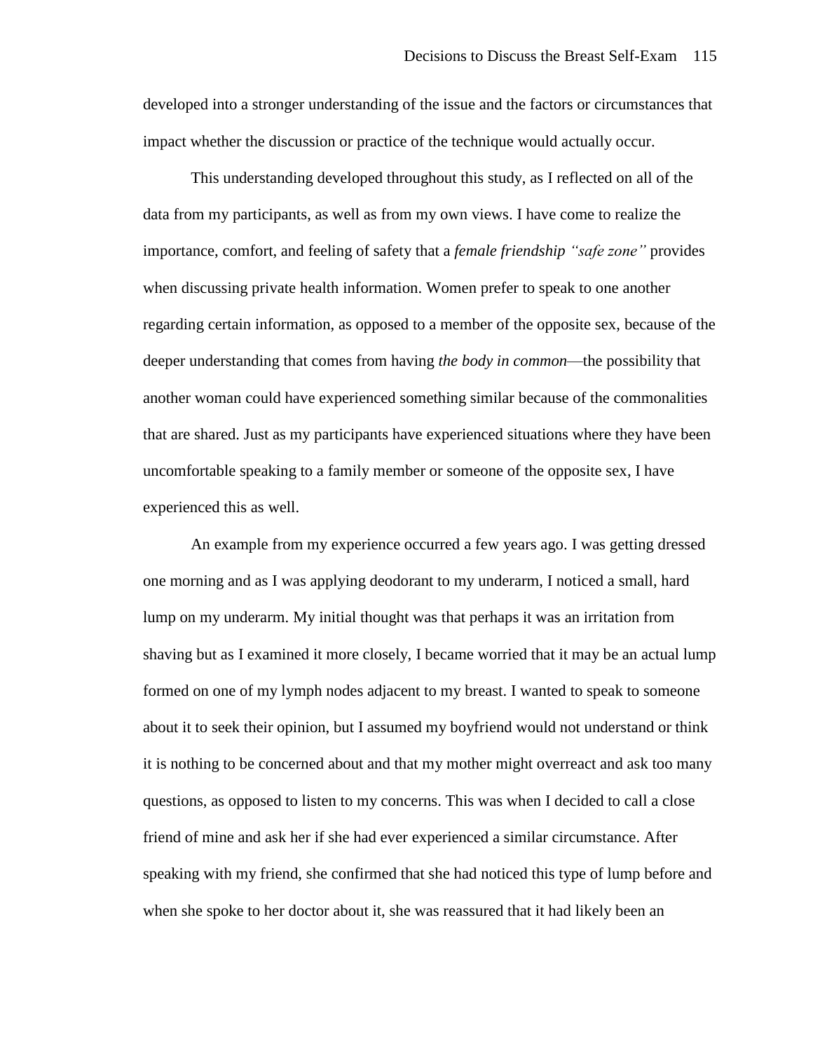developed into a stronger understanding of the issue and the factors or circumstances that impact whether the discussion or practice of the technique would actually occur.

This understanding developed throughout this study, as I reflected on all of the data from my participants, as well as from my own views. I have come to realize the importance, comfort, and feeling of safety that a *female friendship "safe zone"* provides when discussing private health information. Women prefer to speak to one another regarding certain information, as opposed to a member of the opposite sex, because of the deeper understanding that comes from having *the body in common*—the possibility that another woman could have experienced something similar because of the commonalities that are shared. Just as my participants have experienced situations where they have been uncomfortable speaking to a family member or someone of the opposite sex, I have experienced this as well.

An example from my experience occurred a few years ago. I was getting dressed one morning and as I was applying deodorant to my underarm, I noticed a small, hard lump on my underarm. My initial thought was that perhaps it was an irritation from shaving but as I examined it more closely, I became worried that it may be an actual lump formed on one of my lymph nodes adjacent to my breast. I wanted to speak to someone about it to seek their opinion, but I assumed my boyfriend would not understand or think it is nothing to be concerned about and that my mother might overreact and ask too many questions, as opposed to listen to my concerns. This was when I decided to call a close friend of mine and ask her if she had ever experienced a similar circumstance. After speaking with my friend, she confirmed that she had noticed this type of lump before and when she spoke to her doctor about it, she was reassured that it had likely been an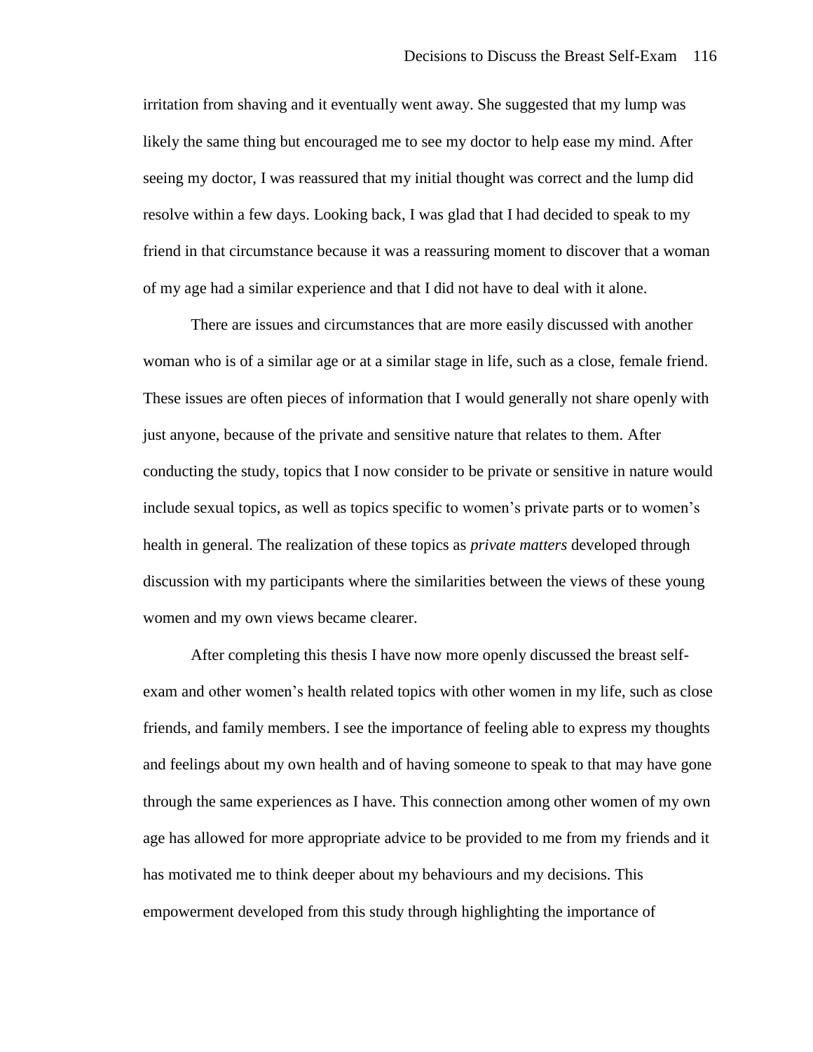irritation from shaving and it eventually went away. She suggested that my lump was likely the same thing but encouraged me to see my doctor to help ease my mind. After seeing my doctor, I was reassured that my initial thought was correct and the lump did resolve within a few days. Looking back, I was glad that I had decided to speak to my friend in that circumstance because it was a reassuring moment to discover that a woman of my age had a similar experience and that I did not have to deal with it alone.

There are issues and circumstances that are more easily discussed with another woman who is of a similar age or at a similar stage in life, such as a close, female friend. These issues are often pieces of information that I would generally not share openly with just anyone, because of the private and sensitive nature that relates to them. After conducting the study, topics that I now consider to be private or sensitive in nature would include sexual topics, as well as topics specific to women's private parts or to women's health in general. The realization of these topics as *private matters* developed through discussion with my participants where the similarities between the views of these young women and my own views became clearer.

After completing this thesis I have now more openly discussed the breast self-exam and other women's health related topics with other women in my life, such as close friends, and family members. I see the importance of feeling able to express my thoughts and feelings about my own health and of having someone to speak to that may have gone through the same experiences as I have. This connection among other women of my own age has allowed for more appropriate advice to be provided to me from my friends and it has motivated me to think deeper about my behaviours and my decisions. This empowerment developed from this study through highlighting the importance of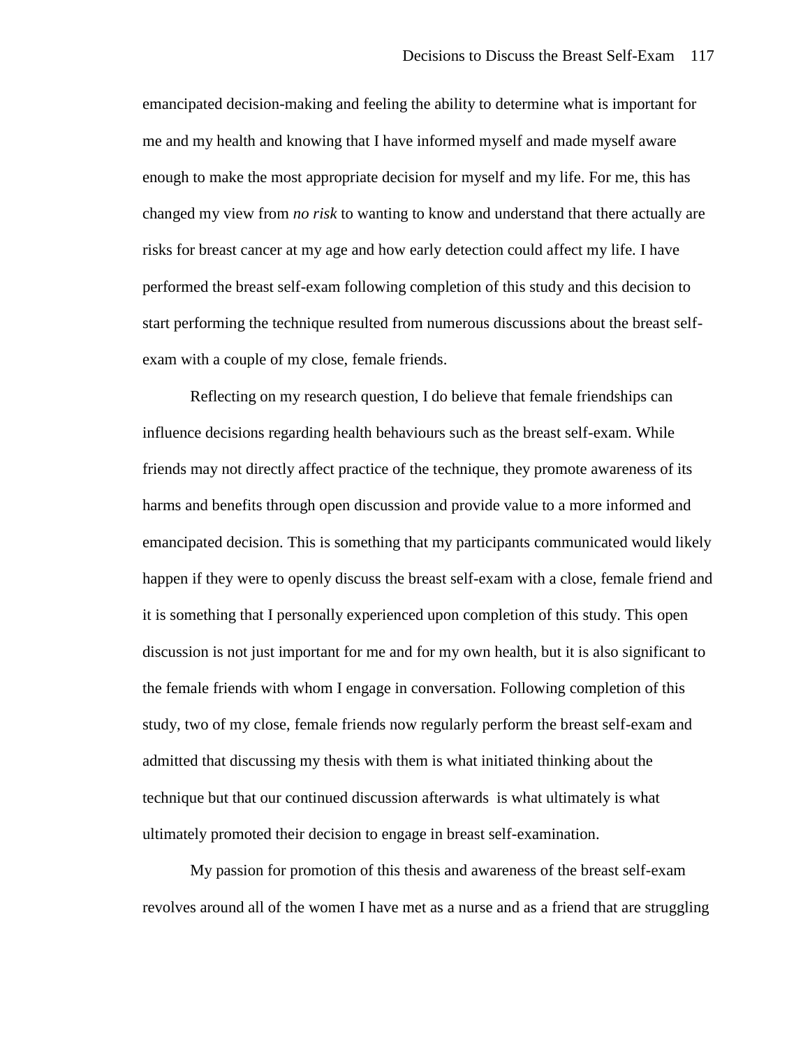emancipated decision-making and feeling the ability to determine what is important for me and my health and knowing that I have informed myself and made myself aware enough to make the most appropriate decision for myself and my life. For me, this has changed my view from *no risk* to wanting to know and understand that there actually are risks for breast cancer at my age and how early detection could affect my life. I have performed the breast self-exam following completion of this study and this decision to start performing the technique resulted from numerous discussions about the breast self-exam with a couple of my close, female friends.

Reflecting on my research question, I do believe that female friendships can influence decisions regarding health behaviours such as the breast self-exam. While friends may not directly affect practice of the technique, they promote awareness of its harms and benefits through open discussion and provide value to a more informed and emancipated decision. This is something that my participants communicated would likely happen if they were to openly discuss the breast self-exam with a close, female friend and it is something that I personally experienced upon completion of this study. This open discussion is not just important for me and for my own health, but it is also significant to the female friends with whom I engage in conversation. Following completion of this study, two of my close, female friends now regularly perform the breast self-exam and admitted that discussing my thesis with them is what initiated thinking about the technique but that our continued discussion afterwards is what ultimately is what ultimately promoted their decision to engage in breast self-examination.

My passion for promotion of this thesis and awareness of the breast self-exam revolves around all of the women I have met as a nurse and as a friend that are struggling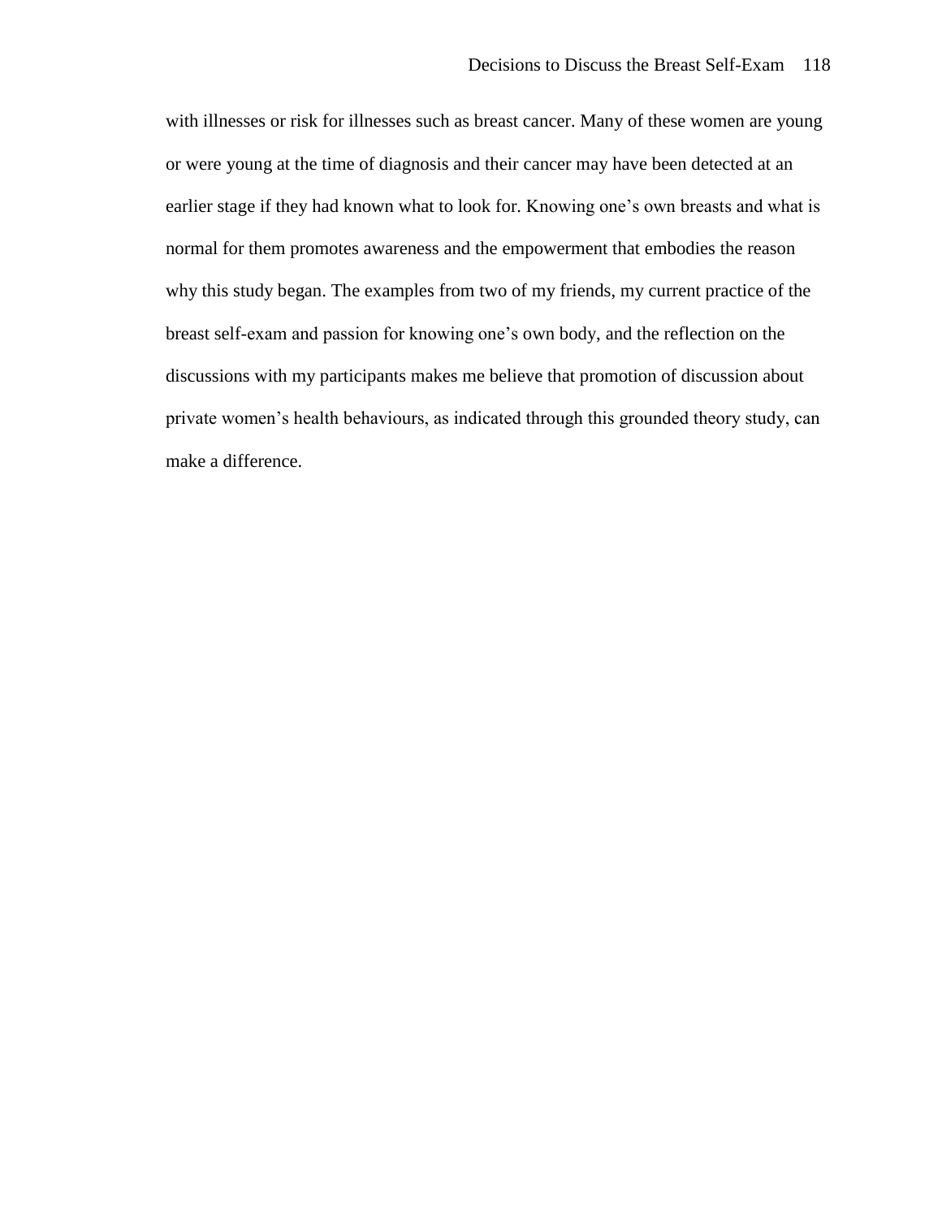with illnesses or risk for illnesses such as breast cancer. Many of these women are young or were young at the time of diagnosis and their cancer may have been detected at an earlier stage if they had known what to look for. Knowing one's own breasts and what is normal for them promotes awareness and the empowerment that embodies the reason why this study began. The examples from two of my friends, my current practice of the breast self-exam and passion for knowing one's own body, and the reflection on the discussions with my participants makes me believe that promotion of discussion about private women's health behaviours, as indicated through this grounded theory study, can make a difference.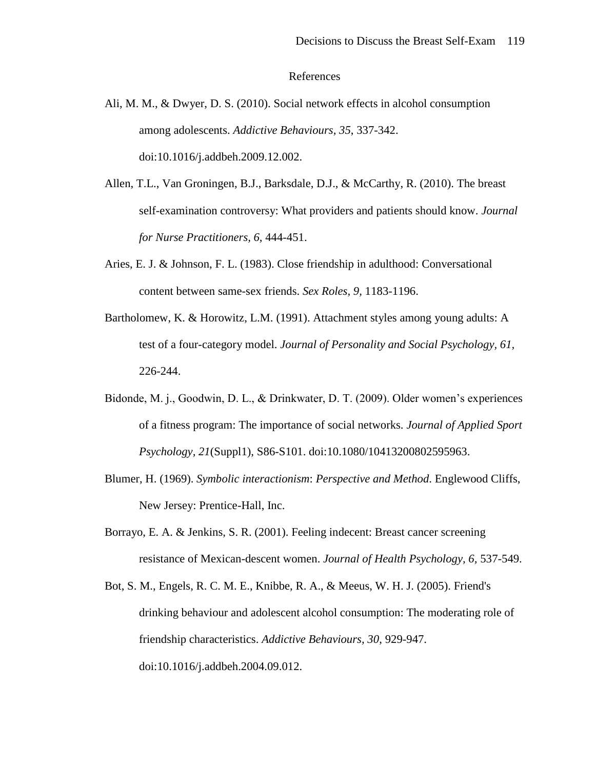# References

Ali, M. M., & Dwyer, D. S. (2010). Social network effects in alcohol consumption among adolescents. *Addictive Behaviours, 35*, 337-342. doi:10.1016/j.addbeh.2009.12.002.

Allen, T.L., Van Groningen, B.J., Barksdale, D.J., & McCarthy, R. (2010). The breast self-examination controversy: What providers and patients should know. *Journal for Nurse Practitioners, 6,* 444-451.

Aries, E. J. & Johnson, F. L. (1983). Close friendship in adulthood: Conversational content between same-sex friends. *Sex Roles, 9,* 1183-1196.

Bartholomew, K. & Horowitz, L.M. (1991). Attachment styles among young adults: A test of a four-category model. *Journal of Personality and Social Psychology, 61,* 226-244.

Bidonde, M. j., Goodwin, D. L., & Drinkwater, D. T. (2009). Older women's experiences of a fitness program: The importance of social networks. *Journal of Applied Sport Psychology, 21*(Suppl1), S86-S101. doi:10.1080/10413200802595963.

Blumer, H. (1969). *Symbolic interactionism*: *Perspective and Method*. Englewood Cliffs, New Jersey: Prentice-Hall, Inc.

Borrayo, E. A. & Jenkins, S. R. (2001). Feeling indecent: Breast cancer screening resistance of Mexican-descent women. *Journal of Health Psychology, 6,* 537-549.

Bot, S. M., Engels, R. C. M. E., Knibbe, R. A., & Meeus, W. H. J. (2005). Friend's drinking behaviour and adolescent alcohol consumption: The moderating role of friendship characteristics. *Addictive Behaviours, 30*, 929-947. doi:10.1016/j.addbeh.2004.09.012.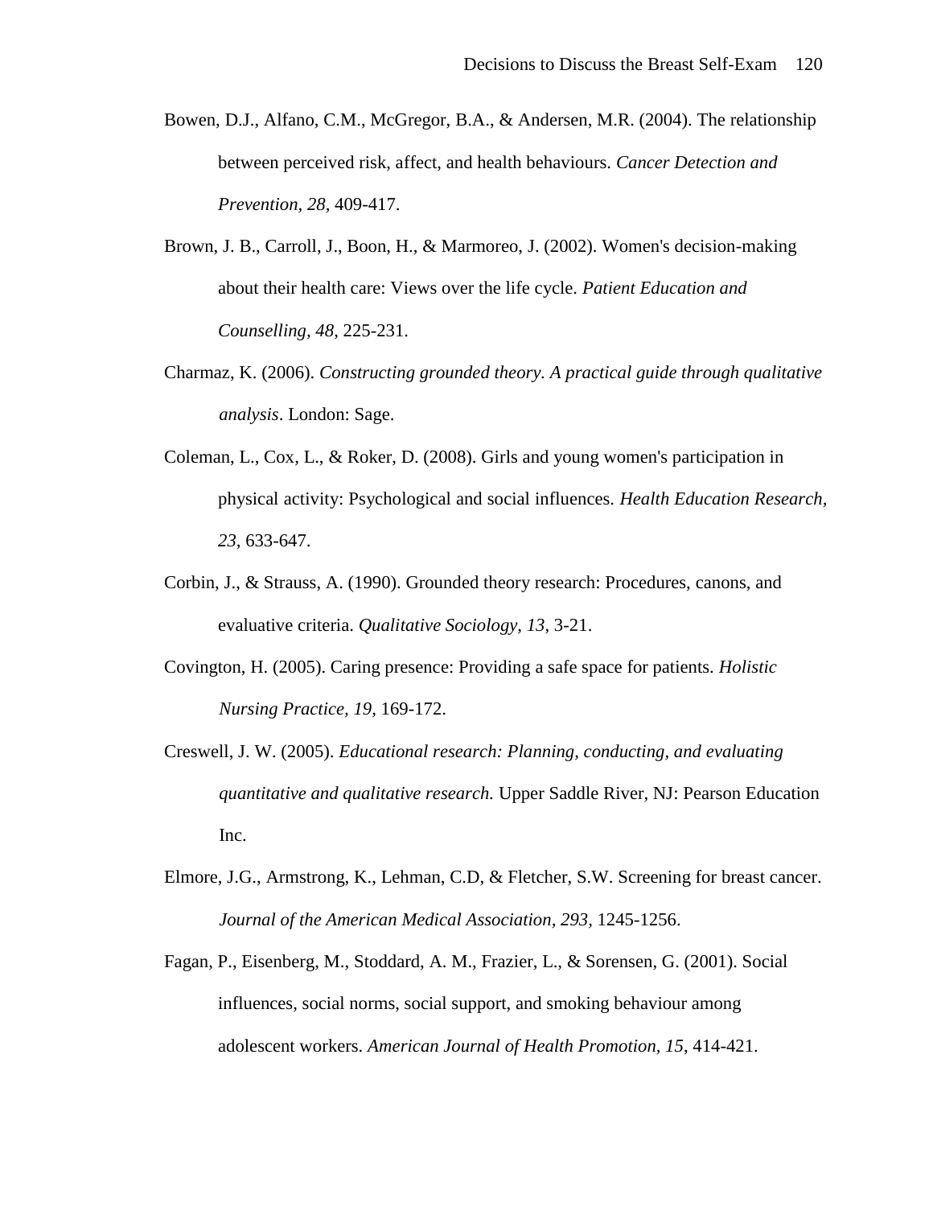Bowen, D.J., Alfano, C.M., McGregor, B.A., & Andersen, M.R. (2004). The relationship between perceived risk, affect, and health behaviours. *Cancer Detection and Prevention, 28,* 409-417.

Brown, J. B., Carroll, J., Boon, H., & Marmoreo, J. (2002). Women's decision-making about their health care: Views over the life cycle. *Patient Education and Counselling, 48*, 225-231.

Charmaz, K. (2006). *Constructing grounded theory. A practical guide through qualitative analysis*. London: Sage.

Coleman, L., Cox, L., & Roker, D. (2008). Girls and young women's participation in physical activity: Psychological and social influences. *Health Education Research, 23*, 633-647.

Corbin, J., & Strauss, A. (1990). Grounded theory research: Procedures, canons, and evaluative criteria. *Qualitative Sociology, 13,* 3-21.

Covington, H. (2005). Caring presence: Providing a safe space for patients. *Holistic Nursing Practice, 19,* 169-172.

Creswell, J. W. (2005). *Educational research: Planning, conducting, and evaluating quantitative and qualitative research.* Upper Saddle River, NJ: Pearson Education Inc.

Elmore, J.G., Armstrong, K., Lehman, C.D, & Fletcher, S.W. Screening for breast cancer. *Journal of the American Medical Association, 293,* 1245-1256.

Fagan, P., Eisenberg, M., Stoddard, A. M., Frazier, L., & Sorensen, G. (2001). Social influences, social norms, social support, and smoking behaviour among adolescent workers. *American Journal of Health Promotion, 15*, 414-421.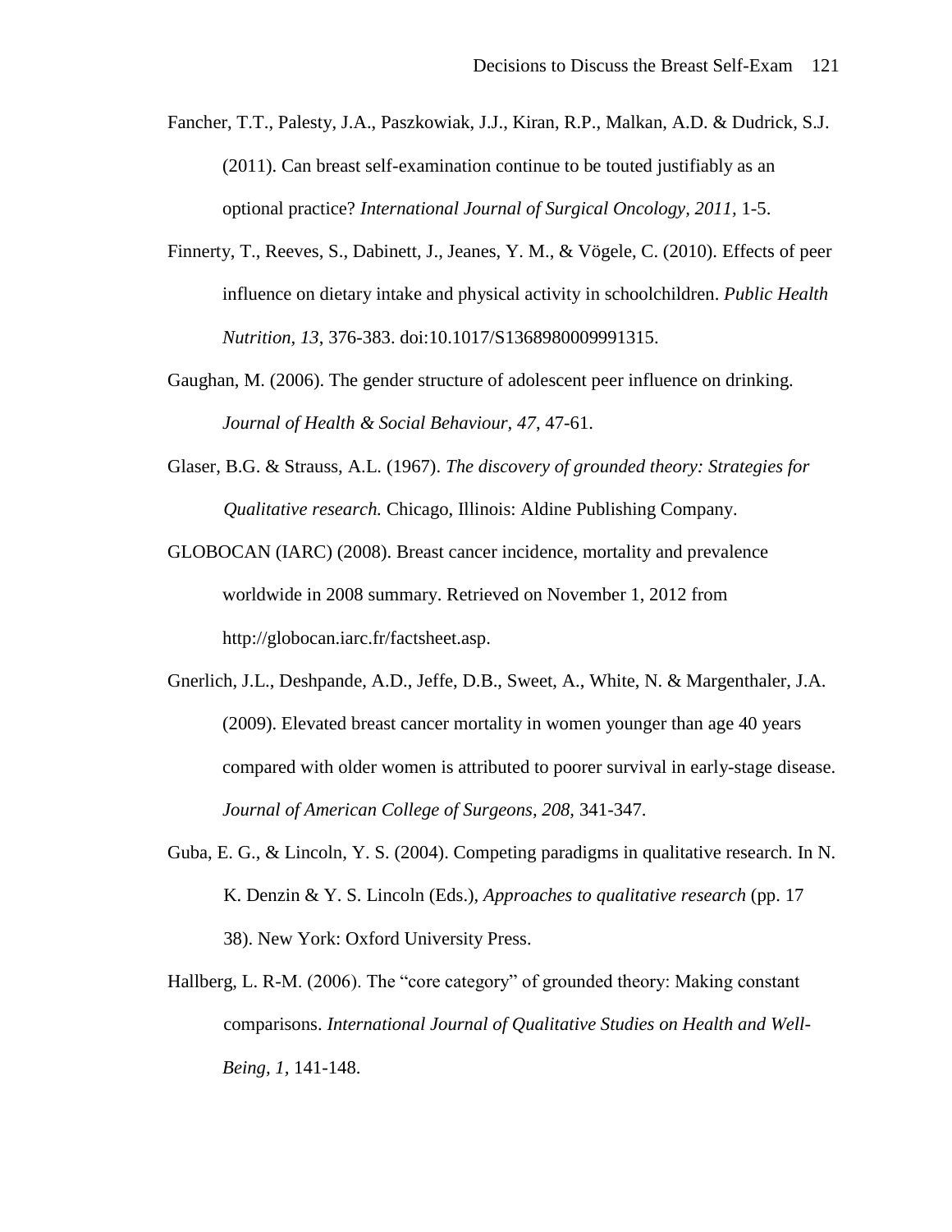Fancher, T.T., Palesty, J.A., Paszkowiak, J.J., Kiran, R.P., Malkan, A.D. & Dudrick, S.J. (2011). Can breast self-examination continue to be touted justifiably as an optional practice? *International Journal of Surgical Oncology, 2011*, 1-5.

Finnerty, T., Reeves, S., Dabinett, J., Jeanes, Y. M., & Vögele, C. (2010). Effects of peer influence on dietary intake and physical activity in schoolchildren. *Public Health Nutrition, 13*, 376-383. doi:10.1017/S1368980009991315.

Gaughan, M. (2006). The gender structure of adolescent peer influence on drinking. *Journal of Health & Social Behaviour, 47*, 47-61.

Glaser, B.G. & Strauss, A.L. (1967). *The discovery of grounded theory: Strategies for Qualitative research.* Chicago, Illinois: Aldine Publishing Company.

GLOBOCAN (IARC) (2008). Breast cancer incidence, mortality and prevalence worldwide in 2008 summary. Retrieved on November 1, 2012 from http://globocan.iarc.fr/factsheet.asp.

Gnerlich, J.L., Deshpande, A.D., Jeffe, D.B., Sweet, A., White, N. & Margenthaler, J.A. (2009). Elevated breast cancer mortality in women younger than age 40 years compared with older women is attributed to poorer survival in early-stage disease. *Journal of American College of Surgeons, 208*, 341-347.

Guba, E. G., & Lincoln, Y. S. (2004). Competing paradigms in qualitative research. In N. K. Denzin & Y. S. Lincoln (Eds.), *Approaches to qualitative research* (pp. 17 38). New York: Oxford University Press.

Hallberg, L. R-M. (2006). The "core category" of grounded theory: Making constant comparisons. *International Journal of Qualitative Studies on Health and Well-Being, 1*, 141-148.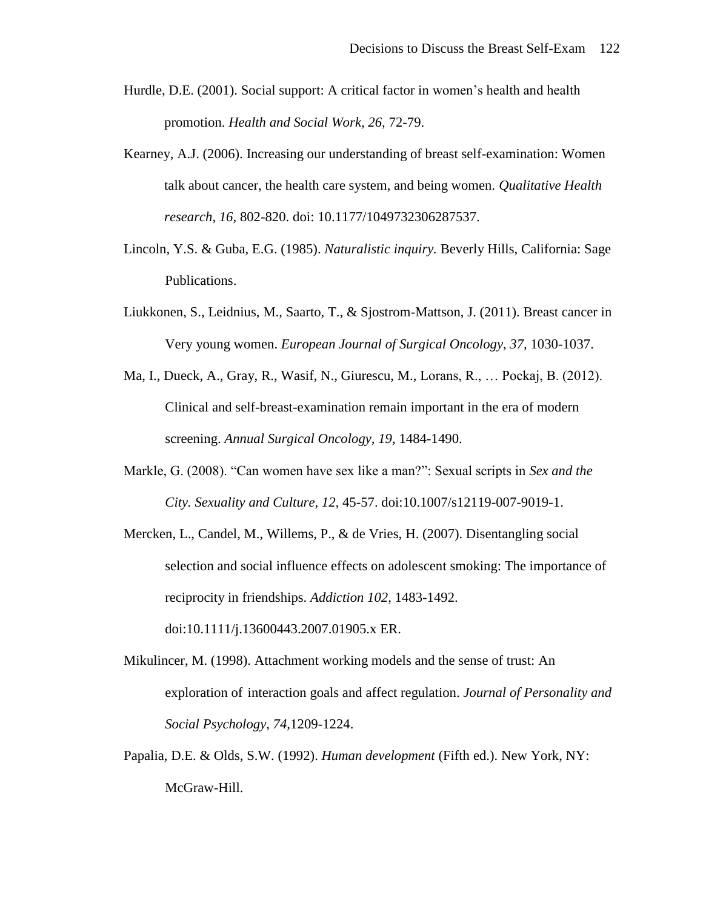Hurdle, D.E. (2001). Social support: A critical factor in women's health and health promotion. *Health and Social Work, 26,* 72-79.

Kearney, A.J. (2006). Increasing our understanding of breast self-examination: Women talk about cancer, the health care system, and being women. *Qualitative Health research, 16,* 802-820. doi: 10.1177/1049732306287537.

Lincoln, Y.S. & Guba, E.G. (1985). *Naturalistic inquiry.* Beverly Hills, California: Sage Publications.

Liukkonen, S., Leidnius, M., Saarto, T., & Sjostrom-Mattson, J. (2011). Breast cancer in Very young women. *European Journal of Surgical Oncology, 37,* 1030-1037.

Ma, I., Dueck, A., Gray, R., Wasif, N., Giurescu, M., Lorans, R., … Pockaj, B. (2012). Clinical and self-breast-examination remain important in the era of modern screening. *Annual Surgical Oncology, 19,* 1484-1490.

Markle, G. (2008). "Can women have sex like a man?": Sexual scripts in *Sex and the City. Sexuality and Culture, 12,* 45-57. doi:10.1007/s12119-007-9019-1.

Mercken, L., Candel, M., Willems, P., & de Vries, H. (2007). Disentangling social selection and social influence effects on adolescent smoking: The importance of reciprocity in friendships. *Addiction 102,* 1483-1492. doi:10.1111/j.13600443.2007.01905.x ER.

Mikulincer, M. (1998). Attachment working models and the sense of trust: An exploration of interaction goals and affect regulation. *Journal of Personality and Social Psychology, 74,*1209-1224.

Papalia, D.E. & Olds, S.W. (1992). *Human development* (Fifth ed.). New York, NY: McGraw-Hill.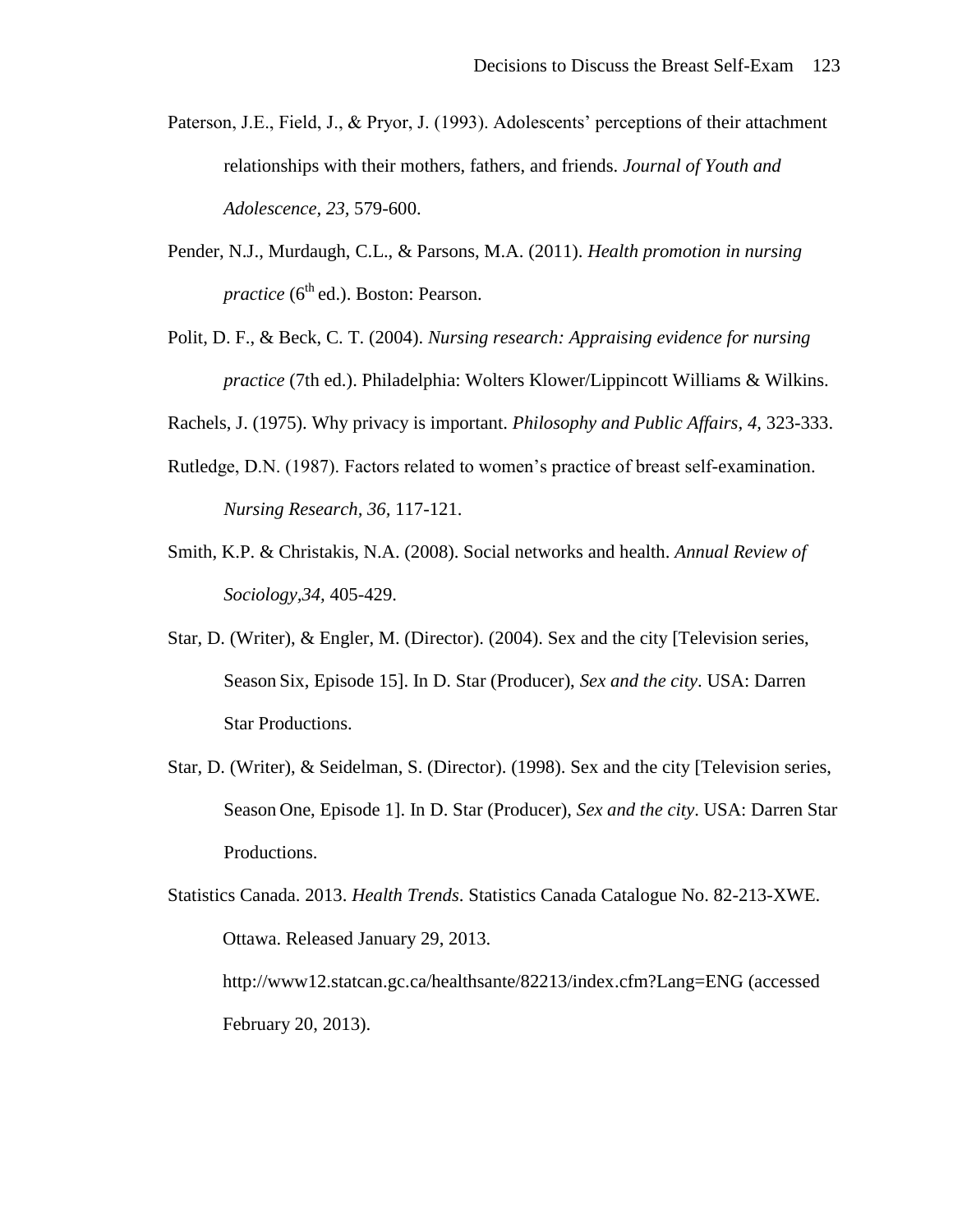Paterson, J.E., Field, J., & Pryor, J. (1993). Adolescents' perceptions of their attachment relationships with their mothers, fathers, and friends. *Journal of Youth and Adolescence, 23,* 579-600.

Pender, N.J., Murdaugh, C.L., & Parsons, M.A. (2011). *Health promotion in nursing practice* (6th ed.). Boston: Pearson.

Polit, D. F., & Beck, C. T. (2004). *Nursing research: Appraising evidence for nursing practice* (7th ed.). Philadelphia: Wolters Klower/Lippincott Williams & Wilkins.

Rachels, J. (1975). Why privacy is important. *Philosophy and Public Affairs, 4,* 323-333.

Rutledge, D.N. (1987). Factors related to women's practice of breast self-examination. *Nursing Research, 36,* 117-121.

Smith, K.P. & Christakis, N.A. (2008). Social networks and health. *Annual Review of Sociology,34,* 405-429.

Star, D. (Writer), & Engler, M. (Director). (2004). Sex and the city [Television series, Season Six, Episode 15]. In D. Star (Producer), *Sex and the city*. USA: Darren Star Productions.

Star, D. (Writer), & Seidelman, S. (Director). (1998). Sex and the city [Television series, Season One, Episode 1]. In D. Star (Producer), *Sex and the city*. USA: Darren Star Productions.

Statistics Canada. 2013. *Health Trends*. Statistics Canada Catalogue No. 82-213-XWE. Ottawa. Released January 29, 2013. http://www12.statcan.gc.ca/healthsante/82213/index.cfm?Lang=ENG (accessed February 20, 2013).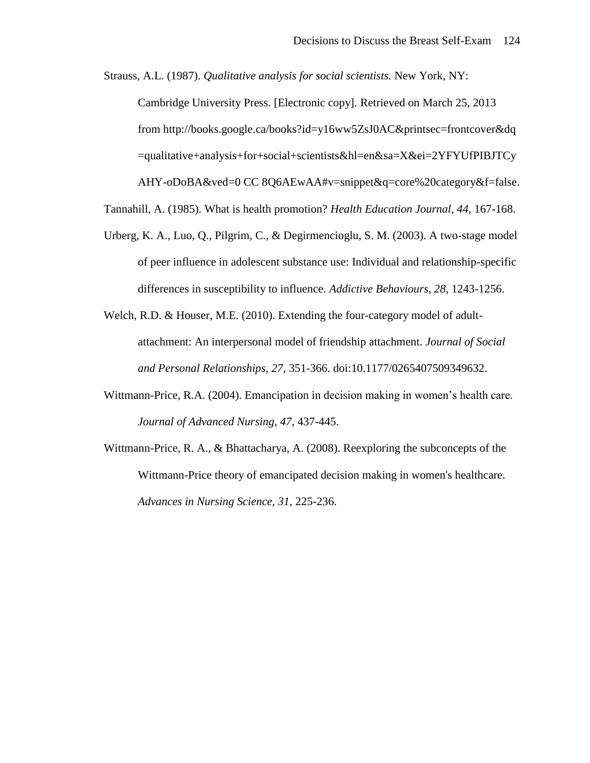Strauss, A.L. (1987). *Qualitative analysis for social scientists.* New York, NY: Cambridge University Press. [Electronic copy]. Retrieved on March 25, 2013 from http://books.google.ca/books?id=y16ww5ZsJ0AC&printsec=frontcover&dq=qualitative+analysis+for+social+scientists&hl=en&sa=X&ei=2YFYUfPIBJTCyAHY-oDoBA&ved=0 CC 8Q6AEwAA#v=snippet&q=core%20category&f=false.

Tannahill, A. (1985). What is health promotion? *Health Education Journal, 44,* 167-168.

Urberg, K. A., Luo, Q., Pilgrim, C., & Degirmencioglu, S. M. (2003). A two-stage model of peer influence in adolescent substance use: Individual and relationship-specific differences in susceptibility to influence. *Addictive Behaviours, 28*, 1243-1256.

Welch, R.D. & Houser, M.E. (2010). Extending the four-category model of adult-attachment: An interpersonal model of friendship attachment. *Journal of Social and Personal Relationships, 27,* 351-366. doi:10.1177/0265407509349632.

Wittmann-Price, R.A. (2004). Emancipation in decision making in women's health care. *Journal of Advanced Nursing, 47*, 437-445.

Wittmann-Price, R. A., & Bhattacharya, A. (2008). Reexploring the subconcepts of the Wittmann-Price theory of emancipated decision making in women's healthcare. *Advances in Nursing Science, 31*, 225-236.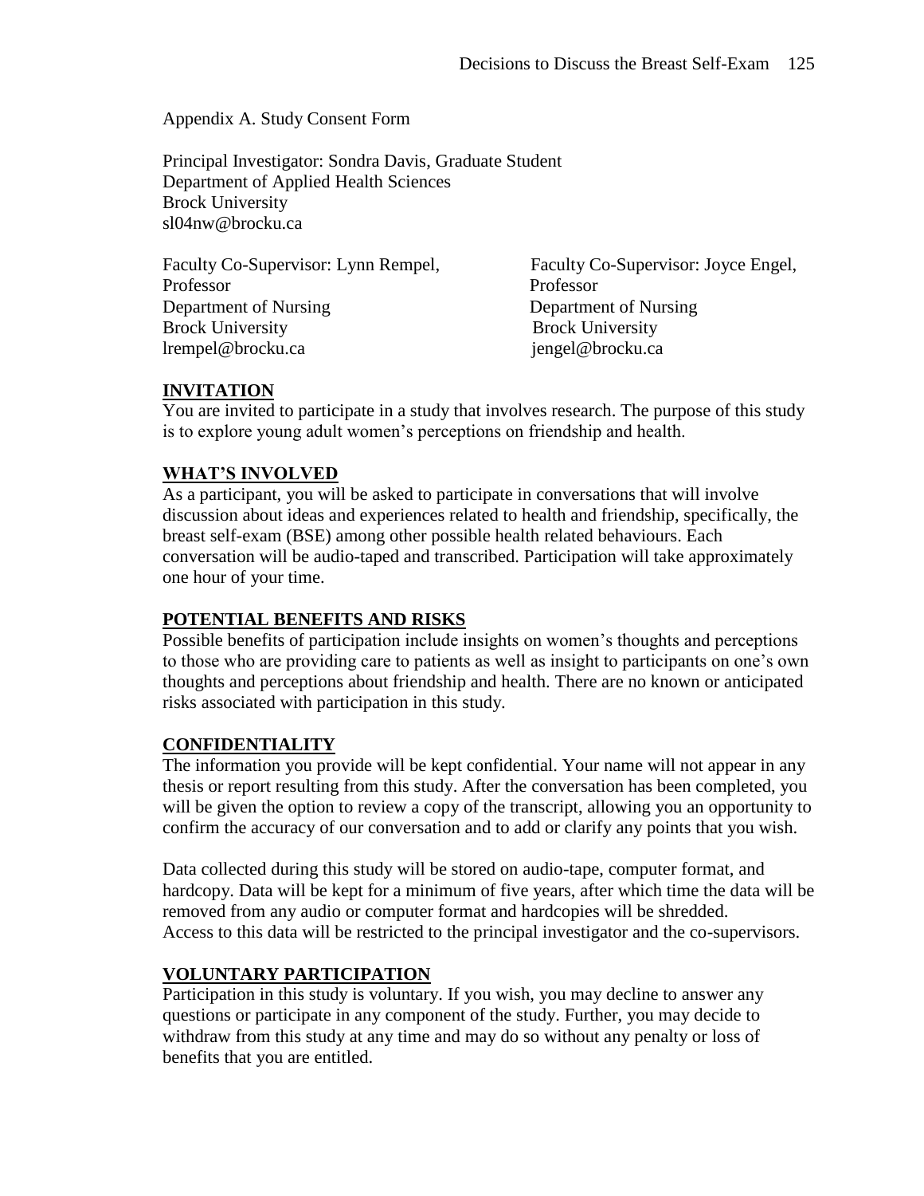Appendix A. Study Consent Form

Principal Investigator: Sondra Davis, Graduate Student
Department of Applied Health Sciences
Brock University
sl04nw@brocku.ca

Faculty Co-Supervisor: Lynn Rempel, Professor
Department of Nursing
Brock University
lrempel@brocku.ca

Faculty Co-Supervisor: Joyce Engel, Professor
Department of Nursing
Brock University
jengel@brocku.ca

## INVITATION

You are invited to participate in a study that involves research. The purpose of this study is to explore young adult women's perceptions on friendship and health.

## WHAT'S INVOLVED

As a participant, you will be asked to participate in conversations that will involve discussion about ideas and experiences related to health and friendship, specifically, the breast self-exam (BSE) among other possible health related behaviours. Each conversation will be audio-taped and transcribed. Participation will take approximately one hour of your time.

## POTENTIAL BENEFITS AND RISKS

Possible benefits of participation include insights on women's thoughts and perceptions to those who are providing care to patients as well as insight to participants on one's own thoughts and perceptions about friendship and health. There are no known or anticipated risks associated with participation in this study.

## CONFIDENTIALITY

The information you provide will be kept confidential. Your name will not appear in any thesis or report resulting from this study. After the conversation has been completed, you will be given the option to review a copy of the transcript, allowing you an opportunity to confirm the accuracy of our conversation and to add or clarify any points that you wish.

Data collected during this study will be stored on audio-tape, computer format, and hardcopy. Data will be kept for a minimum of five years, after which time the data will be removed from any audio or computer format and hardcopies will be shredded.
Access to this data will be restricted to the principal investigator and the co-supervisors.

## VOLUNTARY PARTICIPATION

Participation in this study is voluntary. If you wish, you may decline to answer any questions or participate in any component of the study. Further, you may decide to withdraw from this study at any time and may do so without any penalty or loss of benefits that you are entitled.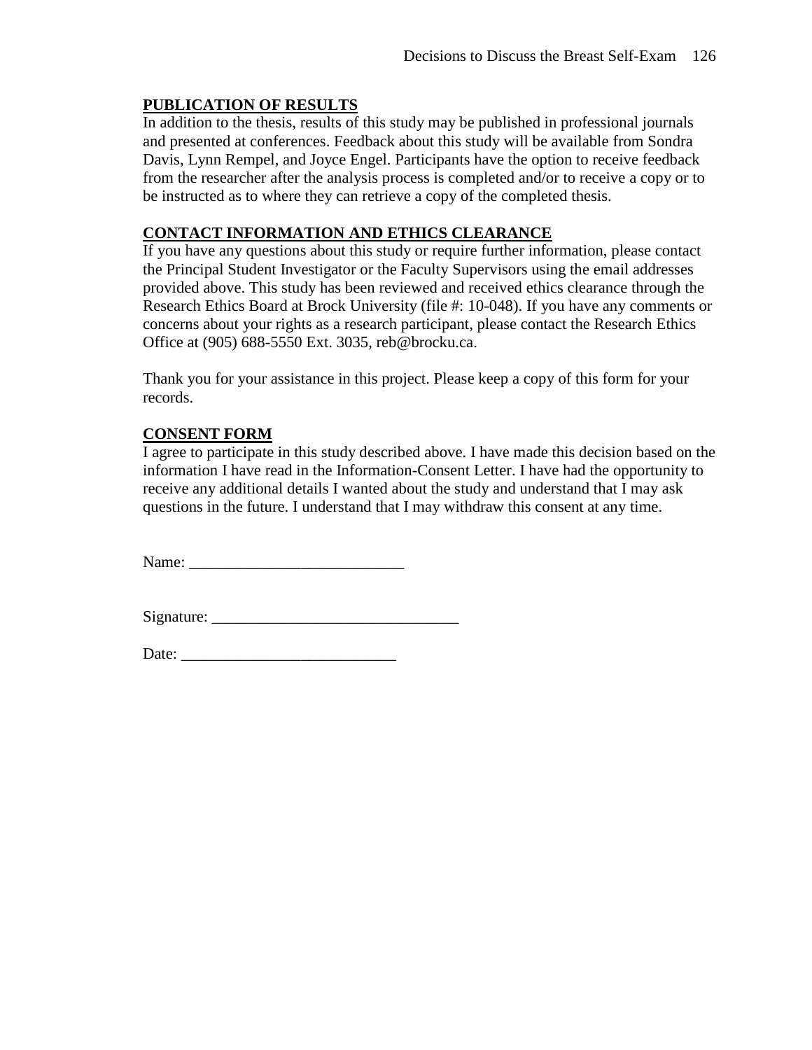**PUBLICATION OF RESULTS**

In addition to the thesis, results of this study may be published in professional journals and presented at conferences. Feedback about this study will be available from Sondra Davis, Lynn Rempel, and Joyce Engel. Participants have the option to receive feedback from the researcher after the analysis process is completed and/or to receive a copy or to be instructed as to where they can retrieve a copy of the completed thesis.

**CONTACT INFORMATION AND ETHICS CLEARANCE**

If you have any questions about this study or require further information, please contact the Principal Student Investigator or the Faculty Supervisors using the email addresses provided above. This study has been reviewed and received ethics clearance through the Research Ethics Board at Brock University (file #: 10-048). If you have any comments or concerns about your rights as a research participant, please contact the Research Ethics Office at (905) 688-5550 Ext. 3035, reb@brocku.ca.

Thank you for your assistance in this project. Please keep a copy of this form for your records.

**CONSENT FORM**

I agree to participate in this study described above. I have made this decision based on the information I have read in the Information-Consent Letter. I have had the opportunity to receive any additional details I wanted about the study and understand that I may ask questions in the future. I understand that I may withdraw this consent at any time.

Name: ___________________________

Signature: _______________________________

Date: ___________________________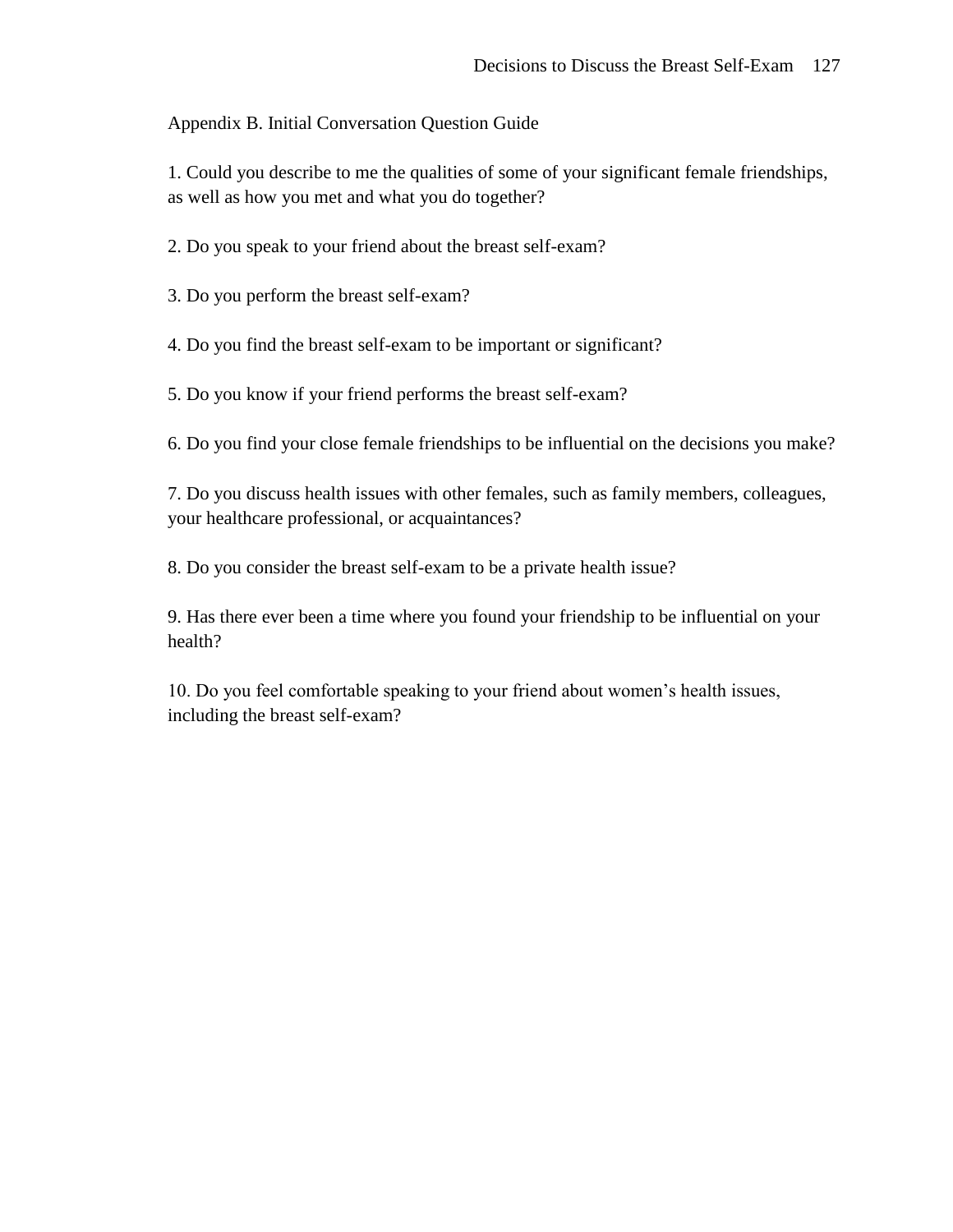## Appendix B. Initial Conversation Question Guide

1. Could you describe to me the qualities of some of your significant female friendships, as well as how you met and what you do together?

2. Do you speak to your friend about the breast self-exam?

3. Do you perform the breast self-exam?

4. Do you find the breast self-exam to be important or significant?

5. Do you know if your friend performs the breast self-exam?

6. Do you find your close female friendships to be influential on the decisions you make?

7. Do you discuss health issues with other females, such as family members, colleagues, your healthcare professional, or acquaintances?

8. Do you consider the breast self-exam to be a private health issue?

9. Has there ever been a time where you found your friendship to be influential on your health?

10. Do you feel comfortable speaking to your friend about women's health issues, including the breast self-exam?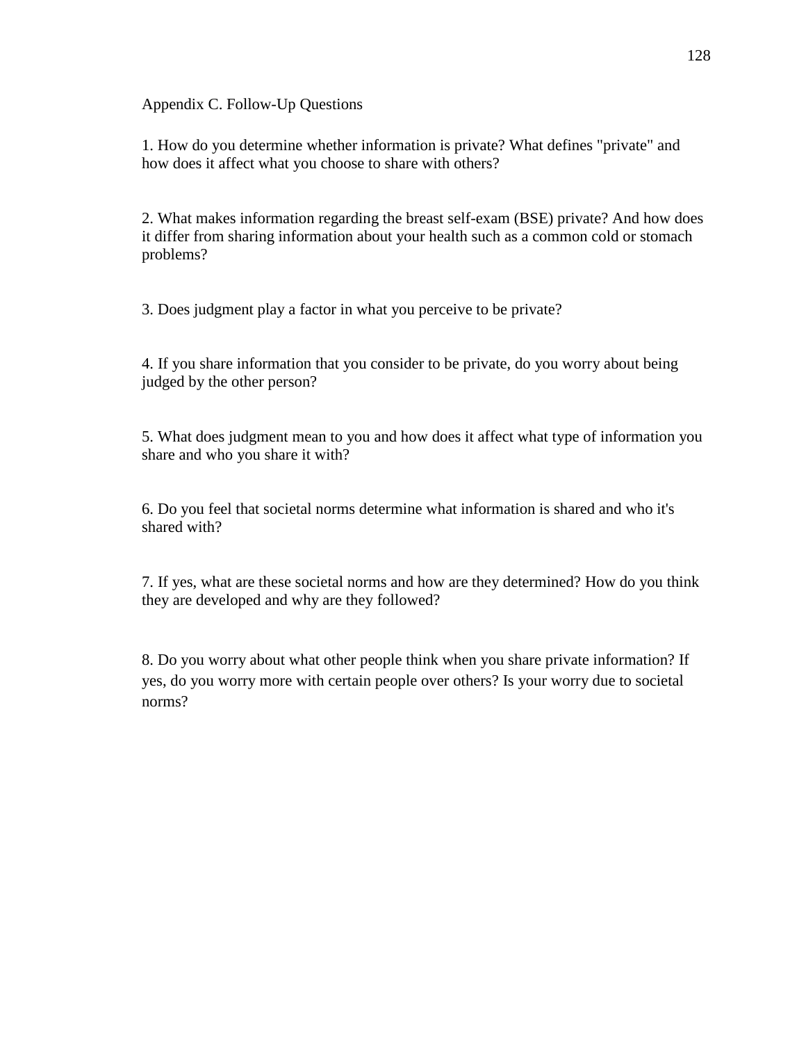# Appendix C. Follow-Up Questions

1. How do you determine whether information is private? What defines "private" and how does it affect what you choose to share with others?

2. What makes information regarding the breast self-exam (BSE) private? And how does it differ from sharing information about your health such as a common cold or stomach problems?

3. Does judgment play a factor in what you perceive to be private?

4. If you share information that you consider to be private, do you worry about being judged by the other person?

5. What does judgment mean to you and how does it affect what type of information you share and who you share it with?

6. Do you feel that societal norms determine what information is shared and who it's shared with?

7. If yes, what are these societal norms and how are they determined? How do you think they are developed and why are they followed?

8. Do you worry about what other people think when you share private information? If yes, do you worry more with certain people over others? Is your worry due to societal norms?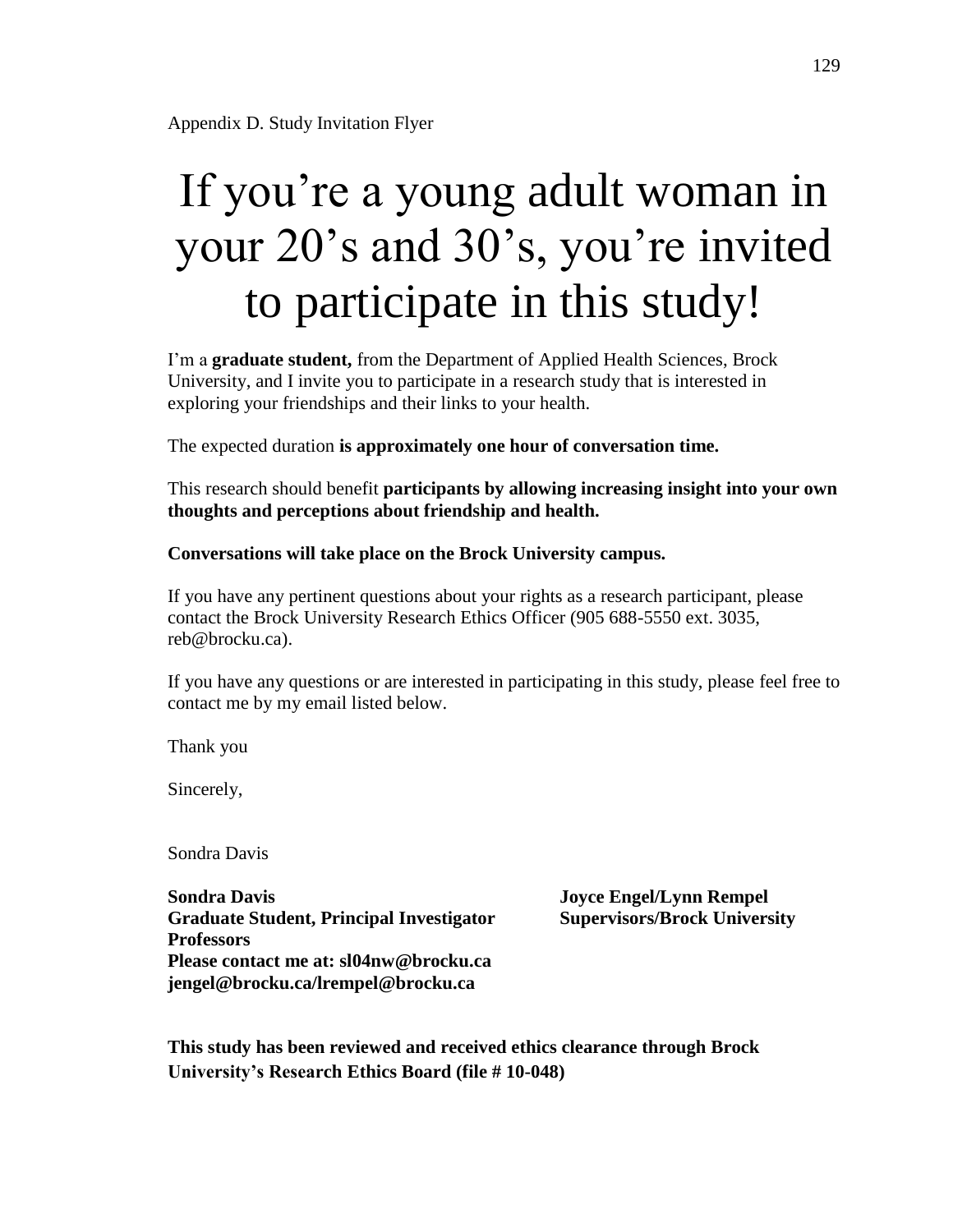Appendix D. Study Invitation Flyer

# If you're a young adult woman in your 20's and 30's, you're invited to participate in this study!

I'm a **graduate student,** from the Department of Applied Health Sciences, Brock University, and I invite you to participate in a research study that is interested in exploring your friendships and their links to your health.

The expected duration **is approximately one hour of conversation time.**

This research should benefit **participants by allowing increasing insight into your own thoughts and perceptions about friendship and health.**

**Conversations will take place on the Brock University campus.**

If you have any pertinent questions about your rights as a research participant, please contact the Brock University Research Ethics Officer (905 688-5550 ext. 3035, reb@brocku.ca).

If you have any questions or are interested in participating in this study, please feel free to contact me by my email listed below.

Thank you

Sincerely,

Sondra Davis

**Sondra Davis**
**Graduate Student, Principal Investigator**
**Please contact me at: sl04nw@brocku.ca**

**Joyce Engel/Lynn Rempel**
**Supervisors/Brock University**
**Professors**
**jengel@brocku.ca/lrempel@brocku.ca**

**This study has been reviewed and received ethics clearance through Brock University's Research Ethics Board (file # 10-048)**